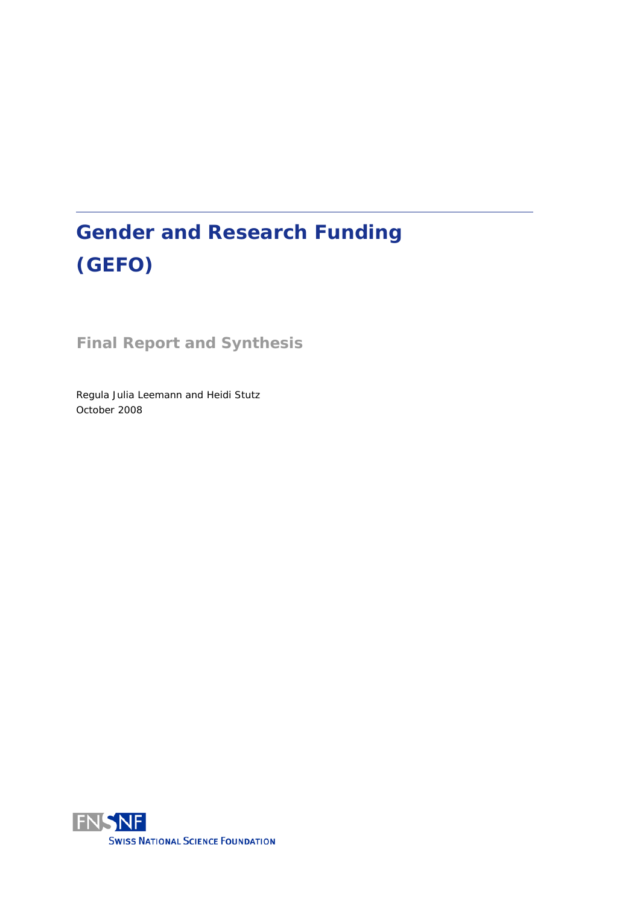# Gender and Research Funding (GEFO)

## Final Report and Synthesis

Regula Julia Leemann and Heidi Stutz
October 2008

FNSNF
SWISS NATIONAL SCIENCE FOUNDATION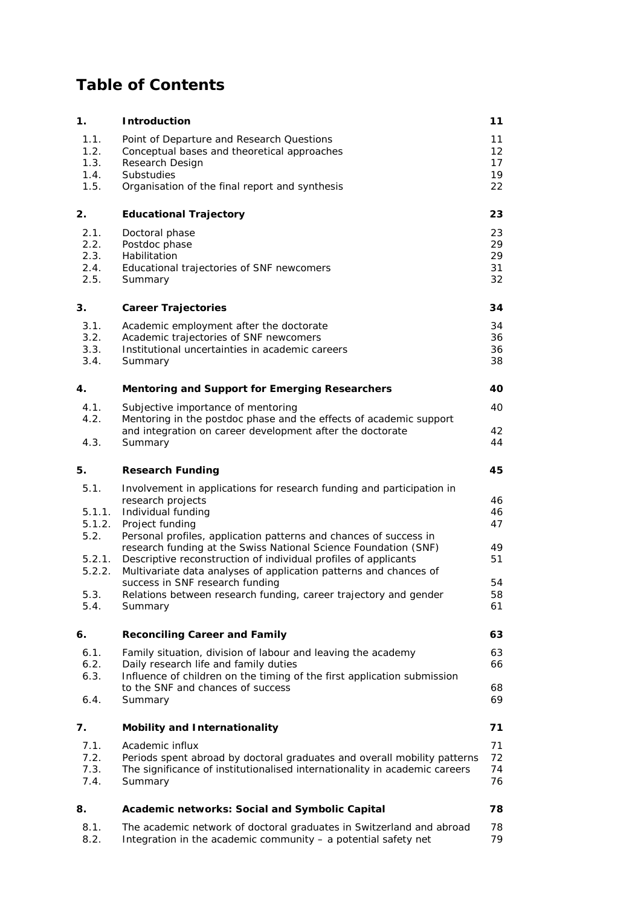# Table of Contents

| | | |
|---|---|---|
| **1.** | **Introduction** | **11** |
| 1.1. | Point of Departure and Research Questions | 11 |
| 1.2. | Conceptual bases and theoretical approaches | 12 |
| 1.3. | Research Design | 17 |
| 1.4. | Substudies | 19 |
| 1.5. | Organisation of the final report and synthesis | 22 |
| **2.** | **Educational Trajectory** | **23** |
| 2.1. | Doctoral phase | 23 |
| 2.2. | Postdoc phase | 29 |
| 2.3. | Habilitation | 29 |
| 2.4. | Educational trajectories of SNF newcomers | 31 |
| 2.5. | Summary | 32 |
| **3.** | **Career Trajectories** | **34** |
| 3.1. | Academic employment after the doctorate | 34 |
| 3.2. | Academic trajectories of SNF newcomers | 36 |
| 3.3. | Institutional uncertainties in academic careers | 36 |
| 3.4. | Summary | 38 |
| **4.** | **Mentoring and Support for Emerging Researchers** | **40** |
| 4.1. | Subjective importance of mentoring | 40 |
| 4.2. | Mentoring in the postdoc phase and the effects of academic support and integration on career development after the doctorate | 42 |
| 4.3. | Summary | 44 |
| **5.** | **Research Funding** | **45** |
| 5.1. | Involvement in applications for research funding and participation in research projects | 46 |
| 5.1.1. | Individual funding | 46 |
| 5.1.2. | Project funding | 47 |
| 5.2. | Personal profiles, application patterns and chances of success in research funding at the Swiss National Science Foundation (SNF) | 49 |
| 5.2.1. | Descriptive reconstruction of individual profiles of applicants | 51 |
| 5.2.2. | Multivariate data analyses of application patterns and chances of success in SNF research funding | 54 |
| 5.3. | Relations between research funding, career trajectory and gender | 58 |
| 5.4. | Summary | 61 |
| **6.** | **Reconciling Career and Family** | **63** |
| 6.1. | Family situation, division of labour and leaving the academy | 63 |
| 6.2. | Daily research life and family duties | 66 |
| 6.3. | Influence of children on the timing of the first application submission to the SNF and chances of success | 68 |
| 6.4. | Summary | 69 |
| **7.** | **Mobility and Internationality** | **71** |
| 7.1. | Academic influx | 71 |
| 7.2. | Periods spent abroad by doctoral graduates and overall mobility patterns | 72 |
| 7.3. | The significance of institutionalised internationality in academic careers | 74 |
| 7.4. | Summary | 76 |
| **8.** | **Academic networks: Social and Symbolic Capital** | **78** |
| 8.1. | The academic network of doctoral graduates in Switzerland and abroad | 78 |
| 8.2. | Integration in the academic community – a potential safety net | 79 |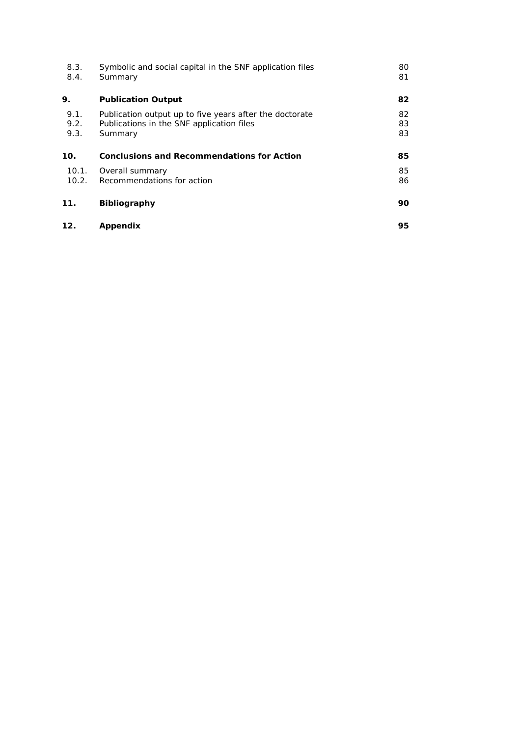| | | |
|---|---|---|
| 8.3. | Symbolic and social capital in the SNF application files | 80 |
| 8.4. | Summary | 81 |
| **9.** | **Publication Output** | **82** |
| 9.1. | Publication output up to five years after the doctorate | 82 |
| 9.2. | Publications in the SNF application files | 83 |
| 9.3. | Summary | 83 |
| **10.** | **Conclusions and Recommendations for Action** | **85** |
| 10.1. | Overall summary | 85 |
| 10.2. | Recommendations for action | 86 |
| **11.** | **Bibliography** | **90** |
| **12.** | **Appendix** | **95** |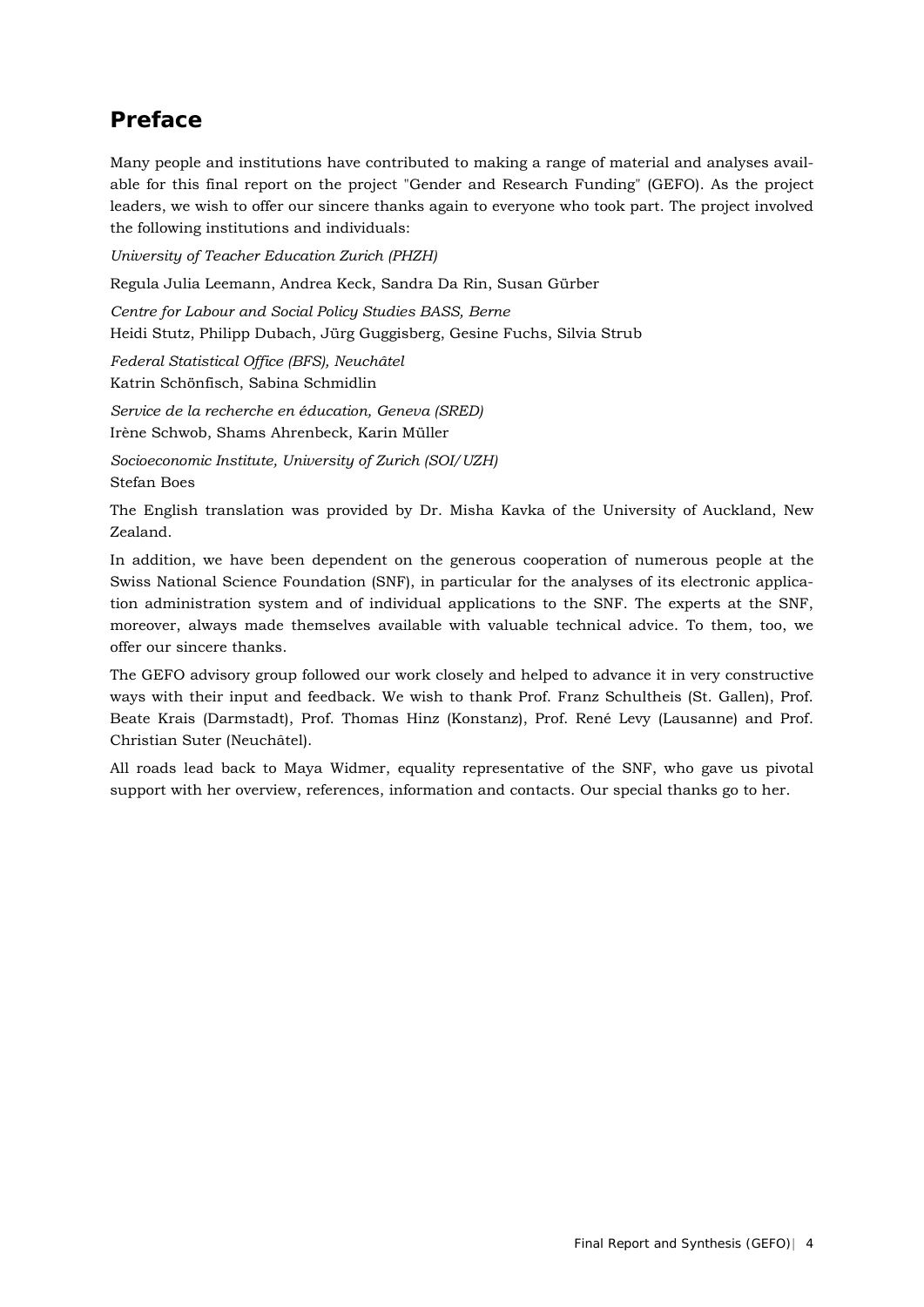## Preface

Many people and institutions have contributed to making a range of material and analyses available for this final report on the project "Gender and Research Funding" (GEFO). As the project leaders, we wish to offer our sincere thanks again to everyone who took part. The project involved the following institutions and individuals:

*University of Teacher Education Zurich (PHZH)*

Regula Julia Leemann, Andrea Keck, Sandra Da Rin, Susan Gürber

*Centre for Labour and Social Policy Studies BASS, Berne*
Heidi Stutz, Philipp Dubach, Jürg Guggisberg, Gesine Fuchs, Silvia Strub

*Federal Statistical Office (BFS), Neuchâtel*
Katrin Schönfisch, Sabina Schmidlin

*Service de la recherche en éducation, Geneva (SRED)*
Irène Schwob, Shams Ahrenbeck, Karin Müller

*Socioeconomic Institute, University of Zurich (SOI/UZH)*
Stefan Boes

The English translation was provided by Dr. Misha Kavka of the University of Auckland, New Zealand.

In addition, we have been dependent on the generous cooperation of numerous people at the Swiss National Science Foundation (SNF), in particular for the analyses of its electronic application administration system and of individual applications to the SNF. The experts at the SNF, moreover, always made themselves available with valuable technical advice. To them, too, we offer our sincere thanks.

The GEFO advisory group followed our work closely and helped to advance it in very constructive ways with their input and feedback. We wish to thank Prof. Franz Schultheis (St. Gallen), Prof. Beate Krais (Darmstadt), Prof. Thomas Hinz (Konstanz), Prof. René Levy (Lausanne) and Prof. Christian Suter (Neuchâtel).

All roads lead back to Maya Widmer, equality representative of the SNF, who gave us pivotal support with her overview, references, information and contacts. Our special thanks go to her.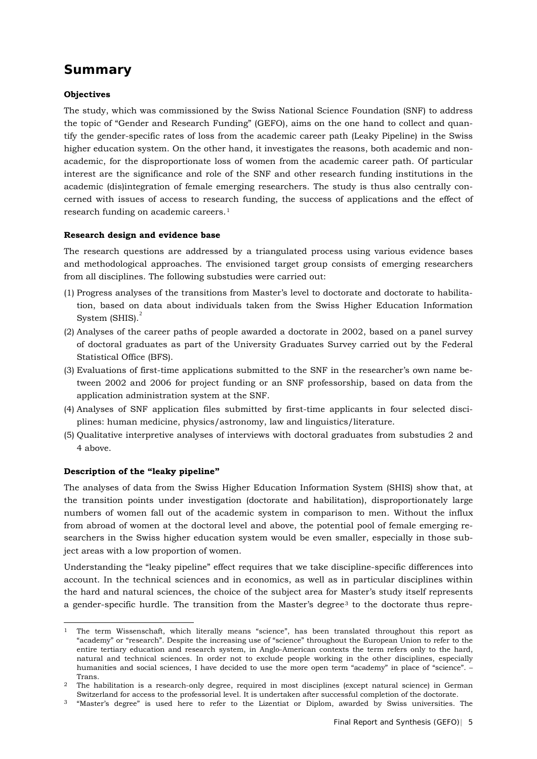# Summary

**Objectives**

The study, which was commissioned by the Swiss National Science Foundation (SNF) to address the topic of "Gender and Research Funding" (GEFO), aims on the one hand to collect and quantify the gender-specific rates of loss from the academic career path (Leaky Pipeline) in the Swiss higher education system. On the other hand, it investigates the reasons, both academic and non-academic, for the disproportionate loss of women from the academic career path. Of particular interest are the significance and role of the SNF and other research funding institutions in the academic (dis)integration of female emerging researchers. The study is thus also centrally concerned with issues of access to research funding, the success of applications and the effect of research funding on academic careers.[1]

**Research design and evidence base**

The research questions are addressed by a triangulated process using various evidence bases and methodological approaches. The envisioned target group consists of emerging researchers from all disciplines. The following substudies were carried out:

(1) Progress analyses of the transitions from Master's level to doctorate and doctorate to habilitation, based on data about individuals taken from the Swiss Higher Education Information System (SHIS).[2]

(2) Analyses of the career paths of people awarded a doctorate in 2002, based on a panel survey of doctoral graduates as part of the University Graduates Survey carried out by the Federal Statistical Office (BFS).

(3) Evaluations of first-time applications submitted to the SNF in the researcher's own name between 2002 and 2006 for project funding or an SNF professorship, based on data from the application administration system at the SNF.

(4) Analyses of SNF application files submitted by first-time applicants in four selected disciplines: human medicine, physics/astronomy, law and linguistics/literature.

(5) Qualitative interpretive analyses of interviews with doctoral graduates from substudies 2 and 4 above.

**Description of the "leaky pipeline"**

The analyses of data from the Swiss Higher Education Information System (SHIS) show that, at the transition points under investigation (doctorate and habilitation), disproportionately large numbers of women fall out of the academic system in comparison to men. Without the influx from abroad of women at the doctoral level and above, the potential pool of female emerging researchers in the Swiss higher education system would be even smaller, especially in those subject areas with a low proportion of women.

Understanding the "leaky pipeline" effect requires that we take discipline-specific differences into account. In the technical sciences and in economics, as well as in particular disciplines within the hard and natural sciences, the choice of the subject area for Master's study itself represents a gender-specific hurdle. The transition from the Master's degree[3] to the doctorate thus repre-

---

[1] The term Wissenschaft, which literally means "science", has been translated throughout this report as "academy" or "research". Despite the increasing use of "science" throughout the European Union to refer to the entire tertiary education and research system, in Anglo-American contexts the term refers only to the hard, natural and technical sciences. In order not to exclude people working in the other disciplines, especially humanities and social sciences, I have decided to use the more open term "academy" in place of "science". – Trans.

[2] The habilitation is a research-only degree, required in most disciplines (except natural science) in German Switzerland for access to the professorial level. It is undertaken after successful completion of the doctorate.

[3] "Master's degree" is used here to refer to the Lizentiat or Diplom, awarded by Swiss universities. The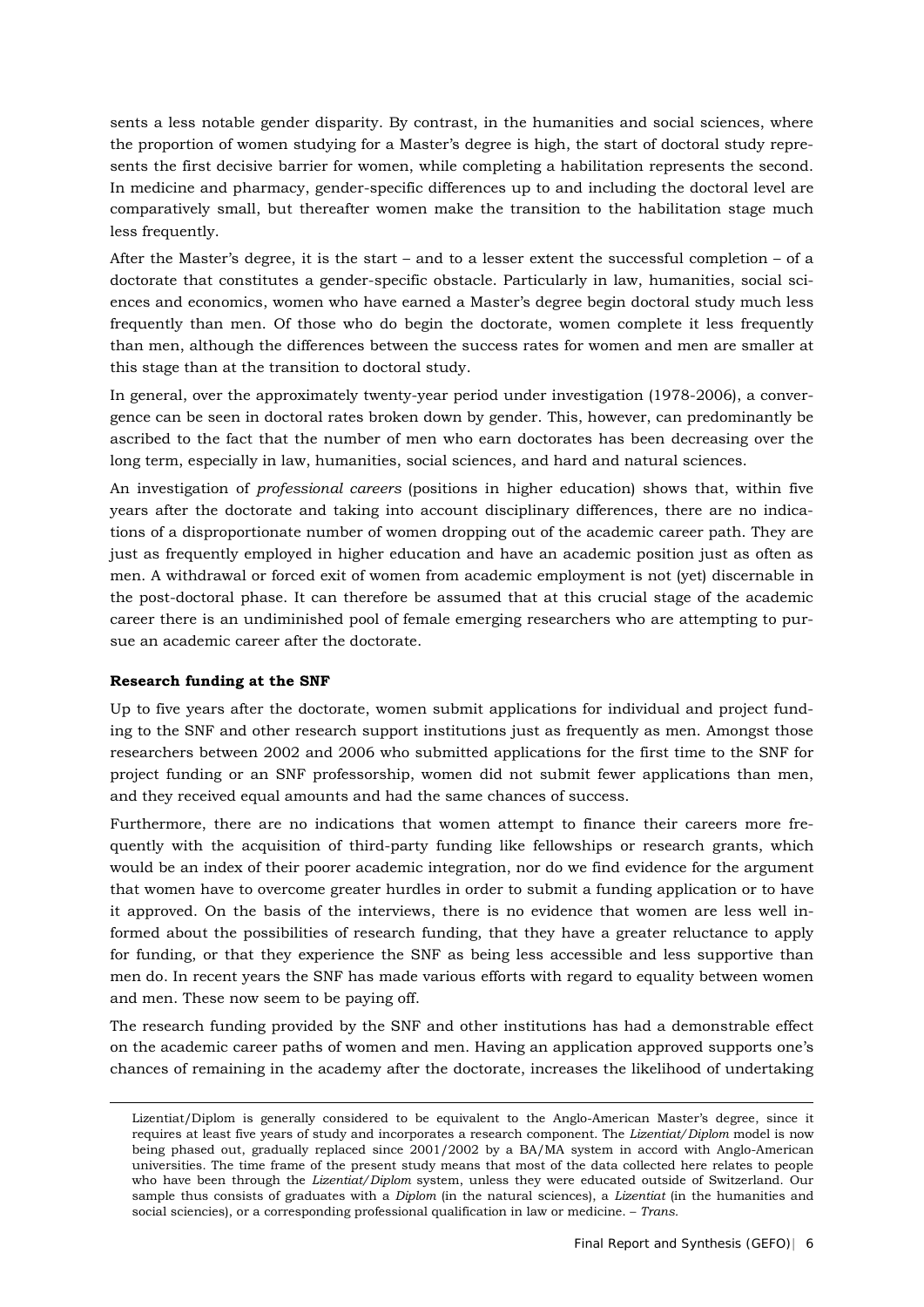sents a less notable gender disparity. By contrast, in the humanities and social sciences, where the proportion of women studying for a Master's degree is high, the start of doctoral study represents the first decisive barrier for women, while completing a habilitation represents the second. In medicine and pharmacy, gender-specific differences up to and including the doctoral level are comparatively small, but thereafter women make the transition to the habilitation stage much less frequently.

After the Master's degree, it is the start – and to a lesser extent the successful completion – of a doctorate that constitutes a gender-specific obstacle. Particularly in law, humanities, social sciences and economics, women who have earned a Master's degree begin doctoral study much less frequently than men. Of those who do begin the doctorate, women complete it less frequently than men, although the differences between the success rates for women and men are smaller at this stage than at the transition to doctoral study.

In general, over the approximately twenty-year period under investigation (1978-2006), a convergence can be seen in doctoral rates broken down by gender. This, however, can predominantly be ascribed to the fact that the number of men who earn doctorates has been decreasing over the long term, especially in law, humanities, social sciences, and hard and natural sciences.

An investigation of *professional careers* (positions in higher education) shows that, within five years after the doctorate and taking into account disciplinary differences, there are no indications of a disproportionate number of women dropping out of the academic career path. They are just as frequently employed in higher education and have an academic position just as often as men. A withdrawal or forced exit of women from academic employment is not (yet) discernable in the post-doctoral phase. It can therefore be assumed that at this crucial stage of the academic career there is an undiminished pool of female emerging researchers who are attempting to pursue an academic career after the doctorate.

**Research funding at the SNF**

Up to five years after the doctorate, women submit applications for individual and project funding to the SNF and other research support institutions just as frequently as men. Amongst those researchers between 2002 and 2006 who submitted applications for the first time to the SNF for project funding or an SNF professorship, women did not submit fewer applications than men, and they received equal amounts and had the same chances of success.

Furthermore, there are no indications that women attempt to finance their careers more frequently with the acquisition of third-party funding like fellowships or research grants, which would be an index of their poorer academic integration, nor do we find evidence for the argument that women have to overcome greater hurdles in order to submit a funding application or to have it approved. On the basis of the interviews, there is no evidence that women are less well informed about the possibilities of research funding, that they have a greater reluctance to apply for funding, or that they experience the SNF as being less accessible and less supportive than men do. In recent years the SNF has made various efforts with regard to equality between women and men. These now seem to be paying off.

The research funding provided by the SNF and other institutions has had a demonstrable effect on the academic career paths of women and men. Having an application approved supports one's chances of remaining in the academy after the doctorate, increases the likelihood of undertaking

---

Lizentiat/Diplom is generally considered to be equivalent to the Anglo-American Master's degree, since it requires at least five years of study and incorporates a research component. The *Lizentiat/Diplom* model is now being phased out, gradually replaced since 2001/2002 by a BA/MA system in accord with Anglo-American universities. The time frame of the present study means that most of the data collected here relates to people who have been through the *Lizentiat/Diplom* system, unless they were educated outside of Switzerland. Our sample thus consists of graduates with a *Diplom* (in the natural sciences), a *Lizentiat* (in the humanities and social sciencies), or a corresponding professional qualification in law or medicine. – *Trans.*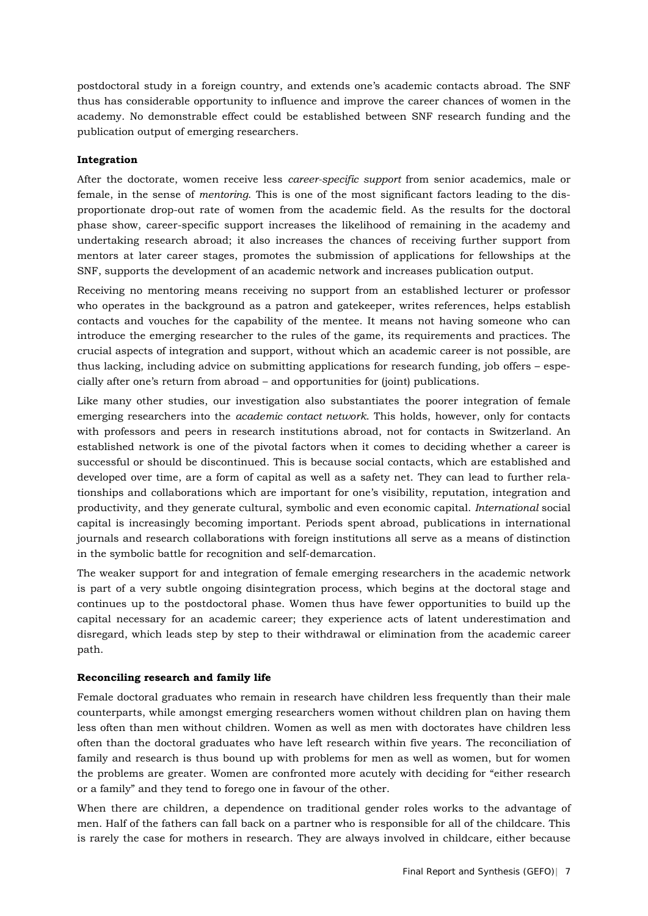postdoctoral study in a foreign country, and extends one's academic contacts abroad. The SNF thus has considerable opportunity to influence and improve the career chances of women in the academy. No demonstrable effect could be established between SNF research funding and the publication output of emerging researchers.

**Integration**

After the doctorate, women receive less *career-specific support* from senior academics, male or female, in the sense of *mentoring*. This is one of the most significant factors leading to the disproportionate drop-out rate of women from the academic field. As the results for the doctoral phase show, career-specific support increases the likelihood of remaining in the academy and undertaking research abroad; it also increases the chances of receiving further support from mentors at later career stages, promotes the submission of applications for fellowships at the SNF, supports the development of an academic network and increases publication output.

Receiving no mentoring means receiving no support from an established lecturer or professor who operates in the background as a patron and gatekeeper, writes references, helps establish contacts and vouches for the capability of the mentee. It means not having someone who can introduce the emerging researcher to the rules of the game, its requirements and practices. The crucial aspects of integration and support, without which an academic career is not possible, are thus lacking, including advice on submitting applications for research funding, job offers – especially after one's return from abroad – and opportunities for (joint) publications.

Like many other studies, our investigation also substantiates the poorer integration of female emerging researchers into the *academic contact network*. This holds, however, only for contacts with professors and peers in research institutions abroad, not for contacts in Switzerland. An established network is one of the pivotal factors when it comes to deciding whether a career is successful or should be discontinued. This is because social contacts, which are established and developed over time, are a form of capital as well as a safety net. They can lead to further relationships and collaborations which are important for one's visibility, reputation, integration and productivity, and they generate cultural, symbolic and even economic capital. *International* social capital is increasingly becoming important. Periods spent abroad, publications in international journals and research collaborations with foreign institutions all serve as a means of distinction in the symbolic battle for recognition and self-demarcation.

The weaker support for and integration of female emerging researchers in the academic network is part of a very subtle ongoing disintegration process, which begins at the doctoral stage and continues up to the postdoctoral phase. Women thus have fewer opportunities to build up the capital necessary for an academic career; they experience acts of latent underestimation and disregard, which leads step by step to their withdrawal or elimination from the academic career path.

**Reconciling research and family life**

Female doctoral graduates who remain in research have children less frequently than their male counterparts, while amongst emerging researchers women without children plan on having them less often than men without children. Women as well as men with doctorates have children less often than the doctoral graduates who have left research within five years. The reconciliation of family and research is thus bound up with problems for men as well as women, but for women the problems are greater. Women are confronted more acutely with deciding for "either research or a family" and they tend to forego one in favour of the other.

When there are children, a dependence on traditional gender roles works to the advantage of men. Half of the fathers can fall back on a partner who is responsible for all of the childcare. This is rarely the case for mothers in research. They are always involved in childcare, either because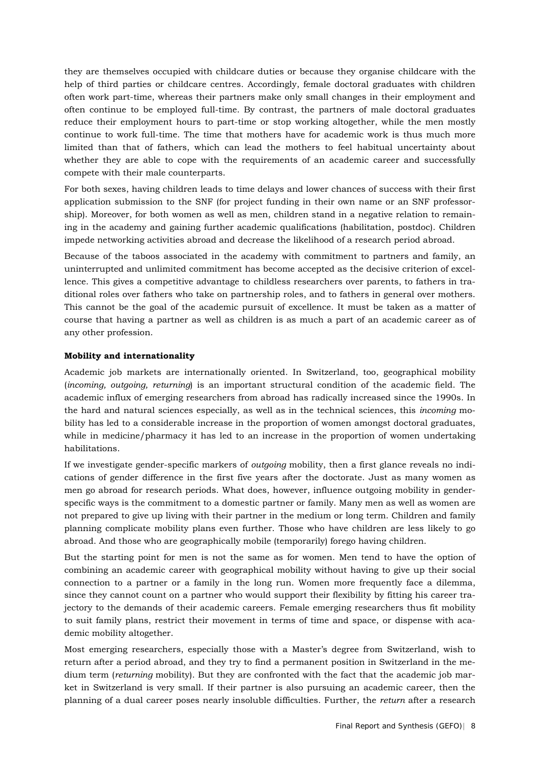they are themselves occupied with childcare duties or because they organise childcare with the help of third parties or childcare centres. Accordingly, female doctoral graduates with children often work part-time, whereas their partners make only small changes in their employment and often continue to be employed full-time. By contrast, the partners of male doctoral graduates reduce their employment hours to part-time or stop working altogether, while the men mostly continue to work full-time. The time that mothers have for academic work is thus much more limited than that of fathers, which can lead the mothers to feel habitual uncertainty about whether they are able to cope with the requirements of an academic career and successfully compete with their male counterparts.

For both sexes, having children leads to time delays and lower chances of success with their first application submission to the SNF (for project funding in their own name or an SNF professorship). Moreover, for both women as well as men, children stand in a negative relation to remaining in the academy and gaining further academic qualifications (habilitation, postdoc). Children impede networking activities abroad and decrease the likelihood of a research period abroad.

Because of the taboos associated in the academy with commitment to partners and family, an uninterrupted and unlimited commitment has become accepted as the decisive criterion of excellence. This gives a competitive advantage to childless researchers over parents, to fathers in traditional roles over fathers who take on partnership roles, and to fathers in general over mothers. This cannot be the goal of the academic pursuit of excellence. It must be taken as a matter of course that having a partner as well as children is as much a part of an academic career as of any other profession.

**Mobility and internationality**

Academic job markets are internationally oriented. In Switzerland, too, geographical mobility (*incoming, outgoing, returning*) is an important structural condition of the academic field. The academic influx of emerging researchers from abroad has radically increased since the 1990s. In the hard and natural sciences especially, as well as in the technical sciences, this *incoming* mobility has led to a considerable increase in the proportion of women amongst doctoral graduates, while in medicine/pharmacy it has led to an increase in the proportion of women undertaking habilitations.

If we investigate gender-specific markers of *outgoing* mobility, then a first glance reveals no indications of gender difference in the first five years after the doctorate. Just as many women as men go abroad for research periods. What does, however, influence outgoing mobility in gender-specific ways is the commitment to a domestic partner or family. Many men as well as women are not prepared to give up living with their partner in the medium or long term. Children and family planning complicate mobility plans even further. Those who have children are less likely to go abroad. And those who are geographically mobile (temporarily) forego having children.

But the starting point for men is not the same as for women. Men tend to have the option of combining an academic career with geographical mobility without having to give up their social connection to a partner or a family in the long run. Women more frequently face a dilemma, since they cannot count on a partner who would support their flexibility by fitting his career trajectory to the demands of their academic careers. Female emerging researchers thus fit mobility to suit family plans, restrict their movement in terms of time and space, or dispense with academic mobility altogether.

Most emerging researchers, especially those with a Master's degree from Switzerland, wish to return after a period abroad, and they try to find a permanent position in Switzerland in the medium term (*returning* mobility). But they are confronted with the fact that the academic job market in Switzerland is very small. If their partner is also pursuing an academic career, then the planning of a dual career poses nearly insoluble difficulties. Further, the *return* after a research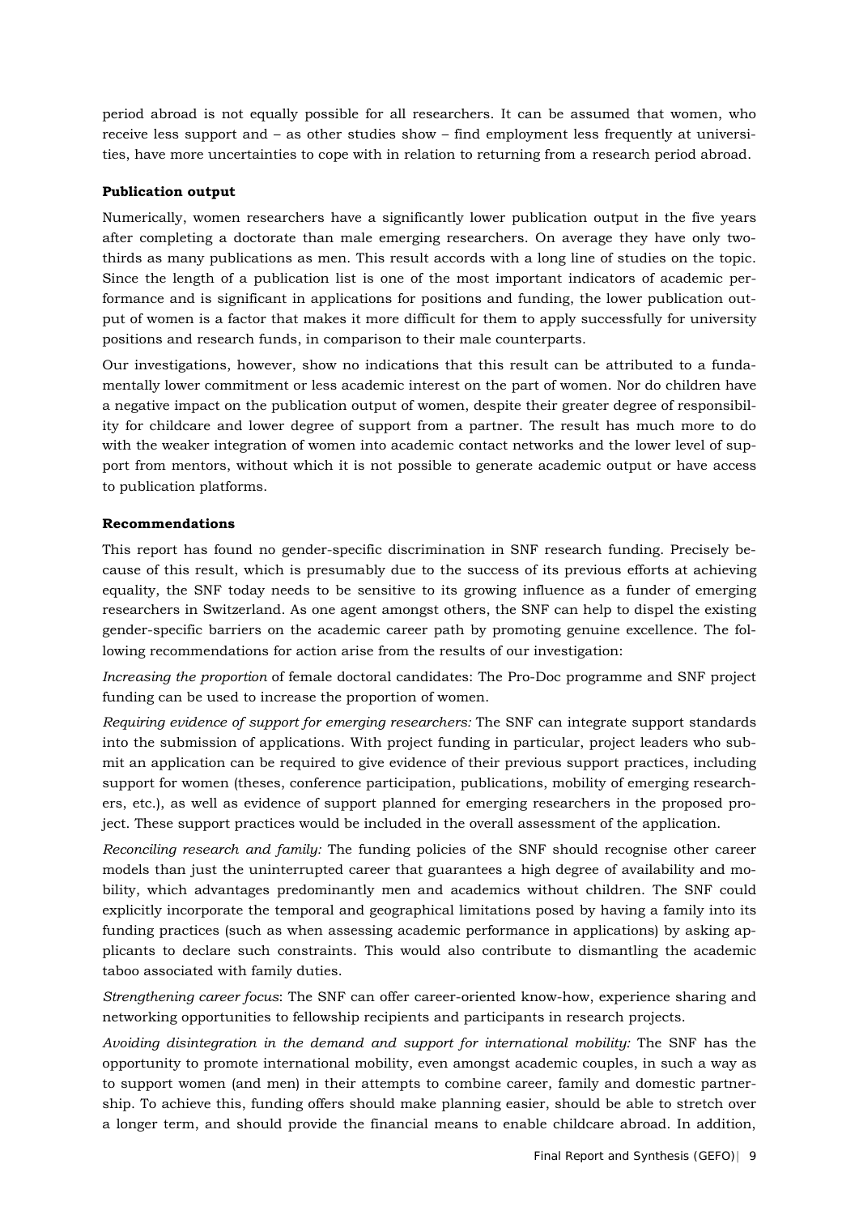period abroad is not equally possible for all researchers. It can be assumed that women, who receive less support and – as other studies show – find employment less frequently at universities, have more uncertainties to cope with in relation to returning from a research period abroad.

**Publication output**

Numerically, women researchers have a significantly lower publication output in the five years after completing a doctorate than male emerging researchers. On average they have only two-thirds as many publications as men. This result accords with a long line of studies on the topic. Since the length of a publication list is one of the most important indicators of academic performance and is significant in applications for positions and funding, the lower publication output of women is a factor that makes it more difficult for them to apply successfully for university positions and research funds, in comparison to their male counterparts.

Our investigations, however, show no indications that this result can be attributed to a fundamentally lower commitment or less academic interest on the part of women. Nor do children have a negative impact on the publication output of women, despite their greater degree of responsibility for childcare and lower degree of support from a partner. The result has much more to do with the weaker integration of women into academic contact networks and the lower level of support from mentors, without which it is not possible to generate academic output or have access to publication platforms.

**Recommendations**

This report has found no gender-specific discrimination in SNF research funding. Precisely because of this result, which is presumably due to the success of its previous efforts at achieving equality, the SNF today needs to be sensitive to its growing influence as a funder of emerging researchers in Switzerland. As one agent amongst others, the SNF can help to dispel the existing gender-specific barriers on the academic career path by promoting genuine excellence. The following recommendations for action arise from the results of our investigation:

*Increasing the proportion* of female doctoral candidates: The Pro-Doc programme and SNF project funding can be used to increase the proportion of women.

*Requiring evidence of support for emerging researchers:* The SNF can integrate support standards into the submission of applications. With project funding in particular, project leaders who submit an application can be required to give evidence of their previous support practices, including support for women (theses, conference participation, publications, mobility of emerging researchers, etc.), as well as evidence of support planned for emerging researchers in the proposed project. These support practices would be included in the overall assessment of the application.

*Reconciling research and family:* The funding policies of the SNF should recognise other career models than just the uninterrupted career that guarantees a high degree of availability and mobility, which advantages predominantly men and academics without children. The SNF could explicitly incorporate the temporal and geographical limitations posed by having a family into its funding practices (such as when assessing academic performance in applications) by asking applicants to declare such constraints. This would also contribute to dismantling the academic taboo associated with family duties.

*Strengthening career focus*: The SNF can offer career-oriented know-how, experience sharing and networking opportunities to fellowship recipients and participants in research projects.

*Avoiding disintegration in the demand and support for international mobility:* The SNF has the opportunity to promote international mobility, even amongst academic couples, in such a way as to support women (and men) in their attempts to combine career, family and domestic partnership. To achieve this, funding offers should make planning easier, should be able to stretch over a longer term, and should provide the financial means to enable childcare abroad. In addition,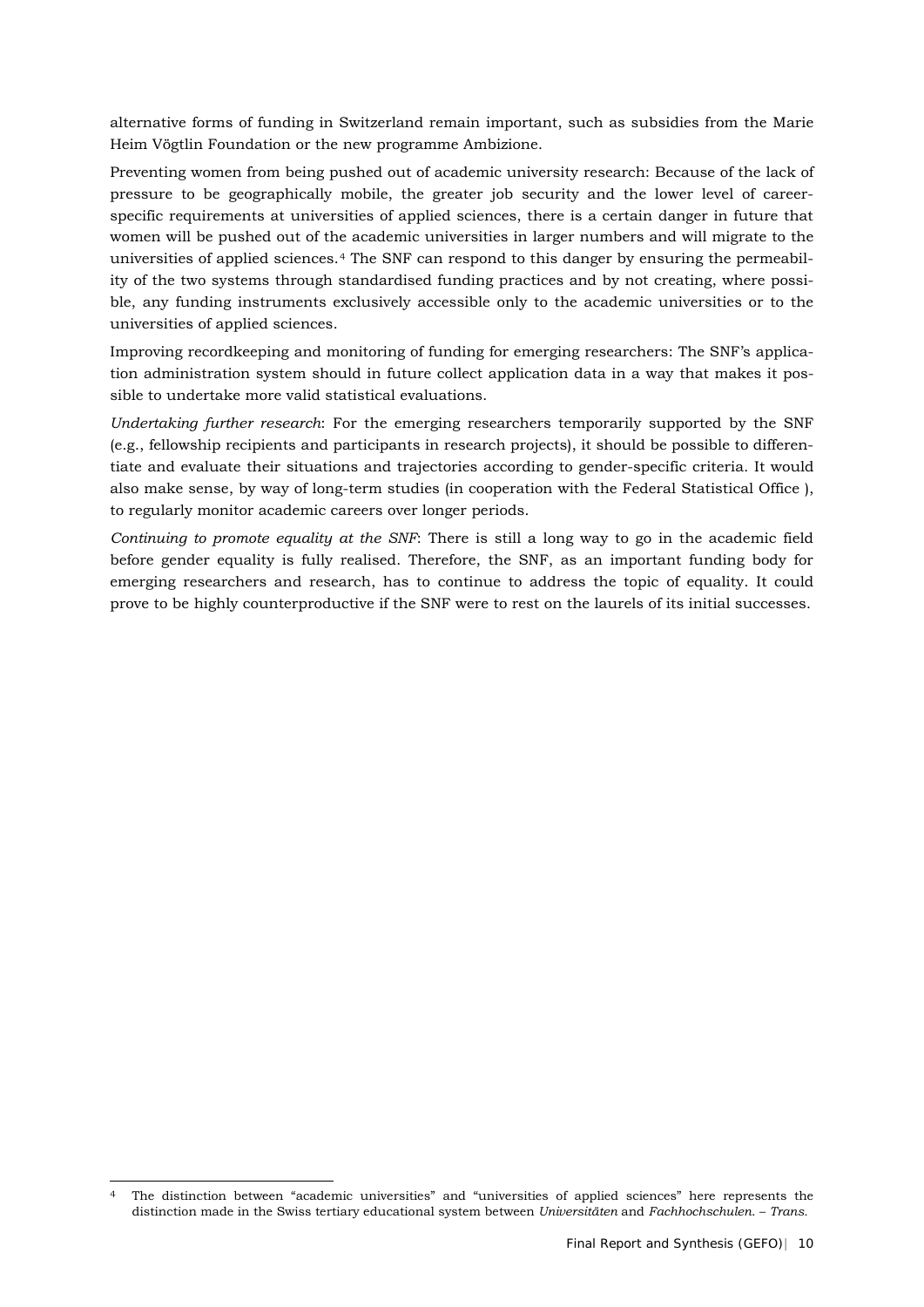alternative forms of funding in Switzerland remain important, such as subsidies from the Marie Heim Vögtlin Foundation or the new programme Ambizione.

Preventing women from being pushed out of academic university research: Because of the lack of pressure to be geographically mobile, the greater job security and the lower level of career-specific requirements at universities of applied sciences, there is a certain danger in future that women will be pushed out of the academic universities in larger numbers and will migrate to the universities of applied sciences.[4] The SNF can respond to this danger by ensuring the permeability of the two systems through standardised funding practices and by not creating, where possible, any funding instruments exclusively accessible only to the academic universities or to the universities of applied sciences.

Improving recordkeeping and monitoring of funding for emerging researchers: The SNF's application administration system should in future collect application data in a way that makes it possible to undertake more valid statistical evaluations.

*Undertaking further research*: For the emerging researchers temporarily supported by the SNF (e.g., fellowship recipients and participants in research projects), it should be possible to differentiate and evaluate their situations and trajectories according to gender-specific criteria. It would also make sense, by way of long-term studies (in cooperation with the Federal Statistical Office ), to regularly monitor academic careers over longer periods.

*Continuing to promote equality at the SNF*: There is still a long way to go in the academic field before gender equality is fully realised. Therefore, the SNF, as an important funding body for emerging researchers and research, has to continue to address the topic of equality. It could prove to be highly counterproductive if the SNF were to rest on the laurels of its initial successes.

---

[4] The distinction between "academic universities" and "universities of applied sciences" here represents the distinction made in the Swiss tertiary educational system between *Universitäten* and *Fachhochschulen. – Trans.*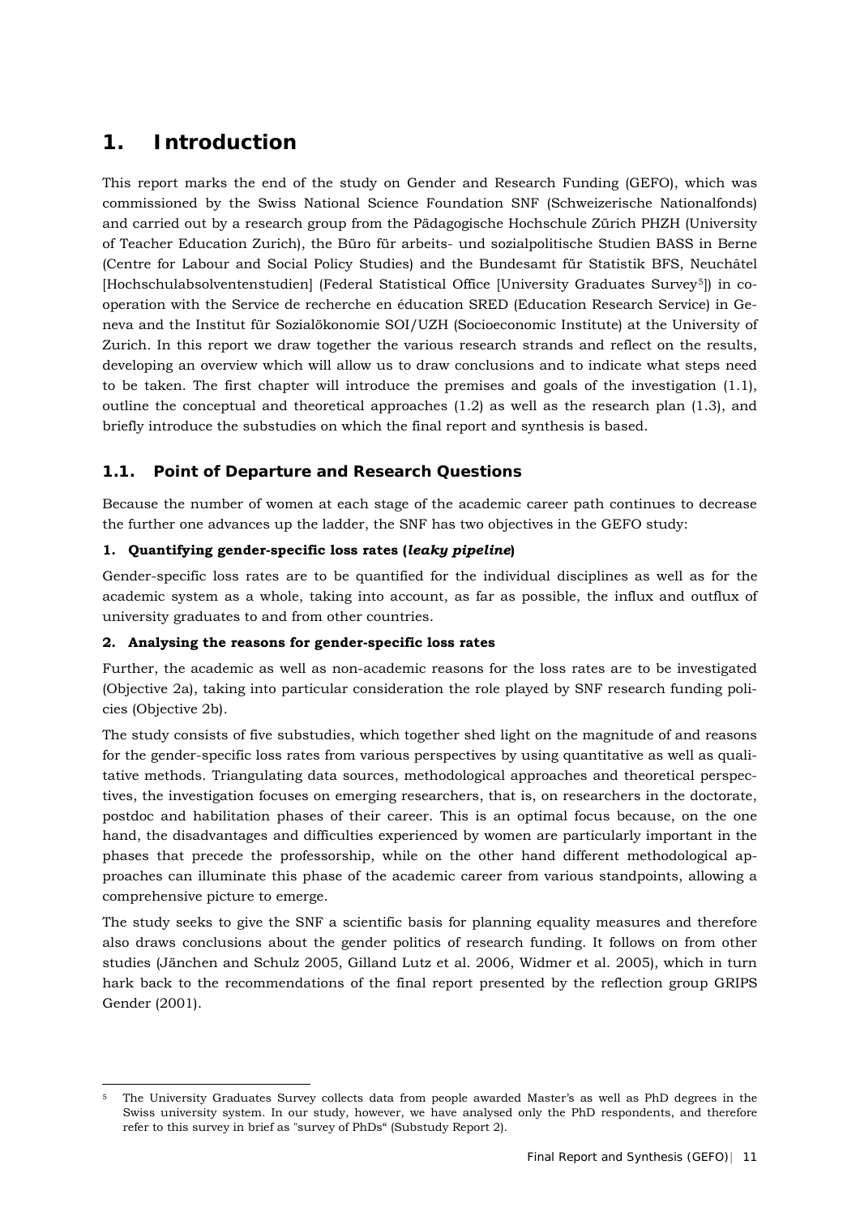# 1. Introduction

This report marks the end of the study on Gender and Research Funding (GEFO), which was commissioned by the Swiss National Science Foundation SNF (Schweizerische Nationalfonds) and carried out by a research group from the Pädagogische Hochschule Zürich PHZH (University of Teacher Education Zurich), the Büro für arbeits- und sozialpolitische Studien BASS in Berne (Centre for Labour and Social Policy Studies) and the Bundesamt für Statistik BFS, Neuchâtel [Hochschulabsolventenstudien] (Federal Statistical Office [University Graduates Survey[5]]) in co-operation with the Service de recherche en éducation SRED (Education Research Service) in Geneva and the Institut für Sozialökonomie SOI/UZH (Socioeconomic Institute) at the University of Zurich. In this report we draw together the various research strands and reflect on the results, developing an overview which will allow us to draw conclusions and to indicate what steps need to be taken. The first chapter will introduce the premises and goals of the investigation (1.1), outline the conceptual and theoretical approaches (1.2) as well as the research plan (1.3), and briefly introduce the substudies on which the final report and synthesis is based.

## 1.1. Point of Departure and Research Questions

Because the number of women at each stage of the academic career path continues to decrease the further one advances up the ladder, the SNF has two objectives in the GEFO study:

**1. Quantifying gender-specific loss rates (*leaky pipeline*)**

Gender-specific loss rates are to be quantified for the individual disciplines as well as for the academic system as a whole, taking into account, as far as possible, the influx and outflux of university graduates to and from other countries.

**2. Analysing the reasons for gender-specific loss rates**

Further, the academic as well as non-academic reasons for the loss rates are to be investigated (Objective 2a), taking into particular consideration the role played by SNF research funding policies (Objective 2b).

The study consists of five substudies, which together shed light on the magnitude of and reasons for the gender-specific loss rates from various perspectives by using quantitative as well as qualitative methods. Triangulating data sources, methodological approaches and theoretical perspectives, the investigation focuses on emerging researchers, that is, on researchers in the doctorate, postdoc and habilitation phases of their career. This is an optimal focus because, on the one hand, the disadvantages and difficulties experienced by women are particularly important in the phases that precede the professorship, while on the other hand different methodological approaches can illuminate this phase of the academic career from various standpoints, allowing a comprehensive picture to emerge.

The study seeks to give the SNF a scientific basis for planning equality measures and therefore also draws conclusions about the gender politics of research funding. It follows on from other studies (Jänchen and Schulz 2005, Gilland Lutz et al. 2006, Widmer et al. 2005), which in turn hark back to the recommendations of the final report presented by the reflection group GRIPS Gender (2001).

---

[5] The University Graduates Survey collects data from people awarded Master's as well as PhD degrees in the Swiss university system. In our study, however, we have analysed only the PhD respondents, and therefore refer to this survey in brief as "survey of PhDs" (Substudy Report 2).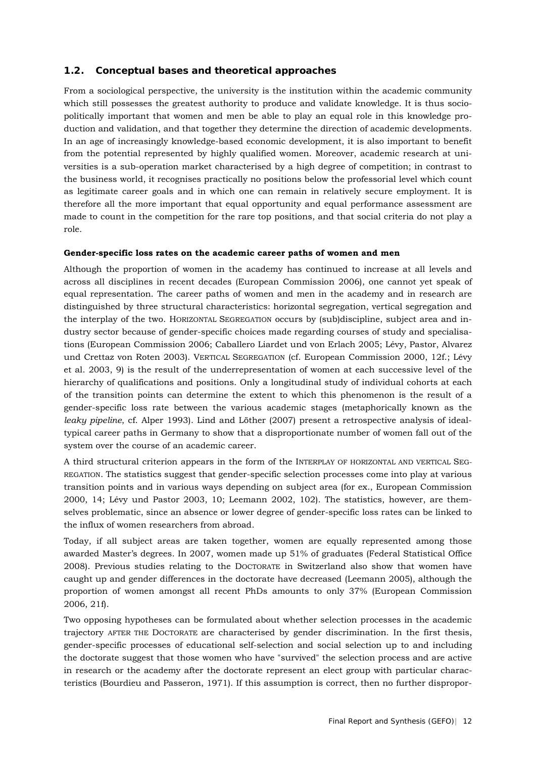## 1.2. Conceptual bases and theoretical approaches

From a sociological perspective, the university is the institution within the academic community which still possesses the greatest authority to produce and validate knowledge. It is thus socio-politically important that women and men be able to play an equal role in this knowledge production and validation, and that together they determine the direction of academic developments. In an age of increasingly knowledge-based economic development, it is also important to benefit from the potential represented by highly qualified women. Moreover, academic research at universities is a sub-operation market characterised by a high degree of competition; in contrast to the business world, it recognises practically no positions below the professorial level which count as legitimate career goals and in which one can remain in relatively secure employment. It is therefore all the more important that equal opportunity and equal performance assessment are made to count in the competition for the rare top positions, and that social criteria do not play a role.

**Gender-specific loss rates on the academic career paths of women and men**

Although the proportion of women in the academy has continued to increase at all levels and across all disciplines in recent decades (European Commission 2006), one cannot yet speak of equal representation. The career paths of women and men in the academy and in research are distinguished by three structural characteristics: horizontal segregation, vertical segregation and the interplay of the two. HORIZONTAL SEGREGATION occurs by (sub)discipline, subject area and industry sector because of gender-specific choices made regarding courses of study and specialisations (European Commission 2006; Caballero Liardet und von Erlach 2005; Lévy, Pastor, Alvarez und Crettaz von Roten 2003). VERTICAL SEGREGATION (cf. European Commission 2000, 12f.; Lévy et al. 2003, 9) is the result of the underrepresentation of women at each successive level of the hierarchy of qualifications and positions. Only a longitudinal study of individual cohorts at each of the transition points can determine the extent to which this phenomenon is the result of a gender-specific loss rate between the various academic stages (metaphorically known as the *leaky pipeline*, cf. Alper 1993). Lind and Löther (2007) present a retrospective analysis of ideal-typical career paths in Germany to show that a disproportionate number of women fall out of the system over the course of an academic career.

A third structural criterion appears in the form of the INTERPLAY OF HORIZONTAL AND VERTICAL SEGREGATION. The statistics suggest that gender-specific selection processes come into play at various transition points and in various ways depending on subject area (for ex., European Commission 2000, 14; Lévy und Pastor 2003, 10; Leemann 2002, 102). The statistics, however, are themselves problematic, since an absence or lower degree of gender-specific loss rates can be linked to the influx of women researchers from abroad.

Today, if all subject areas are taken together, women are equally represented among those awarded Master's degrees. In 2007, women made up 51% of graduates (Federal Statistical Office 2008). Previous studies relating to the DOCTORATE in Switzerland also show that women have caught up and gender differences in the doctorate have decreased (Leemann 2005), although the proportion of women amongst all recent PhDs amounts to only 37% (European Commission 2006, 21f).

Two opposing hypotheses can be formulated about whether selection processes in the academic trajectory AFTER THE DOCTORATE are characterised by gender discrimination. In the first thesis, gender-specific processes of educational self-selection and social selection up to and including the doctorate suggest that those women who have "survived" the selection process and are active in research or the academy after the doctorate represent an elect group with particular characteristics (Bourdieu and Passeron, 1971). If this assumption is correct, then no further dispropor-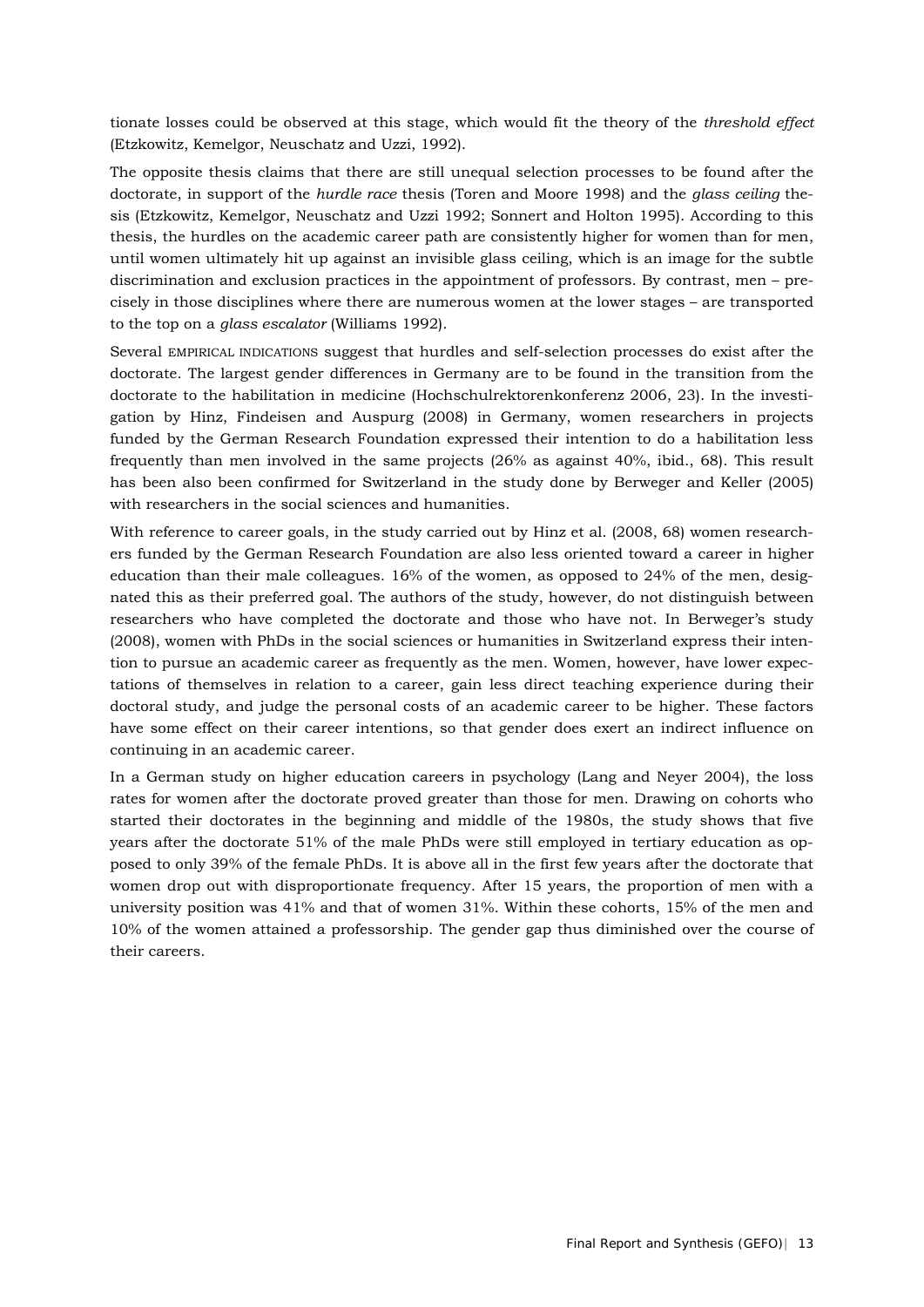tionate losses could be observed at this stage, which would fit the theory of the *threshold effect* (Etzkowitz, Kemelgor, Neuschatz and Uzzi, 1992).

The opposite thesis claims that there are still unequal selection processes to be found after the doctorate, in support of the *hurdle race* thesis (Toren and Moore 1998) and the *glass ceiling* thesis (Etzkowitz, Kemelgor, Neuschatz and Uzzi 1992; Sonnert and Holton 1995). According to this thesis, the hurdles on the academic career path are consistently higher for women than for men, until women ultimately hit up against an invisible glass ceiling, which is an image for the subtle discrimination and exclusion practices in the appointment of professors. By contrast, men – precisely in those disciplines where there are numerous women at the lower stages – are transported to the top on a *glass escalator* (Williams 1992).

Several EMPIRICAL INDICATIONS suggest that hurdles and self-selection processes do exist after the doctorate. The largest gender differences in Germany are to be found in the transition from the doctorate to the habilitation in medicine (Hochschulrektorenkonferenz 2006, 23). In the investigation by Hinz, Findeisen and Auspurg (2008) in Germany, women researchers in projects funded by the German Research Foundation expressed their intention to do a habilitation less frequently than men involved in the same projects (26% as against 40%, ibid., 68). This result has been also been confirmed for Switzerland in the study done by Berweger and Keller (2005) with researchers in the social sciences and humanities.

With reference to career goals, in the study carried out by Hinz et al. (2008, 68) women researchers funded by the German Research Foundation are also less oriented toward a career in higher education than their male colleagues. 16% of the women, as opposed to 24% of the men, designated this as their preferred goal. The authors of the study, however, do not distinguish between researchers who have completed the doctorate and those who have not. In Berweger's study (2008), women with PhDs in the social sciences or humanities in Switzerland express their intention to pursue an academic career as frequently as the men. Women, however, have lower expectations of themselves in relation to a career, gain less direct teaching experience during their doctoral study, and judge the personal costs of an academic career to be higher. These factors have some effect on their career intentions, so that gender does exert an indirect influence on continuing in an academic career.

In a German study on higher education careers in psychology (Lang and Neyer 2004), the loss rates for women after the doctorate proved greater than those for men. Drawing on cohorts who started their doctorates in the beginning and middle of the 1980s, the study shows that five years after the doctorate 51% of the male PhDs were still employed in tertiary education as opposed to only 39% of the female PhDs. It is above all in the first few years after the doctorate that women drop out with disproportionate frequency. After 15 years, the proportion of men with a university position was 41% and that of women 31%. Within these cohorts, 15% of the men and 10% of the women attained a professorship. The gender gap thus diminished over the course of their careers.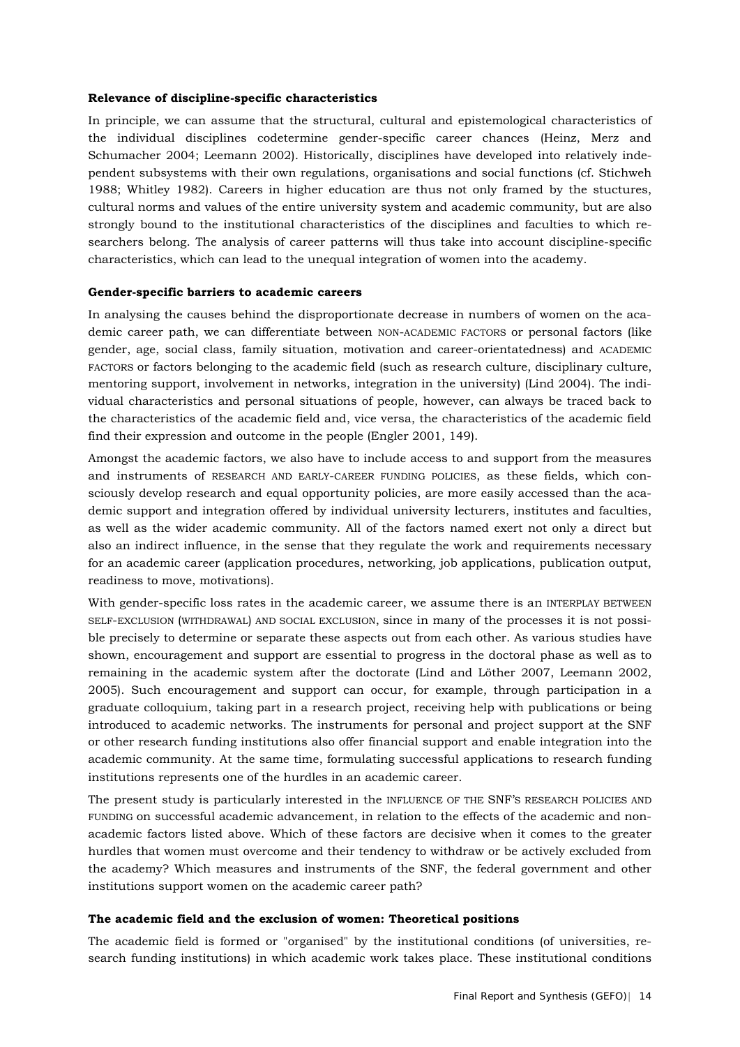**Relevance of discipline-specific characteristics**

In principle, we can assume that the structural, cultural and epistemological characteristics of the individual disciplines codetermine gender-specific career chances (Heinz, Merz and Schumacher 2004; Leemann 2002). Historically, disciplines have developed into relatively independent subsystems with their own regulations, organisations and social functions (cf. Stichweh 1988; Whitley 1982). Careers in higher education are thus not only framed by the stuctures, cultural norms and values of the entire university system and academic community, but are also strongly bound to the institutional characteristics of the disciplines and faculties to which researchers belong. The analysis of career patterns will thus take into account discipline-specific characteristics, which can lead to the unequal integration of women into the academy.

**Gender-specific barriers to academic careers**

In analysing the causes behind the disproportionate decrease in numbers of women on the academic career path, we can differentiate between NON-ACADEMIC FACTORS or personal factors (like gender, age, social class, family situation, motivation and career-orientatedness) and ACADEMIC FACTORS or factors belonging to the academic field (such as research culture, disciplinary culture, mentoring support, involvement in networks, integration in the university) (Lind 2004). The individual characteristics and personal situations of people, however, can always be traced back to the characteristics of the academic field and, vice versa, the characteristics of the academic field find their expression and outcome in the people (Engler 2001, 149).

Amongst the academic factors, we also have to include access to and support from the measures and instruments of RESEARCH AND EARLY-CAREER FUNDING POLICIES, as these fields, which consciously develop research and equal opportunity policies, are more easily accessed than the academic support and integration offered by individual university lecturers, institutes and faculties, as well as the wider academic community. All of the factors named exert not only a direct but also an indirect influence, in the sense that they regulate the work and requirements necessary for an academic career (application procedures, networking, job applications, publication output, readiness to move, motivations).

With gender-specific loss rates in the academic career, we assume there is an INTERPLAY BETWEEN SELF-EXCLUSION (WITHDRAWAL) AND SOCIAL EXCLUSION, since in many of the processes it is not possible precisely to determine or separate these aspects out from each other. As various studies have shown, encouragement and support are essential to progress in the doctoral phase as well as to remaining in the academic system after the doctorate (Lind and Löther 2007, Leemann 2002, 2005). Such encouragement and support can occur, for example, through participation in a graduate colloquium, taking part in a research project, receiving help with publications or being introduced to academic networks. The instruments for personal and project support at the SNF or other research funding institutions also offer financial support and enable integration into the academic community. At the same time, formulating successful applications to research funding institutions represents one of the hurdles in an academic career.

The present study is particularly interested in the INFLUENCE OF THE SNF'S RESEARCH POLICIES AND FUNDING on successful academic advancement, in relation to the effects of the academic and non-academic factors listed above. Which of these factors are decisive when it comes to the greater hurdles that women must overcome and their tendency to withdraw or be actively excluded from the academy? Which measures and instruments of the SNF, the federal government and other institutions support women on the academic career path?

**The academic field and the exclusion of women: Theoretical positions**

The academic field is formed or "organised" by the institutional conditions (of universities, research funding institutions) in which academic work takes place. These institutional conditions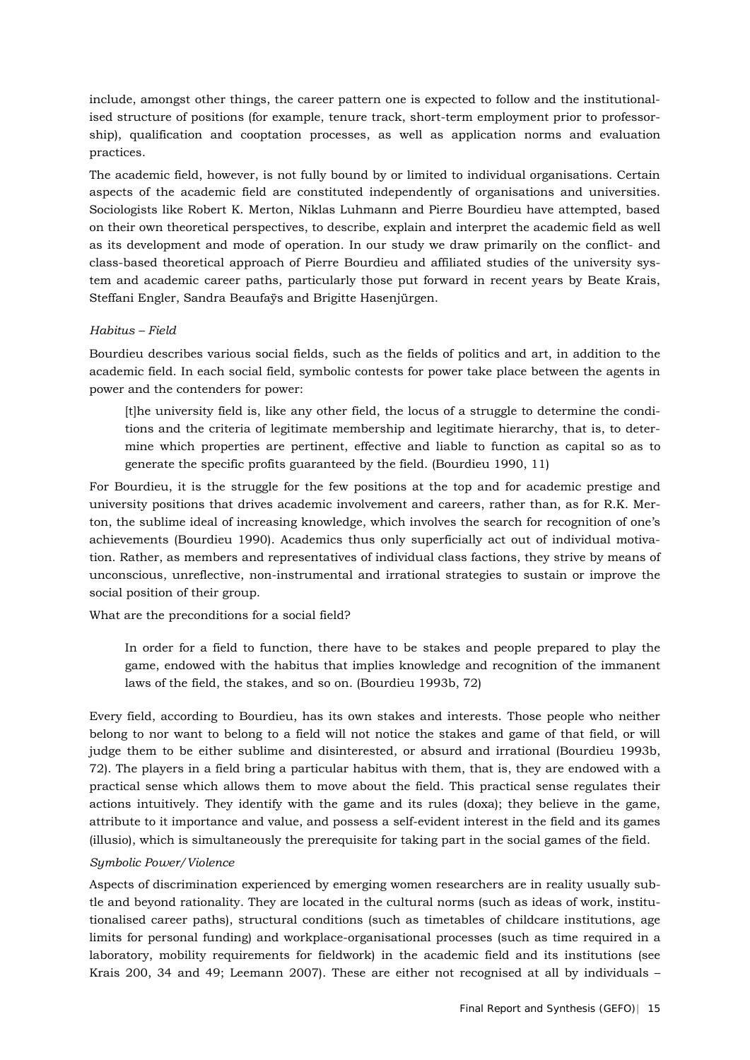include, amongst other things, the career pattern one is expected to follow and the institutionalised structure of positions (for example, tenure track, short-term employment prior to professorship), qualification and cooptation processes, as well as application norms and evaluation practices.

The academic field, however, is not fully bound by or limited to individual organisations. Certain aspects of the academic field are constituted independently of organisations and universities. Sociologists like Robert K. Merton, Niklas Luhmann and Pierre Bourdieu have attempted, based on their own theoretical perspectives, to describe, explain and interpret the academic field as well as its development and mode of operation. In our study we draw primarily on the conflict- and class-based theoretical approach of Pierre Bourdieu and affiliated studies of the university system and academic career paths, particularly those put forward in recent years by Beate Krais, Steffani Engler, Sandra Beaufaÿs and Brigitte Hasenjürgen.

*Habitus – Field*

Bourdieu describes various social fields, such as the fields of politics and art, in addition to the academic field. In each social field, symbolic contests for power take place between the agents in power and the contenders for power:

> [t]he university field is, like any other field, the locus of a struggle to determine the conditions and the criteria of legitimate membership and legitimate hierarchy, that is, to determine which properties are pertinent, effective and liable to function as capital so as to generate the specific profits guaranteed by the field. (Bourdieu 1990, 11)

For Bourdieu, it is the struggle for the few positions at the top and for academic prestige and university positions that drives academic involvement and careers, rather than, as for R.K. Merton, the sublime ideal of increasing knowledge, which involves the search for recognition of one's achievements (Bourdieu 1990). Academics thus only superficially act out of individual motivation. Rather, as members and representatives of individual class factions, they strive by means of unconscious, unreflective, non-instrumental and irrational strategies to sustain or improve the social position of their group.

What are the preconditions for a social field?

> In order for a field to function, there have to be stakes and people prepared to play the game, endowed with the habitus that implies knowledge and recognition of the immanent laws of the field, the stakes, and so on. (Bourdieu 1993b, 72)

Every field, according to Bourdieu, has its own stakes and interests. Those people who neither belong to nor want to belong to a field will not notice the stakes and game of that field, or will judge them to be either sublime and disinterested, or absurd and irrational (Bourdieu 1993b, 72). The players in a field bring a particular habitus with them, that is, they are endowed with a practical sense which allows them to move about the field. This practical sense regulates their actions intuitively. They identify with the game and its rules (doxa); they believe in the game, attribute to it importance and value, and possess a self-evident interest in the field and its games (illusio), which is simultaneously the prerequisite for taking part in the social games of the field.

*Symbolic Power/Violence*

Aspects of discrimination experienced by emerging women researchers are in reality usually subtle and beyond rationality. They are located in the cultural norms (such as ideas of work, institutionalised career paths), structural conditions (such as timetables of childcare institutions, age limits for personal funding) and workplace-organisational processes (such as time required in a laboratory, mobility requirements for fieldwork) in the academic field and its institutions (see Krais 200, 34 and 49; Leemann 2007). These are either not recognised at all by individuals –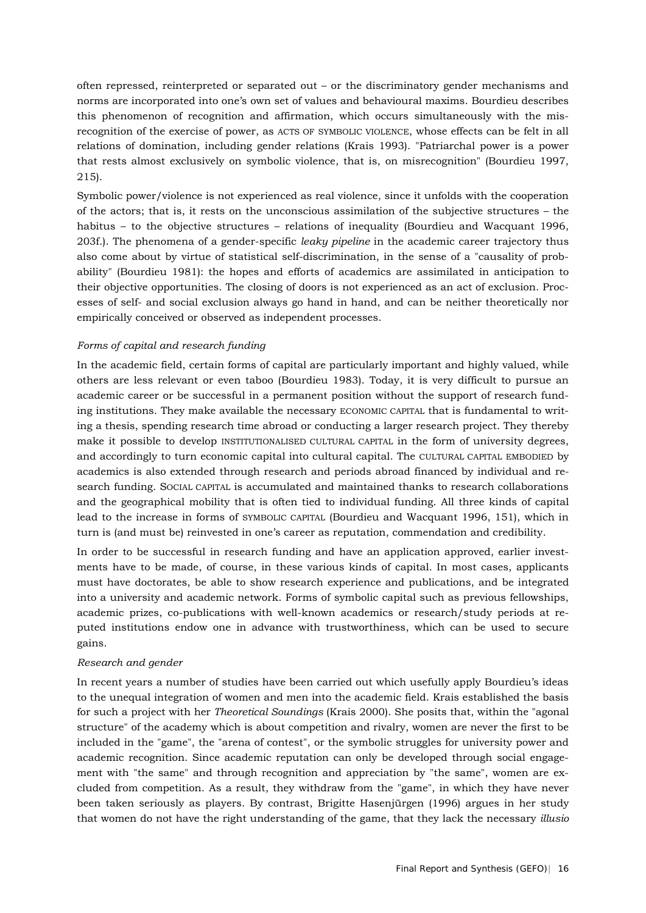often repressed, reinterpreted or separated out – or the discriminatory gender mechanisms and norms are incorporated into one's own set of values and behavioural maxims. Bourdieu describes this phenomenon of recognition and affirmation, which occurs simultaneously with the misrecognition of the exercise of power, as ACTS OF SYMBOLIC VIOLENCE, whose effects can be felt in all relations of domination, including gender relations (Krais 1993). "Patriarchal power is a power that rests almost exclusively on symbolic violence, that is, on misrecognition" (Bourdieu 1997, 215).

Symbolic power/violence is not experienced as real violence, since it unfolds with the cooperation of the actors; that is, it rests on the unconscious assimilation of the subjective structures – the habitus – to the objective structures – relations of inequality (Bourdieu and Wacquant 1996, 203f.). The phenomena of a gender-specific *leaky pipeline* in the academic career trajectory thus also come about by virtue of statistical self-discrimination, in the sense of a "causality of probability" (Bourdieu 1981): the hopes and efforts of academics are assimilated in anticipation to their objective opportunities. The closing of doors is not experienced as an act of exclusion. Processes of self- and social exclusion always go hand in hand, and can be neither theoretically nor empirically conceived or observed as independent processes.

*Forms of capital and research funding*

In the academic field, certain forms of capital are particularly important and highly valued, while others are less relevant or even taboo (Bourdieu 1983). Today, it is very difficult to pursue an academic career or be successful in a permanent position without the support of research funding institutions. They make available the necessary ECONOMIC CAPITAL that is fundamental to writing a thesis, spending research time abroad or conducting a larger research project. They thereby make it possible to develop INSTITUTIONALISED CULTURAL CAPITAL in the form of university degrees, and accordingly to turn economic capital into cultural capital. The CULTURAL CAPITAL EMBODIED by academics is also extended through research and periods abroad financed by individual and research funding. SOCIAL CAPITAL is accumulated and maintained thanks to research collaborations and the geographical mobility that is often tied to individual funding. All three kinds of capital lead to the increase in forms of SYMBOLIC CAPITAL (Bourdieu and Wacquant 1996, 151), which in turn is (and must be) reinvested in one's career as reputation, commendation and credibility.

In order to be successful in research funding and have an application approved, earlier investments have to be made, of course, in these various kinds of capital. In most cases, applicants must have doctorates, be able to show research experience and publications, and be integrated into a university and academic network. Forms of symbolic capital such as previous fellowships, academic prizes, co-publications with well-known academics or research/study periods at reputed institutions endow one in advance with trustworthiness, which can be used to secure gains.

*Research and gender*

In recent years a number of studies have been carried out which usefully apply Bourdieu's ideas to the unequal integration of women and men into the academic field. Krais established the basis for such a project with her *Theoretical Soundings* (Krais 2000). She posits that, within the "agonal structure" of the academy which is about competition and rivalry, women are never the first to be included in the "game", the "arena of contest", or the symbolic struggles for university power and academic recognition. Since academic reputation can only be developed through social engagement with "the same" and through recognition and appreciation by "the same", women are excluded from competition. As a result, they withdraw from the "game", in which they have never been taken seriously as players. By contrast, Brigitte Hasenjürgen (1996) argues in her study that women do not have the right understanding of the game, that they lack the necessary *illusio*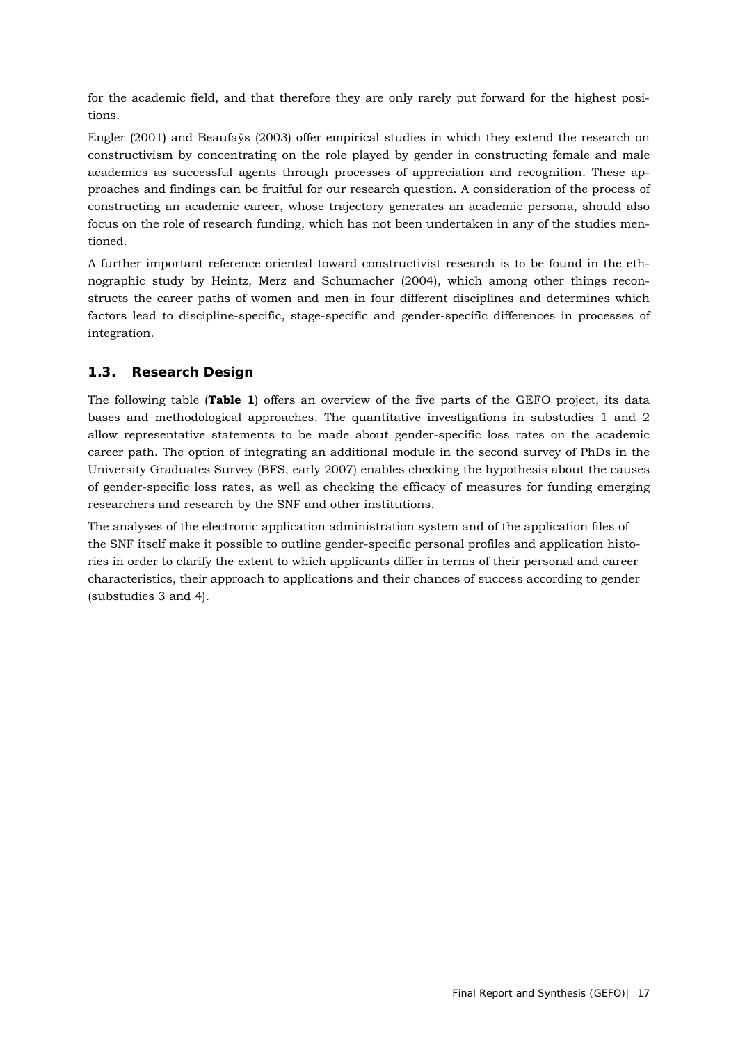for the academic field, and that therefore they are only rarely put forward for the highest positions.

Engler (2001) and Beaufaÿs (2003) offer empirical studies in which they extend the research on constructivism by concentrating on the role played by gender in constructing female and male academics as successful agents through processes of appreciation and recognition. These approaches and findings can be fruitful for our research question. A consideration of the process of constructing an academic career, whose trajectory generates an academic persona, should also focus on the role of research funding, which has not been undertaken in any of the studies mentioned.

A further important reference oriented toward constructivist research is to be found in the ethnographic study by Heintz, Merz and Schumacher (2004), which among other things reconstructs the career paths of women and men in four different disciplines and determines which factors lead to discipline-specific, stage-specific and gender-specific differences in processes of integration.

## 1.3. Research Design

The following table (**Table 1**) offers an overview of the five parts of the GEFO project, its data bases and methodological approaches. The quantitative investigations in substudies 1 and 2 allow representative statements to be made about gender-specific loss rates on the academic career path. The option of integrating an additional module in the second survey of PhDs in the University Graduates Survey (BFS, early 2007) enables checking the hypothesis about the causes of gender-specific loss rates, as well as checking the efficacy of measures for funding emerging researchers and research by the SNF and other institutions.

The analyses of the electronic application administration system and of the application files of the SNF itself make it possible to outline gender-specific personal profiles and application histories in order to clarify the extent to which applicants differ in terms of their personal and career characteristics, their approach to applications and their chances of success according to gender (substudies 3 and 4).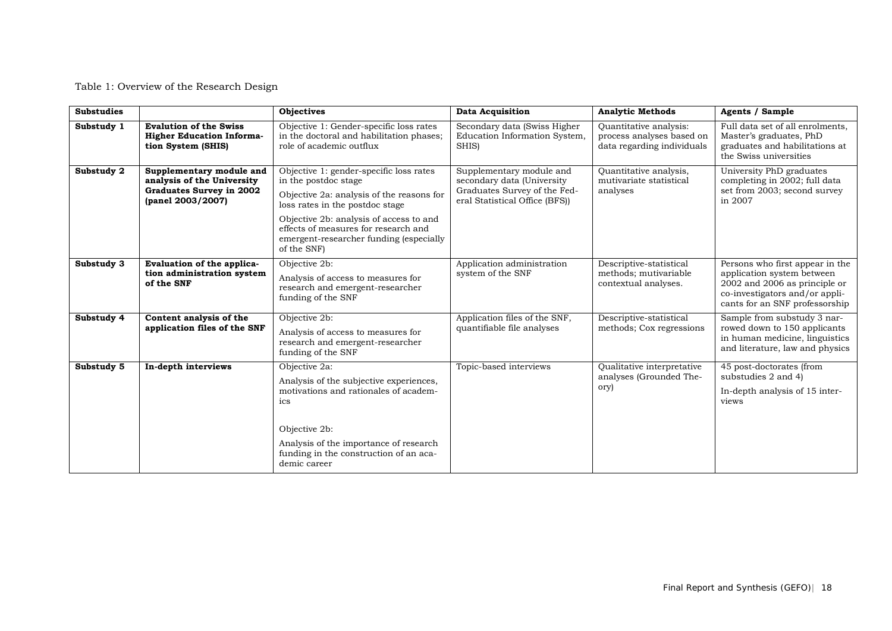Table 1: Overview of the Research Design

| Substudies | | Objectives | Data Acquisition | Analytic Methods | Agents / Sample |
|---|---|---|---|---|---|
| **Substudy 1** | **Evalution of the Swiss Higher Education Information System (SHIS)** | Objective 1: Gender-specific loss rates in the doctoral and habilitation phases; role of academic outflux | Secondary data (Swiss Higher Education Information System, SHIS) | Quantitative analysis: process analyses based on data regarding individuals | Full data set of all enrolments, Master's graduates, PhD graduates and habilitations at the Swiss universities |
| **Substudy 2** | **Supplementary module and analysis of the University Graduates Survey in 2002 (panel 2003/2007)** | Objective 1: gender-specific loss rates in the postdoc stage<br>Objective 2a: analysis of the reasons for loss rates in the postdoc stage<br>Objective 2b: analysis of access to and effects of measures for research and emergent-researcher funding (especially of the SNF) | Supplementary module and secondary data (University Graduates Survey of the Federal Statistical Office (BFS)) | Quantitative analysis, mutivariate statistical analyses | University PhD graduates completing in 2002; full data set from 2003; second survey in 2007 |
| **Substudy 3** | **Evaluation of the application administration system of the SNF** | Objective 2b:<br>Analysis of access to measures for research and emergent-researcher funding of the SNF | Application administration system of the SNF | Descriptive-statistical methods; mutivariable contextual analyses. | Persons who first appear in the application system between 2002 and 2006 as principle or co-investigators and/or applicants for an SNF professorship |
| **Substudy 4** | **Content analysis of the application files of the SNF** | Objective 2b:<br>Analysis of access to measures for research and emergent-researcher funding of the SNF | Application files of the SNF, quantifiable file analyses | Descriptive-statistical methods; Cox regressions | Sample from substudy 3 narrowed down to 150 applicants in human medicine, linguistics and literature, law and physics |
| **Substudy 5** | **In-depth interviews** | Objective 2a:<br>Analysis of the subjective experiences, motivations and rationales of academics<br><br>Objective 2b:<br>Analysis of the importance of research funding in the construction of an academic career | Topic-based interviews | Qualitative interpretative analyses (Grounded Theory) | 45 post-doctorates (from substudies 2 and 4)<br>In-depth analysis of 15 interviews |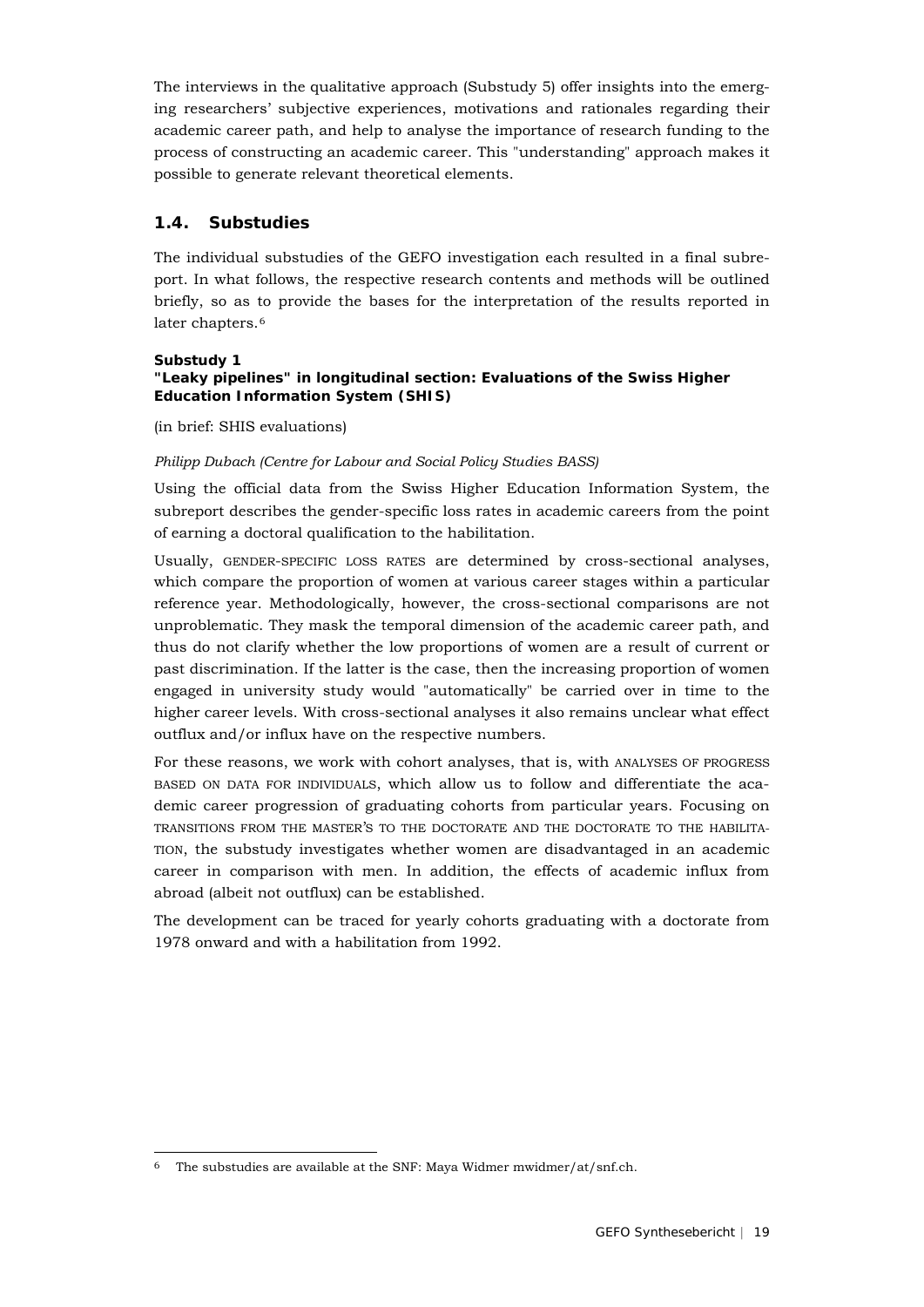The interviews in the qualitative approach (Substudy 5) offer insights into the emerging researchers' subjective experiences, motivations and rationales regarding their academic career path, and help to analyse the importance of research funding to the process of constructing an academic career. This "understanding" approach makes it possible to generate relevant theoretical elements.

## 1.4. Substudies

The individual substudies of the GEFO investigation each resulted in a final subreport. In what follows, the respective research contents and methods will be outlined briefly, so as to provide the bases for the interpretation of the results reported in later chapters.[6]

#### Substudy 1
#### "Leaky pipelines" in longitudinal section: Evaluations of the Swiss Higher Education Information System (SHIS)

(in brief: SHIS evaluations)

*Philipp Dubach (Centre for Labour and Social Policy Studies BASS)*

Using the official data from the Swiss Higher Education Information System, the subreport describes the gender-specific loss rates in academic careers from the point of earning a doctoral qualification to the habilitation.

Usually, GENDER-SPECIFIC LOSS RATES are determined by cross-sectional analyses, which compare the proportion of women at various career stages within a particular reference year. Methodologically, however, the cross-sectional comparisons are not unproblematic. They mask the temporal dimension of the academic career path, and thus do not clarify whether the low proportions of women are a result of current or past discrimination. If the latter is the case, then the increasing proportion of women engaged in university study would "automatically" be carried over in time to the higher career levels. With cross-sectional analyses it also remains unclear what effect outflux and/or influx have on the respective numbers.

For these reasons, we work with cohort analyses, that is, with ANALYSES OF PROGRESS BASED ON DATA FOR INDIVIDUALS, which allow us to follow and differentiate the academic career progression of graduating cohorts from particular years. Focusing on TRANSITIONS FROM THE MASTER'S TO THE DOCTORATE AND THE DOCTORATE TO THE HABILITATION, the substudy investigates whether women are disadvantaged in an academic career in comparison with men. In addition, the effects of academic influx from abroad (albeit not outflux) can be established.

The development can be traced for yearly cohorts graduating with a doctorate from 1978 onward and with a habilitation from 1992.

---

[6] The substudies are available at the SNF: Maya Widmer mwidmer/at/snf.ch.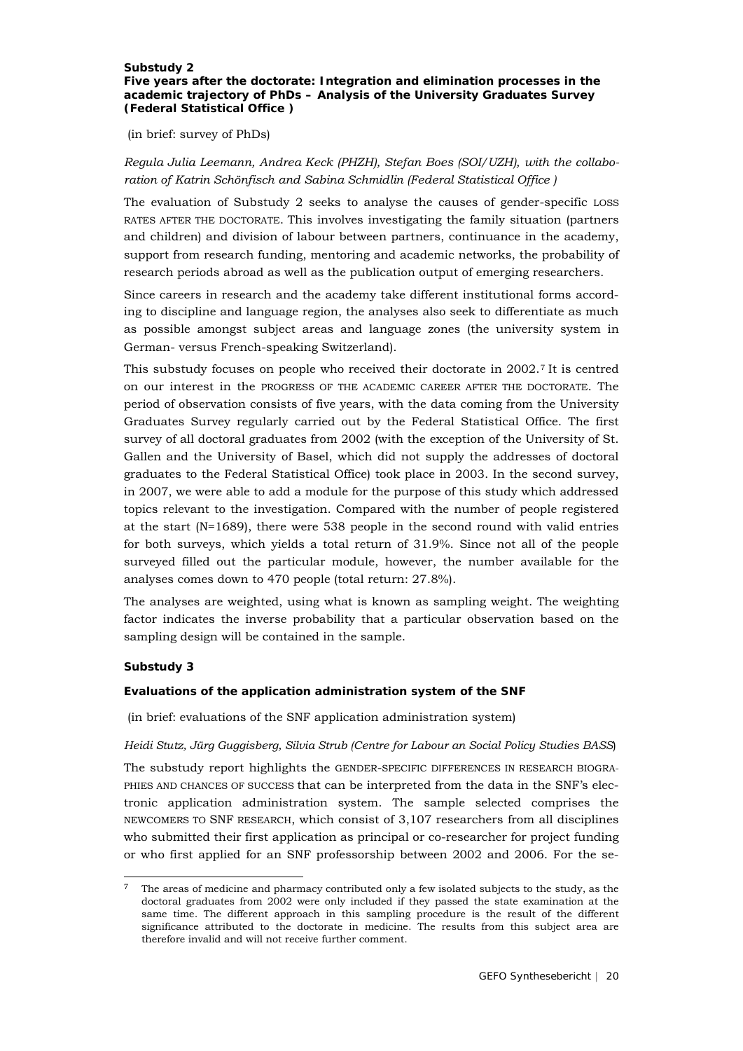**Substudy 2**

**Five years after the doctorate: Integration and elimination processes in the academic trajectory of PhDs – Analysis of the University Graduates Survey (Federal Statistical Office )**

(in brief: survey of PhDs)

*Regula Julia Leemann, Andrea Keck (PHZH), Stefan Boes (SOI/UZH), with the collaboration of Katrin Schönfisch and Sabina Schmidlin (Federal Statistical Office )*

The evaluation of Substudy 2 seeks to analyse the causes of gender-specific LOSS RATES AFTER THE DOCTORATE. This involves investigating the family situation (partners and children) and division of labour between partners, continuance in the academy, support from research funding, mentoring and academic networks, the probability of research periods abroad as well as the publication output of emerging researchers.

Since careers in research and the academy take different institutional forms according to discipline and language region, the analyses also seek to differentiate as much as possible amongst subject areas and language zones (the university system in German- versus French-speaking Switzerland).

This substudy focuses on people who received their doctorate in 2002.[7] It is centred on our interest in the PROGRESS OF THE ACADEMIC CAREER AFTER THE DOCTORATE. The period of observation consists of five years, with the data coming from the University Graduates Survey regularly carried out by the Federal Statistical Office. The first survey of all doctoral graduates from 2002 (with the exception of the University of St. Gallen and the University of Basel, which did not supply the addresses of doctoral graduates to the Federal Statistical Office) took place in 2003. In the second survey, in 2007, we were able to add a module for the purpose of this study which addressed topics relevant to the investigation. Compared with the number of people registered at the start (N=1689), there were 538 people in the second round with valid entries for both surveys, which yields a total return of 31.9%. Since not all of the people surveyed filled out the particular module, however, the number available for the analyses comes down to 470 people (total return: 27.8%).

The analyses are weighted, using what is known as sampling weight. The weighting factor indicates the inverse probability that a particular observation based on the sampling design will be contained in the sample.

**Substudy 3**

**Evaluations of the application administration system of the SNF**

(in brief: evaluations of the SNF application administration system)

*Heidi Stutz, Jürg Guggisberg, Silvia Strub (Centre for Labour an Social Policy Studies BASS)*

The substudy report highlights the GENDER-SPECIFIC DIFFERENCES IN RESEARCH BIOGRAPHIES AND CHANCES OF SUCCESS that can be interpreted from the data in the SNF's electronic application administration system. The sample selected comprises the NEWCOMERS TO SNF RESEARCH, which consist of 3,107 researchers from all disciplines who submitted their first application as principal or co-researcher for project funding or who first applied for an SNF professorship between 2002 and 2006. For the se-

---

[7] The areas of medicine and pharmacy contributed only a few isolated subjects to the study, as the doctoral graduates from 2002 were only included if they passed the state examination at the same time. The different approach in this sampling procedure is the result of the different significance attributed to the doctorate in medicine. The results from this subject area are therefore invalid and will not receive further comment.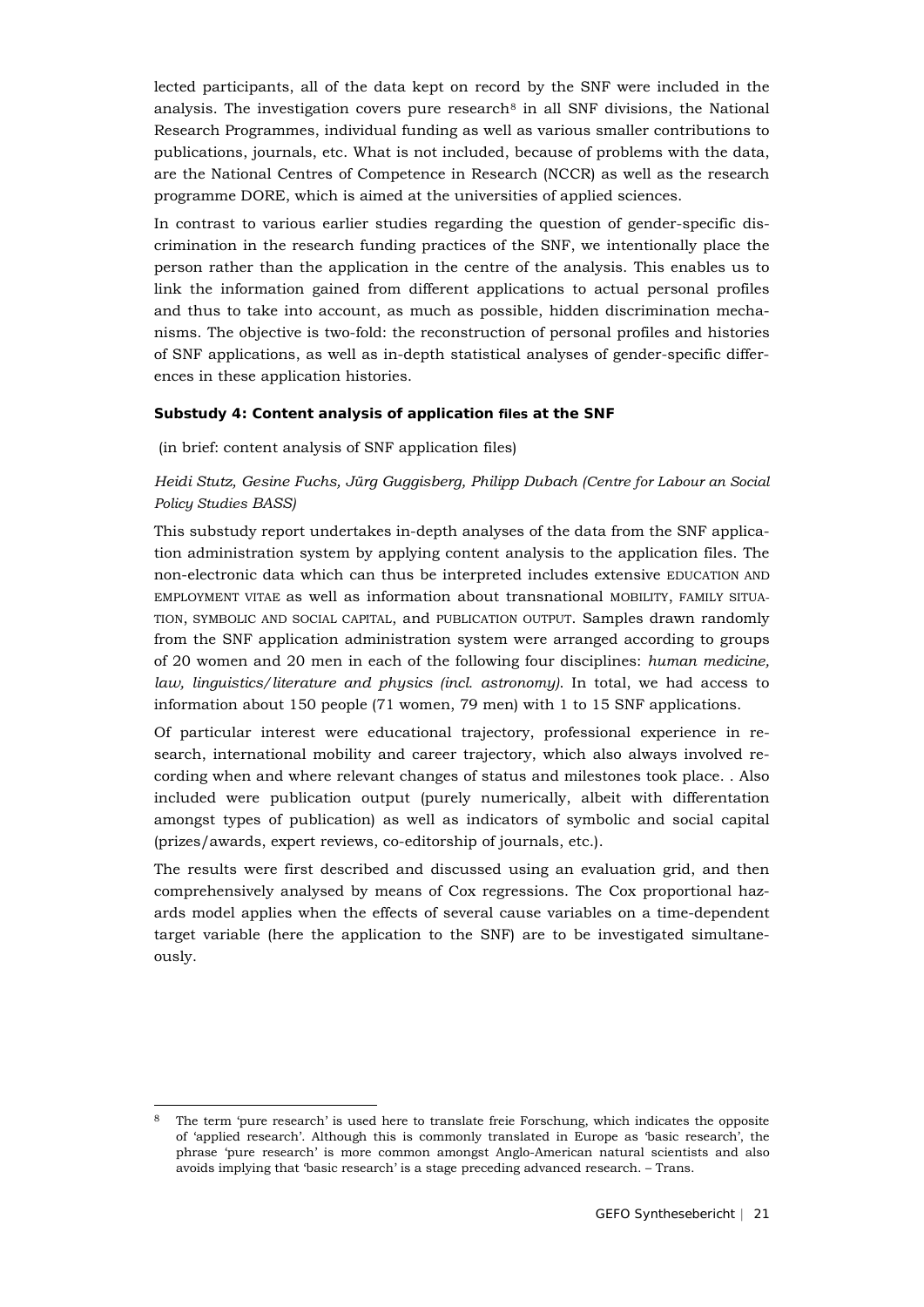lected participants, all of the data kept on record by the SNF were included in the analysis. The investigation covers pure research[8] in all SNF divisions, the National Research Programmes, individual funding as well as various smaller contributions to publications, journals, etc. What is not included, because of problems with the data, are the National Centres of Competence in Research (NCCR) as well as the research programme DORE, which is aimed at the universities of applied sciences.

In contrast to various earlier studies regarding the question of gender-specific discrimination in the research funding practices of the SNF, we intentionally place the person rather than the application in the centre of the analysis. This enables us to link the information gained from different applications to actual personal profiles and thus to take into account, as much as possible, hidden discrimination mechanisms. The objective is two-fold: the reconstruction of personal profiles and histories of SNF applications, as well as in-depth statistical analyses of gender-specific differences in these application histories.

**Substudy 4: Content analysis of application files at the SNF**

(in brief: content analysis of SNF application files)

*Heidi Stutz, Gesine Fuchs, Jürg Guggisberg, Philipp Dubach (Centre for Labour an Social Policy Studies BASS)*

This substudy report undertakes in-depth analyses of the data from the SNF application administration system by applying content analysis to the application files. The non-electronic data which can thus be interpreted includes extensive EDUCATION AND EMPLOYMENT VITAE as well as information about transnational MOBILITY, FAMILY SITUATION, SYMBOLIC AND SOCIAL CAPITAL, and PUBLICATION OUTPUT. Samples drawn randomly from the SNF application administration system were arranged according to groups of 20 women and 20 men in each of the following four disciplines: *human medicine, law, linguistics/literature and physics (incl. astronomy)*. In total, we had access to information about 150 people (71 women, 79 men) with 1 to 15 SNF applications.

Of particular interest were educational trajectory, professional experience in research, international mobility and career trajectory, which also always involved recording when and where relevant changes of status and milestones took place. . Also included were publication output (purely numerically, albeit with differentation amongst types of publication) as well as indicators of symbolic and social capital (prizes/awards, expert reviews, co-editorship of journals, etc.).

The results were first described and discussed using an evaluation grid, and then comprehensively analysed by means of Cox regressions. The Cox proportional hazards model applies when the effects of several cause variables on a time-dependent target variable (here the application to the SNF) are to be investigated simultaneously.

---

[8] The term 'pure research' is used here to translate freie Forschung, which indicates the opposite of 'applied research'. Although this is commonly translated in Europe as 'basic research', the phrase 'pure research' is more common amongst Anglo-American natural scientists and also avoids implying that 'basic research' is a stage preceding advanced research. – Trans.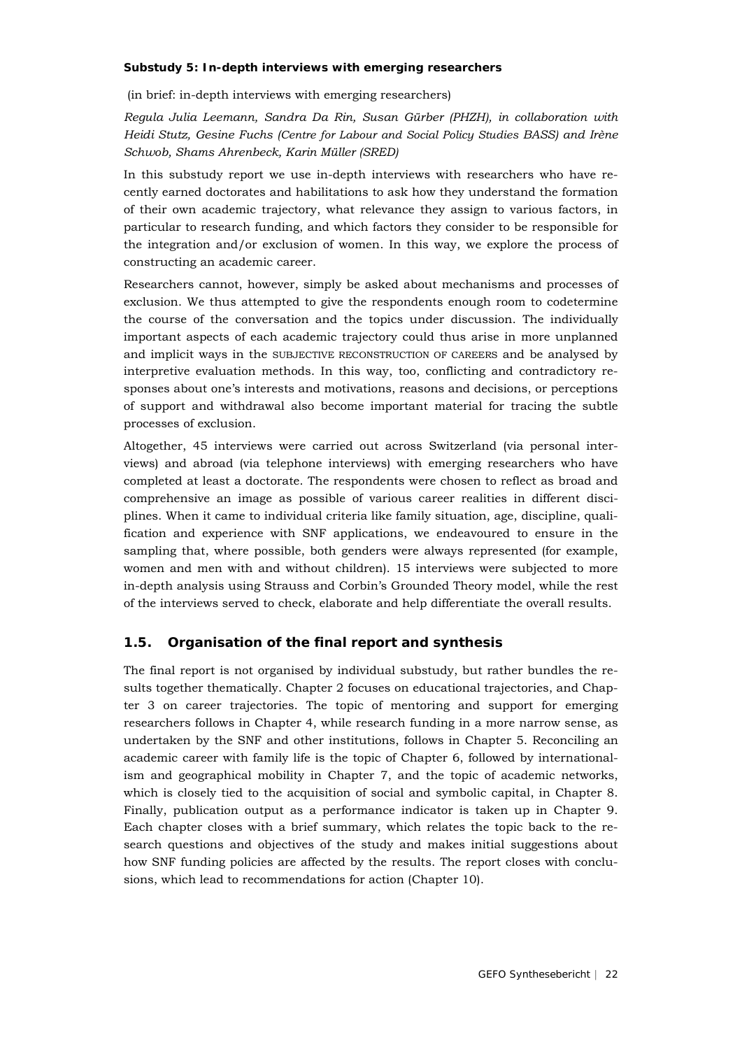**Substudy 5: In-depth interviews with emerging researchers**

(in brief: in-depth interviews with emerging researchers)

*Regula Julia Leemann, Sandra Da Rin, Susan Gürber (PHZH), in collaboration with Heidi Stutz, Gesine Fuchs (Centre for Labour and Social Policy Studies BASS) and Irène Schwob, Shams Ahrenbeck, Karin Müller (SRED)*

In this substudy report we use in-depth interviews with researchers who have recently earned doctorates and habilitations to ask how they understand the formation of their own academic trajectory, what relevance they assign to various factors, in particular to research funding, and which factors they consider to be responsible for the integration and/or exclusion of women. In this way, we explore the process of constructing an academic career.

Researchers cannot, however, simply be asked about mechanisms and processes of exclusion. We thus attempted to give the respondents enough room to codetermine the course of the conversation and the topics under discussion. The individually important aspects of each academic trajectory could thus arise in more unplanned and implicit ways in the SUBJECTIVE RECONSTRUCTION OF CAREERS and be analysed by interpretive evaluation methods. In this way, too, conflicting and contradictory responses about one's interests and motivations, reasons and decisions, or perceptions of support and withdrawal also become important material for tracing the subtle processes of exclusion.

Altogether, 45 interviews were carried out across Switzerland (via personal interviews) and abroad (via telephone interviews) with emerging researchers who have completed at least a doctorate. The respondents were chosen to reflect as broad and comprehensive an image as possible of various career realities in different disciplines. When it came to individual criteria like family situation, age, discipline, qualification and experience with SNF applications, we endeavoured to ensure in the sampling that, where possible, both genders were always represented (for example, women and men with and without children). 15 interviews were subjected to more in-depth analysis using Strauss and Corbin's Grounded Theory model, while the rest of the interviews served to check, elaborate and help differentiate the overall results.

## 1.5. Organisation of the final report and synthesis

The final report is not organised by individual substudy, but rather bundles the results together thematically. Chapter 2 focuses on educational trajectories, and Chapter 3 on career trajectories. The topic of mentoring and support for emerging researchers follows in Chapter 4, while research funding in a more narrow sense, as undertaken by the SNF and other institutions, follows in Chapter 5. Reconciling an academic career with family life is the topic of Chapter 6, followed by internationalism and geographical mobility in Chapter 7, and the topic of academic networks, which is closely tied to the acquisition of social and symbolic capital, in Chapter 8. Finally, publication output as a performance indicator is taken up in Chapter 9. Each chapter closes with a brief summary, which relates the topic back to the research questions and objectives of the study and makes initial suggestions about how SNF funding policies are affected by the results. The report closes with conclusions, which lead to recommendations for action (Chapter 10).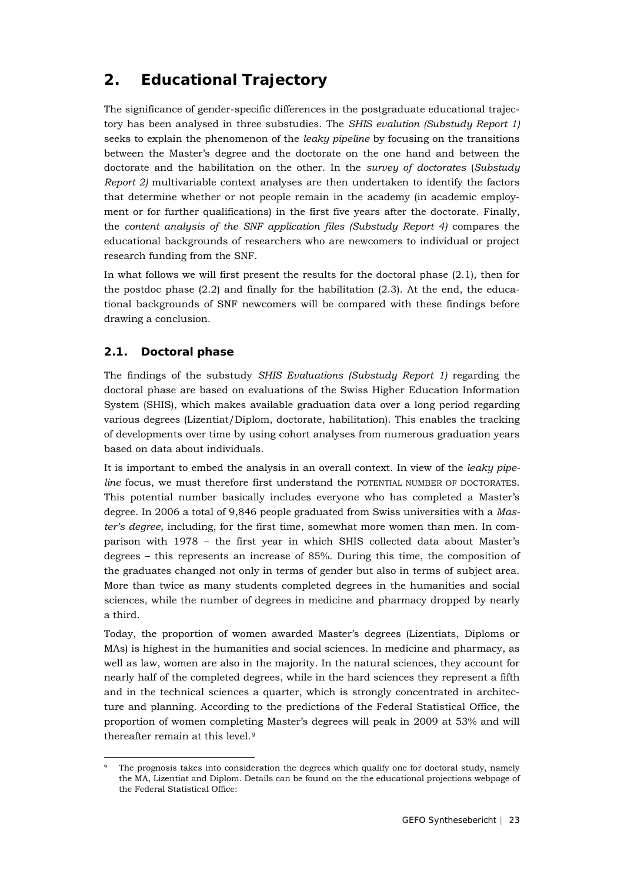# 2. Educational Trajectory

The significance of gender-specific differences in the postgraduate educational trajectory has been analysed in three substudies. The *SHIS evalution (Substudy Report 1)* seeks to explain the phenomenon of the *leaky pipeline* by focusing on the transitions between the Master's degree and the doctorate on the one hand and between the doctorate and the habilitation on the other. In the *survey of doctorates* (*Substudy Report 2)* multivariable context analyses are then undertaken to identify the factors that determine whether or not people remain in the academy (in academic employment or for further qualifications) in the first five years after the doctorate. Finally, the *content analysis of the SNF application files (Substudy Report 4)* compares the educational backgrounds of researchers who are newcomers to individual or project research funding from the SNF.

In what follows we will first present the results for the doctoral phase (2.1), then for the postdoc phase (2.2) and finally for the habilitation (2.3). At the end, the educational backgrounds of SNF newcomers will be compared with these findings before drawing a conclusion.

## 2.1. Doctoral phase

The findings of the substudy *SHIS Evaluations (Substudy Report 1)* regarding the doctoral phase are based on evaluations of the Swiss Higher Education Information System (SHIS), which makes available graduation data over a long period regarding various degrees (Lizentiat/Diplom, doctorate, habilitation). This enables the tracking of developments over time by using cohort analyses from numerous graduation years based on data about individuals.

It is important to embed the analysis in an overall context. In view of the *leaky pipeline* focus, we must therefore first understand the POTENTIAL NUMBER OF DOCTORATES. This potential number basically includes everyone who has completed a Master's degree. In 2006 a total of 9,846 people graduated from Swiss universities with a *Master's degree*, including, for the first time, somewhat more women than men. In comparison with 1978 – the first year in which SHIS collected data about Master's degrees – this represents an increase of 85%. During this time, the composition of the graduates changed not only in terms of gender but also in terms of subject area. More than twice as many students completed degrees in the humanities and social sciences, while the number of degrees in medicine and pharmacy dropped by nearly a third.

Today, the proportion of women awarded Master's degrees (Lizentiats, Diploms or MAs) is highest in the humanities and social sciences. In medicine and pharmacy, as well as law, women are also in the majority. In the natural sciences, they account for nearly half of the completed degrees, while in the hard sciences they represent a fifth and in the technical sciences a quarter, which is strongly concentrated in architecture and planning. According to the predictions of the Federal Statistical Office, the proportion of women completing Master's degrees will peak in 2009 at 53% and will thereafter remain at this level.[9]

---

[9] The prognosis takes into consideration the degrees which qualify one for doctoral study, namely the MA, Lizentiat and Diplom. Details can be found on the the educational projections webpage of the Federal Statistical Office: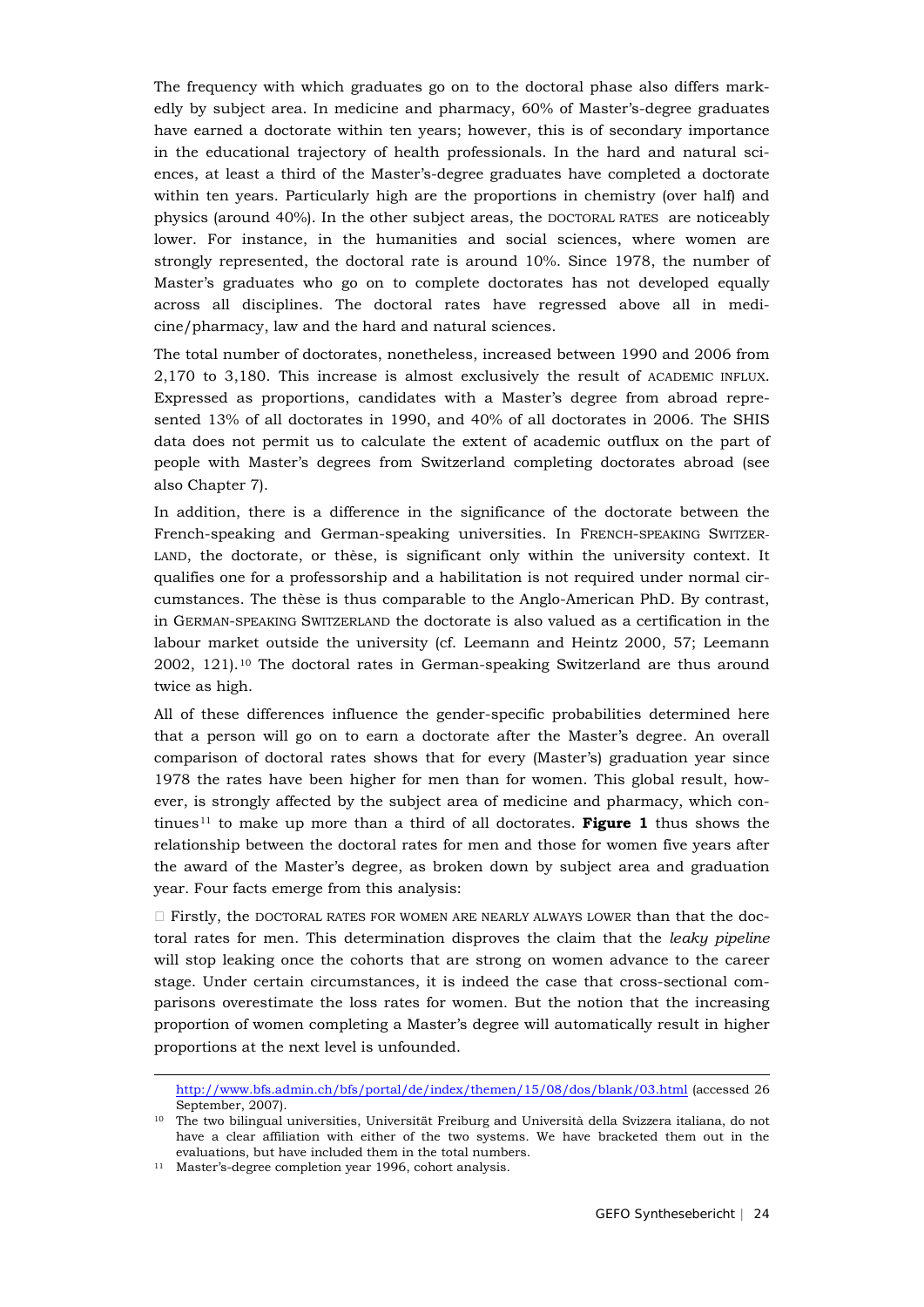The frequency with which graduates go on to the doctoral phase also differs markedly by subject area. In medicine and pharmacy, 60% of Master's-degree graduates have earned a doctorate within ten years; however, this is of secondary importance in the educational trajectory of health professionals. In the hard and natural sciences, at least a third of the Master's-degree graduates have completed a doctorate within ten years. Particularly high are the proportions in chemistry (over half) and physics (around 40%). In the other subject areas, the DOCTORAL RATES are noticeably lower. For instance, in the humanities and social sciences, where women are strongly represented, the doctoral rate is around 10%. Since 1978, the number of Master's graduates who go on to complete doctorates has not developed equally across all disciplines. The doctoral rates have regressed above all in medicine/pharmacy, law and the hard and natural sciences.

The total number of doctorates, nonetheless, increased between 1990 and 2006 from 2,170 to 3,180. This increase is almost exclusively the result of ACADEMIC INFLUX. Expressed as proportions, candidates with a Master's degree from abroad represented 13% of all doctorates in 1990, and 40% of all doctorates in 2006. The SHIS data does not permit us to calculate the extent of academic outflux on the part of people with Master's degrees from Switzerland completing doctorates abroad (see also Chapter 7).

In addition, there is a difference in the significance of the doctorate between the French-speaking and German-speaking universities. In FRENCH-SPEAKING SWITZERLAND, the doctorate, or thèse, is significant only within the university context. It qualifies one for a professorship and a habilitation is not required under normal circumstances. The thèse is thus comparable to the Anglo-American PhD. By contrast, in GERMAN-SPEAKING SWITZERLAND the doctorate is also valued as a certification in the labour market outside the university (cf. Leemann and Heintz 2000, 57; Leemann 2002, 121).[10] The doctoral rates in German-speaking Switzerland are thus around twice as high.

All of these differences influence the gender-specific probabilities determined here that a person will go on to earn a doctorate after the Master's degree. An overall comparison of doctoral rates shows that for every (Master's) graduation year since 1978 the rates have been higher for men than for women. This global result, however, is strongly affected by the subject area of medicine and pharmacy, which continues[11] to make up more than a third of all doctorates. **Figure 1** thus shows the relationship between the doctoral rates for men and those for women five years after the award of the Master's degree, as broken down by subject area and graduation year. Four facts emerge from this analysis:

- Firstly, the DOCTORAL RATES FOR WOMEN ARE NEARLY ALWAYS LOWER than that the doctoral rates for men. This determination disproves the claim that the *leaky pipeline* will stop leaking once the cohorts that are strong on women advance to the career stage. Under certain circumstances, it is indeed the case that cross-sectional comparisons overestimate the loss rates for women. But the notion that the increasing proportion of women completing a Master's degree will automatically result in higher proportions at the next level is unfounded.

---

http://www.bfs.admin.ch/bfs/portal/de/index/themen/15/08/dos/blank/03.html (accessed 26 September, 2007).

[10] The two bilingual universities, Universität Freiburg and Università della Svizzera italiana, do not have a clear affiliation with either of the two systems. We have bracketed them out in the evaluations, but have included them in the total numbers.

[11] Master's-degree completion year 1996, cohort analysis.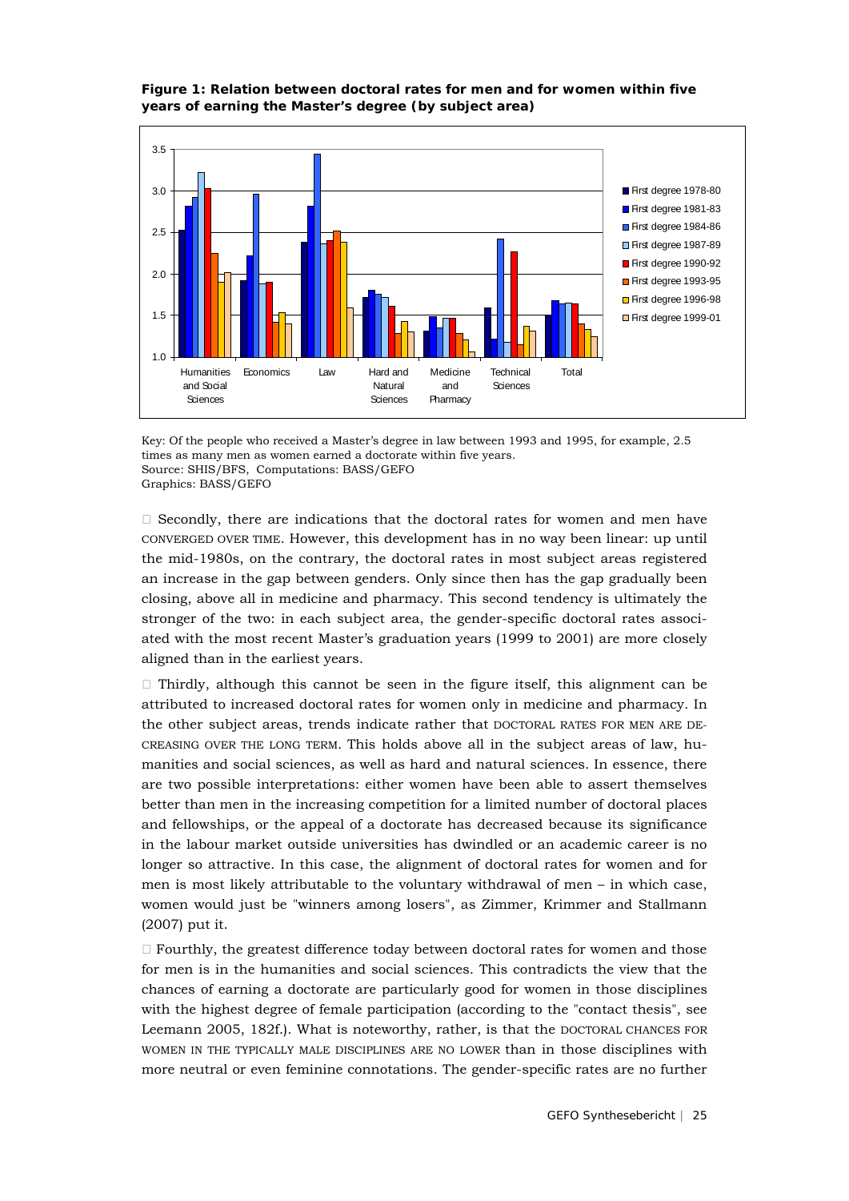**Figure 1: Relation between doctoral rates for men and for women within five years of earning the Master's degree (by subject area)**

Key: Of the people who received a Master's degree in law between 1993 and 1995, for example, 2.5 times as many men as women earned a doctorate within five years.
Source: SHIS/BFS, Computations: BASS/GEFO
Graphics: BASS/GEFO

- Secondly, there are indications that the doctoral rates for women and men have CONVERGED OVER TIME. However, this development has in no way been linear: up until the mid-1980s, on the contrary, the doctoral rates in most subject areas registered an increase in the gap between genders. Only since then has the gap gradually been closing, above all in medicine and pharmacy. This second tendency is ultimately the stronger of the two: in each subject area, the gender-specific doctoral rates associated with the most recent Master's graduation years (1999 to 2001) are more closely aligned than in the earliest years.

- Thirdly, although this cannot be seen in the figure itself, this alignment can be attributed to increased doctoral rates for women only in medicine and pharmacy. In the other subject areas, trends indicate rather that DOCTORAL RATES FOR MEN ARE DECREASING OVER THE LONG TERM. This holds above all in the subject areas of law, humanities and social sciences, as well as hard and natural sciences. In essence, there are two possible interpretations: either women have been able to assert themselves better than men in the increasing competition for a limited number of doctoral places and fellowships, or the appeal of a doctorate has decreased because its significance in the labour market outside universities has dwindled or an academic career is no longer so attractive. In this case, the alignment of doctoral rates for women and for men is most likely attributable to the voluntary withdrawal of men – in which case, women would just be "winners among losers", as Zimmer, Krimmer and Stallmann (2007) put it.

- Fourthly, the greatest difference today between doctoral rates for women and those for men is in the humanities and social sciences. This contradicts the view that the chances of earning a doctorate are particularly good for women in those disciplines with the highest degree of female participation (according to the "contact thesis", see Leemann 2005, 182f.). What is noteworthy, rather, is that the DOCTORAL CHANCES FOR WOMEN IN THE TYPICALLY MALE DISCIPLINES ARE NO LOWER than in those disciplines with more neutral or even feminine connotations. The gender-specific rates are no further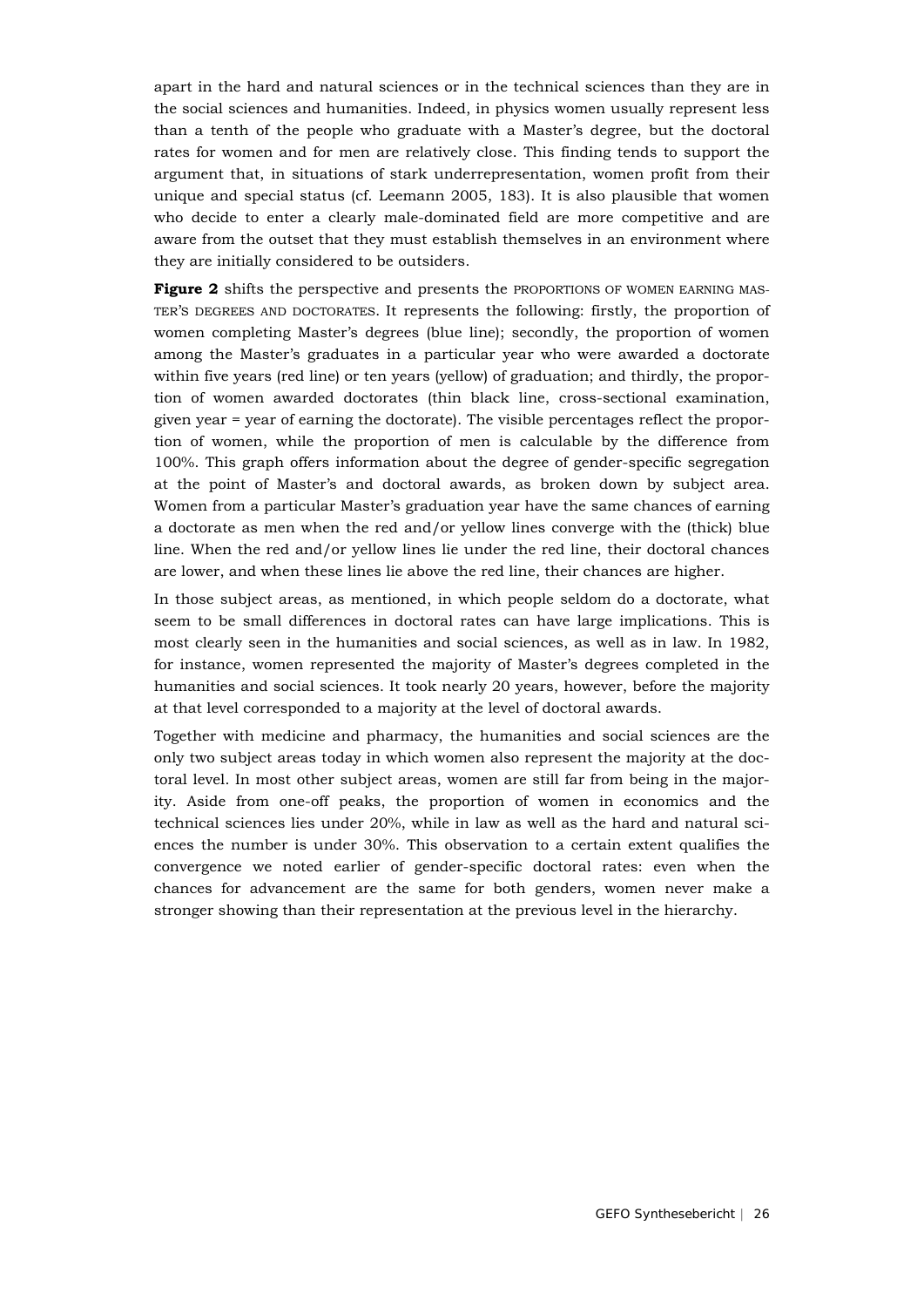apart in the hard and natural sciences or in the technical sciences than they are in the social sciences and humanities. Indeed, in physics women usually represent less than a tenth of the people who graduate with a Master's degree, but the doctoral rates for women and for men are relatively close. This finding tends to support the argument that, in situations of stark underrepresentation, women profit from their unique and special status (cf. Leemann 2005, 183). It is also plausible that women who decide to enter a clearly male-dominated field are more competitive and are aware from the outset that they must establish themselves in an environment where they are initially considered to be outsiders.

**Figure 2** shifts the perspective and presents the PROPORTIONS OF WOMEN EARNING MASTER'S DEGREES AND DOCTORATES. It represents the following: firstly, the proportion of women completing Master's degrees (blue line); secondly, the proportion of women among the Master's graduates in a particular year who were awarded a doctorate within five years (red line) or ten years (yellow) of graduation; and thirdly, the proportion of women awarded doctorates (thin black line, cross-sectional examination, given year = year of earning the doctorate). The visible percentages reflect the proportion of women, while the proportion of men is calculable by the difference from 100%. This graph offers information about the degree of gender-specific segregation at the point of Master's and doctoral awards, as broken down by subject area. Women from a particular Master's graduation year have the same chances of earning a doctorate as men when the red and/or yellow lines converge with the (thick) blue line. When the red and/or yellow lines lie under the red line, their doctoral chances are lower, and when these lines lie above the red line, their chances are higher.

In those subject areas, as mentioned, in which people seldom do a doctorate, what seem to be small differences in doctoral rates can have large implications. This is most clearly seen in the humanities and social sciences, as well as in law. In 1982, for instance, women represented the majority of Master's degrees completed in the humanities and social sciences. It took nearly 20 years, however, before the majority at that level corresponded to a majority at the level of doctoral awards.

Together with medicine and pharmacy, the humanities and social sciences are the only two subject areas today in which women also represent the majority at the doctoral level. In most other subject areas, women are still far from being in the majority. Aside from one-off peaks, the proportion of women in economics and the technical sciences lies under 20%, while in law as well as the hard and natural sciences the number is under 30%. This observation to a certain extent qualifies the convergence we noted earlier of gender-specific doctoral rates: even when the chances for advancement are the same for both genders, women never make a stronger showing than their representation at the previous level in the hierarchy.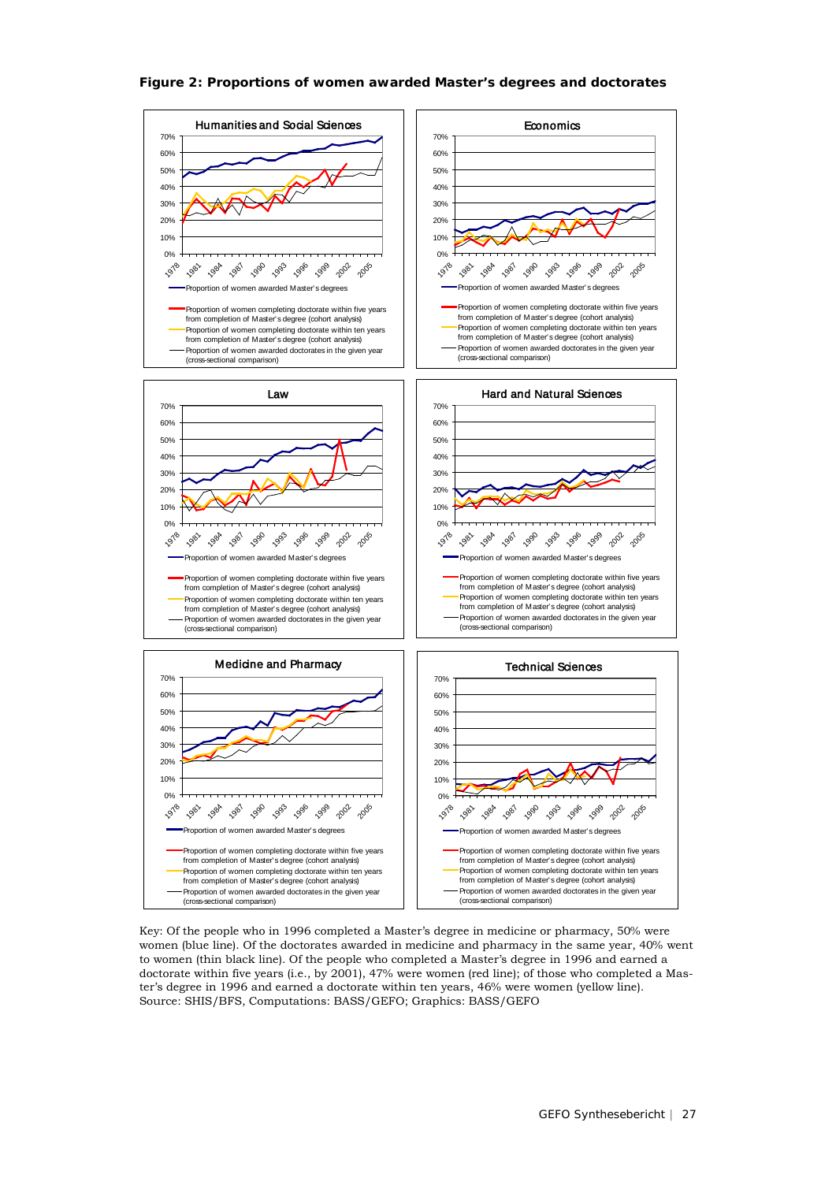**Figure 2: Proportions of women awarded Master's degrees and doctorates**

Key: Of the people who in 1996 completed a Master's degree in medicine or pharmacy, 50% were women (blue line). Of the doctorates awarded in medicine and pharmacy in the same year, 40% went to women (thin black line). Of the people who completed a Master's degree in 1996 and earned a doctorate within five years (i.e., by 2001), 47% were women (red line); of those who completed a Master's degree in 1996 and earned a doctorate within ten years, 46% were women (yellow line).
Source: SHIS/BFS, Computations: BASS/GEFO; Graphics: BASS/GEFO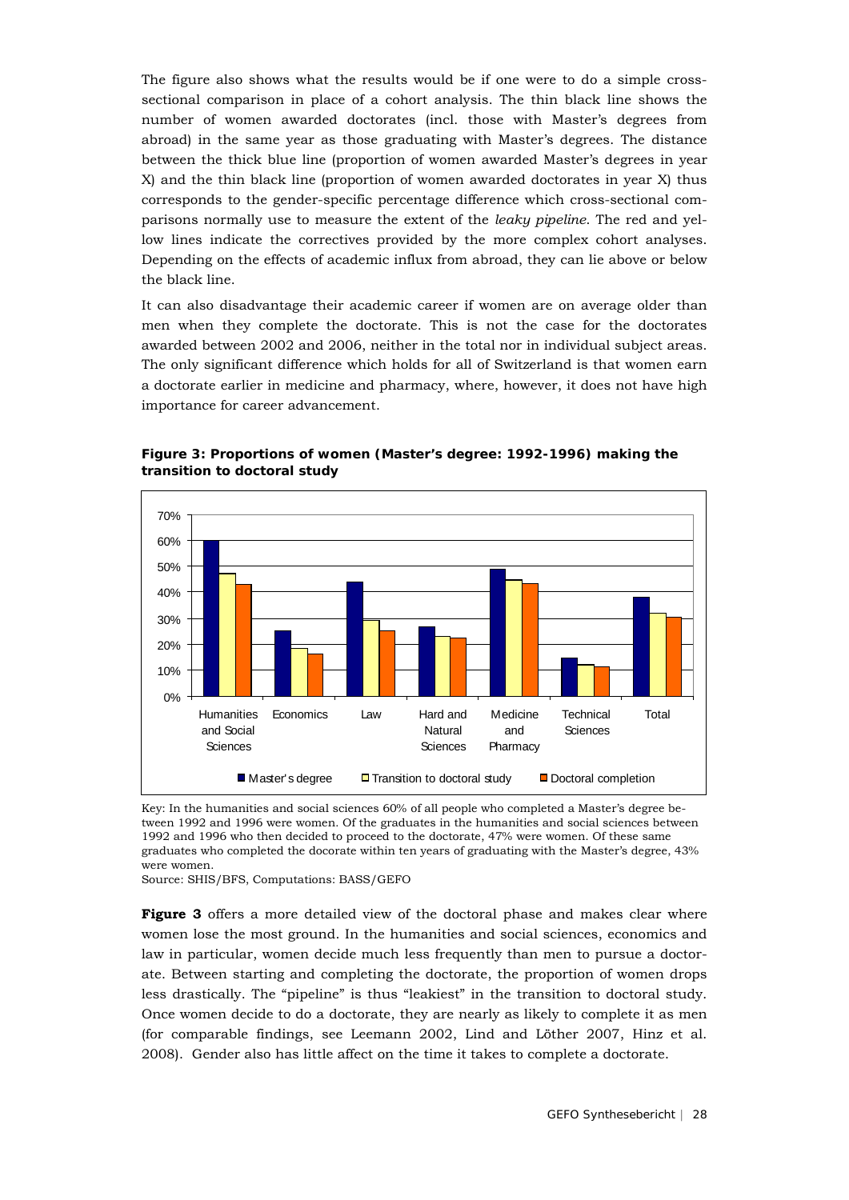The figure also shows what the results would be if one were to do a simple cross-sectional comparison in place of a cohort analysis. The thin black line shows the number of women awarded doctorates (incl. those with Master's degrees from abroad) in the same year as those graduating with Master's degrees. The distance between the thick blue line (proportion of women awarded Master's degrees in year X) and the thin black line (proportion of women awarded doctorates in year X) thus corresponds to the gender-specific percentage difference which cross-sectional comparisons normally use to measure the extent of the *leaky pipeline*. The red and yellow lines indicate the correctives provided by the more complex cohort analyses. Depending on the effects of academic influx from abroad, they can lie above or below the black line.

It can also disadvantage their academic career if women are on average older than men when they complete the doctorate. This is not the case for the doctorates awarded between 2002 and 2006, neither in the total nor in individual subject areas. The only significant difference which holds for all of Switzerland is that women earn a doctorate earlier in medicine and pharmacy, where, however, it does not have high importance for career advancement.

**Figure 3: Proportions of women (Master's degree: 1992-1996) making the transition to doctoral study**

| | Master's degree | Transition to doctoral study | Doctoral completion |
|---|---|---|---|
| Humanities and Social Sciences | 60% | 47% | 43% |
| Economics | 25% | 18% | 16% |
| Law | 44% | 29% | 25% |
| Hard and Natural Sciences | 27% | 23% | 22% |
| Medicine and Pharmacy | 49% | 45% | 43% |
| Technical Sciences | 15% | 12% | 11% |
| Total | 38% | 32% | 30% |

Key: In the humanities and social sciences 60% of all people who completed a Master's degree between 1992 and 1996 were women. Of the graduates in the humanities and social sciences between 1992 and 1996 who then decided to proceed to the doctorate, 47% were women. Of these same graduates who completed the docorate within ten years of graduating with the Master's degree, 43% were women.
Source: SHIS/BFS, Computations: BASS/GEFO

**Figure 3** offers a more detailed view of the doctoral phase and makes clear where women lose the most ground. In the humanities and social sciences, economics and law in particular, women decide much less frequently than men to pursue a doctorate. Between starting and completing the doctorate, the proportion of women drops less drastically. The "pipeline" is thus "leakiest" in the transition to doctoral study. Once women decide to do a doctorate, they are nearly as likely to complete it as men (for comparable findings, see Leemann 2002, Lind and Löther 2007, Hinz et al. 2008). Gender also has little affect on the time it takes to complete a doctorate.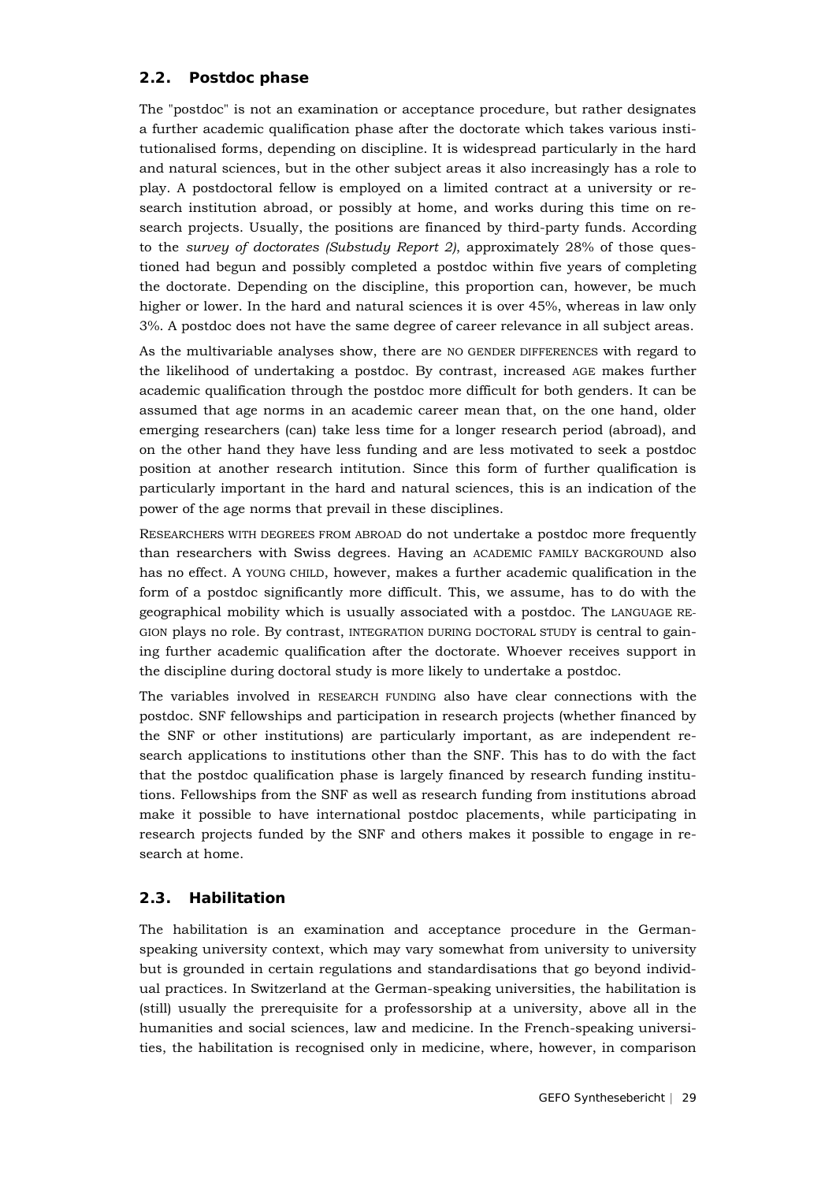## 2.2. Postdoc phase

The "postdoc" is not an examination or acceptance procedure, but rather designates a further academic qualification phase after the doctorate which takes various institutionalised forms, depending on discipline. It is widespread particularly in the hard and natural sciences, but in the other subject areas it also increasingly has a role to play. A postdoctoral fellow is employed on a limited contract at a university or research institution abroad, or possibly at home, and works during this time on research projects. Usually, the positions are financed by third-party funds. According to the *survey of doctorates (Substudy Report 2)*, approximately 28% of those questioned had begun and possibly completed a postdoc within five years of completing the doctorate. Depending on the discipline, this proportion can, however, be much higher or lower. In the hard and natural sciences it is over 45%, whereas in law only 3%. A postdoc does not have the same degree of career relevance in all subject areas.

As the multivariable analyses show, there are NO GENDER DIFFERENCES with regard to the likelihood of undertaking a postdoc. By contrast, increased AGE makes further academic qualification through the postdoc more difficult for both genders. It can be assumed that age norms in an academic career mean that, on the one hand, older emerging researchers (can) take less time for a longer research period (abroad), and on the other hand they have less funding and are less motivated to seek a postdoc position at another research intitution. Since this form of further qualification is particularly important in the hard and natural sciences, this is an indication of the power of the age norms that prevail in these disciplines.

RESEARCHERS WITH DEGREES FROM ABROAD do not undertake a postdoc more frequently than researchers with Swiss degrees. Having an ACADEMIC FAMILY BACKGROUND also has no effect. A YOUNG CHILD, however, makes a further academic qualification in the form of a postdoc significantly more difficult. This, we assume, has to do with the geographical mobility which is usually associated with a postdoc. The LANGUAGE REGION plays no role. By contrast, INTEGRATION DURING DOCTORAL STUDY is central to gaining further academic qualification after the doctorate. Whoever receives support in the discipline during doctoral study is more likely to undertake a postdoc.

The variables involved in RESEARCH FUNDING also have clear connections with the postdoc. SNF fellowships and participation in research projects (whether financed by the SNF or other institutions) are particularly important, as are independent research applications to institutions other than the SNF. This has to do with the fact that the postdoc qualification phase is largely financed by research funding institutions. Fellowships from the SNF as well as research funding from institutions abroad make it possible to have international postdoc placements, while participating in research projects funded by the SNF and others makes it possible to engage in research at home.

## 2.3. Habilitation

The habilitation is an examination and acceptance procedure in the German-speaking university context, which may vary somewhat from university to university but is grounded in certain regulations and standardisations that go beyond individual practices. In Switzerland at the German-speaking universities, the habilitation is (still) usually the prerequisite for a professorship at a university, above all in the humanities and social sciences, law and medicine. In the French-speaking universities, the habilitation is recognised only in medicine, where, however, in comparison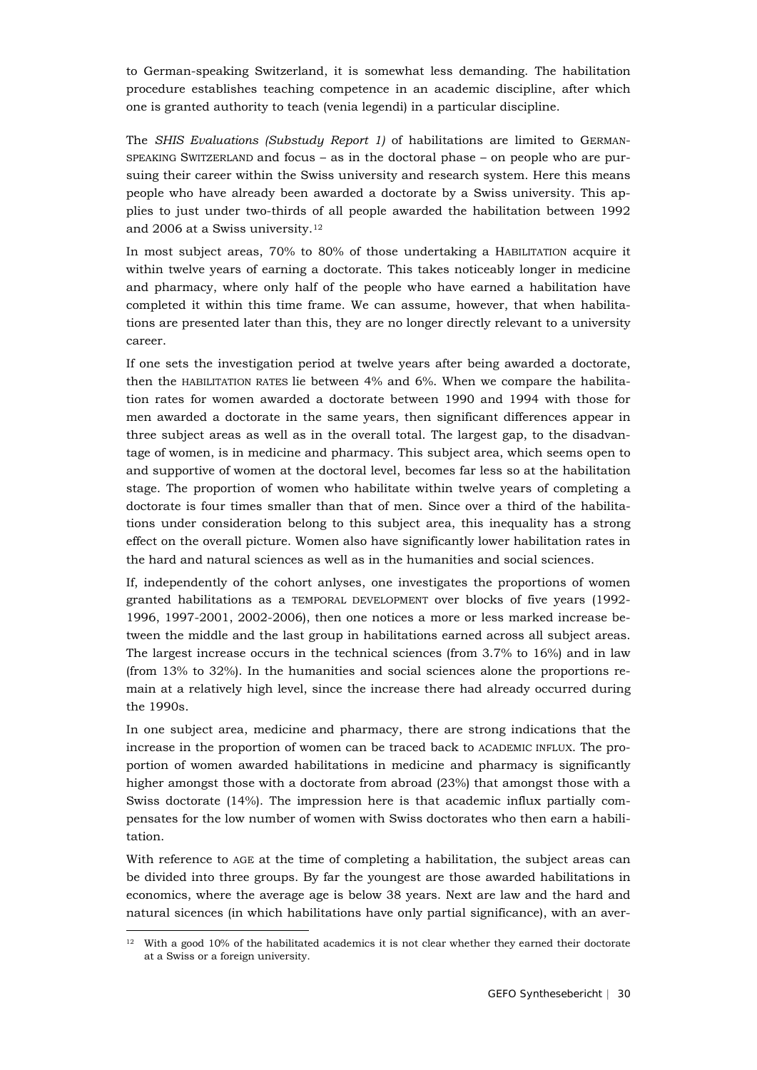to German-speaking Switzerland, it is somewhat less demanding. The habilitation procedure establishes teaching competence in an academic discipline, after which one is granted authority to teach (venia legendi) in a particular discipline.

The *SHIS Evaluations (Substudy Report 1)* of habilitations are limited to GERMAN-SPEAKING SWITZERLAND and focus – as in the doctoral phase – on people who are pursuing their career within the Swiss university and research system. Here this means people who have already been awarded a doctorate by a Swiss university. This applies to just under two-thirds of all people awarded the habilitation between 1992 and 2006 at a Swiss university.[12]

In most subject areas, 70% to 80% of those undertaking a HABILITATION acquire it within twelve years of earning a doctorate. This takes noticeably longer in medicine and pharmacy, where only half of the people who have earned a habilitation have completed it within this time frame. We can assume, however, that when habilitations are presented later than this, they are no longer directly relevant to a university career.

If one sets the investigation period at twelve years after being awarded a doctorate, then the HABILITATION RATES lie between 4% and 6%. When we compare the habilitation rates for women awarded a doctorate between 1990 and 1994 with those for men awarded a doctorate in the same years, then significant differences appear in three subject areas as well as in the overall total. The largest gap, to the disadvantage of women, is in medicine and pharmacy. This subject area, which seems open to and supportive of women at the doctoral level, becomes far less so at the habilitation stage. The proportion of women who habilitate within twelve years of completing a doctorate is four times smaller than that of men. Since over a third of the habilitations under consideration belong to this subject area, this inequality has a strong effect on the overall picture. Women also have significantly lower habilitation rates in the hard and natural sciences as well as in the humanities and social sciences.

If, independently of the cohort anlyses, one investigates the proportions of women granted habilitations as a TEMPORAL DEVELOPMENT over blocks of five years (1992-1996, 1997-2001, 2002-2006), then one notices a more or less marked increase between the middle and the last group in habilitations earned across all subject areas. The largest increase occurs in the technical sciences (from 3.7% to 16%) and in law (from 13% to 32%). In the humanities and social sciences alone the proportions remain at a relatively high level, since the increase there had already occurred during the 1990s.

In one subject area, medicine and pharmacy, there are strong indications that the increase in the proportion of women can be traced back to ACADEMIC INFLUX. The proportion of women awarded habilitations in medicine and pharmacy is significantly higher amongst those with a doctorate from abroad (23%) that amongst those with a Swiss doctorate (14%). The impression here is that academic influx partially compensates for the low number of women with Swiss doctorates who then earn a habilitation.

With reference to AGE at the time of completing a habilitation, the subject areas can be divided into three groups. By far the youngest are those awarded habilitations in economics, where the average age is below 38 years. Next are law and the hard and natural sicences (in which habilitations have only partial significance), with an aver-

[12] With a good 10% of the habilitated academics it is not clear whether they earned their doctorate at a Swiss or a foreign university.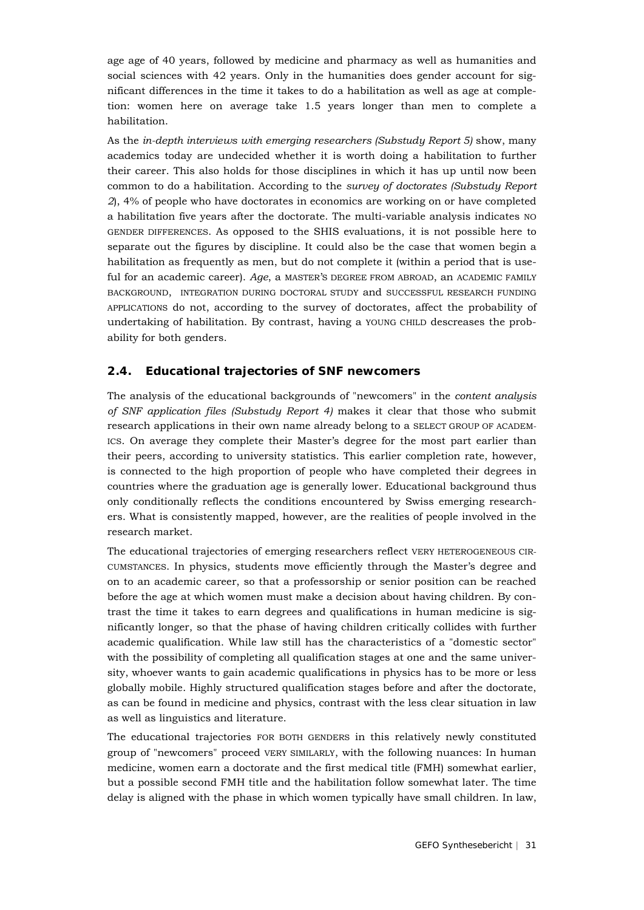age age of 40 years, followed by medicine and pharmacy as well as humanities and social sciences with 42 years. Only in the humanities does gender account for significant differences in the time it takes to do a habilitation as well as age at completion: women here on average take 1.5 years longer than men to complete a habilitation.

As the *in-depth interviews with emerging researchers (Substudy Report 5)* show, many academics today are undecided whether it is worth doing a habilitation to further their career. This also holds for those disciplines in which it has up until now been common to do a habilitation. According to the *survey of doctorates (Substudy Report 2)*, 4% of people who have doctorates in economics are working on or have completed a habilitation five years after the doctorate. The multi-variable analysis indicates NO GENDER DIFFERENCES. As opposed to the SHIS evaluations, it is not possible here to separate out the figures by discipline. It could also be the case that women begin a habilitation as frequently as men, but do not complete it (within a period that is useful for an academic career). *Age*, a MASTER'S DEGREE FROM ABROAD, an ACADEMIC FAMILY BACKGROUND, INTEGRATION DURING DOCTORAL STUDY and SUCCESSFUL RESEARCH FUNDING APPLICATIONS do not, according to the survey of doctorates, affect the probability of undertaking of habilitation. By contrast, having a YOUNG CHILD descreases the probability for both genders.

## 2.4. Educational trajectories of SNF newcomers

The analysis of the educational backgrounds of "newcomers" in the *content analysis of SNF application files (Substudy Report 4)* makes it clear that those who submit research applications in their own name already belong to a SELECT GROUP OF ACADEMICS. On average they complete their Master's degree for the most part earlier than their peers, according to university statistics. This earlier completion rate, however, is connected to the high proportion of people who have completed their degrees in countries where the graduation age is generally lower. Educational background thus only conditionally reflects the conditions encountered by Swiss emerging researchers. What is consistently mapped, however, are the realities of people involved in the research market.

The educational trajectories of emerging researchers reflect VERY HETEROGENEOUS CIRCUMSTANCES. In physics, students move efficiently through the Master's degree and on to an academic career, so that a professorship or senior position can be reached before the age at which women must make a decision about having children. By contrast the time it takes to earn degrees and qualifications in human medicine is significantly longer, so that the phase of having children critically collides with further academic qualification. While law still has the characteristics of a "domestic sector" with the possibility of completing all qualification stages at one and the same university, whoever wants to gain academic qualifications in physics has to be more or less globally mobile. Highly structured qualification stages before and after the doctorate, as can be found in medicine and physics, contrast with the less clear situation in law as well as linguistics and literature.

The educational trajectories FOR BOTH GENDERS in this relatively newly constituted group of "newcomers" proceed VERY SIMILARLY, with the following nuances: In human medicine, women earn a doctorate and the first medical title (FMH) somewhat earlier, but a possible second FMH title and the habilitation follow somewhat later. The time delay is aligned with the phase in which women typically have small children. In law,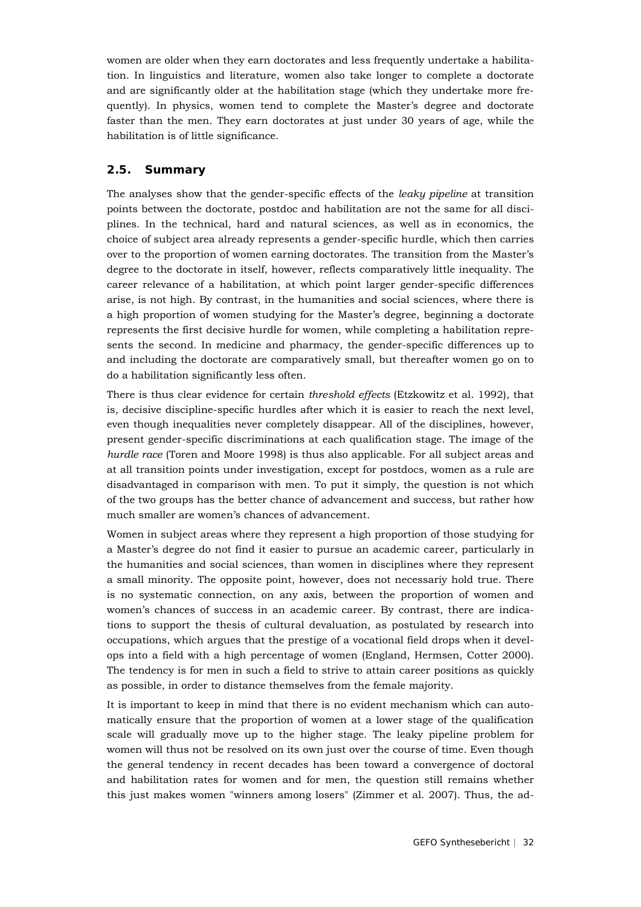women are older when they earn doctorates and less frequently undertake a habilitation. In linguistics and literature, women also take longer to complete a doctorate and are significantly older at the habilitation stage (which they undertake more frequently). In physics, women tend to complete the Master's degree and doctorate faster than the men. They earn doctorates at just under 30 years of age, while the habilitation is of little significance.

## 2.5. Summary

The analyses show that the gender-specific effects of the *leaky pipeline* at transition points between the doctorate, postdoc and habilitation are not the same for all disciplines. In the technical, hard and natural sciences, as well as in economics, the choice of subject area already represents a gender-specific hurdle, which then carries over to the proportion of women earning doctorates. The transition from the Master's degree to the doctorate in itself, however, reflects comparatively little inequality. The career relevance of a habilitation, at which point larger gender-specific differences arise, is not high. By contrast, in the humanities and social sciences, where there is a high proportion of women studying for the Master's degree, beginning a doctorate represents the first decisive hurdle for women, while completing a habilitation represents the second. In medicine and pharmacy, the gender-specific differences up to and including the doctorate are comparatively small, but thereafter women go on to do a habilitation significantly less often.

There is thus clear evidence for certain *threshold effects* (Etzkowitz et al. 1992), that is, decisive discipline-specific hurdles after which it is easier to reach the next level, even though inequalities never completely disappear. All of the disciplines, however, present gender-specific discriminations at each qualification stage. The image of the *hurdle race* (Toren and Moore 1998) is thus also applicable. For all subject areas and at all transition points under investigation, except for postdocs, women as a rule are disadvantaged in comparison with men. To put it simply, the question is not which of the two groups has the better chance of advancement and success, but rather how much smaller are women's chances of advancement.

Women in subject areas where they represent a high proportion of those studying for a Master's degree do not find it easier to pursue an academic career, particularly in the humanities and social sciences, than women in disciplines where they represent a small minority. The opposite point, however, does not necessariy hold true. There is no systematic connection, on any axis, between the proportion of women and women's chances of success in an academic career. By contrast, there are indications to support the thesis of cultural devaluation, as postulated by research into occupations, which argues that the prestige of a vocational field drops when it develops into a field with a high percentage of women (England, Hermsen, Cotter 2000). The tendency is for men in such a field to strive to attain career positions as quickly as possible, in order to distance themselves from the female majority.

It is important to keep in mind that there is no evident mechanism which can automatically ensure that the proportion of women at a lower stage of the qualification scale will gradually move up to the higher stage. The leaky pipeline problem for women will thus not be resolved on its own just over the course of time. Even though the general tendency in recent decades has been toward a convergence of doctoral and habilitation rates for women and for men, the question still remains whether this just makes women "winners among losers" (Zimmer et al. 2007). Thus, the ad-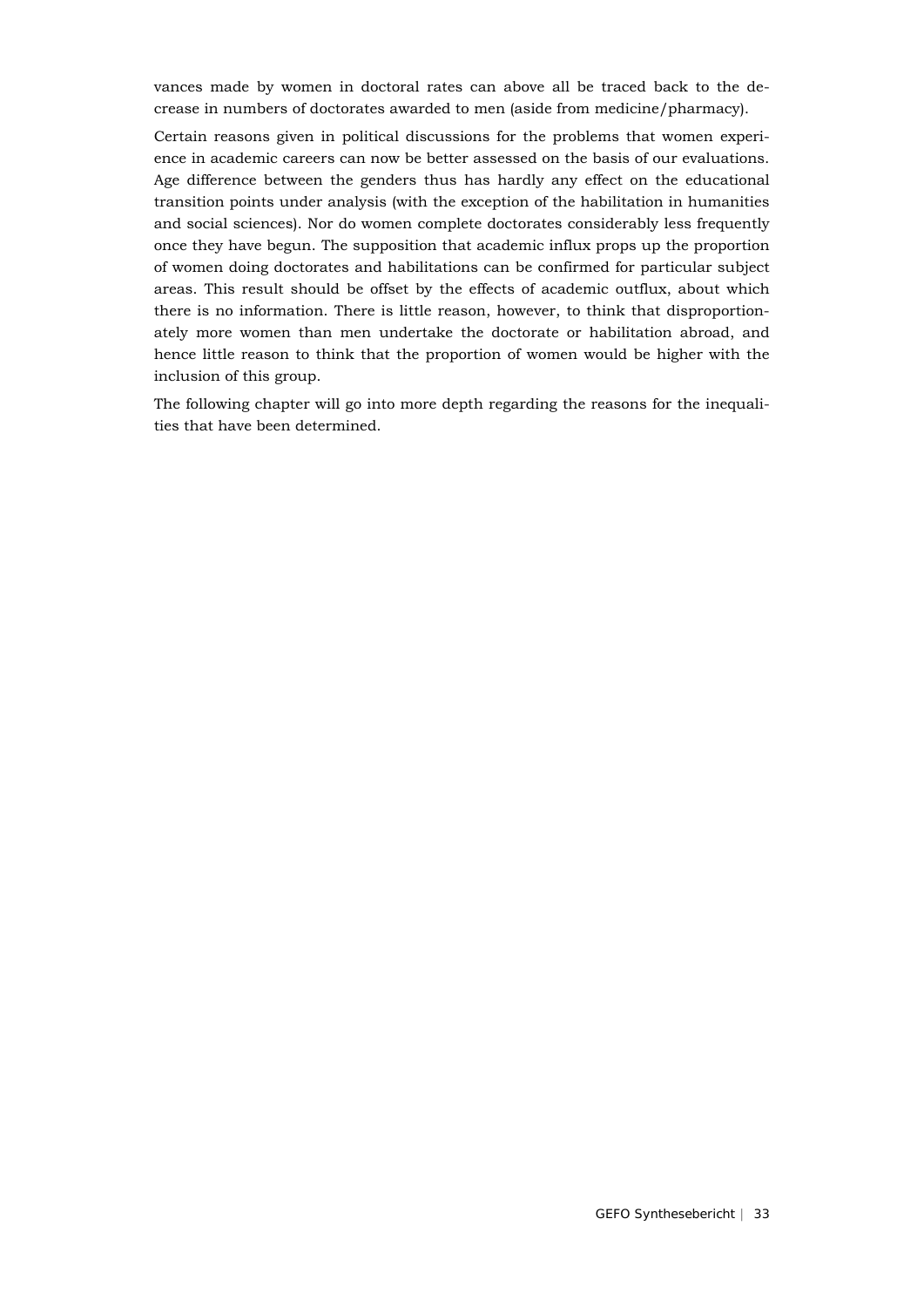vances made by women in doctoral rates can above all be traced back to the decrease in numbers of doctorates awarded to men (aside from medicine/pharmacy).

Certain reasons given in political discussions for the problems that women experience in academic careers can now be better assessed on the basis of our evaluations. Age difference between the genders thus has hardly any effect on the educational transition points under analysis (with the exception of the habilitation in humanities and social sciences). Nor do women complete doctorates considerably less frequently once they have begun. The supposition that academic influx props up the proportion of women doing doctorates and habilitations can be confirmed for particular subject areas. This result should be offset by the effects of academic outflux, about which there is no information. There is little reason, however, to think that disproportionately more women than men undertake the doctorate or habilitation abroad, and hence little reason to think that the proportion of women would be higher with the inclusion of this group.

The following chapter will go into more depth regarding the reasons for the inequalities that have been determined.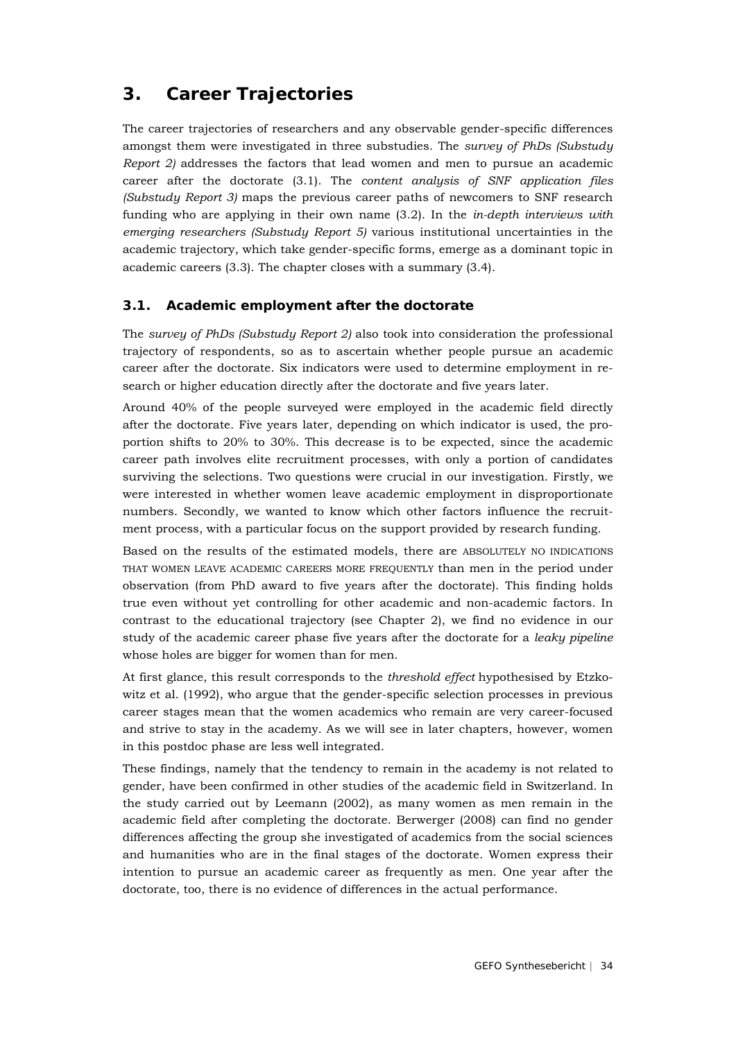# 3. Career Trajectories

The career trajectories of researchers and any observable gender-specific differences amongst them were investigated in three substudies. The *survey of PhDs (Substudy Report 2)* addresses the factors that lead women and men to pursue an academic career after the doctorate (3.1). The *content analysis of SNF application files (Substudy Report 3)* maps the previous career paths of newcomers to SNF research funding who are applying in their own name (3.2). In the *in-depth interviews with emerging researchers (Substudy Report 5)* various institutional uncertainties in the academic trajectory, which take gender-specific forms, emerge as a dominant topic in academic careers (3.3). The chapter closes with a summary (3.4).

## 3.1. Academic employment after the doctorate

The *survey of PhDs (Substudy Report 2)* also took into consideration the professional trajectory of respondents, so as to ascertain whether people pursue an academic career after the doctorate. Six indicators were used to determine employment in research or higher education directly after the doctorate and five years later.

Around 40% of the people surveyed were employed in the academic field directly after the doctorate. Five years later, depending on which indicator is used, the proportion shifts to 20% to 30%. This decrease is to be expected, since the academic career path involves elite recruitment processes, with only a portion of candidates surviving the selections. Two questions were crucial in our investigation. Firstly, we were interested in whether women leave academic employment in disproportionate numbers. Secondly, we wanted to know which other factors influence the recruitment process, with a particular focus on the support provided by research funding.

Based on the results of the estimated models, there are ABSOLUTELY NO INDICATIONS THAT WOMEN LEAVE ACADEMIC CAREERS MORE FREQUENTLY than men in the period under observation (from PhD award to five years after the doctorate). This finding holds true even without yet controlling for other academic and non-academic factors. In contrast to the educational trajectory (see Chapter 2), we find no evidence in our study of the academic career phase five years after the doctorate for a *leaky pipeline* whose holes are bigger for women than for men.

At first glance, this result corresponds to the *threshold effect* hypothesised by Etzkowitz et al. (1992), who argue that the gender-specific selection processes in previous career stages mean that the women academics who remain are very career-focused and strive to stay in the academy. As we will see in later chapters, however, women in this postdoc phase are less well integrated.

These findings, namely that the tendency to remain in the academy is not related to gender, have been confirmed in other studies of the academic field in Switzerland. In the study carried out by Leemann (2002), as many women as men remain in the academic field after completing the doctorate. Berwerger (2008) can find no gender differences affecting the group she investigated of academics from the social sciences and humanities who are in the final stages of the doctorate. Women express their intention to pursue an academic career as frequently as men. One year after the doctorate, too, there is no evidence of differences in the actual performance.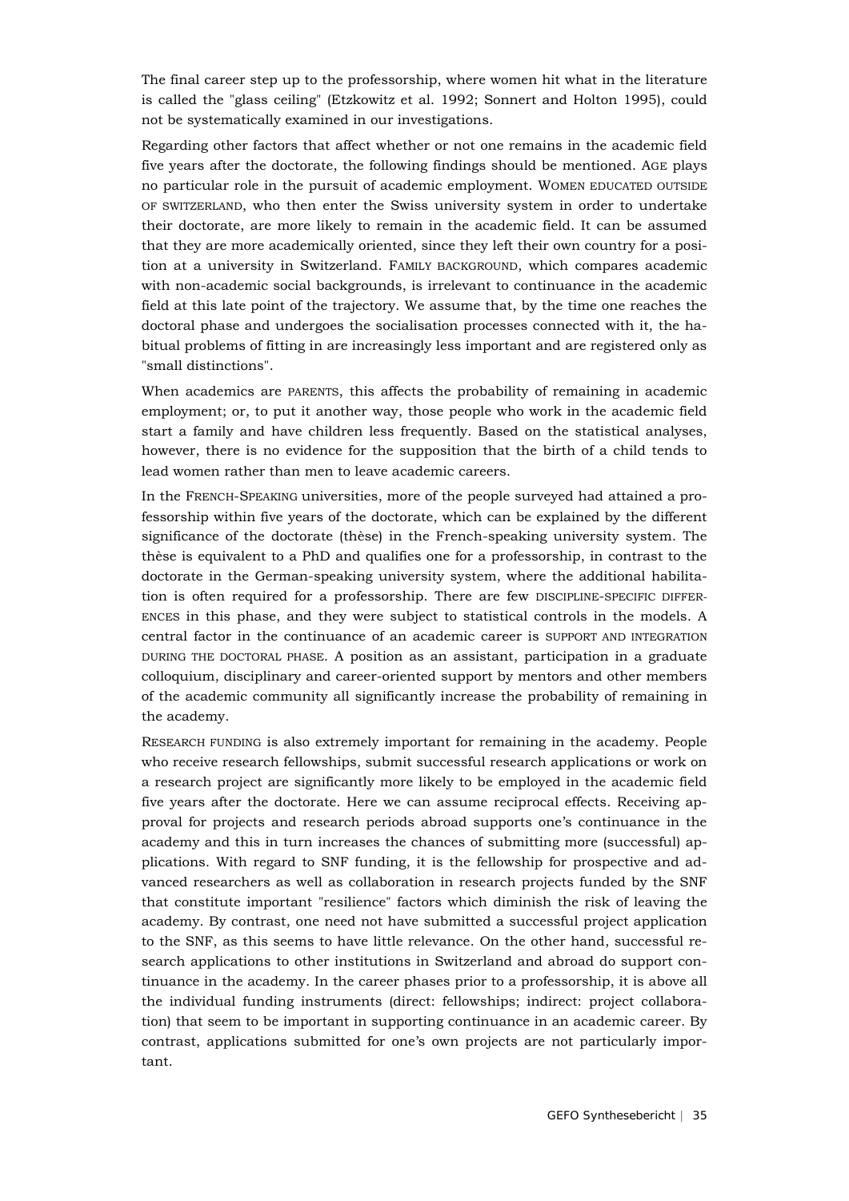The final career step up to the professorship, where women hit what in the literature is called the "glass ceiling" (Etzkowitz et al. 1992; Sonnert and Holton 1995), could not be systematically examined in our investigations.

Regarding other factors that affect whether or not one remains in the academic field five years after the doctorate, the following findings should be mentioned. AGE plays no particular role in the pursuit of academic employment. WOMEN EDUCATED OUTSIDE OF SWITZERLAND, who then enter the Swiss university system in order to undertake their doctorate, are more likely to remain in the academic field. It can be assumed that they are more academically oriented, since they left their own country for a position at a university in Switzerland. FAMILY BACKGROUND, which compares academic with non-academic social backgrounds, is irrelevant to continuance in the academic field at this late point of the trajectory. We assume that, by the time one reaches the doctoral phase and undergoes the socialisation processes connected with it, the habitual problems of fitting in are increasingly less important and are registered only as "small distinctions".

When academics are PARENTS, this affects the probability of remaining in academic employment; or, to put it another way, those people who work in the academic field start a family and have children less frequently. Based on the statistical analyses, however, there is no evidence for the supposition that the birth of a child tends to lead women rather than men to leave academic careers.

In the FRENCH-SPEAKING universities, more of the people surveyed had attained a professorship within five years of the doctorate, which can be explained by the different significance of the doctorate (thèse) in the French-speaking university system. The thèse is equivalent to a PhD and qualifies one for a professorship, in contrast to the doctorate in the German-speaking university system, where the additional habilitation is often required for a professorship. There are few DISCIPLINE-SPECIFIC DIFFERENCES in this phase, and they were subject to statistical controls in the models. A central factor in the continuance of an academic career is SUPPORT AND INTEGRATION DURING THE DOCTORAL PHASE. A position as an assistant, participation in a graduate colloquium, disciplinary and career-oriented support by mentors and other members of the academic community all significantly increase the probability of remaining in the academy.

RESEARCH FUNDING is also extremely important for remaining in the academy. People who receive research fellowships, submit successful research applications or work on a research project are significantly more likely to be employed in the academic field five years after the doctorate. Here we can assume reciprocal effects. Receiving approval for projects and research periods abroad supports one's continuance in the academy and this in turn increases the chances of submitting more (successful) applications. With regard to SNF funding, it is the fellowship for prospective and advanced researchers as well as collaboration in research projects funded by the SNF that constitute important "resilience" factors which diminish the risk of leaving the academy. By contrast, one need not have submitted a successful project application to the SNF, as this seems to have little relevance. On the other hand, successful research applications to other institutions in Switzerland and abroad do support continuance in the academy. In the career phases prior to a professorship, it is above all the individual funding instruments (direct: fellowships; indirect: project collaboration) that seem to be important in supporting continuance in an academic career. By contrast, applications submitted for one's own projects are not particularly important.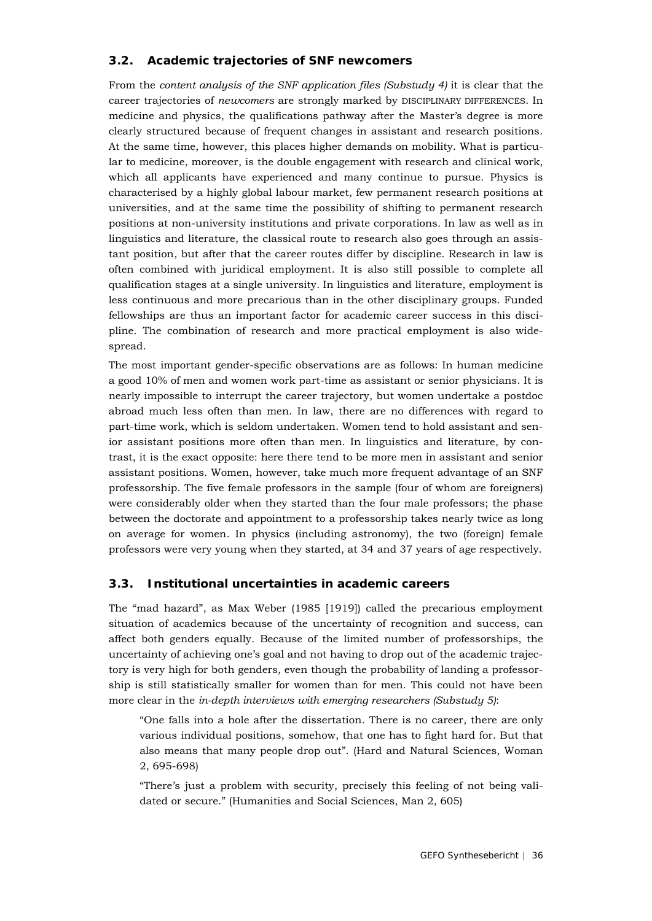## 3.2. Academic trajectories of SNF newcomers

From the *content analysis of the SNF application files (Substudy 4)* it is clear that the career trajectories of *newcomers* are strongly marked by DISCIPLINARY DIFFERENCES. In medicine and physics, the qualifications pathway after the Master's degree is more clearly structured because of frequent changes in assistant and research positions. At the same time, however, this places higher demands on mobility. What is particular to medicine, moreover, is the double engagement with research and clinical work, which all applicants have experienced and many continue to pursue. Physics is characterised by a highly global labour market, few permanent research positions at universities, and at the same time the possibility of shifting to permanent research positions at non-university institutions and private corporations. In law as well as in linguistics and literature, the classical route to research also goes through an assistant position, but after that the career routes differ by discipline. Research in law is often combined with juridical employment. It is also still possible to complete all qualification stages at a single university. In linguistics and literature, employment is less continuous and more precarious than in the other disciplinary groups. Funded fellowships are thus an important factor for academic career success in this discipline. The combination of research and more practical employment is also widespread.

The most important gender-specific observations are as follows: In human medicine a good 10% of men and women work part-time as assistant or senior physicians. It is nearly impossible to interrupt the career trajectory, but women undertake a postdoc abroad much less often than men. In law, there are no differences with regard to part-time work, which is seldom undertaken. Women tend to hold assistant and senior assistant positions more often than men. In linguistics and literature, by contrast, it is the exact opposite: here there tend to be more men in assistant and senior assistant positions. Women, however, take much more frequent advantage of an SNF professorship. The five female professors in the sample (four of whom are foreigners) were considerably older when they started than the four male professors; the phase between the doctorate and appointment to a professorship takes nearly twice as long on average for women. In physics (including astronomy), the two (foreign) female professors were very young when they started, at 34 and 37 years of age respectively.

## 3.3. Institutional uncertainties in academic careers

The "mad hazard", as Max Weber (1985 [1919]) called the precarious employment situation of academics because of the uncertainty of recognition and success, can affect both genders equally. Because of the limited number of professorships, the uncertainty of achieving one's goal and not having to drop out of the academic trajectory is very high for both genders, even though the probability of landing a professorship is still statistically smaller for women than for men. This could not have been more clear in the *in-depth interviews with emerging researchers (Substudy 5)*:

> "One falls into a hole after the dissertation. There is no career, there are only various individual positions, somehow, that one has to fight hard for. But that also means that many people drop out". (Hard and Natural Sciences, Woman 2, 695-698)
>
> "There's just a problem with security, precisely this feeling of not being validated or secure." (Humanities and Social Sciences, Man 2, 605)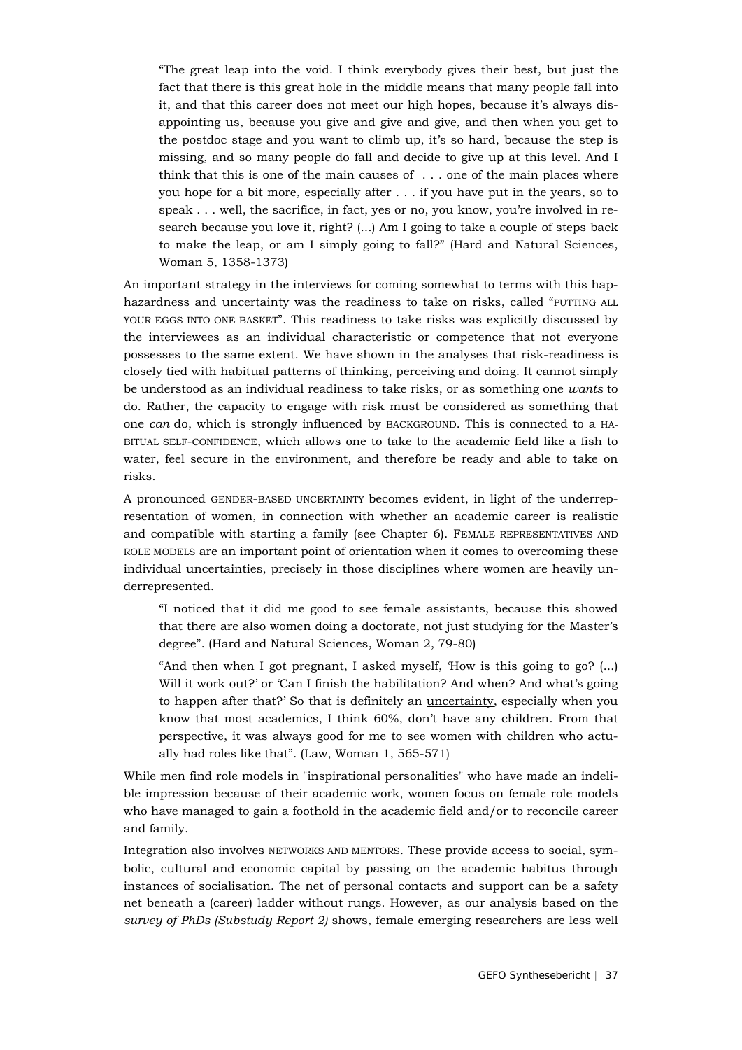> "The great leap into the void. I think everybody gives their best, but just the fact that there is this great hole in the middle means that many people fall into it, and that this career does not meet our high hopes, because it's always disappointing us, because you give and give and give, and then when you get to the postdoc stage and you want to climb up, it's so hard, because the step is missing, and so many people do fall and decide to give up at this level. And I think that this is one of the main causes of . . . one of the main places where you hope for a bit more, especially after . . . if you have put in the years, so to speak . . . well, the sacrifice, in fact, yes or no, you know, you're involved in research because you love it, right? (...) Am I going to take a couple of steps back to make the leap, or am I simply going to fall?" (Hard and Natural Sciences, Woman 5, 1358-1373)

An important strategy in the interviews for coming somewhat to terms with this haphazardness and uncertainty was the readiness to take on risks, called "PUTTING ALL YOUR EGGS INTO ONE BASKET". This readiness to take risks was explicitly discussed by the interviewees as an individual characteristic or competence that not everyone possesses to the same extent. We have shown in the analyses that risk-readiness is closely tied with habitual patterns of thinking, perceiving and doing. It cannot simply be understood as an individual readiness to take risks, or as something one *wants* to do. Rather, the capacity to engage with risk must be considered as something that one *can* do, which is strongly influenced by BACKGROUND. This is connected to a HABITUAL SELF-CONFIDENCE, which allows one to take to the academic field like a fish to water, feel secure in the environment, and therefore be ready and able to take on risks.

A pronounced GENDER-BASED UNCERTAINTY becomes evident, in light of the underrepresentation of women, in connection with whether an academic career is realistic and compatible with starting a family (see Chapter 6). FEMALE REPRESENTATIVES AND ROLE MODELS are an important point of orientation when it comes to overcoming these individual uncertainties, precisely in those disciplines where women are heavily underrepresented.

> "I noticed that it did me good to see female assistants, because this showed that there are also women doing a doctorate, not just studying for the Master's degree". (Hard and Natural Sciences, Woman 2, 79-80)

> "And then when I got pregnant, I asked myself, 'How is this going to go? (...) Will it work out?' or 'Can I finish the habilitation? And when? And what's going to happen after that?' So that is definitely an <u>uncertainty</u>, especially when you know that most academics, I think 60%, don't have <u>any</u> children. From that perspective, it was always good for me to see women with children who actually had roles like that". (Law, Woman 1, 565-571)

While men find role models in "inspirational personalities" who have made an indelible impression because of their academic work, women focus on female role models who have managed to gain a foothold in the academic field and/or to reconcile career and family.

Integration also involves NETWORKS AND MENTORS. These provide access to social, symbolic, cultural and economic capital by passing on the academic habitus through instances of socialisation. The net of personal contacts and support can be a safety net beneath a (career) ladder without rungs. However, as our analysis based on the *survey of PhDs (Substudy Report 2)* shows, female emerging researchers are less well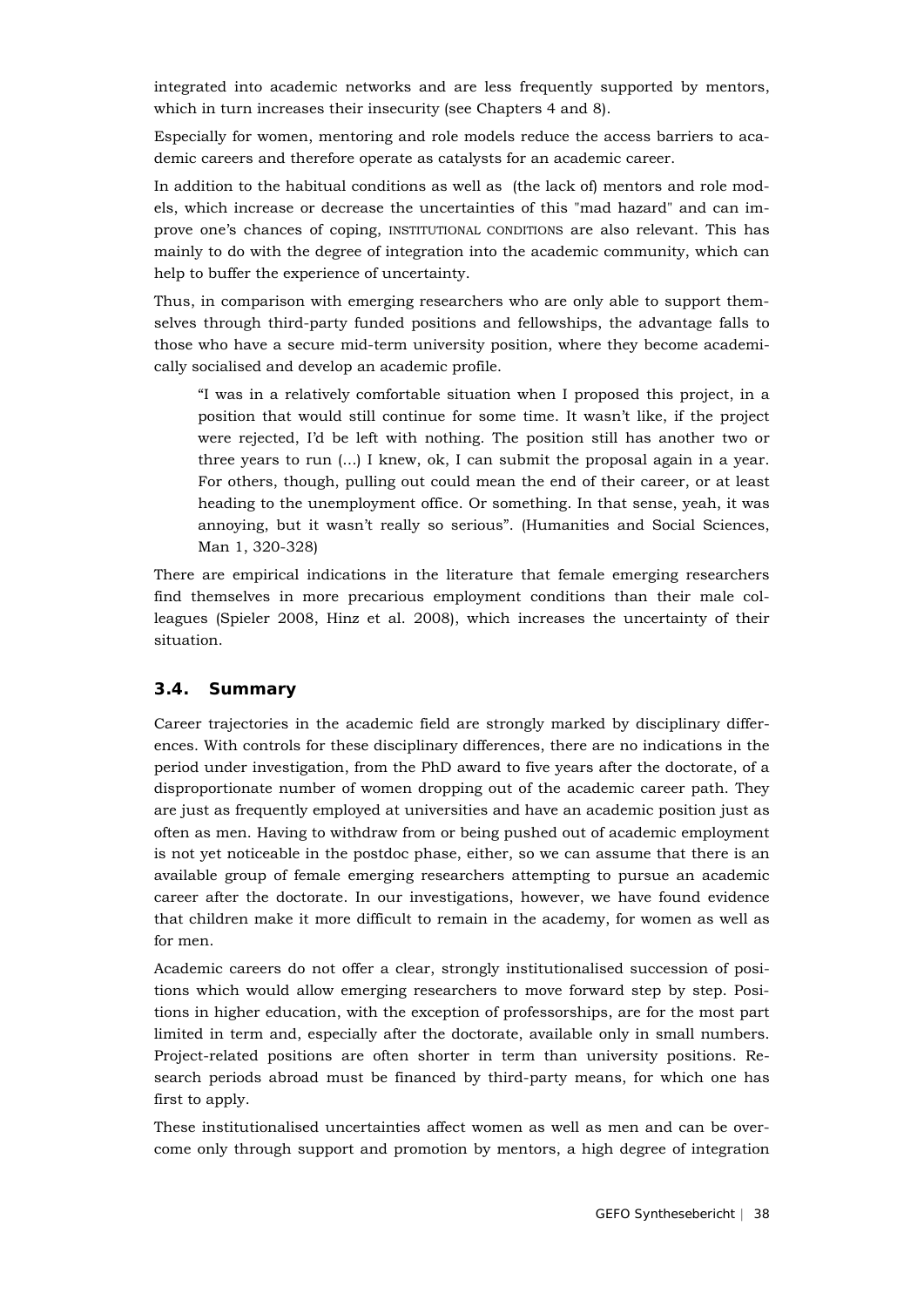integrated into academic networks and are less frequently supported by mentors, which in turn increases their insecurity (see Chapters 4 and 8).

Especially for women, mentoring and role models reduce the access barriers to academic careers and therefore operate as catalysts for an academic career.

In addition to the habitual conditions as well as (the lack of) mentors and role models, which increase or decrease the uncertainties of this "mad hazard" and can improve one's chances of coping, INSTITUTIONAL CONDITIONS are also relevant. This has mainly to do with the degree of integration into the academic community, which can help to buffer the experience of uncertainty.

Thus, in comparison with emerging researchers who are only able to support themselves through third-party funded positions and fellowships, the advantage falls to those who have a secure mid-term university position, where they become academically socialised and develop an academic profile.

> "I was in a relatively comfortable situation when I proposed this project, in a position that would still continue for some time. It wasn't like, if the project were rejected, I'd be left with nothing. The position still has another two or three years to run (...) I knew, ok, I can submit the proposal again in a year. For others, though, pulling out could mean the end of their career, or at least heading to the unemployment office. Or something. In that sense, yeah, it was annoying, but it wasn't really so serious". (Humanities and Social Sciences, Man 1, 320-328)

There are empirical indications in the literature that female emerging researchers find themselves in more precarious employment conditions than their male colleagues (Spieler 2008, Hinz et al. 2008), which increases the uncertainty of their situation.

## 3.4. Summary

Career trajectories in the academic field are strongly marked by disciplinary differences. With controls for these disciplinary differences, there are no indications in the period under investigation, from the PhD award to five years after the doctorate, of a disproportionate number of women dropping out of the academic career path. They are just as frequently employed at universities and have an academic position just as often as men. Having to withdraw from or being pushed out of academic employment is not yet noticeable in the postdoc phase, either, so we can assume that there is an available group of female emerging researchers attempting to pursue an academic career after the doctorate. In our investigations, however, we have found evidence that children make it more difficult to remain in the academy, for women as well as for men.

Academic careers do not offer a clear, strongly institutionalised succession of positions which would allow emerging researchers to move forward step by step. Positions in higher education, with the exception of professorships, are for the most part limited in term and, especially after the doctorate, available only in small numbers. Project-related positions are often shorter in term than university positions. Research periods abroad must be financed by third-party means, for which one has first to apply.

These institutionalised uncertainties affect women as well as men and can be overcome only through support and promotion by mentors, a high degree of integration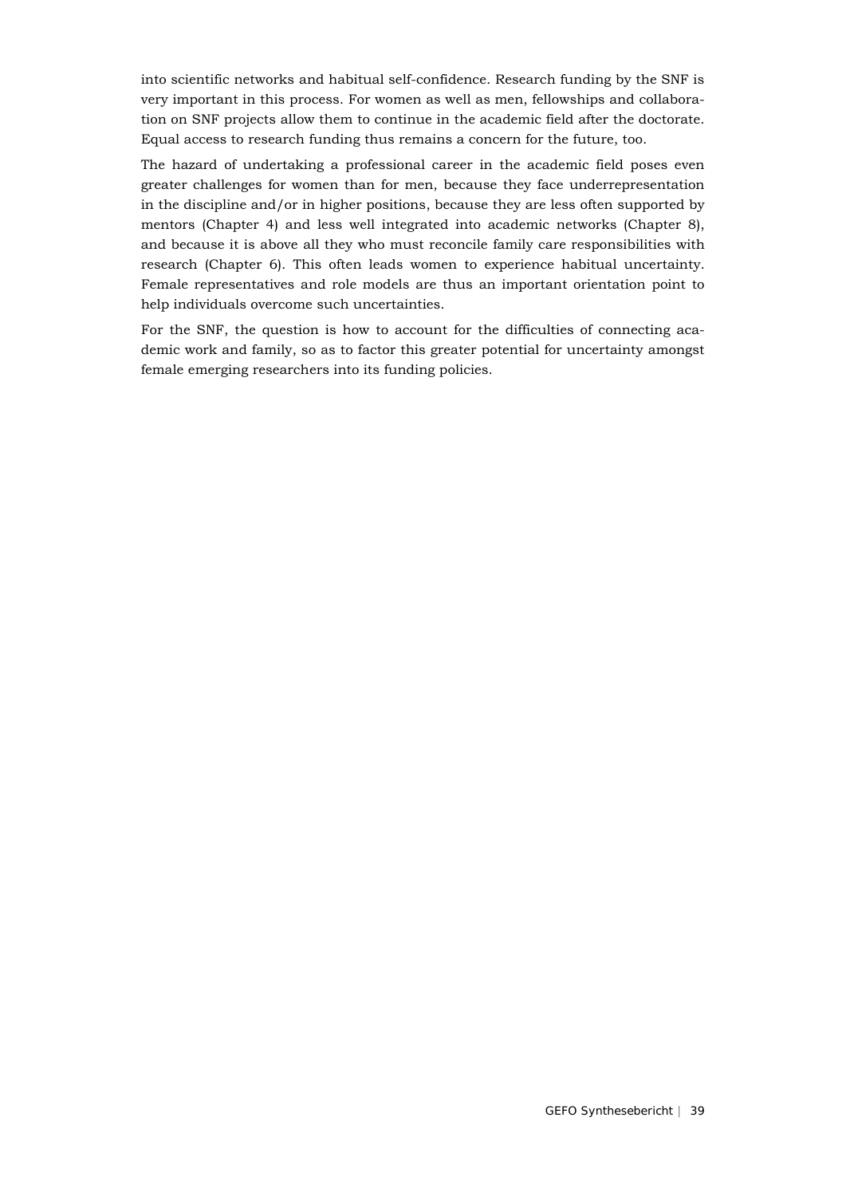into scientific networks and habitual self-confidence. Research funding by the SNF is very important in this process. For women as well as men, fellowships and collaboration on SNF projects allow them to continue in the academic field after the doctorate. Equal access to research funding thus remains a concern for the future, too.

The hazard of undertaking a professional career in the academic field poses even greater challenges for women than for men, because they face underrepresentation in the discipline and/or in higher positions, because they are less often supported by mentors (Chapter 4) and less well integrated into academic networks (Chapter 8), and because it is above all they who must reconcile family care responsibilities with research (Chapter 6). This often leads women to experience habitual uncertainty. Female representatives and role models are thus an important orientation point to help individuals overcome such uncertainties.

For the SNF, the question is how to account for the difficulties of connecting academic work and family, so as to factor this greater potential for uncertainty amongst female emerging researchers into its funding policies.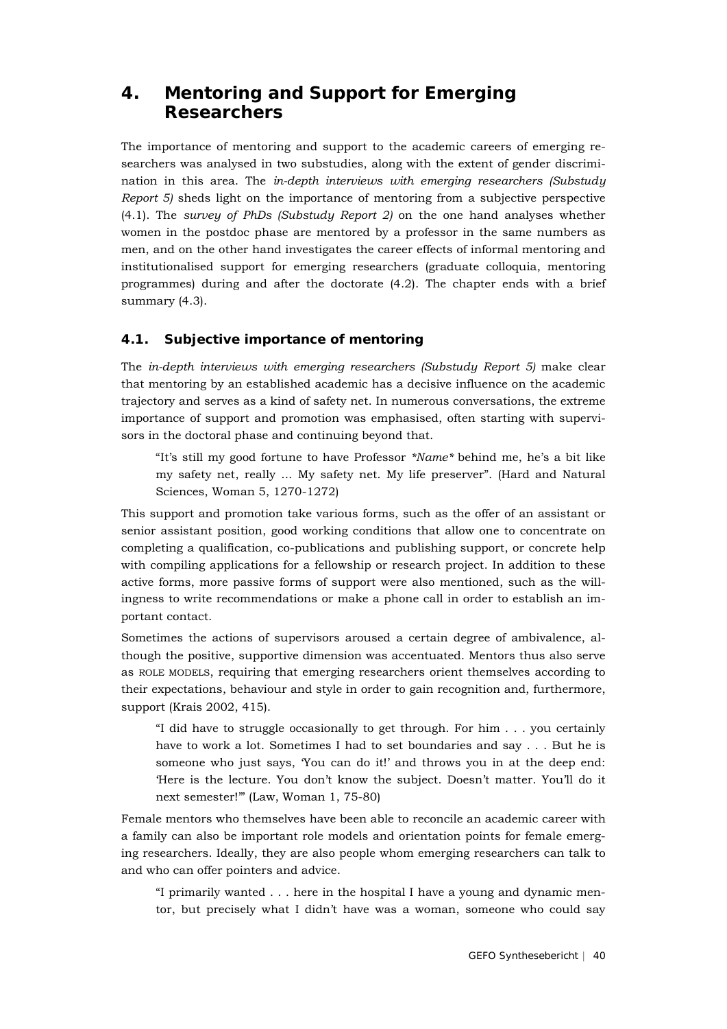# 4. Mentoring and Support for Emerging Researchers

The importance of mentoring and support to the academic careers of emerging researchers was analysed in two substudies, along with the extent of gender discrimination in this area. The *in-depth interviews with emerging researchers (Substudy Report 5)* sheds light on the importance of mentoring from a subjective perspective (4.1). The *survey of PhDs (Substudy Report 2)* on the one hand analyses whether women in the postdoc phase are mentored by a professor in the same numbers as men, and on the other hand investigates the career effects of informal mentoring and institutionalised support for emerging researchers (graduate colloquia, mentoring programmes) during and after the doctorate (4.2). The chapter ends with a brief summary (4.3).

## 4.1. Subjective importance of mentoring

The *in-depth interviews with emerging researchers (Substudy Report 5)* make clear that mentoring by an established academic has a decisive influence on the academic trajectory and serves as a kind of safety net. In numerous conversations, the extreme importance of support and promotion was emphasised, often starting with supervisors in the doctoral phase and continuing beyond that.

> "It's still my good fortune to have Professor *\*Name\** behind me, he's a bit like my safety net, really ... My safety net. My life preserver". (Hard and Natural Sciences, Woman 5, 1270-1272)

This support and promotion take various forms, such as the offer of an assistant or senior assistant position, good working conditions that allow one to concentrate on completing a qualification, co-publications and publishing support, or concrete help with compiling applications for a fellowship or research project. In addition to these active forms, more passive forms of support were also mentioned, such as the willingness to write recommendations or make a phone call in order to establish an important contact.

Sometimes the actions of supervisors aroused a certain degree of ambivalence, although the positive, supportive dimension was accentuated. Mentors thus also serve as ROLE MODELS, requiring that emerging researchers orient themselves according to their expectations, behaviour and style in order to gain recognition and, furthermore, support (Krais 2002, 415).

> "I did have to struggle occasionally to get through. For him . . . you certainly have to work a lot. Sometimes I had to set boundaries and say . . . But he is someone who just says, 'You can do it!' and throws you in at the deep end: 'Here is the lecture. You don't know the subject. Doesn't matter. You'll do it next semester!'" (Law, Woman 1, 75-80)

Female mentors who themselves have been able to reconcile an academic career with a family can also be important role models and orientation points for female emerging researchers. Ideally, they are also people whom emerging researchers can talk to and who can offer pointers and advice.

> "I primarily wanted . . . here in the hospital I have a young and dynamic mentor, but precisely what I didn't have was a woman, someone who could say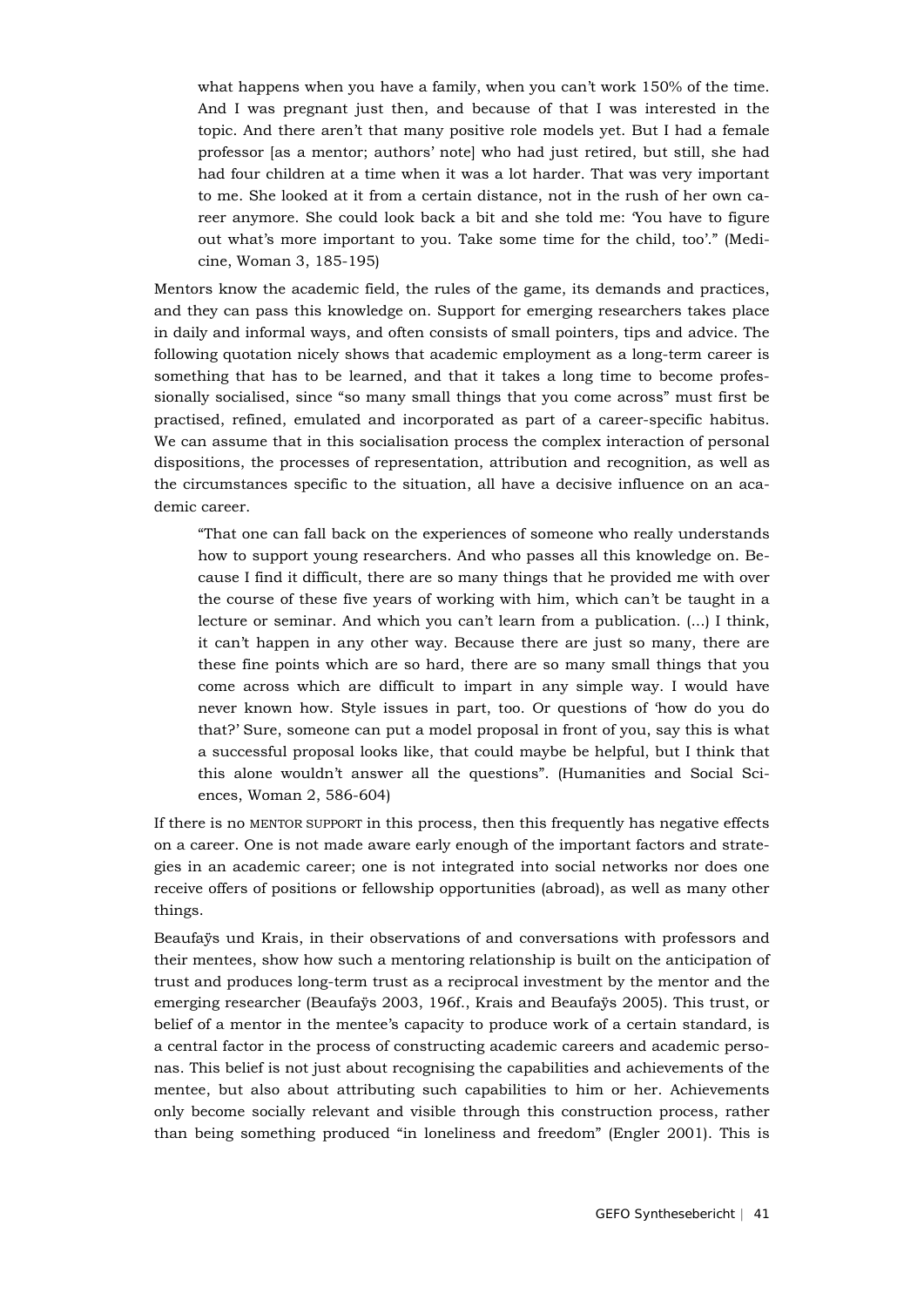> what happens when you have a family, when you can't work 150% of the time. And I was pregnant just then, and because of that I was interested in the topic. And there aren't that many positive role models yet. But I had a female professor [as a mentor; authors' note] who had just retired, but still, she had had four children at a time when it was a lot harder. That was very important to me. She looked at it from a certain distance, not in the rush of her own career anymore. She could look back a bit and she told me: 'You have to figure out what's more important to you. Take some time for the child, too'." (Medicine, Woman 3, 185-195)

Mentors know the academic field, the rules of the game, its demands and practices, and they can pass this knowledge on. Support for emerging researchers takes place in daily and informal ways, and often consists of small pointers, tips and advice. The following quotation nicely shows that academic employment as a long-term career is something that has to be learned, and that it takes a long time to become professionally socialised, since "so many small things that you come across" must first be practised, refined, emulated and incorporated as part of a career-specific habitus. We can assume that in this socialisation process the complex interaction of personal dispositions, the processes of representation, attribution and recognition, as well as the circumstances specific to the situation, all have a decisive influence on an academic career.

> "That one can fall back on the experiences of someone who really understands how to support young researchers. And who passes all this knowledge on. Because I find it difficult, there are so many things that he provided me with over the course of these five years of working with him, which can't be taught in a lecture or seminar. And which you can't learn from a publication. (...) I think, it can't happen in any other way. Because there are just so many, there are these fine points which are so hard, there are so many small things that you come across which are difficult to impart in any simple way. I would have never known how. Style issues in part, too. Or questions of 'how do you do that?' Sure, someone can put a model proposal in front of you, say this is what a successful proposal looks like, that could maybe be helpful, but I think that this alone wouldn't answer all the questions". (Humanities and Social Sciences, Woman 2, 586-604)

If there is no MENTOR SUPPORT in this process, then this frequently has negative effects on a career. One is not made aware early enough of the important factors and strategies in an academic career; one is not integrated into social networks nor does one receive offers of positions or fellowship opportunities (abroad), as well as many other things.

Beaufaÿs und Krais, in their observations of and conversations with professors and their mentees, show how such a mentoring relationship is built on the anticipation of trust and produces long-term trust as a reciprocal investment by the mentor and the emerging researcher (Beaufaÿs 2003, 196f., Krais and Beaufaÿs 2005). This trust, or belief of a mentor in the mentee's capacity to produce work of a certain standard, is a central factor in the process of constructing academic careers and academic personas. This belief is not just about recognising the capabilities and achievements of the mentee, but also about attributing such capabilities to him or her. Achievements only become socially relevant and visible through this construction process, rather than being something produced "in loneliness and freedom" (Engler 2001). This is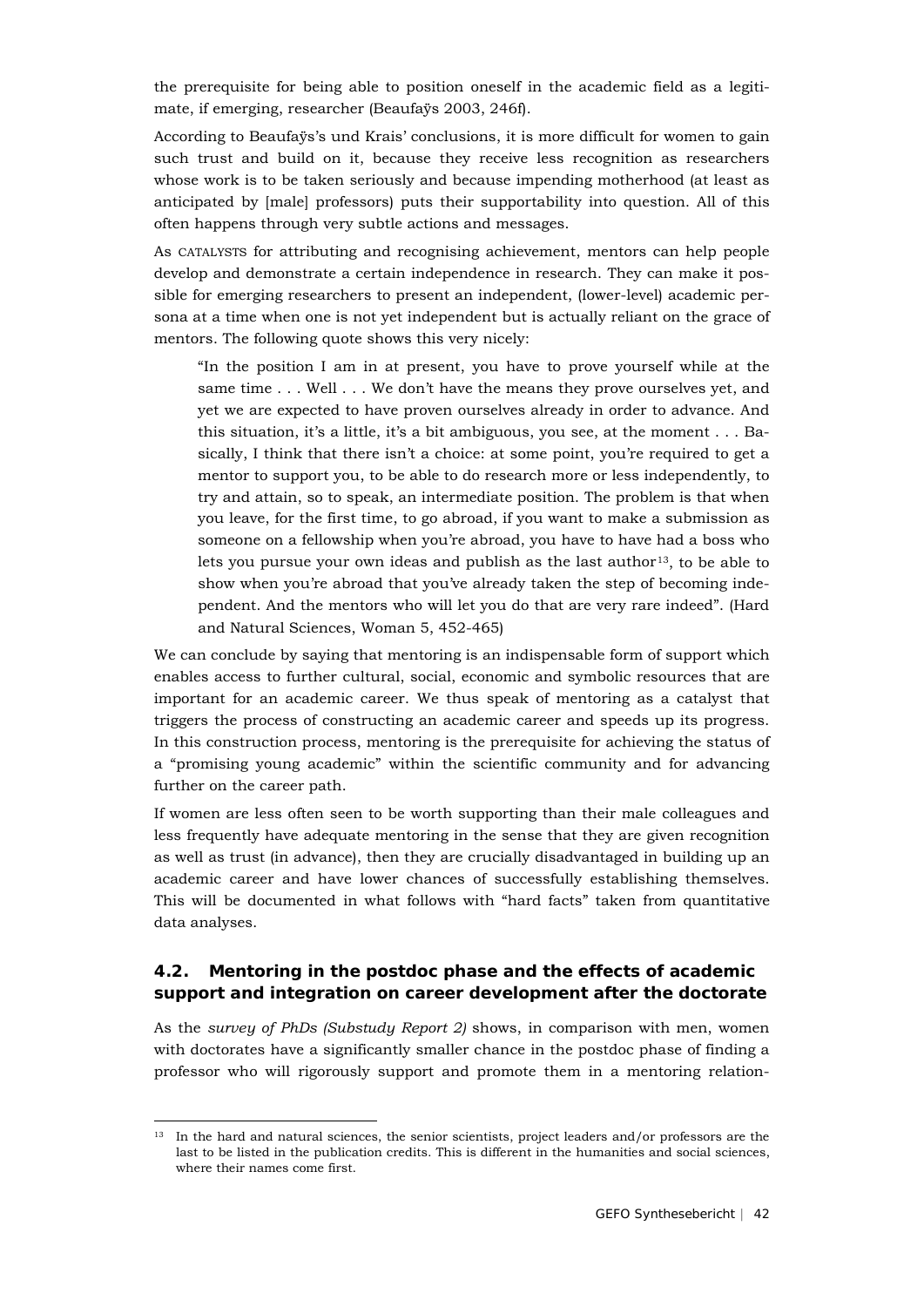the prerequisite for being able to position oneself in the academic field as a legitimate, if emerging, researcher (Beaufaÿs 2003, 246f).

According to Beaufaÿs's und Krais' conclusions, it is more difficult for women to gain such trust and build on it, because they receive less recognition as researchers whose work is to be taken seriously and because impending motherhood (at least as anticipated by [male] professors) puts their supportability into question. All of this often happens through very subtle actions and messages.

As CATALYSTS for attributing and recognising achievement, mentors can help people develop and demonstrate a certain independence in research. They can make it possible for emerging researchers to present an independent, (lower-level) academic persona at a time when one is not yet independent but is actually reliant on the grace of mentors. The following quote shows this very nicely:

> "In the position I am in at present, you have to prove yourself while at the same time . . . Well . . . We don't have the means they prove ourselves yet, and yet we are expected to have proven ourselves already in order to advance. And this situation, it's a little, it's a bit ambiguous, you see, at the moment . . . Basically, I think that there isn't a choice: at some point, you're required to get a mentor to support you, to be able to do research more or less independently, to try and attain, so to speak, an intermediate position. The problem is that when you leave, for the first time, to go abroad, if you want to make a submission as someone on a fellowship when you're abroad, you have to have had a boss who lets you pursue your own ideas and publish as the last author[13], to be able to show when you're abroad that you've already taken the step of becoming independent. And the mentors who will let you do that are very rare indeed". (Hard and Natural Sciences, Woman 5, 452-465)

We can conclude by saying that mentoring is an indispensable form of support which enables access to further cultural, social, economic and symbolic resources that are important for an academic career. We thus speak of mentoring as a catalyst that triggers the process of constructing an academic career and speeds up its progress. In this construction process, mentoring is the prerequisite for achieving the status of a "promising young academic" within the scientific community and for advancing further on the career path.

If women are less often seen to be worth supporting than their male colleagues and less frequently have adequate mentoring in the sense that they are given recognition as well as trust (in advance), then they are crucially disadvantaged in building up an academic career and have lower chances of successfully establishing themselves. This will be documented in what follows with "hard facts" taken from quantitative data analyses.

## 4.2. Mentoring in the postdoc phase and the effects of academic support and integration on career development after the doctorate

As the *survey of PhDs (Substudy Report 2)* shows, in comparison with men, women with doctorates have a significantly smaller chance in the postdoc phase of finding a professor who will rigorously support and promote them in a mentoring relation-

[13] In the hard and natural sciences, the senior scientists, project leaders and/or professors are the last to be listed in the publication credits. This is different in the humanities and social sciences, where their names come first.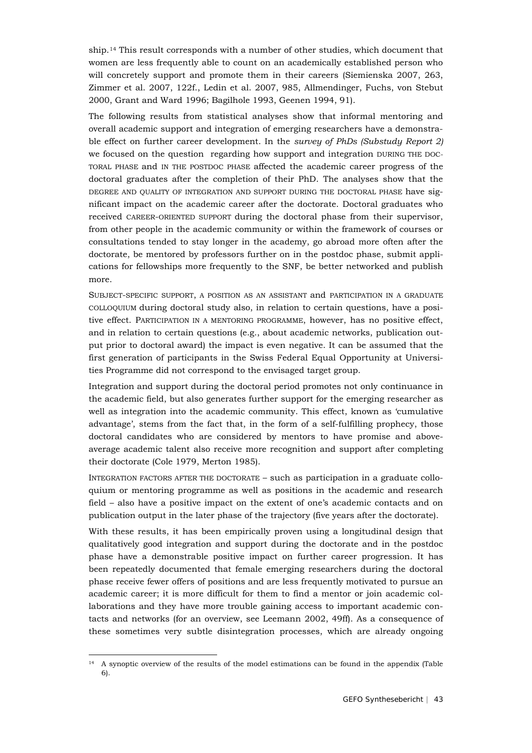ship.[14] This result corresponds with a number of other studies, which document that women are less frequently able to count on an academically established person who will concretely support and promote them in their careers (Siemienska 2007, 263, Zimmer et al. 2007, 122f., Ledin et al. 2007, 985, Allmendinger, Fuchs, von Stebut 2000, Grant and Ward 1996; Bagilhole 1993, Geenen 1994, 91).

The following results from statistical analyses show that informal mentoring and overall academic support and integration of emerging researchers have a demonstrable effect on further career development. In the *survey of PhDs (Substudy Report 2)* we focused on the question regarding how support and integration DURING THE DOCTORAL PHASE and IN THE POSTDOC PHASE affected the academic career progress of the doctoral graduates after the completion of their PhD. The analyses show that the DEGREE AND QUALITY OF INTEGRATION AND SUPPORT DURING THE DOCTORAL PHASE have significant impact on the academic career after the doctorate. Doctoral graduates who received CAREER-ORIENTED SUPPORT during the doctoral phase from their supervisor, from other people in the academic community or within the framework of courses or consultations tended to stay longer in the academy, go abroad more often after the doctorate, be mentored by professors further on in the postdoc phase, submit applications for fellowships more frequently to the SNF, be better networked and publish more.

SUBJECT-SPECIFIC SUPPORT, A POSITION AS AN ASSISTANT and PARTICIPATION IN A GRADUATE COLLOQUIUM during doctoral study also, in relation to certain questions, have a positive effect. PARTICIPATION IN A MENTORING PROGRAMME, however, has no positive effect, and in relation to certain questions (e.g., about academic networks, publication output prior to doctoral award) the impact is even negative. It can be assumed that the first generation of participants in the Swiss Federal Equal Opportunity at Universities Programme did not correspond to the envisaged target group.

Integration and support during the doctoral period promotes not only continuance in the academic field, but also generates further support for the emerging researcher as well as integration into the academic community. This effect, known as 'cumulative advantage', stems from the fact that, in the form of a self-fulfilling prophecy, those doctoral candidates who are considered by mentors to have promise and above-average academic talent also receive more recognition and support after completing their doctorate (Cole 1979, Merton 1985).

INTEGRATION FACTORS AFTER THE DOCTORATE – such as participation in a graduate colloquium or mentoring programme as well as positions in the academic and research field – also have a positive impact on the extent of one's academic contacts and on publication output in the later phase of the trajectory (five years after the doctorate).

With these results, it has been empirically proven using a longitudinal design that qualitatively good integration and support during the doctorate and in the postdoc phase have a demonstrable positive impact on further career progression. It has been repeatedly documented that female emerging researchers during the doctoral phase receive fewer offers of positions and are less frequently motivated to pursue an academic career; it is more difficult for them to find a mentor or join academic collaborations and they have more trouble gaining access to important academic contacts and networks (for an overview, see Leemann 2002, 49ff). As a consequence of these sometimes very subtle disintegration processes, which are already ongoing

[14] A synoptic overview of the results of the model estimations can be found in the appendix (Table 6).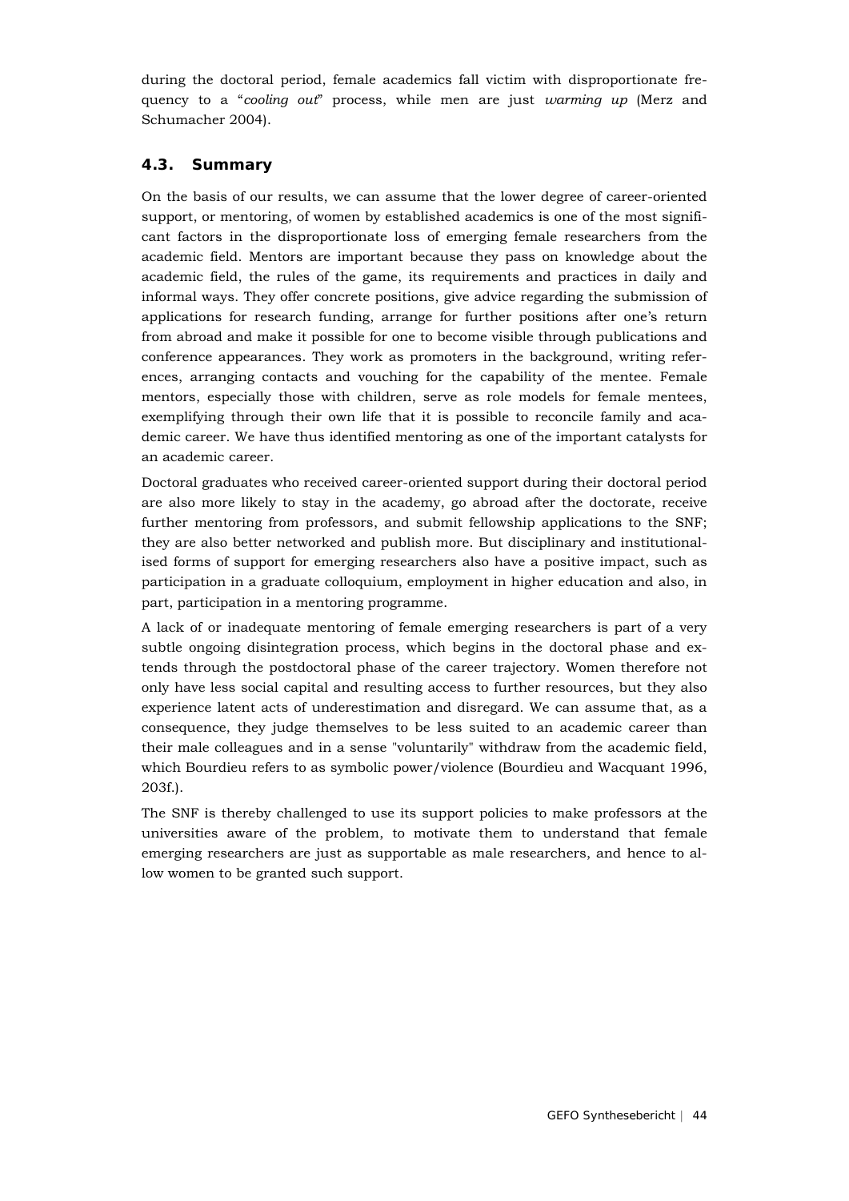during the doctoral period, female academics fall victim with disproportionate frequency to a "*cooling out*" process, while men are just *warming up* (Merz and Schumacher 2004).

### 4.3. Summary

On the basis of our results, we can assume that the lower degree of career-oriented support, or mentoring, of women by established academics is one of the most significant factors in the disproportionate loss of emerging female researchers from the academic field. Mentors are important because they pass on knowledge about the academic field, the rules of the game, its requirements and practices in daily and informal ways. They offer concrete positions, give advice regarding the submission of applications for research funding, arrange for further positions after one's return from abroad and make it possible for one to become visible through publications and conference appearances. They work as promoters in the background, writing references, arranging contacts and vouching for the capability of the mentee. Female mentors, especially those with children, serve as role models for female mentees, exemplifying through their own life that it is possible to reconcile family and academic career. We have thus identified mentoring as one of the important catalysts for an academic career.

Doctoral graduates who received career-oriented support during their doctoral period are also more likely to stay in the academy, go abroad after the doctorate, receive further mentoring from professors, and submit fellowship applications to the SNF; they are also better networked and publish more. But disciplinary and institutionalised forms of support for emerging researchers also have a positive impact, such as participation in a graduate colloquium, employment in higher education and also, in part, participation in a mentoring programme.

A lack of or inadequate mentoring of female emerging researchers is part of a very subtle ongoing disintegration process, which begins in the doctoral phase and extends through the postdoctoral phase of the career trajectory. Women therefore not only have less social capital and resulting access to further resources, but they also experience latent acts of underestimation and disregard. We can assume that, as a consequence, they judge themselves to be less suited to an academic career than their male colleagues and in a sense "voluntarily" withdraw from the academic field, which Bourdieu refers to as symbolic power/violence (Bourdieu and Wacquant 1996, 203f.).

The SNF is thereby challenged to use its support policies to make professors at the universities aware of the problem, to motivate them to understand that female emerging researchers are just as supportable as male researchers, and hence to allow women to be granted such support.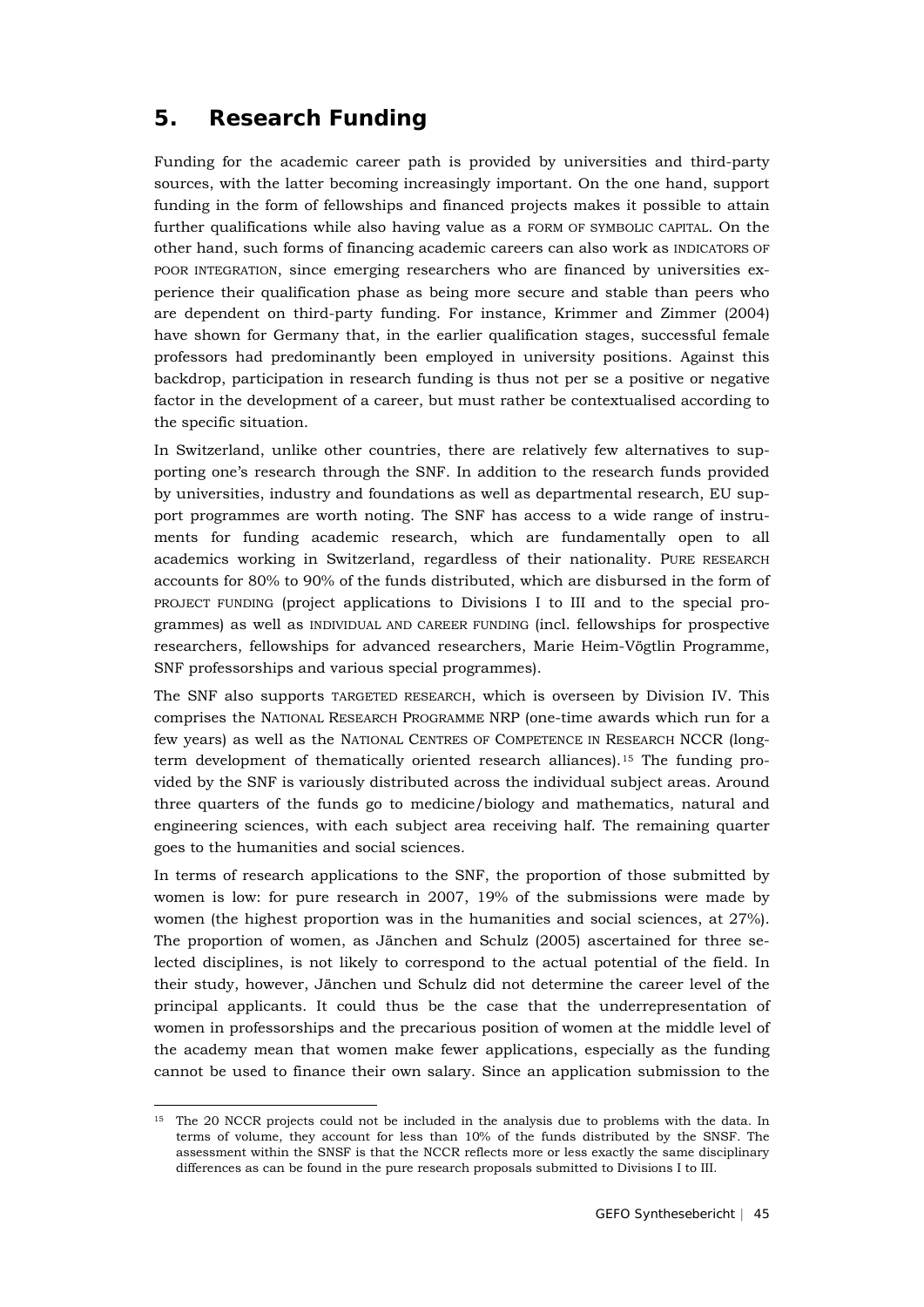## 5. Research Funding

Funding for the academic career path is provided by universities and third-party sources, with the latter becoming increasingly important. On the one hand, support funding in the form of fellowships and financed projects makes it possible to attain further qualifications while also having value as a FORM OF SYMBOLIC CAPITAL. On the other hand, such forms of financing academic careers can also work as INDICATORS OF POOR INTEGRATION, since emerging researchers who are financed by universities experience their qualification phase as being more secure and stable than peers who are dependent on third-party funding. For instance, Krimmer and Zimmer (2004) have shown for Germany that, in the earlier qualification stages, successful female professors had predominantly been employed in university positions. Against this backdrop, participation in research funding is thus not per se a positive or negative factor in the development of a career, but must rather be contextualised according to the specific situation.

In Switzerland, unlike other countries, there are relatively few alternatives to supporting one's research through the SNF. In addition to the research funds provided by universities, industry and foundations as well as departmental research, EU support programmes are worth noting. The SNF has access to a wide range of instruments for funding academic research, which are fundamentally open to all academics working in Switzerland, regardless of their nationality. PURE RESEARCH accounts for 80% to 90% of the funds distributed, which are disbursed in the form of PROJECT FUNDING (project applications to Divisions I to III and to the special programmes) as well as INDIVIDUAL AND CAREER FUNDING (incl. fellowships for prospective researchers, fellowships for advanced researchers, Marie Heim-Vögtlin Programme, SNF professorships and various special programmes).

The SNF also supports TARGETED RESEARCH, which is overseen by Division IV. This comprises the NATIONAL RESEARCH PROGRAMME NRP (one-time awards which run for a few years) as well as the NATIONAL CENTRES OF COMPETENCE IN RESEARCH NCCR (long-term development of thematically oriented research alliances).[15] The funding provided by the SNF is variously distributed across the individual subject areas. Around three quarters of the funds go to medicine/biology and mathematics, natural and engineering sciences, with each subject area receiving half. The remaining quarter goes to the humanities and social sciences.

In terms of research applications to the SNF, the proportion of those submitted by women is low: for pure research in 2007, 19% of the submissions were made by women (the highest proportion was in the humanities and social sciences, at 27%). The proportion of women, as Jänchen and Schulz (2005) ascertained for three selected disciplines, is not likely to correspond to the actual potential of the field. In their study, however, Jänchen und Schulz did not determine the career level of the principal applicants. It could thus be the case that the underrepresentation of women in professorships and the precarious position of women at the middle level of the academy mean that women make fewer applications, especially as the funding cannot be used to finance their own salary. Since an application submission to the

[15] The 20 NCCR projects could not be included in the analysis due to problems with the data. In terms of volume, they account for less than 10% of the funds distributed by the SNSF. The assessment within the SNSF is that the NCCR reflects more or less exactly the same disciplinary differences as can be found in the pure research proposals submitted to Divisions I to III.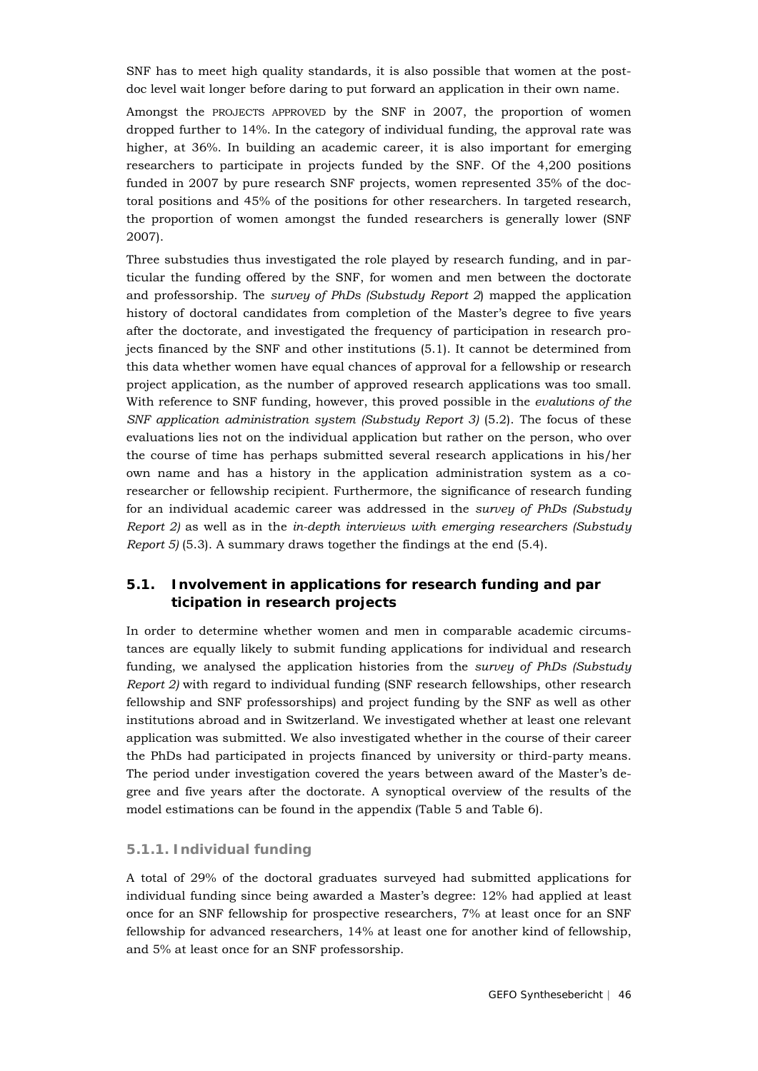SNF has to meet high quality standards, it is also possible that women at the post-doc level wait longer before daring to put forward an application in their own name.

Amongst the PROJECTS APPROVED by the SNF in 2007, the proportion of women dropped further to 14%. In the category of individual funding, the approval rate was higher, at 36%. In building an academic career, it is also important for emerging researchers to participate in projects funded by the SNF. Of the 4,200 positions funded in 2007 by pure research SNF projects, women represented 35% of the doctoral positions and 45% of the positions for other researchers. In targeted research, the proportion of women amongst the funded researchers is generally lower (SNF 2007).

Three substudies thus investigated the role played by research funding, and in particular the funding offered by the SNF, for women and men between the doctorate and professorship. The *survey of PhDs (Substudy Report 2*) mapped the application history of doctoral candidates from completion of the Master's degree to five years after the doctorate, and investigated the frequency of participation in research projects financed by the SNF and other institutions (5.1). It cannot be determined from this data whether women have equal chances of approval for a fellowship or research project application, as the number of approved research applications was too small. With reference to SNF funding, however, this proved possible in the *evalutions of the SNF application administration system (Substudy Report 3)* (5.2). The focus of these evaluations lies not on the individual application but rather on the person, who over the course of time has perhaps submitted several research applications in his/her own name and has a history in the application administration system as a co-researcher or fellowship recipient. Furthermore, the significance of research funding for an individual academic career was addressed in the *survey of PhDs (Substudy Report 2)* as well as in the *in-depth interviews with emerging researchers (Substudy Report 5)* (5.3). A summary draws together the findings at the end (5.4).

## 5.1. Involvement in applications for research funding and par ticipation in research projects

In order to determine whether women and men in comparable academic circumstances are equally likely to submit funding applications for individual and research funding, we analysed the application histories from the *survey of PhDs (Substudy Report 2)* with regard to individual funding (SNF research fellowships, other research fellowship and SNF professorships) and project funding by the SNF as well as other institutions abroad and in Switzerland. We investigated whether at least one relevant application was submitted. We also investigated whether in the course of their career the PhDs had participated in projects financed by university or third-party means. The period under investigation covered the years between award of the Master's degree and five years after the doctorate. A synoptical overview of the results of the model estimations can be found in the appendix (Table 5 and Table 6).

### 5.1.1. Individual funding

A total of 29% of the doctoral graduates surveyed had submitted applications for individual funding since being awarded a Master's degree: 12% had applied at least once for an SNF fellowship for prospective researchers, 7% at least once for an SNF fellowship for advanced researchers, 14% at least one for another kind of fellowship, and 5% at least once for an SNF professorship.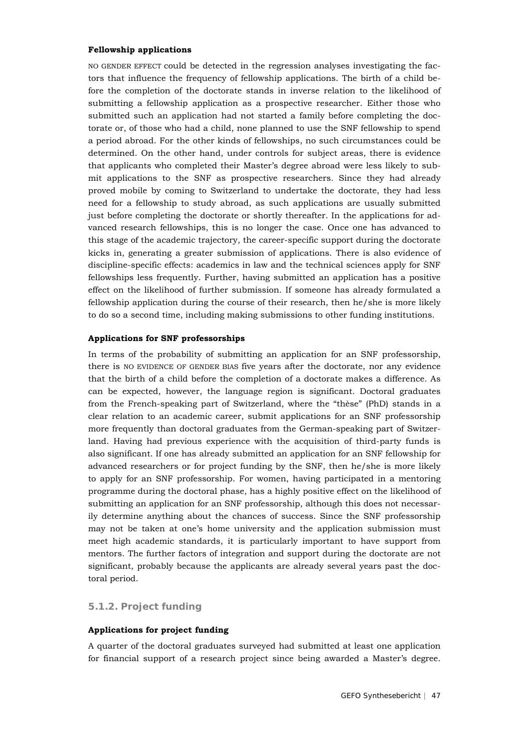**Fellowship applications**

NO GENDER EFFECT could be detected in the regression analyses investigating the factors that influence the frequency of fellowship applications. The birth of a child before the completion of the doctorate stands in inverse relation to the likelihood of submitting a fellowship application as a prospective researcher. Either those who submitted such an application had not started a family before completing the doctorate or, of those who had a child, none planned to use the SNF fellowship to spend a period abroad. For the other kinds of fellowships, no such circumstances could be determined. On the other hand, under controls for subject areas, there is evidence that applicants who completed their Master's degree abroad were less likely to submit applications to the SNF as prospective researchers. Since they had already proved mobile by coming to Switzerland to undertake the doctorate, they had less need for a fellowship to study abroad, as such applications are usually submitted just before completing the doctorate or shortly thereafter. In the applications for advanced research fellowships, this is no longer the case. Once one has advanced to this stage of the academic trajectory, the career-specific support during the doctorate kicks in, generating a greater submission of applications. There is also evidence of discipline-specific effects: academics in law and the technical sciences apply for SNF fellowships less frequently. Further, having submitted an application has a positive effect on the likelihood of further submission. If someone has already formulated a fellowship application during the course of their research, then he/she is more likely to do so a second time, including making submissions to other funding institutions.

**Applications for SNF professorships**

In terms of the probability of submitting an application for an SNF professorship, there is NO EVIDENCE OF GENDER BIAS five years after the doctorate, nor any evidence that the birth of a child before the completion of a doctorate makes a difference. As can be expected, however, the language region is significant. Doctoral graduates from the French-speaking part of Switzerland, where the "thèse" (PhD) stands in a clear relation to an academic career, submit applications for an SNF professorship more frequently than doctoral graduates from the German-speaking part of Switzerland. Having had previous experience with the acquisition of third-party funds is also significant. If one has already submitted an application for an SNF fellowship for advanced researchers or for project funding by the SNF, then he/she is more likely to apply for an SNF professorship. For women, having participated in a mentoring programme during the doctoral phase, has a highly positive effect on the likelihood of submitting an application for an SNF professorship, although this does not necessarily determine anything about the chances of success. Since the SNF professorship may not be taken at one's home university and the application submission must meet high academic standards, it is particularly important to have support from mentors. The further factors of integration and support during the doctorate are not significant, probably because the applicants are already several years past the doctoral period.

### 5.1.2. Project funding

**Applications for project funding**

A quarter of the doctoral graduates surveyed had submitted at least one application for financial support of a research project since being awarded a Master's degree.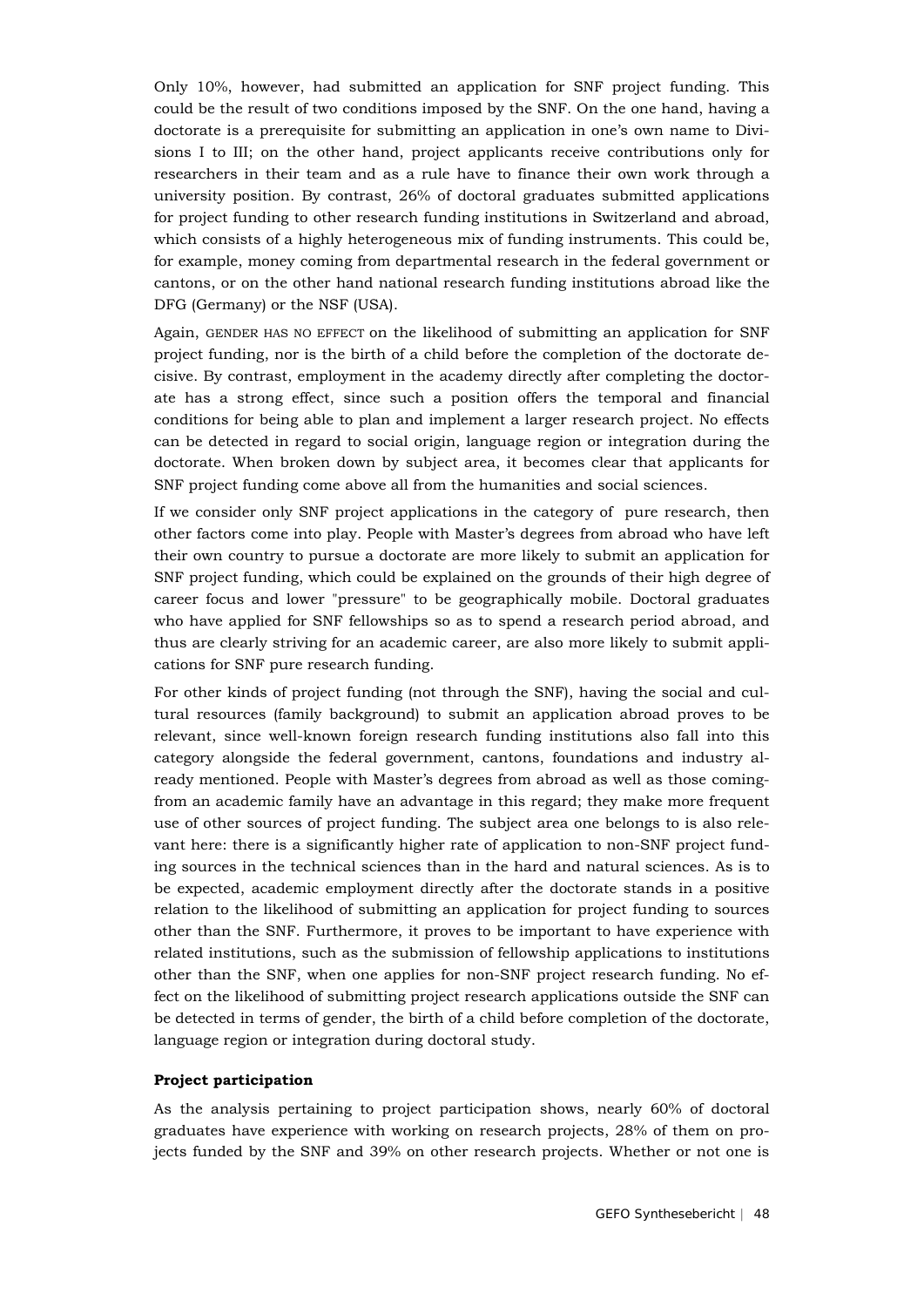Only 10%, however, had submitted an application for SNF project funding. This could be the result of two conditions imposed by the SNF. On the one hand, having a doctorate is a prerequisite for submitting an application in one's own name to Divisions I to III; on the other hand, project applicants receive contributions only for researchers in their team and as a rule have to finance their own work through a university position. By contrast, 26% of doctoral graduates submitted applications for project funding to other research funding institutions in Switzerland and abroad, which consists of a highly heterogeneous mix of funding instruments. This could be, for example, money coming from departmental research in the federal government or cantons, or on the other hand national research funding institutions abroad like the DFG (Germany) or the NSF (USA).

Again, GENDER HAS NO EFFECT on the likelihood of submitting an application for SNF project funding, nor is the birth of a child before the completion of the doctorate decisive. By contrast, employment in the academy directly after completing the doctorate has a strong effect, since such a position offers the temporal and financial conditions for being able to plan and implement a larger research project. No effects can be detected in regard to social origin, language region or integration during the doctorate. When broken down by subject area, it becomes clear that applicants for SNF project funding come above all from the humanities and social sciences.

If we consider only SNF project applications in the category of pure research, then other factors come into play. People with Master's degrees from abroad who have left their own country to pursue a doctorate are more likely to submit an application for SNF project funding, which could be explained on the grounds of their high degree of career focus and lower "pressure" to be geographically mobile. Doctoral graduates who have applied for SNF fellowships so as to spend a research period abroad, and thus are clearly striving for an academic career, are also more likely to submit applications for SNF pure research funding.

For other kinds of project funding (not through the SNF), having the social and cultural resources (family background) to submit an application abroad proves to be relevant, since well-known foreign research funding institutions also fall into this category alongside the federal government, cantons, foundations and industry already mentioned. People with Master's degrees from abroad as well as those comingfrom an academic family have an advantage in this regard; they make more frequent use of other sources of project funding. The subject area one belongs to is also relevant here: there is a significantly higher rate of application to non-SNF project funding sources in the technical sciences than in the hard and natural sciences. As is to be expected, academic employment directly after the doctorate stands in a positive relation to the likelihood of submitting an application for project funding to sources other than the SNF. Furthermore, it proves to be important to have experience with related institutions, such as the submission of fellowship applications to institutions other than the SNF, when one applies for non-SNF project research funding. No effect on the likelihood of submitting project research applications outside the SNF can be detected in terms of gender, the birth of a child before completion of the doctorate, language region or integration during doctoral study.

**Project participation**

As the analysis pertaining to project participation shows, nearly 60% of doctoral graduates have experience with working on research projects, 28% of them on projects funded by the SNF and 39% on other research projects. Whether or not one is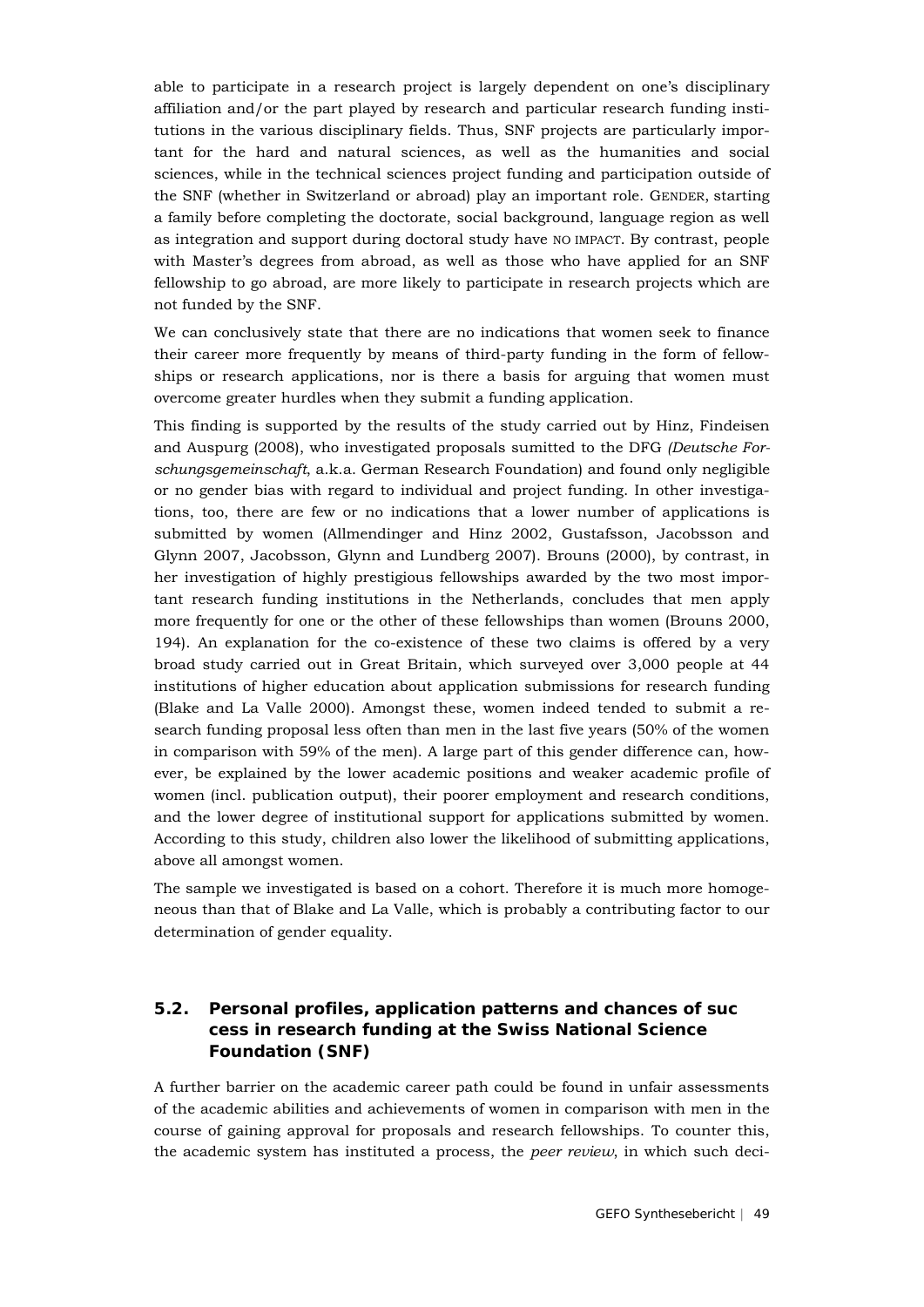able to participate in a research project is largely dependent on one's disciplinary affiliation and/or the part played by research and particular research funding institutions in the various disciplinary fields. Thus, SNF projects are particularly important for the hard and natural sciences, as well as the humanities and social sciences, while in the technical sciences project funding and participation outside of the SNF (whether in Switzerland or abroad) play an important role. GENDER, starting a family before completing the doctorate, social background, language region as well as integration and support during doctoral study have NO IMPACT. By contrast, people with Master's degrees from abroad, as well as those who have applied for an SNF fellowship to go abroad, are more likely to participate in research projects which are not funded by the SNF.

We can conclusively state that there are no indications that women seek to finance their career more frequently by means of third-party funding in the form of fellowships or research applications, nor is there a basis for arguing that women must overcome greater hurdles when they submit a funding application.

This finding is supported by the results of the study carried out by Hinz, Findeisen and Auspurg (2008), who investigated proposals sumitted to the DFG *(Deutsche Forschungsgemeinschaft*, a.k.a. German Research Foundation) and found only negligible or no gender bias with regard to individual and project funding. In other investigations, too, there are few or no indications that a lower number of applications is submitted by women (Allmendinger and Hinz 2002, Gustafsson, Jacobsson and Glynn 2007, Jacobsson, Glynn and Lundberg 2007). Brouns (2000), by contrast, in her investigation of highly prestigious fellowships awarded by the two most important research funding institutions in the Netherlands, concludes that men apply more frequently for one or the other of these fellowships than women (Brouns 2000, 194). An explanation for the co-existence of these two claims is offered by a very broad study carried out in Great Britain, which surveyed over 3,000 people at 44 institutions of higher education about application submissions for research funding (Blake and La Valle 2000). Amongst these, women indeed tended to submit a research funding proposal less often than men in the last five years (50% of the women in comparison with 59% of the men). A large part of this gender difference can, however, be explained by the lower academic positions and weaker academic profile of women (incl. publication output), their poorer employment and research conditions, and the lower degree of institutional support for applications submitted by women. According to this study, children also lower the likelihood of submitting applications, above all amongst women.

The sample we investigated is based on a cohort. Therefore it is much more homogeneous than that of Blake and La Valle, which is probably a contributing factor to our determination of gender equality.

## 5.2. Personal profiles, application patterns and chances of suc cess in research funding at the Swiss National Science Foundation (SNF)

A further barrier on the academic career path could be found in unfair assessments of the academic abilities and achievements of women in comparison with men in the course of gaining approval for proposals and research fellowships. To counter this, the academic system has instituted a process, the *peer review*, in which such deci-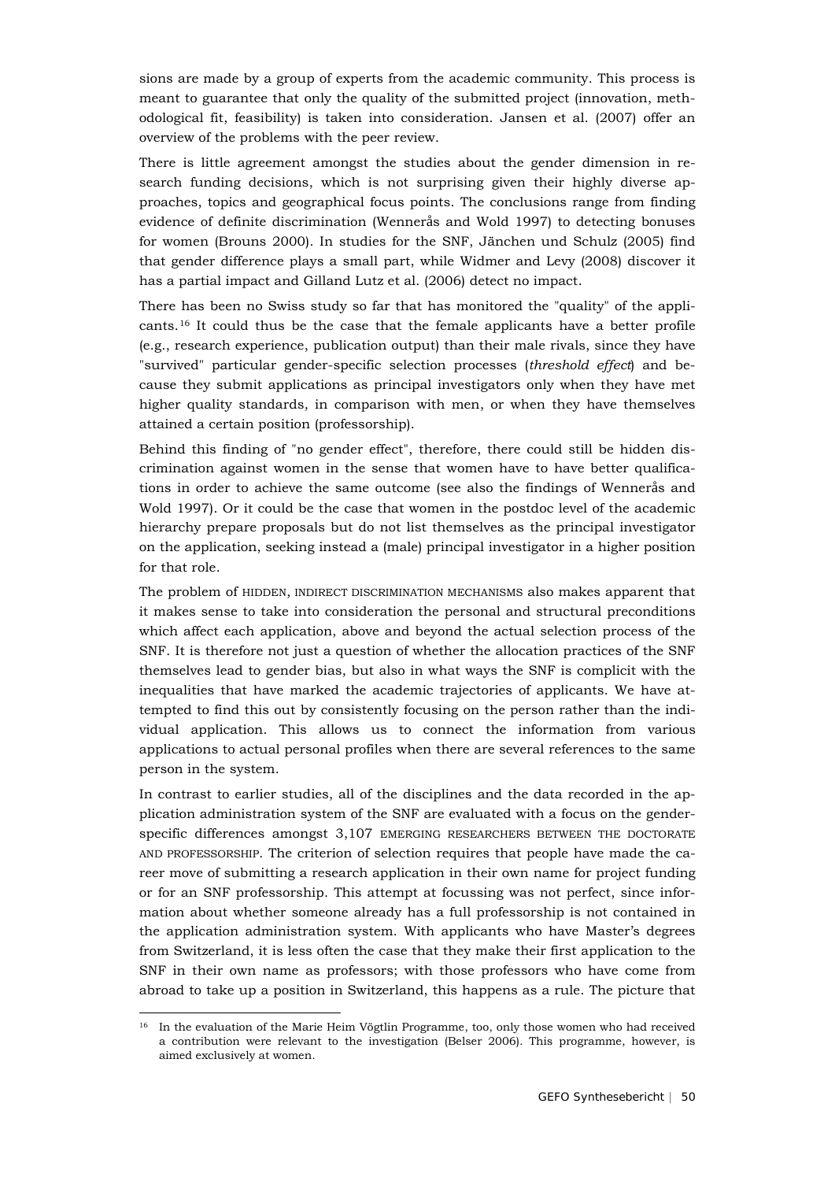sions are made by a group of experts from the academic community. This process is meant to guarantee that only the quality of the submitted project (innovation, methodological fit, feasibility) is taken into consideration. Jansen et al. (2007) offer an overview of the problems with the peer review.

There is little agreement amongst the studies about the gender dimension in research funding decisions, which is not surprising given their highly diverse approaches, topics and geographical focus points. The conclusions range from finding evidence of definite discrimination (Wennerås and Wold 1997) to detecting bonuses for women (Brouns 2000). In studies for the SNF, Jänchen und Schulz (2005) find that gender difference plays a small part, while Widmer and Levy (2008) discover it has a partial impact and Gilland Lutz et al. (2006) detect no impact.

There has been no Swiss study so far that has monitored the "quality" of the applicants.[16] It could thus be the case that the female applicants have a better profile (e.g., research experience, publication output) than their male rivals, since they have "survived" particular gender-specific selection processes (*threshold effect*) and because they submit applications as principal investigators only when they have met higher quality standards, in comparison with men, or when they have themselves attained a certain position (professorship).

Behind this finding of "no gender effect", therefore, there could still be hidden discrimination against women in the sense that women have to have better qualifications in order to achieve the same outcome (see also the findings of Wennerås and Wold 1997). Or it could be the case that women in the postdoc level of the academic hierarchy prepare proposals but do not list themselves as the principal investigator on the application, seeking instead a (male) principal investigator in a higher position for that role.

The problem of HIDDEN, INDIRECT DISCRIMINATION MECHANISMS also makes apparent that it makes sense to take into consideration the personal and structural preconditions which affect each application, above and beyond the actual selection process of the SNF. It is therefore not just a question of whether the allocation practices of the SNF themselves lead to gender bias, but also in what ways the SNF is complicit with the inequalities that have marked the academic trajectories of applicants. We have attempted to find this out by consistently focusing on the person rather than the individual application. This allows us to connect the information from various applications to actual personal profiles when there are several references to the same person in the system.

In contrast to earlier studies, all of the disciplines and the data recorded in the application administration system of the SNF are evaluated with a focus on the gender-specific differences amongst 3,107 EMERGING RESEARCHERS BETWEEN THE DOCTORATE AND PROFESSORSHIP. The criterion of selection requires that people have made the career move of submitting a research application in their own name for project funding or for an SNF professorship. This attempt at focussing was not perfect, since information about whether someone already has a full professorship is not contained in the application administration system. With applicants who have Master's degrees from Switzerland, it is less often the case that they make their first application to the SNF in their own name as professors; with those professors who have come from abroad to take up a position in Switzerland, this happens as a rule. The picture that

[16] In the evaluation of the Marie Heim Vögtlin Programme, too, only those women who had received a contribution were relevant to the investigation (Belser 2006). This programme, however, is aimed exclusively at women.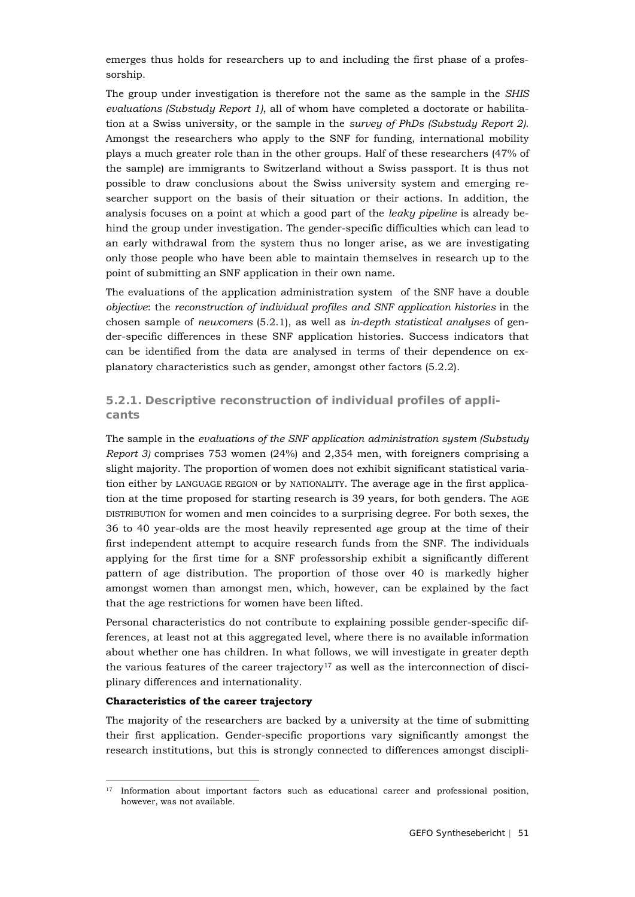emerges thus holds for researchers up to and including the first phase of a professorship.

The group under investigation is therefore not the same as the sample in the *SHIS evaluations (Substudy Report 1)*, all of whom have completed a doctorate or habilitation at a Swiss university, or the sample in the *survey of PhDs (Substudy Report 2)*. Amongst the researchers who apply to the SNF for funding, international mobility plays a much greater role than in the other groups. Half of these researchers (47% of the sample) are immigrants to Switzerland without a Swiss passport. It is thus not possible to draw conclusions about the Swiss university system and emerging researcher support on the basis of their situation or their actions. In addition, the analysis focuses on a point at which a good part of the *leaky pipeline* is already behind the group under investigation. The gender-specific difficulties which can lead to an early withdrawal from the system thus no longer arise, as we are investigating only those people who have been able to maintain themselves in research up to the point of submitting an SNF application in their own name.

The evaluations of the application administration system of the SNF have a double *objective*: the *reconstruction of individual profiles and SNF application histories* in the chosen sample of *newcomers* (5.2.1), as well as *in-depth statistical analyses* of gender-specific differences in these SNF application histories. Success indicators that can be identified from the data are analysed in terms of their dependence on explanatory characteristics such as gender, amongst other factors (5.2.2).

### 5.2.1. Descriptive reconstruction of individual profiles of applicants

The sample in the *evaluations of the SNF application administration system (Substudy Report 3)* comprises 753 women (24%) and 2,354 men, with foreigners comprising a slight majority. The proportion of women does not exhibit significant statistical variation either by LANGUAGE REGION or by NATIONALITY. The average age in the first application at the time proposed for starting research is 39 years, for both genders. The AGE DISTRIBUTION for women and men coincides to a surprising degree. For both sexes, the 36 to 40 year-olds are the most heavily represented age group at the time of their first independent attempt to acquire research funds from the SNF. The individuals applying for the first time for a SNF professorship exhibit a significantly different pattern of age distribution. The proportion of those over 40 is markedly higher amongst women than amongst men, which, however, can be explained by the fact that the age restrictions for women have been lifted.

Personal characteristics do not contribute to explaining possible gender-specific differences, at least not at this aggregated level, where there is no available information about whether one has children. In what follows, we will investigate in greater depth the various features of the career trajectory[17] as well as the interconnection of disciplinary differences and internationality.

**Characteristics of the career trajectory**

The majority of the researchers are backed by a university at the time of submitting their first application. Gender-specific proportions vary significantly amongst the research institutions, but this is strongly connected to differences amongst discipli-

[17] Information about important factors such as educational career and professional position, however, was not available.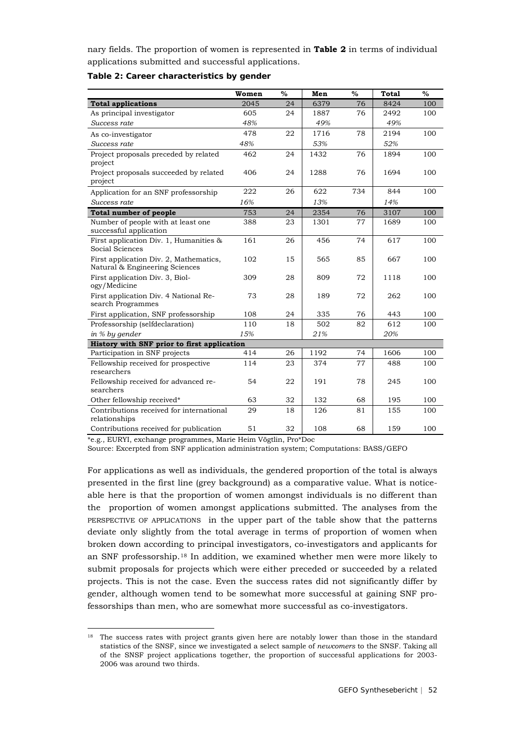nary fields. The proportion of women is represented in **Table 2** in terms of individual applications submitted and successful applications.

**Table 2: Career characteristics by gender**

| | Women | % | Men | % | Total | % |
|---|---|---|---|---|---|---|
| **Total applications** | 2045 | 24 | 6379 | 76 | 8424 | 100 |
| As principal investigator | 605 | 24 | 1887 | 76 | 2492 | 100 |
| *Success rate* | *48%* | | *49%* | | *49%* | |
| As co-investigator | 478 | 22 | 1716 | 78 | 2194 | 100 |
| *Success rate* | *48%* | | *53%* | | *52%* | |
| Project proposals preceded by related project | 462 | 24 | 1432 | 76 | 1894 | 100 |
| Project proposals succeeded by related project | 406 | 24 | 1288 | 76 | 1694 | 100 |
| Application for an SNF professorship | 222 | 26 | 622 | 734 | 844 | 100 |
| *Success rate* | *16%* | | *13%* | | *14%* | |
| **Total number of people** | 753 | 24 | 2354 | 76 | 3107 | 100 |
| Number of people with at least one successful application | 388 | 23 | 1301 | 77 | 1689 | 100 |
| First application Div. 1, Humanities & Social Sciences | 161 | 26 | 456 | 74 | 617 | 100 |
| First application Div. 2, Mathematics, Natural & Engineering Sciences | 102 | 15 | 565 | 85 | 667 | 100 |
| First application Div. 3, Biology/Medicine | 309 | 28 | 809 | 72 | 1118 | 100 |
| First application Div. 4 National Research Programmes | 73 | 28 | 189 | 72 | 262 | 100 |
| First application, SNF professorship | 108 | 24 | 335 | 76 | 443 | 100 |
| Professorship (selfdeclaration) | 110 | 18 | 502 | 82 | 612 | 100 |
| *in % by gender* | *15%* | | *21%* | | *20%* | |
| **History with SNF prior to first application** | | | | | | |
| Participation in SNF projects | 414 | 26 | 1192 | 74 | 1606 | 100 |
| Fellowship received for prospective researchers | 114 | 23 | 374 | 77 | 488 | 100 |
| Fellowship received for advanced researchers | 54 | 22 | 191 | 78 | 245 | 100 |
| Other fellowship received* | 63 | 32 | 132 | 68 | 195 | 100 |
| Contributions received for international relationships | 29 | 18 | 126 | 81 | 155 | 100 |
| Contributions received for publication | 51 | 32 | 108 | 68 | 159 | 100 |

*e.g., EURYI, exchange programmes, Marie Heim Vögtlin, Pro*Doc

Source: Excerpted from SNF application administration system; Computations: BASS/GEFO

For applications as well as individuals, the gendered proportion of the total is always presented in the first line (grey background) as a comparative value. What is noticeable here is that the proportion of women amongst individuals is no different than the proportion of women amongst applications submitted. The analyses from the PERSPECTIVE OF APPLICATIONS in the upper part of the table show that the patterns deviate only slightly from the total average in terms of proportion of women when broken down according to principal investigators, co-investigators and applicants for an SNF professorship.[18] In addition, we examined whether men were more likely to submit proposals for projects which were either preceded or succeeded by a related projects. This is not the case. Even the success rates did not significantly differ by gender, although women tend to be somewhat more successful at gaining SNF professorships than men, who are somewhat more successful as co-investigators.

[18] The success rates with project grants given here are notably lower than those in the standard statistics of the SNSF, since we investigated a select sample of *newcomers* to the SNSF. Taking all of the SNSF project applications together, the proportion of successful applications for 2003-2006 was around two thirds.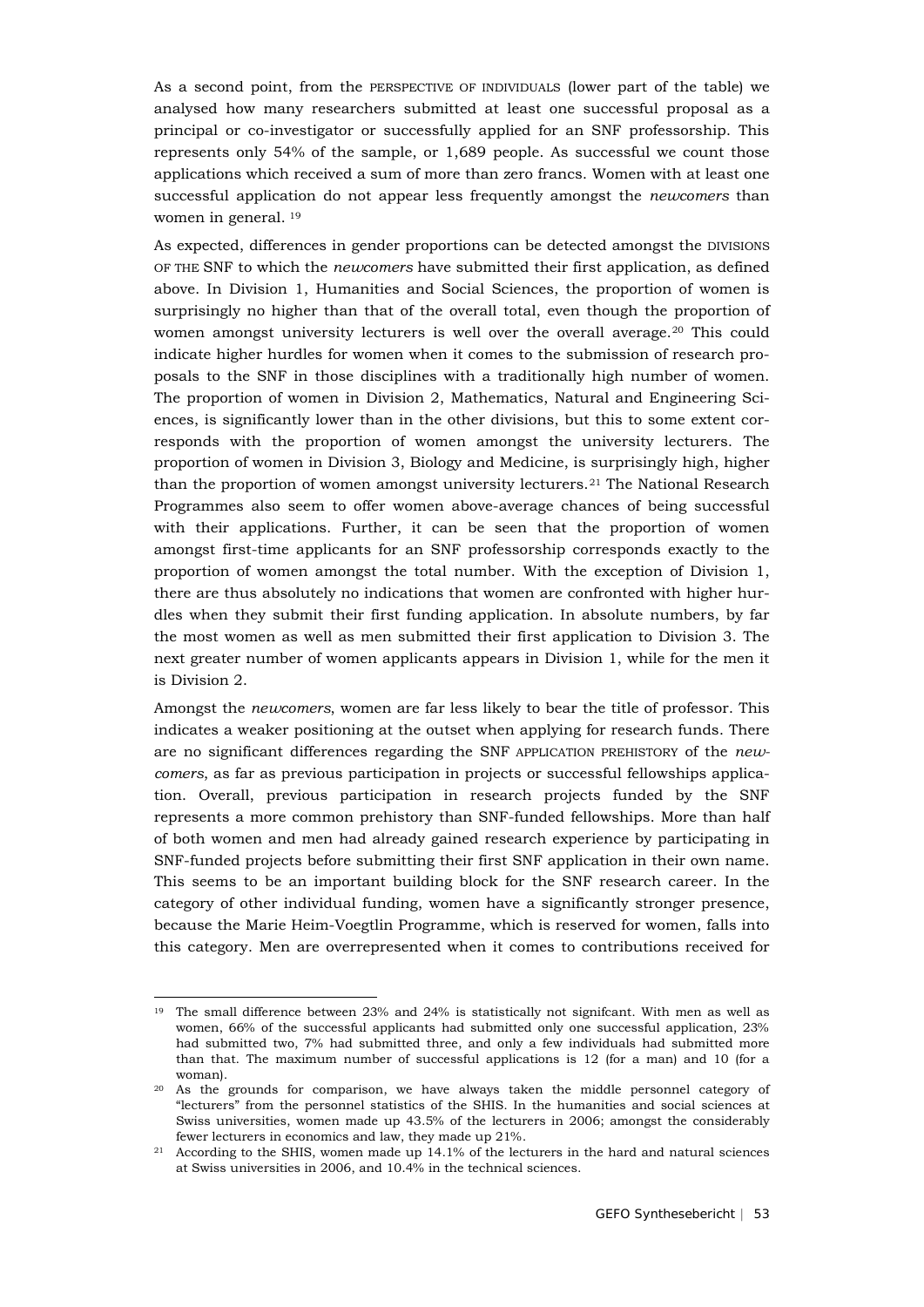As a second point, from the PERSPECTIVE OF INDIVIDUALS (lower part of the table) we analysed how many researchers submitted at least one successful proposal as a principal or co-investigator or successfully applied for an SNF professorship. This represents only 54% of the sample, or 1,689 people. As successful we count those applications which received a sum of more than zero francs. Women with at least one successful application do not appear less frequently amongst the *newcomers* than women in general. [19]

As expected, differences in gender proportions can be detected amongst the DIVISIONS OF THE SNF to which the *newcomers* have submitted their first application, as defined above. In Division 1, Humanities and Social Sciences, the proportion of women is surprisingly no higher than that of the overall total, even though the proportion of women amongst university lecturers is well over the overall average.[20] This could indicate higher hurdles for women when it comes to the submission of research proposals to the SNF in those disciplines with a traditionally high number of women. The proportion of women in Division 2, Mathematics, Natural and Engineering Sciences, is significantly lower than in the other divisions, but this to some extent corresponds with the proportion of women amongst the university lecturers. The proportion of women in Division 3, Biology and Medicine, is surprisingly high, higher than the proportion of women amongst university lecturers.[21] The National Research Programmes also seem to offer women above-average chances of being successful with their applications. Further, it can be seen that the proportion of women amongst first-time applicants for an SNF professorship corresponds exactly to the proportion of women amongst the total number. With the exception of Division 1, there are thus absolutely no indications that women are confronted with higher hurdles when they submit their first funding application. In absolute numbers, by far the most women as well as men submitted their first application to Division 3. The next greater number of women applicants appears in Division 1, while for the men it is Division 2.

Amongst the *newcomers*, women are far less likely to bear the title of professor. This indicates a weaker positioning at the outset when applying for research funds. There are no significant differences regarding the SNF APPLICATION PREHISTORY of the *newcomers*, as far as previous participation in projects or successful fellowships application. Overall, previous participation in research projects funded by the SNF represents a more common prehistory than SNF-funded fellowships. More than half of both women and men had already gained research experience by participating in SNF-funded projects before submitting their first SNF application in their own name. This seems to be an important building block for the SNF research career. In the category of other individual funding, women have a significantly stronger presence, because the Marie Heim-Voegtlin Programme, which is reserved for women, falls into this category. Men are overrepresented when it comes to contributions received for

---

[19] The small difference between 23% and 24% is statistically not signifcant. With men as well as women, 66% of the successful applicants had submitted only one successful application, 23% had submitted two, 7% had submitted three, and only a few individuals had submitted more than that. The maximum number of successful applications is 12 (for a man) and 10 (for a woman).

[20] As the grounds for comparison, we have always taken the middle personnel category of "lecturers" from the personnel statistics of the SHIS. In the humanities and social sciences at Swiss universities, women made up 43.5% of the lecturers in 2006; amongst the considerably fewer lecturers in economics and law, they made up 21%.

[21] According to the SHIS, women made up 14.1% of the lecturers in the hard and natural sciences at Swiss universities in 2006, and 10.4% in the technical sciences.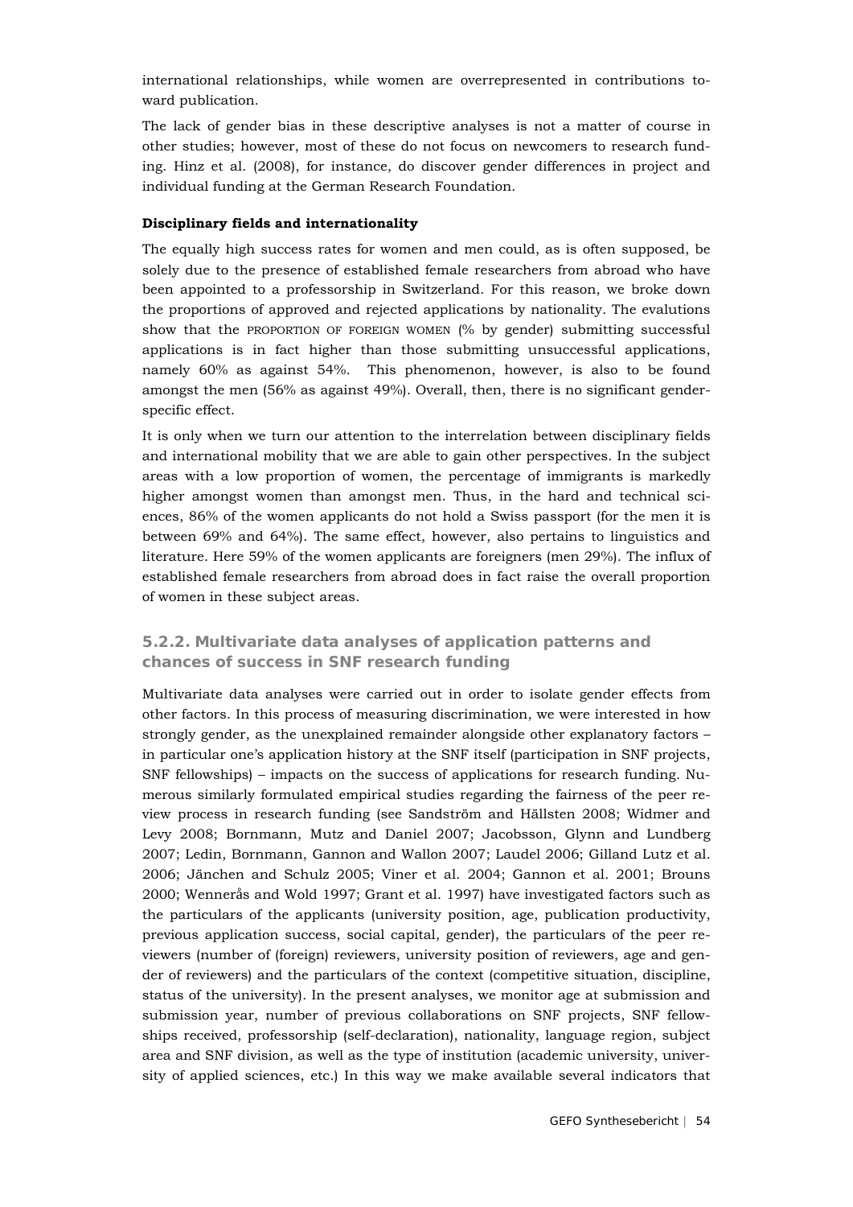international relationships, while women are overrepresented in contributions toward publication.

The lack of gender bias in these descriptive analyses is not a matter of course in other studies; however, most of these do not focus on newcomers to research funding. Hinz et al. (2008), for instance, do discover gender differences in project and individual funding at the German Research Foundation.

**Disciplinary fields and internationality**

The equally high success rates for women and men could, as is often supposed, be solely due to the presence of established female researchers from abroad who have been appointed to a professorship in Switzerland. For this reason, we broke down the proportions of approved and rejected applications by nationality. The evalutions show that the PROPORTION OF FOREIGN WOMEN (% by gender) submitting successful applications is in fact higher than those submitting unsuccessful applications, namely 60% as against 54%. This phenomenon, however, is also to be found amongst the men (56% as against 49%). Overall, then, there is no significant gender-specific effect.

It is only when we turn our attention to the interrelation between disciplinary fields and international mobility that we are able to gain other perspectives. In the subject areas with a low proportion of women, the percentage of immigrants is markedly higher amongst women than amongst men. Thus, in the hard and technical sciences, 86% of the women applicants do not hold a Swiss passport (for the men it is between 69% and 64%). The same effect, however, also pertains to linguistics and literature. Here 59% of the women applicants are foreigners (men 29%). The influx of established female researchers from abroad does in fact raise the overall proportion of women in these subject areas.

### 5.2.2. Multivariate data analyses of application patterns and chances of success in SNF research funding

Multivariate data analyses were carried out in order to isolate gender effects from other factors. In this process of measuring discrimination, we were interested in how strongly gender, as the unexplained remainder alongside other explanatory factors – in particular one's application history at the SNF itself (participation in SNF projects, SNF fellowships) – impacts on the success of applications for research funding. Numerous similarly formulated empirical studies regarding the fairness of the peer review process in research funding (see Sandström and Hällsten 2008; Widmer and Levy 2008; Bornmann, Mutz and Daniel 2007; Jacobsson, Glynn and Lundberg 2007; Ledin, Bornmann, Gannon and Wallon 2007; Laudel 2006; Gilland Lutz et al. 2006; Jänchen and Schulz 2005; Viner et al. 2004; Gannon et al. 2001; Brouns 2000; Wennerås and Wold 1997; Grant et al. 1997) have investigated factors such as the particulars of the applicants (university position, age, publication productivity, previous application success, social capital, gender), the particulars of the peer reviewers (number of (foreign) reviewers, university position of reviewers, age and gender of reviewers) and the particulars of the context (competitive situation, discipline, status of the university). In the present analyses, we monitor age at submission and submission year, number of previous collaborations on SNF projects, SNF fellowships received, professorship (self-declaration), nationality, language region, subject area and SNF division, as well as the type of institution (academic university, university of applied sciences, etc.) In this way we make available several indicators that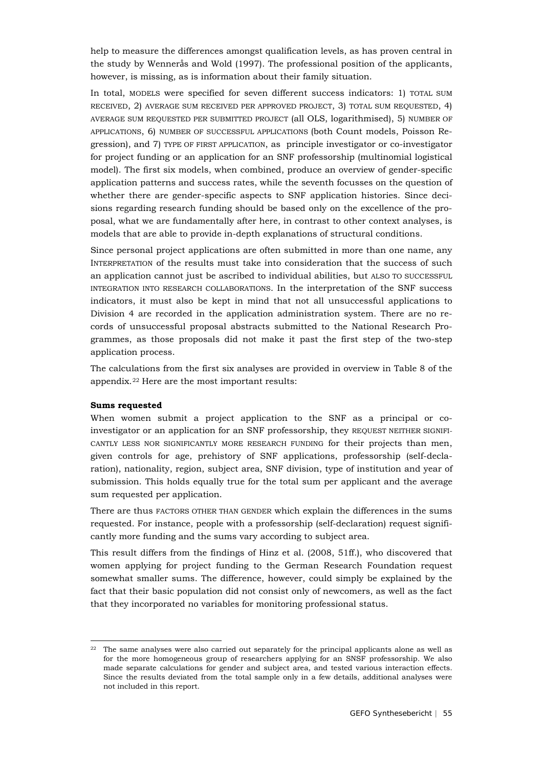help to measure the differences amongst qualification levels, as has proven central in the study by Wennerås and Wold (1997). The professional position of the applicants, however, is missing, as is information about their family situation.

In total, MODELS were specified for seven different success indicators: 1) TOTAL SUM RECEIVED, 2) AVERAGE SUM RECEIVED PER APPROVED PROJECT, 3) TOTAL SUM REQUESTED, 4) AVERAGE SUM REQUESTED PER SUBMITTED PROJECT (all OLS, logarithmised), 5) NUMBER OF APPLICATIONS, 6) NUMBER OF SUCCESSFUL APPLICATIONS (both Count models, Poisson Regression), and 7) TYPE OF FIRST APPLICATION, as principle investigator or co-investigator for project funding or an application for an SNF professorship (multinomial logistical model). The first six models, when combined, produce an overview of gender-specific application patterns and success rates, while the seventh focusses on the question of whether there are gender-specific aspects to SNF application histories. Since decisions regarding research funding should be based only on the excellence of the proposal, what we are fundamentally after here, in contrast to other context analyses, is models that are able to provide in-depth explanations of structural conditions.

Since personal project applications are often submitted in more than one name, any INTERPRETATION of the results must take into consideration that the success of such an application cannot just be ascribed to individual abilities, but ALSO TO SUCCESSFUL INTEGRATION INTO RESEARCH COLLABORATIONS. In the interpretation of the SNF success indicators, it must also be kept in mind that not all unsuccessful applications to Division 4 are recorded in the application administration system. There are no records of unsuccessful proposal abstracts submitted to the National Research Programmes, as those proposals did not make it past the first step of the two-step application process.

The calculations from the first six analyses are provided in overview in Table 8 of the appendix.[22] Here are the most important results:

**Sums requested**

When women submit a project application to the SNF as a principal or co-investigator or an application for an SNF professorship, they REQUEST NEITHER SIGNIFICANTLY LESS NOR SIGNIFICANTLY MORE RESEARCH FUNDING for their projects than men, given controls for age, prehistory of SNF applications, professorship (self-declaration), nationality, region, subject area, SNF division, type of institution and year of submission. This holds equally true for the total sum per applicant and the average sum requested per application.

There are thus FACTORS OTHER THAN GENDER which explain the differences in the sums requested. For instance, people with a professorship (self-declaration) request significantly more funding and the sums vary according to subject area.

This result differs from the findings of Hinz et al. (2008, 51ff.), who discovered that women applying for project funding to the German Research Foundation request somewhat smaller sums. The difference, however, could simply be explained by the fact that their basic population did not consist only of newcomers, as well as the fact that they incorporated no variables for monitoring professional status.

[22] The same analyses were also carried out separately for the principal applicants alone as well as for the more homogeneous group of researchers applying for an SNSF professorship. We also made separate calculations for gender and subject area, and tested various interaction effects. Since the results deviated from the total sample only in a few details, additional analyses were not included in this report.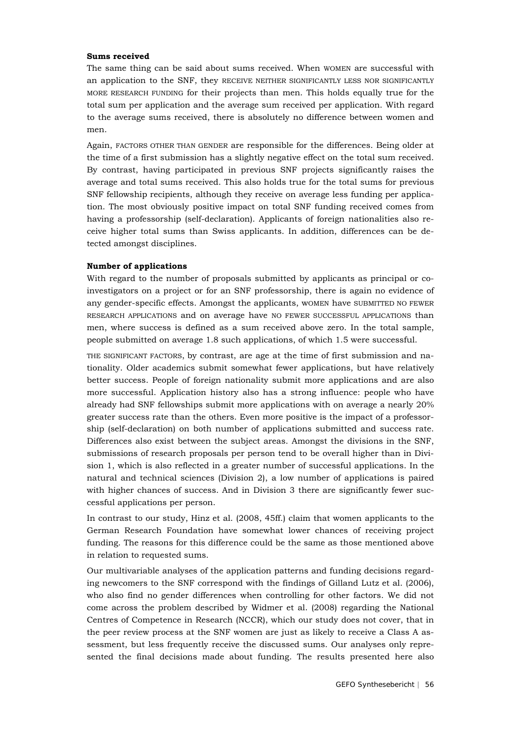**Sums received**

The same thing can be said about sums received. When WOMEN are successful with an application to the SNF, they RECEIVE NEITHER SIGNIFICANTLY LESS NOR SIGNIFICANTLY MORE RESEARCH FUNDING for their projects than men. This holds equally true for the total sum per application and the average sum received per application. With regard to the average sums received, there is absolutely no difference between women and men.

Again, FACTORS OTHER THAN GENDER are responsible for the differences. Being older at the time of a first submission has a slightly negative effect on the total sum received. By contrast, having participated in previous SNF projects significantly raises the average and total sums received. This also holds true for the total sums for previous SNF fellowship recipients, although they receive on average less funding per application. The most obviously positive impact on total SNF funding received comes from having a professorship (self-declaration). Applicants of foreign nationalities also receive higher total sums than Swiss applicants. In addition, differences can be detected amongst disciplines.

**Number of applications**

With regard to the number of proposals submitted by applicants as principal or co-investigators on a project or for an SNF professorship, there is again no evidence of any gender-specific effects. Amongst the applicants, WOMEN have SUBMITTED NO FEWER RESEARCH APPLICATIONS and on average have NO FEWER SUCCESSFUL APPLICATIONS than men, where success is defined as a sum received above zero. In the total sample, people submitted on average 1.8 such applications, of which 1.5 were successful.

THE SIGNIFICANT FACTORS, by contrast, are age at the time of first submission and nationality. Older academics submit somewhat fewer applications, but have relatively better success. People of foreign nationality submit more applications and are also more successful. Application history also has a strong influence: people who have already had SNF fellowships submit more applications with on average a nearly 20% greater success rate than the others. Even more positive is the impact of a professorship (self-declaration) on both number of applications submitted and success rate. Differences also exist between the subject areas. Amongst the divisions in the SNF, submissions of research proposals per person tend to be overall higher than in Division 1, which is also reflected in a greater number of successful applications. In the natural and technical sciences (Division 2), a low number of applications is paired with higher chances of success. And in Division 3 there are significantly fewer successful applications per person.

In contrast to our study, Hinz et al. (2008, 45ff.) claim that women applicants to the German Research Foundation have somewhat lower chances of receiving project funding. The reasons for this difference could be the same as those mentioned above in relation to requested sums.

Our multivariable analyses of the application patterns and funding decisions regarding newcomers to the SNF correspond with the findings of Gilland Lutz et al. (2006), who also find no gender differences when controlling for other factors. We did not come across the problem described by Widmer et al. (2008) regarding the National Centres of Competence in Research (NCCR), which our study does not cover, that in the peer review process at the SNF women are just as likely to receive a Class A assessment, but less frequently receive the discussed sums. Our analyses only represented the final decisions made about funding. The results presented here also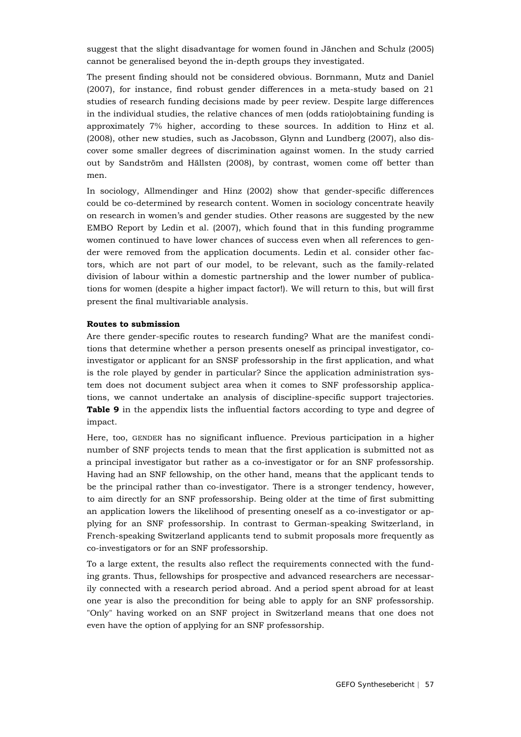suggest that the slight disadvantage for women found in Jänchen and Schulz (2005) cannot be generalised beyond the in-depth groups they investigated.

The present finding should not be considered obvious. Bornmann, Mutz and Daniel (2007), for instance, find robust gender differences in a meta-study based on 21 studies of research funding decisions made by peer review. Despite large differences in the individual studies, the relative chances of men (odds ratio)obtaining funding is approximately 7% higher, according to these sources. In addition to Hinz et al. (2008), other new studies, such as Jacobsson, Glynn and Lundberg (2007), also discover some smaller degrees of discrimination against women. In the study carried out by Sandström and Hällsten (2008), by contrast, women come off better than men.

In sociology, Allmendinger and Hinz (2002) show that gender-specific differences could be co-determined by research content. Women in sociology concentrate heavily on research in women's and gender studies. Other reasons are suggested by the new EMBO Report by Ledin et al. (2007), which found that in this funding programme women continued to have lower chances of success even when all references to gender were removed from the application documents. Ledin et al. consider other factors, which are not part of our model, to be relevant, such as the family-related division of labour within a domestic partnership and the lower number of publications for women (despite a higher impact factor!). We will return to this, but will first present the final multivariable analysis.

**Routes to submission**

Are there gender-specific routes to research funding? What are the manifest conditions that determine whether a person presents oneself as principal investigator, co-investigator or applicant for an SNSF professorship in the first application, and what is the role played by gender in particular? Since the application administration system does not document subject area when it comes to SNF professorship applications, we cannot undertake an analysis of discipline-specific support trajectories. **Table 9** in the appendix lists the influential factors according to type and degree of impact.

Here, too, GENDER has no significant influence. Previous participation in a higher number of SNF projects tends to mean that the first application is submitted not as a principal investigator but rather as a co-investigator or for an SNF professorship. Having had an SNF fellowship, on the other hand, means that the applicant tends to be the principal rather than co-investigator. There is a stronger tendency, however, to aim directly for an SNF professorship. Being older at the time of first submitting an application lowers the likelihood of presenting oneself as a co-investigator or applying for an SNF professorship. In contrast to German-speaking Switzerland, in French-speaking Switzerland applicants tend to submit proposals more frequently as co-investigators or for an SNF professorship.

To a large extent, the results also reflect the requirements connected with the funding grants. Thus, fellowships for prospective and advanced researchers are necessarily connected with a research period abroad. And a period spent abroad for at least one year is also the precondition for being able to apply for an SNF professorship. "Only" having worked on an SNF project in Switzerland means that one does not even have the option of applying for an SNF professorship.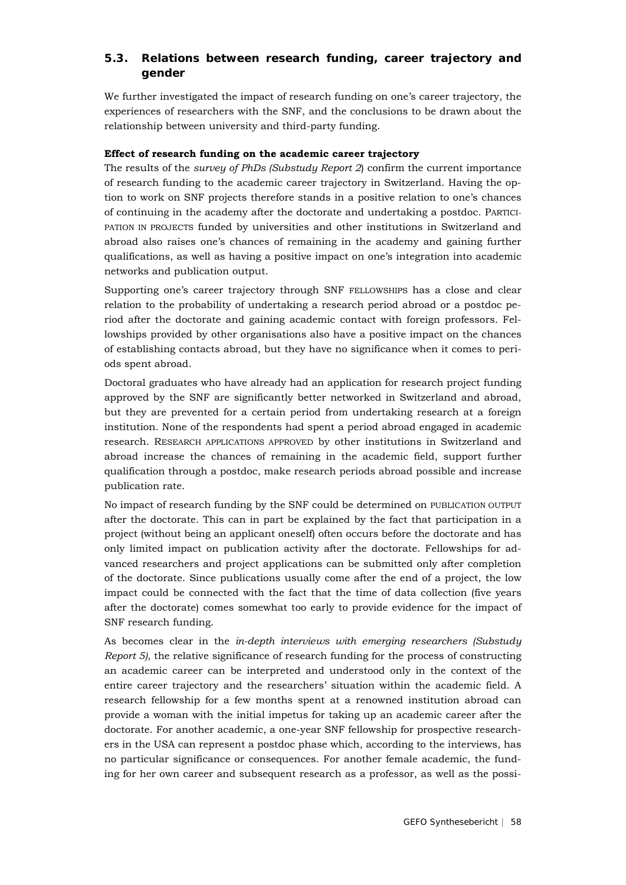## 5.3. Relations between research funding, career trajectory and gender

We further investigated the impact of research funding on one's career trajectory, the experiences of researchers with the SNF, and the conclusions to be drawn about the relationship between university and third-party funding.

**Effect of research funding on the academic career trajectory**

The results of the *survey of PhDs (Substudy Report 2*) confirm the current importance of research funding to the academic career trajectory in Switzerland. Having the option to work on SNF projects therefore stands in a positive relation to one's chances of continuing in the academy after the doctorate and undertaking a postdoc. PARTICIPATION IN PROJECTS funded by universities and other institutions in Switzerland and abroad also raises one's chances of remaining in the academy and gaining further qualifications, as well as having a positive impact on one's integration into academic networks and publication output.

Supporting one's career trajectory through SNF FELLOWSHIPS has a close and clear relation to the probability of undertaking a research period abroad or a postdoc period after the doctorate and gaining academic contact with foreign professors. Fellowships provided by other organisations also have a positive impact on the chances of establishing contacts abroad, but they have no significance when it comes to periods spent abroad.

Doctoral graduates who have already had an application for research project funding approved by the SNF are significantly better networked in Switzerland and abroad, but they are prevented for a certain period from undertaking research at a foreign institution. None of the respondents had spent a period abroad engaged in academic research. RESEARCH APPLICATIONS APPROVED by other institutions in Switzerland and abroad increase the chances of remaining in the academic field, support further qualification through a postdoc, make research periods abroad possible and increase publication rate.

No impact of research funding by the SNF could be determined on PUBLICATION OUTPUT after the doctorate. This can in part be explained by the fact that participation in a project (without being an applicant oneself) often occurs before the doctorate and has only limited impact on publication activity after the doctorate. Fellowships for advanced researchers and project applications can be submitted only after completion of the doctorate. Since publications usually come after the end of a project, the low impact could be connected with the fact that the time of data collection (five years after the doctorate) comes somewhat too early to provide evidence for the impact of SNF research funding.

As becomes clear in the *in-depth interviews with emerging researchers (Substudy Report 5)*, the relative significance of research funding for the process of constructing an academic career can be interpreted and understood only in the context of the entire career trajectory and the researchers' situation within the academic field. A research fellowship for a few months spent at a renowned institution abroad can provide a woman with the initial impetus for taking up an academic career after the doctorate. For another academic, a one-year SNF fellowship for prospective researchers in the USA can represent a postdoc phase which, according to the interviews, has no particular significance or consequences. For another female academic, the funding for her own career and subsequent research as a professor, as well as the possi-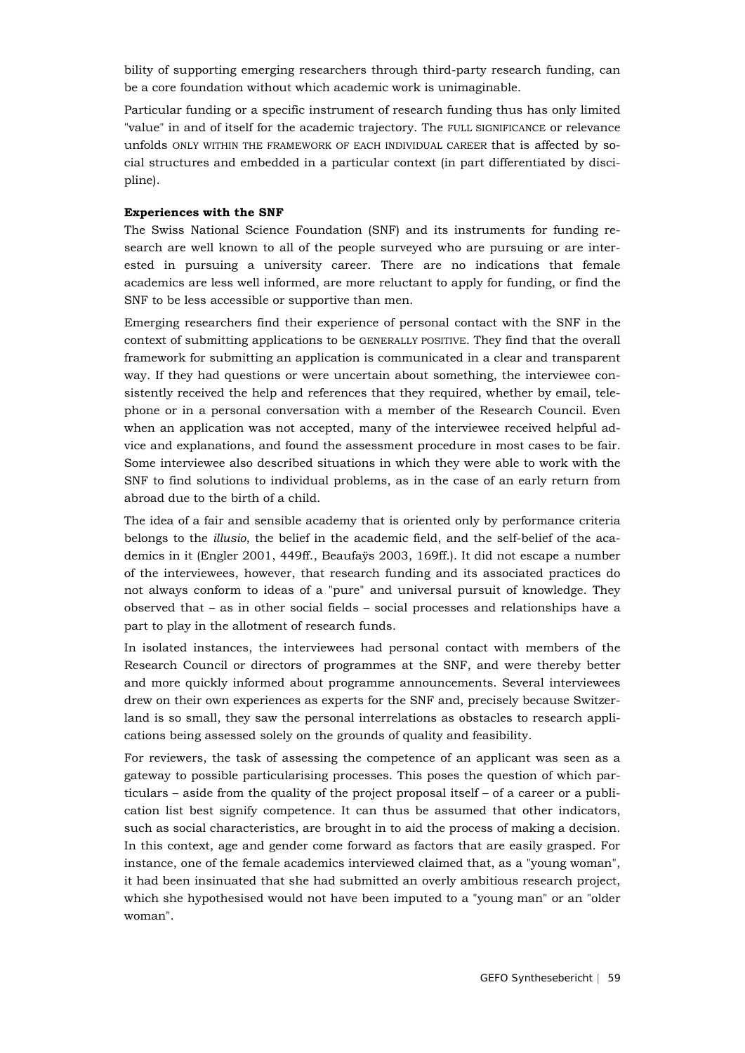bility of supporting emerging researchers through third-party research funding, can be a core foundation without which academic work is unimaginable.

Particular funding or a specific instrument of research funding thus has only limited "value" in and of itself for the academic trajectory. The FULL SIGNIFICANCE or relevance unfolds ONLY WITHIN THE FRAMEWORK OF EACH INDIVIDUAL CAREER that is affected by social structures and embedded in a particular context (in part differentiated by discipline).

**Experiences with the SNF**

The Swiss National Science Foundation (SNF) and its instruments for funding research are well known to all of the people surveyed who are pursuing or are interested in pursuing a university career. There are no indications that female academics are less well informed, are more reluctant to apply for funding, or find the SNF to be less accessible or supportive than men.

Emerging researchers find their experience of personal contact with the SNF in the context of submitting applications to be GENERALLY POSITIVE. They find that the overall framework for submitting an application is communicated in a clear and transparent way. If they had questions or were uncertain about something, the interviewee consistently received the help and references that they required, whether by email, telephone or in a personal conversation with a member of the Research Council. Even when an application was not accepted, many of the interviewee received helpful advice and explanations, and found the assessment procedure in most cases to be fair. Some interviewee also described situations in which they were able to work with the SNF to find solutions to individual problems, as in the case of an early return from abroad due to the birth of a child.

The idea of a fair and sensible academy that is oriented only by performance criteria belongs to the *illusio*, the belief in the academic field, and the self-belief of the academics in it (Engler 2001, 449ff., Beaufaÿs 2003, 169ff.). It did not escape a number of the interviewees, however, that research funding and its associated practices do not always conform to ideas of a "pure" and universal pursuit of knowledge. They observed that – as in other social fields – social processes and relationships have a part to play in the allotment of research funds.

In isolated instances, the interviewees had personal contact with members of the Research Council or directors of programmes at the SNF, and were thereby better and more quickly informed about programme announcements. Several interviewees drew on their own experiences as experts for the SNF and, precisely because Switzerland is so small, they saw the personal interrelations as obstacles to research applications being assessed solely on the grounds of quality and feasibility.

For reviewers, the task of assessing the competence of an applicant was seen as a gateway to possible particularising processes. This poses the question of which particulars – aside from the quality of the project proposal itself – of a career or a publication list best signify competence. It can thus be assumed that other indicators, such as social characteristics, are brought in to aid the process of making a decision. In this context, age and gender come forward as factors that are easily grasped. For instance, one of the female academics interviewed claimed that, as a "young woman", it had been insinuated that she had submitted an overly ambitious research project, which she hypothesised would not have been imputed to a "young man" or an "older woman".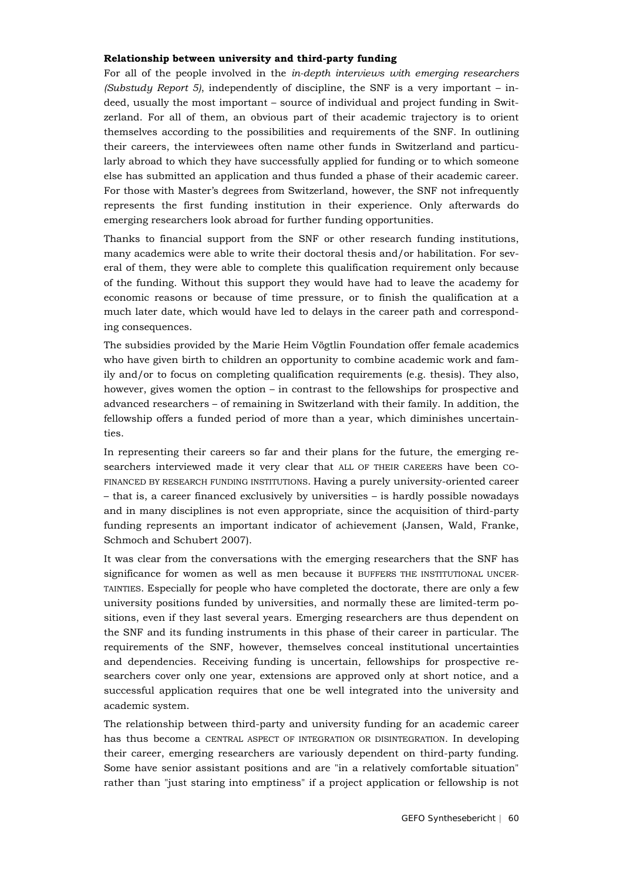**Relationship between university and third-party funding**

For all of the people involved in the *in-depth interviews with emerging researchers (Substudy Report 5)*, independently of discipline, the SNF is a very important – indeed, usually the most important – source of individual and project funding in Switzerland. For all of them, an obvious part of their academic trajectory is to orient themselves according to the possibilities and requirements of the SNF. In outlining their careers, the interviewees often name other funds in Switzerland and particularly abroad to which they have successfully applied for funding or to which someone else has submitted an application and thus funded a phase of their academic career. For those with Master's degrees from Switzerland, however, the SNF not infrequently represents the first funding institution in their experience. Only afterwards do emerging researchers look abroad for further funding opportunities.

Thanks to financial support from the SNF or other research funding institutions, many academics were able to write their doctoral thesis and/or habilitation. For several of them, they were able to complete this qualification requirement only because of the funding. Without this support they would have had to leave the academy for economic reasons or because of time pressure, or to finish the qualification at a much later date, which would have led to delays in the career path and corresponding consequences.

The subsidies provided by the Marie Heim Vögtlin Foundation offer female academics who have given birth to children an opportunity to combine academic work and family and/or to focus on completing qualification requirements (e.g. thesis). They also, however, gives women the option – in contrast to the fellowships for prospective and advanced researchers – of remaining in Switzerland with their family. In addition, the fellowship offers a funded period of more than a year, which diminishes uncertainties.

In representing their careers so far and their plans for the future, the emerging researchers interviewed made it very clear that ALL OF THEIR CAREERS have been CO-FINANCED BY RESEARCH FUNDING INSTITUTIONS. Having a purely university-oriented career – that is, a career financed exclusively by universities – is hardly possible nowadays and in many disciplines is not even appropriate, since the acquisition of third-party funding represents an important indicator of achievement (Jansen, Wald, Franke, Schmoch and Schubert 2007).

It was clear from the conversations with the emerging researchers that the SNF has significance for women as well as men because it BUFFERS THE INSTITUTIONAL UNCERTAINTIES. Especially for people who have completed the doctorate, there are only a few university positions funded by universities, and normally these are limited-term positions, even if they last several years. Emerging researchers are thus dependent on the SNF and its funding instruments in this phase of their career in particular. The requirements of the SNF, however, themselves conceal institutional uncertainties and dependencies. Receiving funding is uncertain, fellowships for prospective researchers cover only one year, extensions are approved only at short notice, and a successful application requires that one be well integrated into the university and academic system.

The relationship between third-party and university funding for an academic career has thus become a CENTRAL ASPECT OF INTEGRATION OR DISINTEGRATION. In developing their career, emerging researchers are variously dependent on third-party funding. Some have senior assistant positions and are "in a relatively comfortable situation" rather than "just staring into emptiness" if a project application or fellowship is not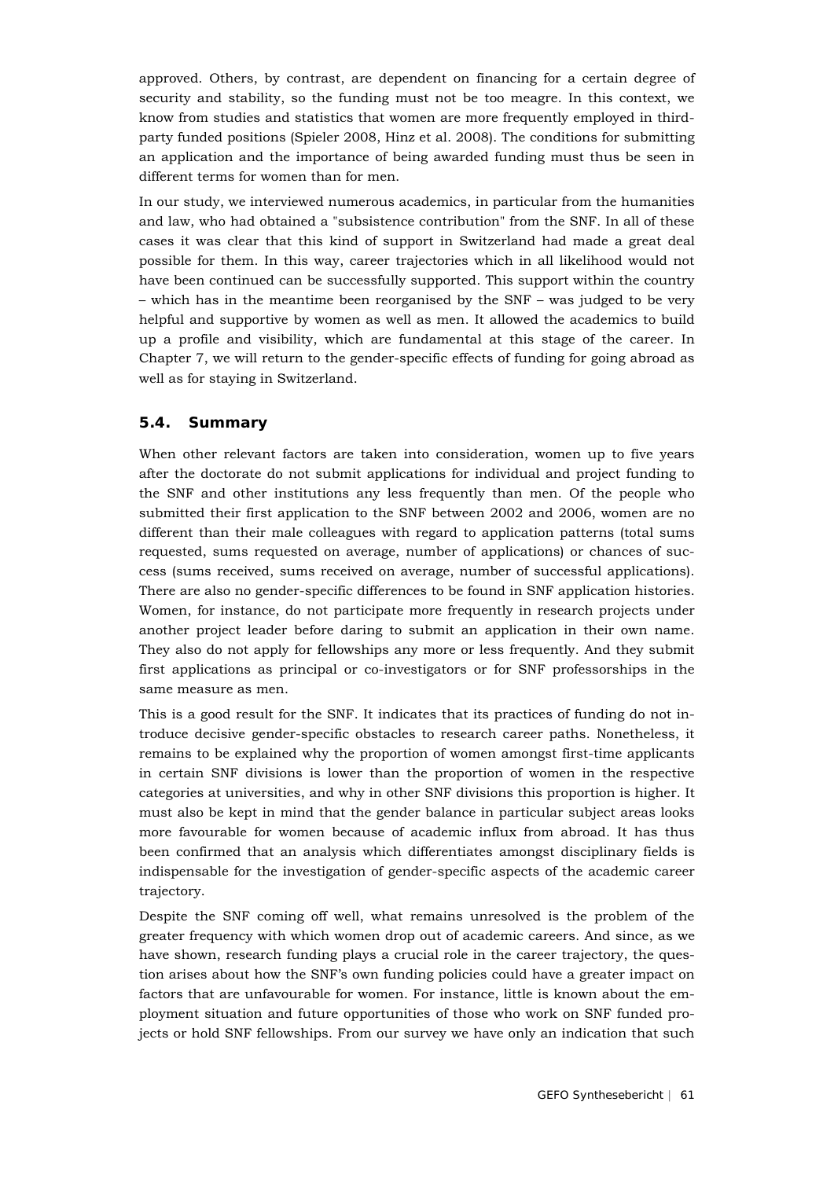approved. Others, by contrast, are dependent on financing for a certain degree of security and stability, so the funding must not be too meagre. In this context, we know from studies and statistics that women are more frequently employed in third-party funded positions (Spieler 2008, Hinz et al. 2008). The conditions for submitting an application and the importance of being awarded funding must thus be seen in different terms for women than for men.

In our study, we interviewed numerous academics, in particular from the humanities and law, who had obtained a "subsistence contribution" from the SNF. In all of these cases it was clear that this kind of support in Switzerland had made a great deal possible for them. In this way, career trajectories which in all likelihood would not have been continued can be successfully supported. This support within the country – which has in the meantime been reorganised by the SNF – was judged to be very helpful and supportive by women as well as men. It allowed the academics to build up a profile and visibility, which are fundamental at this stage of the career. In Chapter 7, we will return to the gender-specific effects of funding for going abroad as well as for staying in Switzerland.

## 5.4. Summary

When other relevant factors are taken into consideration, women up to five years after the doctorate do not submit applications for individual and project funding to the SNF and other institutions any less frequently than men. Of the people who submitted their first application to the SNF between 2002 and 2006, women are no different than their male colleagues with regard to application patterns (total sums requested, sums requested on average, number of applications) or chances of success (sums received, sums received on average, number of successful applications). There are also no gender-specific differences to be found in SNF application histories. Women, for instance, do not participate more frequently in research projects under another project leader before daring to submit an application in their own name. They also do not apply for fellowships any more or less frequently. And they submit first applications as principal or co-investigators or for SNF professorships in the same measure as men.

This is a good result for the SNF. It indicates that its practices of funding do not introduce decisive gender-specific obstacles to research career paths. Nonetheless, it remains to be explained why the proportion of women amongst first-time applicants in certain SNF divisions is lower than the proportion of women in the respective categories at universities, and why in other SNF divisions this proportion is higher. It must also be kept in mind that the gender balance in particular subject areas looks more favourable for women because of academic influx from abroad. It has thus been confirmed that an analysis which differentiates amongst disciplinary fields is indispensable for the investigation of gender-specific aspects of the academic career trajectory.

Despite the SNF coming off well, what remains unresolved is the problem of the greater frequency with which women drop out of academic careers. And since, as we have shown, research funding plays a crucial role in the career trajectory, the question arises about how the SNF's own funding policies could have a greater impact on factors that are unfavourable for women. For instance, little is known about the employment situation and future opportunities of those who work on SNF funded projects or hold SNF fellowships. From our survey we have only an indication that such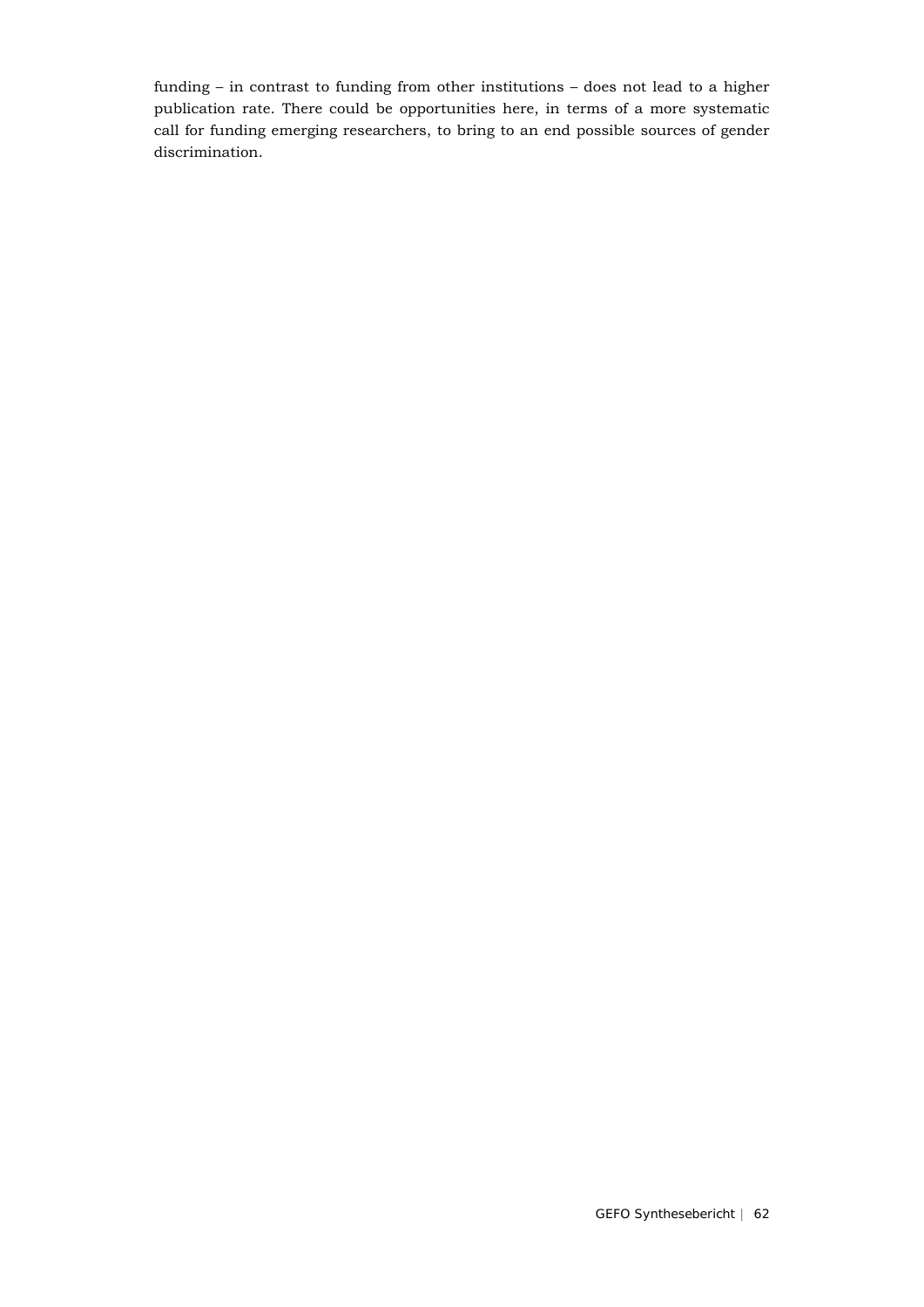funding – in contrast to funding from other institutions – does not lead to a higher publication rate. There could be opportunities here, in terms of a more systematic call for funding emerging researchers, to bring to an end possible sources of gender discrimination.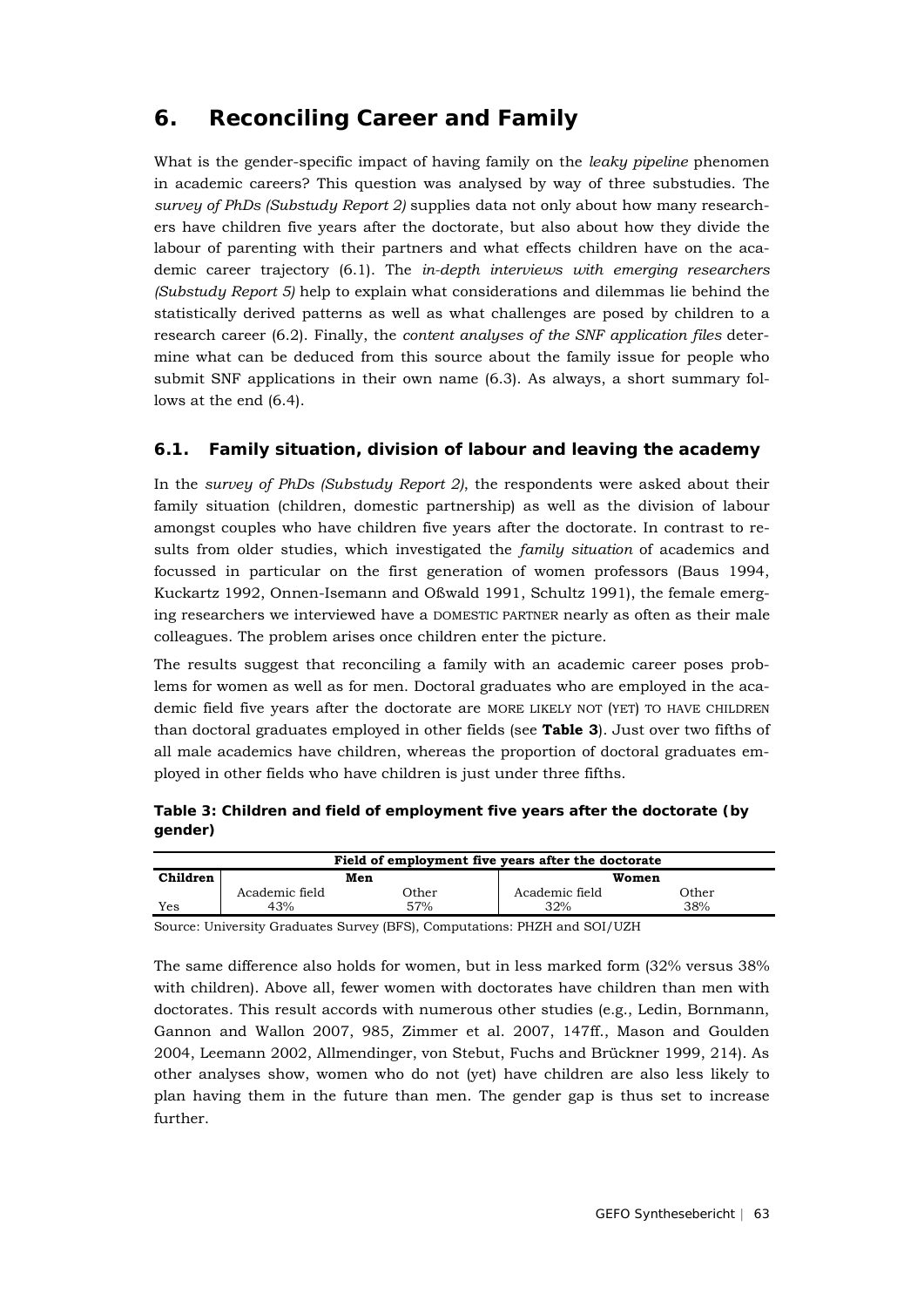# 6. Reconciling Career and Family

What is the gender-specific impact of having family on the *leaky pipeline* phenomen in academic careers? This question was analysed by way of three substudies. The *survey of PhDs (Substudy Report 2)* supplies data not only about how many researchers have children five years after the doctorate, but also about how they divide the labour of parenting with their partners and what effects children have on the academic career trajectory (6.1). The *in-depth interviews with emerging researchers (Substudy Report 5)* help to explain what considerations and dilemmas lie behind the statistically derived patterns as well as what challenges are posed by children to a research career (6.2). Finally, the *content analyses of the SNF application files* determine what can be deduced from this source about the family issue for people who submit SNF applications in their own name (6.3). As always, a short summary follows at the end (6.4).

## 6.1. Family situation, division of labour and leaving the academy

In the *survey of PhDs (Substudy Report 2)*, the respondents were asked about their family situation (children, domestic partnership) as well as the division of labour amongst couples who have children five years after the doctorate. In contrast to results from older studies, which investigated the *family situation* of academics and focussed in particular on the first generation of women professors (Baus 1994, Kuckartz 1992, Onnen-Isemann and Oßwald 1991, Schultz 1991), the female emerging researchers we interviewed have a DOMESTIC PARTNER nearly as often as their male colleagues. The problem arises once children enter the picture.

The results suggest that reconciling a family with an academic career poses problems for women as well as for men. Doctoral graduates who are employed in the academic field five years after the doctorate are MORE LIKELY NOT (YET) TO HAVE CHILDREN than doctoral graduates employed in other fields (see **Table 3**). Just over two fifths of all male academics have children, whereas the proportion of doctoral graduates employed in other fields who have children is just under three fifths.

**Table 3: Children and field of employment five years after the doctorate (by gender)**

| | Field of employment five years after the doctorate | | | |
|---|---|---|---|---|
| **Children** | **Men** | | **Women** | |
| | Academic field | Other | Academic field | Other |
| Yes | 43% | 57% | 32% | 38% |

Source: University Graduates Survey (BFS), Computations: PHZH and SOI/UZH

The same difference also holds for women, but in less marked form (32% versus 38% with children). Above all, fewer women with doctorates have children than men with doctorates. This result accords with numerous other studies (e.g., Ledin, Bornmann, Gannon and Wallon 2007, 985, Zimmer et al. 2007, 147ff., Mason and Goulden 2004, Leemann 2002, Allmendinger, von Stebut, Fuchs and Brückner 1999, 214). As other analyses show, women who do not (yet) have children are also less likely to plan having them in the future than men. The gender gap is thus set to increase further.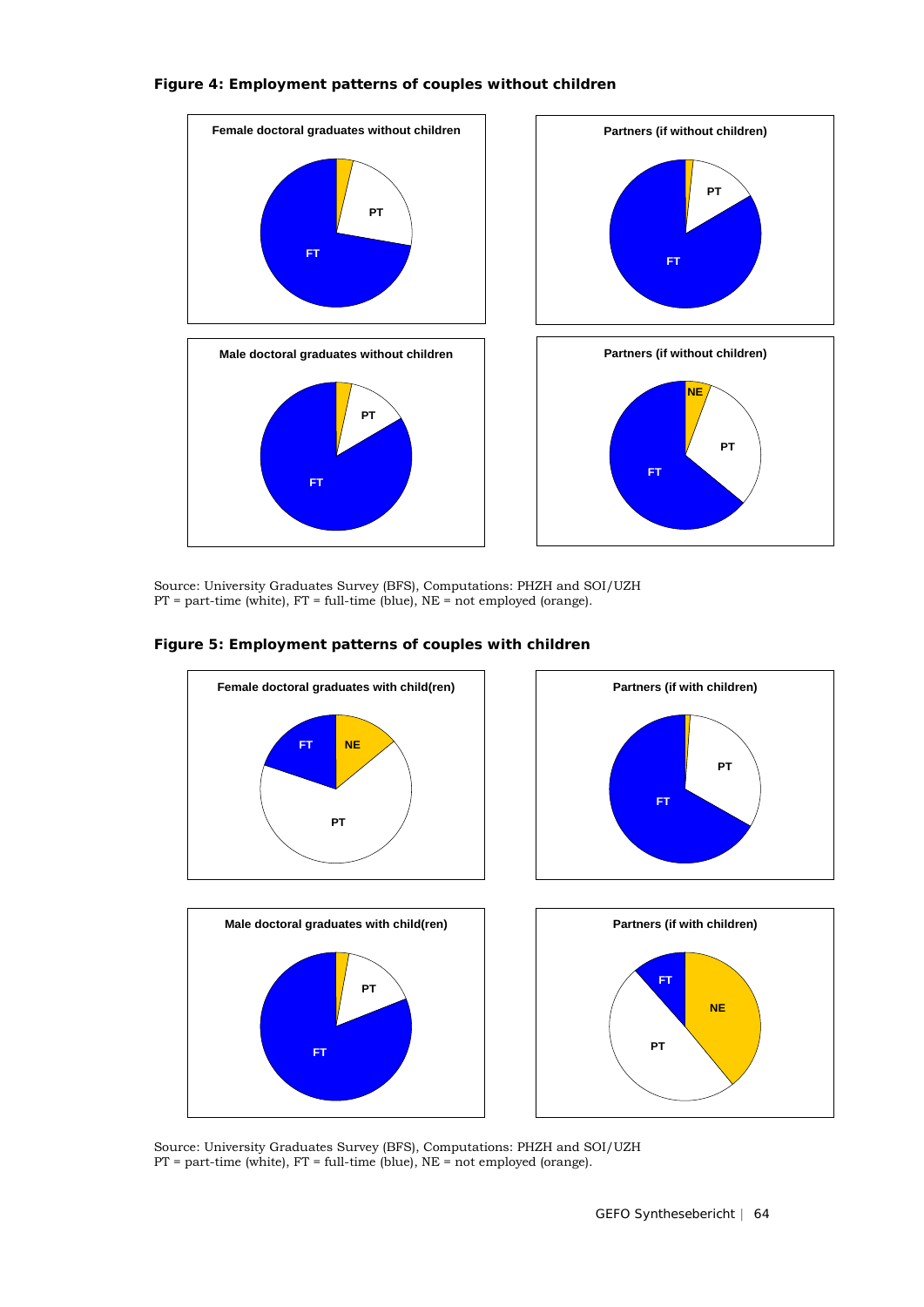**Figure 4: Employment patterns of couples without children**

Female doctoral graduates without children

PT

FT

Partners (if without children)

PT

FT

Male doctoral graduates without children

PT

FT

Partners (if without children)

NE

PT

FT

Source: University Graduates Survey (BFS), Computations: PHZH and SOI/UZH
PT = part-time (white), FT = full-time (blue), NE = not employed (orange).

**Figure 5: Employment patterns of couples with children**

Female doctoral graduates with child(ren)

FT

NE

PT

Partners (if with children)

PT

FT

Male doctoral graduates with child(ren)

PT

FT

Partners (if with children)

FT

NE

PT

Source: University Graduates Survey (BFS), Computations: PHZH and SOI/UZH
PT = part-time (white), FT = full-time (blue), NE = not employed (orange).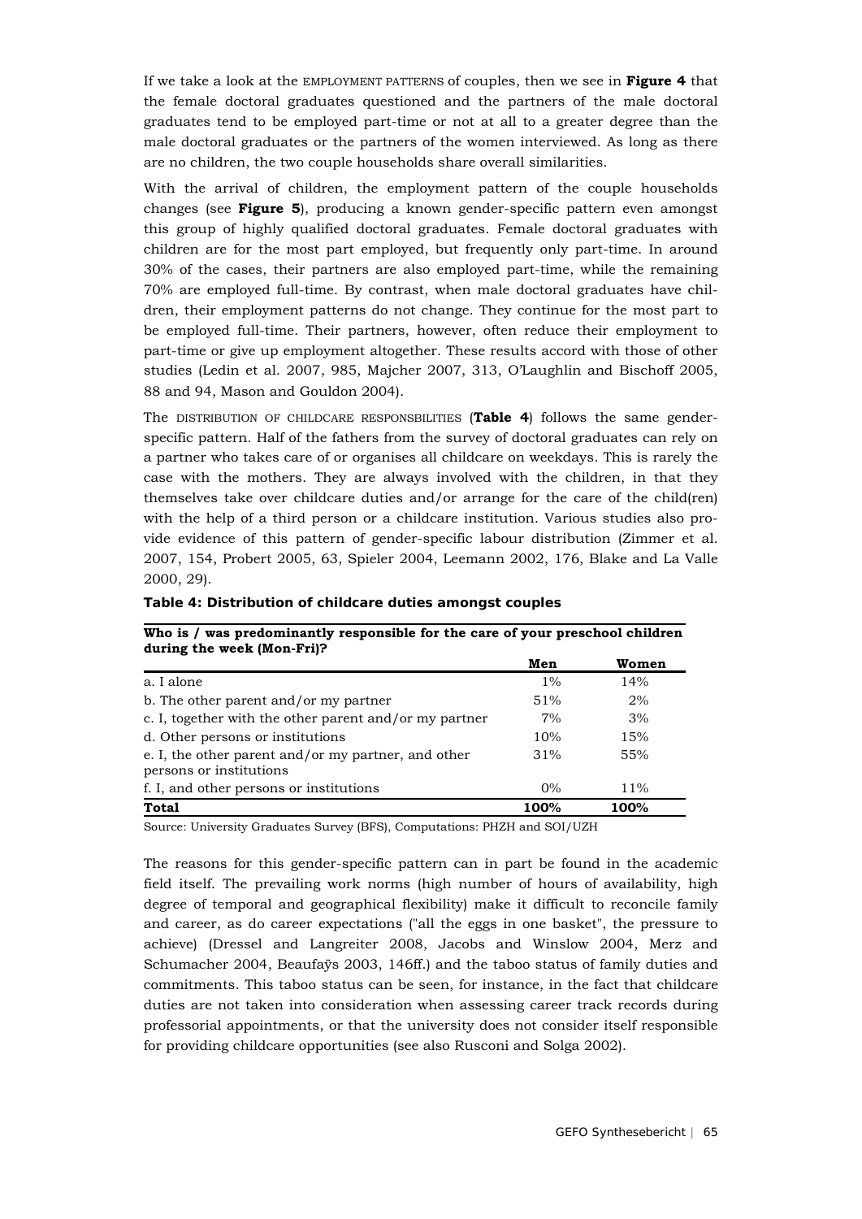If we take a look at the EMPLOYMENT PATTERNS of couples, then we see in **Figure 4** that the female doctoral graduates questioned and the partners of the male doctoral graduates tend to be employed part-time or not at all to a greater degree than the male doctoral graduates or the partners of the women interviewed. As long as there are no children, the two couple households share overall similarities.

With the arrival of children, the employment pattern of the couple households changes (see **Figure 5**), producing a known gender-specific pattern even amongst this group of highly qualified doctoral graduates. Female doctoral graduates with children are for the most part employed, but frequently only part-time. In around 30% of the cases, their partners are also employed part-time, while the remaining 70% are employed full-time. By contrast, when male doctoral graduates have children, their employment patterns do not change. They continue for the most part to be employed full-time. Their partners, however, often reduce their employment to part-time or give up employment altogether. These results accord with those of other studies (Ledin et al. 2007, 985, Majcher 2007, 313, O'Laughlin and Bischoff 2005, 88 and 94, Mason and Gouldon 2004).

The DISTRIBUTION OF CHILDCARE RESPONSBILITIES (**Table 4**) follows the same gender-specific pattern. Half of the fathers from the survey of doctoral graduates can rely on a partner who takes care of or organises all childcare on weekdays. This is rarely the case with the mothers. They are always involved with the children, in that they themselves take over childcare duties and/or arrange for the care of the child(ren) with the help of a third person or a childcare institution. Various studies also provide evidence of this pattern of gender-specific labour distribution (Zimmer et al. 2007, 154, Probert 2005, 63, Spieler 2004, Leemann 2002, 176, Blake and La Valle 2000, 29).

**Table 4: Distribution of childcare duties amongst couples**

| **Who is / was predominantly responsible for the care of your preschool children during the week (Mon-Fri)?** | **Men** | **Women** |
|---|---|---|
| a. I alone | 1% | 14% |
| b. The other parent and/or my partner | 51% | 2% |
| c. I, together with the other parent and/or my partner | 7% | 3% |
| d. Other persons or institutions | 10% | 15% |
| e. I, the other parent and/or my partner, and other persons or institutions | 31% | 55% |
| f. I, and other persons or institutions | 0% | 11% |
| **Total** | **100%** | **100%** |

Source: University Graduates Survey (BFS), Computations: PHZH and SOI/UZH

The reasons for this gender-specific pattern can in part be found in the academic field itself. The prevailing work norms (high number of hours of availability, high degree of temporal and geographical flexibility) make it difficult to reconcile family and career, as do career expectations ("all the eggs in one basket", the pressure to achieve) (Dressel and Langreiter 2008, Jacobs and Winslow 2004, Merz and Schumacher 2004, Beaufaÿs 2003, 146ff.) and the taboo status of family duties and commitments. This taboo status can be seen, for instance, in the fact that childcare duties are not taken into consideration when assessing career track records during professorial appointments, or that the university does not consider itself responsible for providing childcare opportunities (see also Rusconi and Solga 2002).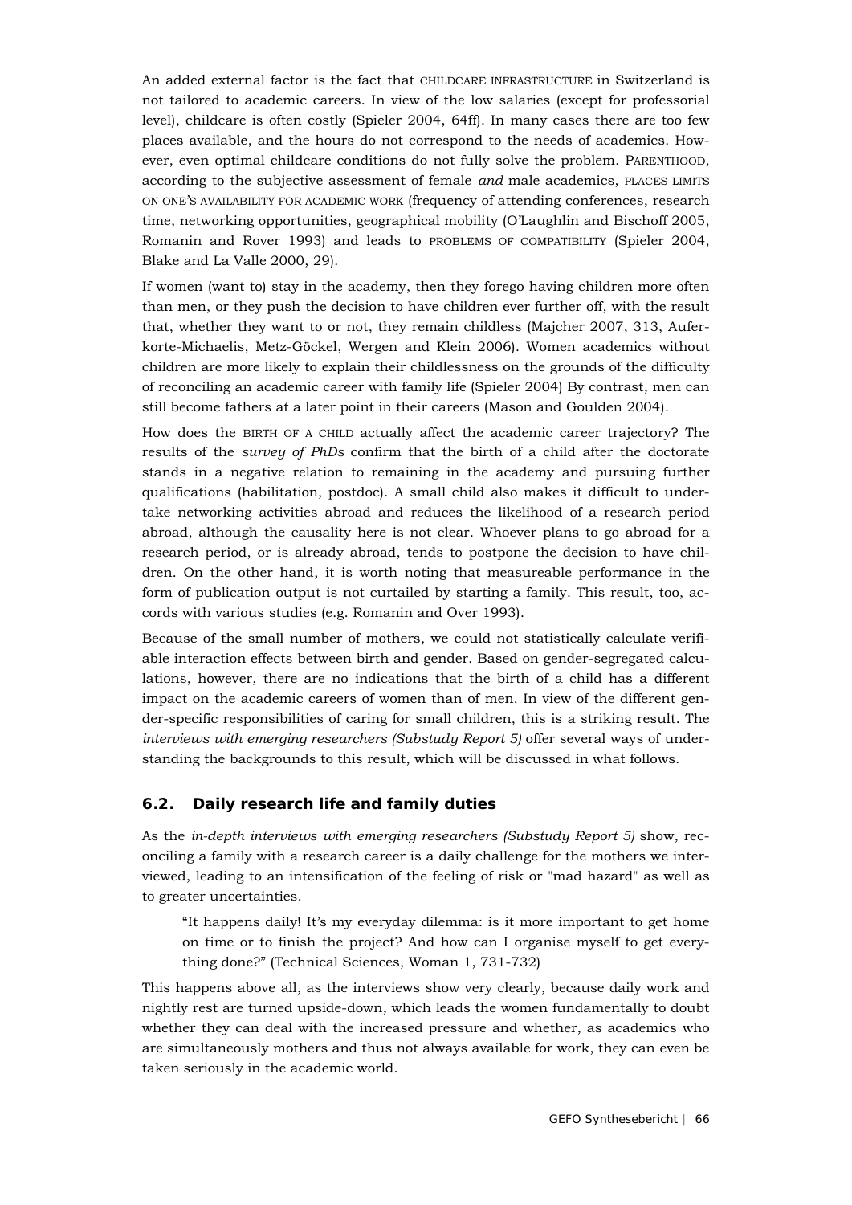An added external factor is the fact that CHILDCARE INFRASTRUCTURE in Switzerland is not tailored to academic careers. In view of the low salaries (except for professorial level), childcare is often costly (Spieler 2004, 64ff). In many cases there are too few places available, and the hours do not correspond to the needs of academics. However, even optimal childcare conditions do not fully solve the problem. PARENTHOOD, according to the subjective assessment of female *and* male academics, PLACES LIMITS ON ONE'S AVAILABILITY FOR ACADEMIC WORK (frequency of attending conferences, research time, networking opportunities, geographical mobility (O'Laughlin and Bischoff 2005, Romanin and Rover 1993) and leads to PROBLEMS OF COMPATIBILITY (Spieler 2004, Blake and La Valle 2000, 29).

If women (want to) stay in the academy, then they forego having children more often than men, or they push the decision to have children ever further off, with the result that, whether they want to or not, they remain childless (Majcher 2007, 313, Auferkorte-Michaelis, Metz-Göckel, Wergen and Klein 2006). Women academics without children are more likely to explain their childlessness on the grounds of the difficulty of reconciling an academic career with family life (Spieler 2004) By contrast, men can still become fathers at a later point in their careers (Mason and Goulden 2004).

How does the BIRTH OF A CHILD actually affect the academic career trajectory? The results of the *survey of PhDs* confirm that the birth of a child after the doctorate stands in a negative relation to remaining in the academy and pursuing further qualifications (habilitation, postdoc). A small child also makes it difficult to undertake networking activities abroad and reduces the likelihood of a research period abroad, although the causality here is not clear. Whoever plans to go abroad for a research period, or is already abroad, tends to postpone the decision to have children. On the other hand, it is worth noting that measureable performance in the form of publication output is not curtailed by starting a family. This result, too, accords with various studies (e.g. Romanin and Over 1993).

Because of the small number of mothers, we could not statistically calculate verifiable interaction effects between birth and gender. Based on gender-segregated calculations, however, there are no indications that the birth of a child has a different impact on the academic careers of women than of men. In view of the different gender-specific responsibilities of caring for small children, this is a striking result. The *interviews with emerging researchers (Substudy Report 5)* offer several ways of understanding the backgrounds to this result, which will be discussed in what follows.

## 6.2. Daily research life and family duties

As the *in-depth interviews with emerging researchers (Substudy Report 5)* show, reconciling a family with a research career is a daily challenge for the mothers we interviewed, leading to an intensification of the feeling of risk or "mad hazard" as well as to greater uncertainties.

> "It happens daily! It's my everyday dilemma: is it more important to get home on time or to finish the project? And how can I organise myself to get everything done?" (Technical Sciences, Woman 1, 731-732)

This happens above all, as the interviews show very clearly, because daily work and nightly rest are turned upside-down, which leads the women fundamentally to doubt whether they can deal with the increased pressure and whether, as academics who are simultaneously mothers and thus not always available for work, they can even be taken seriously in the academic world.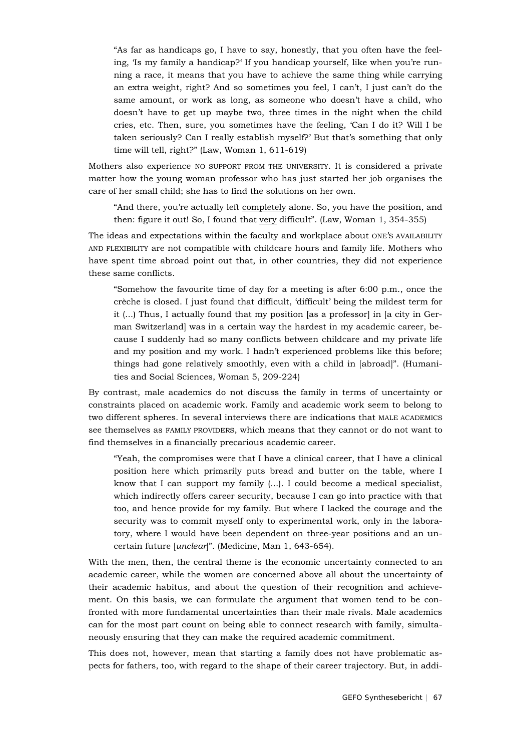> "As far as handicaps go, I have to say, honestly, that you often have the feeling, 'Is my family a handicap?' If you handicap yourself, like when you're running a race, it means that you have to achieve the same thing while carrying an extra weight, right? And so sometimes you feel, I can't, I just can't do the same amount, or work as long, as someone who doesn't have a child, who doesn't have to get up maybe two, three times in the night when the child cries, etc. Then, sure, you sometimes have the feeling, 'Can I do it? Will I be taken seriously? Can I really establish myself?' But that's something that only time will tell, right?" (Law, Woman 1, 611-619)

Mothers also experience NO SUPPORT FROM THE UNIVERSITY. It is considered a private matter how the young woman professor who has just started her job organises the care of her small child; she has to find the solutions on her own.

> "And there, you're actually left <u>completely</u> alone. So, you have the position, and then: figure it out! So, I found that <u>very</u> difficult". (Law, Woman 1, 354-355)

The ideas and expectations within the faculty and workplace about ONE'S AVAILABILITY AND FLEXIBILITY are not compatible with childcare hours and family life. Mothers who have spent time abroad point out that, in other countries, they did not experience these same conflicts.

> "Somehow the favourite time of day for a meeting is after 6:00 p.m., once the crèche is closed. I just found that difficult, 'difficult' being the mildest term for it (...) Thus, I actually found that my position [as a professor] in [a city in German Switzerland] was in a certain way the hardest in my academic career, because I suddenly had so many conflicts between childcare and my private life and my position and my work. I hadn't experienced problems like this before; things had gone relatively smoothly, even with a child in [abroad]". (Humanities and Social Sciences, Woman 5, 209-224)

By contrast, male academics do not discuss the family in terms of uncertainty or constraints placed on academic work. Family and academic work seem to belong to two different spheres. In several interviews there are indications that MALE ACADEMICS see themselves as FAMILY PROVIDERS, which means that they cannot or do not want to find themselves in a financially precarious academic career.

> "Yeah, the compromises were that I have a clinical career, that I have a clinical position here which primarily puts bread and butter on the table, where I know that I can support my family (...). I could become a medical specialist, which indirectly offers career security, because I can go into practice with that too, and hence provide for my family. But where I lacked the courage and the security was to commit myself only to experimental work, only in the laboratory, where I would have been dependent on three-year positions and an uncertain future [*unclear*]". (Medicine, Man 1, 643-654).

With the men, then, the central theme is the economic uncertainty connected to an academic career, while the women are concerned above all about the uncertainty of their academic habitus, and about the question of their recognition and achievement. On this basis, we can formulate the argument that women tend to be confronted with more fundamental uncertainties than their male rivals. Male academics can for the most part count on being able to connect research with family, simultaneously ensuring that they can make the required academic commitment.

This does not, however, mean that starting a family does not have problematic aspects for fathers, too, with regard to the shape of their career trajectory. But, in addi-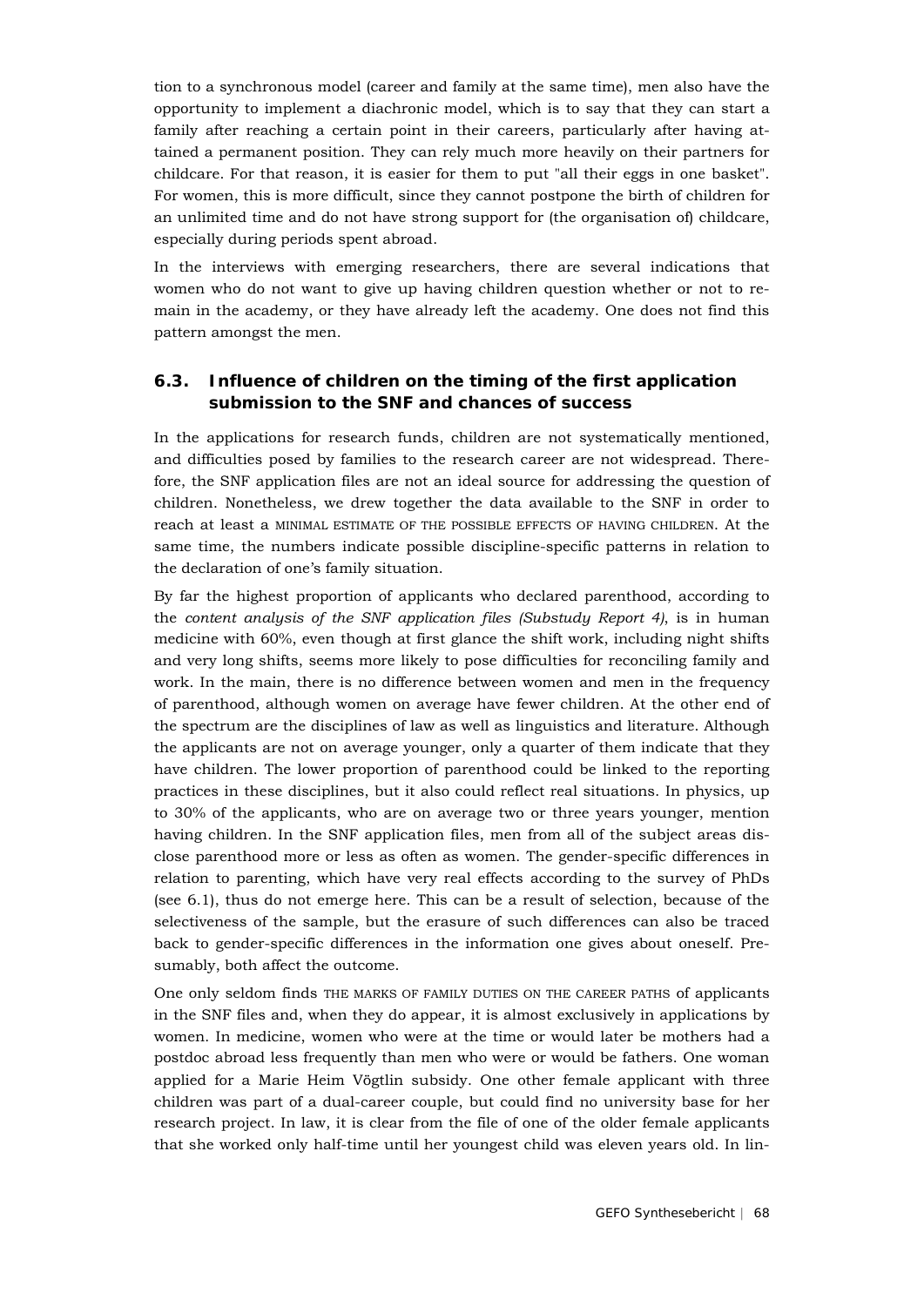tion to a synchronous model (career and family at the same time), men also have the opportunity to implement a diachronic model, which is to say that they can start a family after reaching a certain point in their careers, particularly after having attained a permanent position. They can rely much more heavily on their partners for childcare. For that reason, it is easier for them to put "all their eggs in one basket". For women, this is more difficult, since they cannot postpone the birth of children for an unlimited time and do not have strong support for (the organisation of) childcare, especially during periods spent abroad.

In the interviews with emerging researchers, there are several indications that women who do not want to give up having children question whether or not to remain in the academy, or they have already left the academy. One does not find this pattern amongst the men.

### 6.3. Influence of children on the timing of the first application submission to the SNF and chances of success

In the applications for research funds, children are not systematically mentioned, and difficulties posed by families to the research career are not widespread. Therefore, the SNF application files are not an ideal source for addressing the question of children. Nonetheless, we drew together the data available to the SNF in order to reach at least a MINIMAL ESTIMATE OF THE POSSIBLE EFFECTS OF HAVING CHILDREN. At the same time, the numbers indicate possible discipline-specific patterns in relation to the declaration of one's family situation.

By far the highest proportion of applicants who declared parenthood, according to the *content analysis of the SNF application files (Substudy Report 4)*, is in human medicine with 60%, even though at first glance the shift work, including night shifts and very long shifts, seems more likely to pose difficulties for reconciling family and work. In the main, there is no difference between women and men in the frequency of parenthood, although women on average have fewer children. At the other end of the spectrum are the disciplines of law as well as linguistics and literature. Although the applicants are not on average younger, only a quarter of them indicate that they have children. The lower proportion of parenthood could be linked to the reporting practices in these disciplines, but it also could reflect real situations. In physics, up to 30% of the applicants, who are on average two or three years younger, mention having children. In the SNF application files, men from all of the subject areas disclose parenthood more or less as often as women. The gender-specific differences in relation to parenting, which have very real effects according to the survey of PhDs (see 6.1), thus do not emerge here. This can be a result of selection, because of the selectiveness of the sample, but the erasure of such differences can also be traced back to gender-specific differences in the information one gives about oneself. Presumably, both affect the outcome.

One only seldom finds THE MARKS OF FAMILY DUTIES ON THE CAREER PATHS of applicants in the SNF files and, when they do appear, it is almost exclusively in applications by women. In medicine, women who were at the time or would later be mothers had a postdoc abroad less frequently than men who were or would be fathers. One woman applied for a Marie Heim Vögtlin subsidy. One other female applicant with three children was part of a dual-career couple, but could find no university base for her research project. In law, it is clear from the file of one of the older female applicants that she worked only half-time until her youngest child was eleven years old. In lin-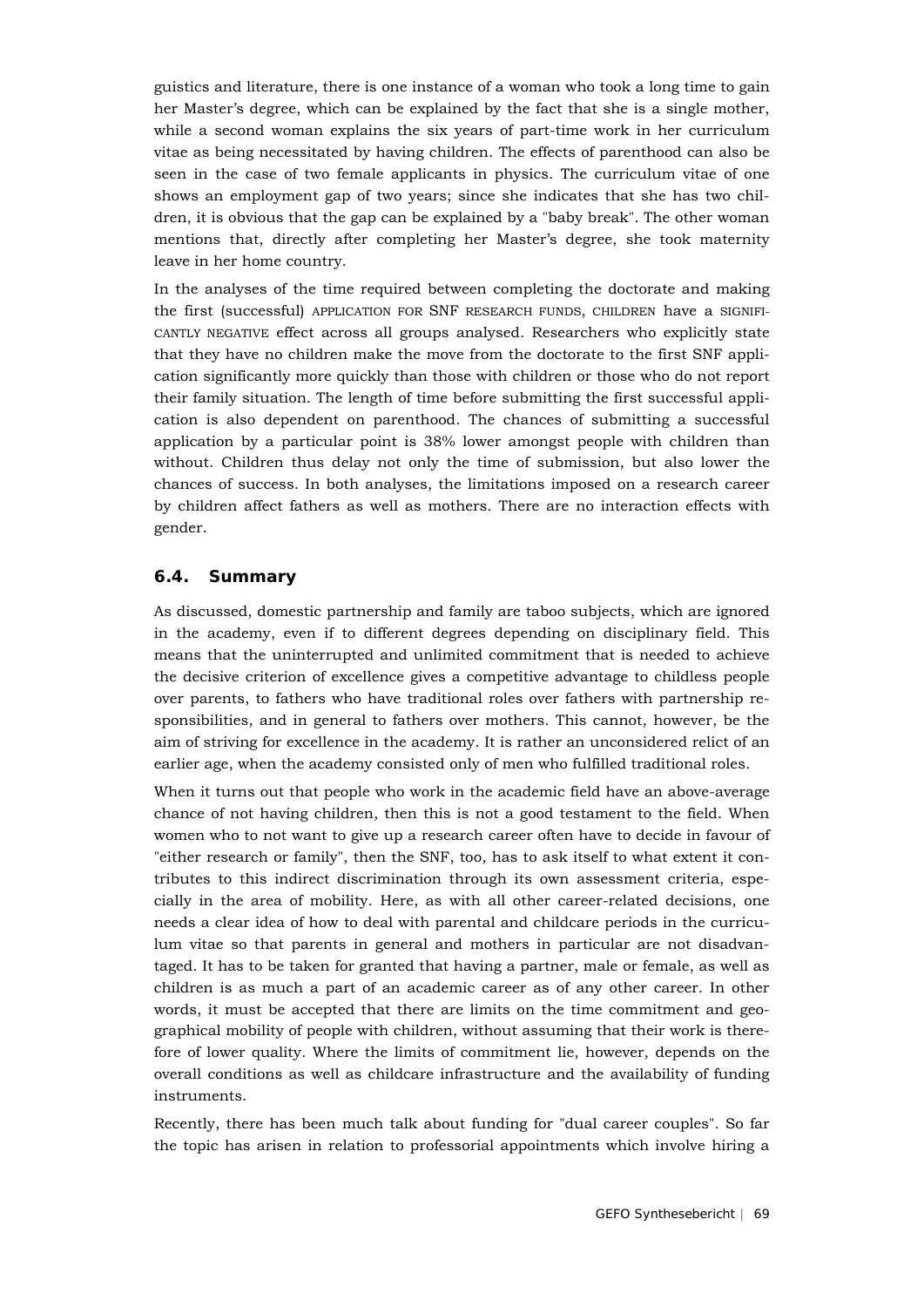guistics and literature, there is one instance of a woman who took a long time to gain her Master's degree, which can be explained by the fact that she is a single mother, while a second woman explains the six years of part-time work in her curriculum vitae as being necessitated by having children. The effects of parenthood can also be seen in the case of two female applicants in physics. The curriculum vitae of one shows an employment gap of two years; since she indicates that she has two children, it is obvious that the gap can be explained by a "baby break". The other woman mentions that, directly after completing her Master's degree, she took maternity leave in her home country.

In the analyses of the time required between completing the doctorate and making the first (successful) APPLICATION FOR SNF RESEARCH FUNDS, CHILDREN have a SIGNIFICANTLY NEGATIVE effect across all groups analysed. Researchers who explicitly state that they have no children make the move from the doctorate to the first SNF application significantly more quickly than those with children or those who do not report their family situation. The length of time before submitting the first successful application is also dependent on parenthood. The chances of submitting a successful application by a particular point is 38% lower amongst people with children than without. Children thus delay not only the time of submission, but also lower the chances of success. In both analyses, the limitations imposed on a research career by children affect fathers as well as mothers. There are no interaction effects with gender.

### 6.4. Summary

As discussed, domestic partnership and family are taboo subjects, which are ignored in the academy, even if to different degrees depending on disciplinary field. This means that the uninterrupted and unlimited commitment that is needed to achieve the decisive criterion of excellence gives a competitive advantage to childless people over parents, to fathers who have traditional roles over fathers with partnership responsibilities, and in general to fathers over mothers. This cannot, however, be the aim of striving for excellence in the academy. It is rather an unconsidered relict of an earlier age, when the academy consisted only of men who fulfilled traditional roles.

When it turns out that people who work in the academic field have an above-average chance of not having children, then this is not a good testament to the field. When women who to not want to give up a research career often have to decide in favour of "either research or family", then the SNF, too, has to ask itself to what extent it contributes to this indirect discrimination through its own assessment criteria, especially in the area of mobility. Here, as with all other career-related decisions, one needs a clear idea of how to deal with parental and childcare periods in the curriculum vitae so that parents in general and mothers in particular are not disadvantaged. It has to be taken for granted that having a partner, male or female, as well as children is as much a part of an academic career as of any other career. In other words, it must be accepted that there are limits on the time commitment and geographical mobility of people with children, without assuming that their work is therefore of lower quality. Where the limits of commitment lie, however, depends on the overall conditions as well as childcare infrastructure and the availability of funding instruments.

Recently, there has been much talk about funding for "dual career couples". So far the topic has arisen in relation to professorial appointments which involve hiring a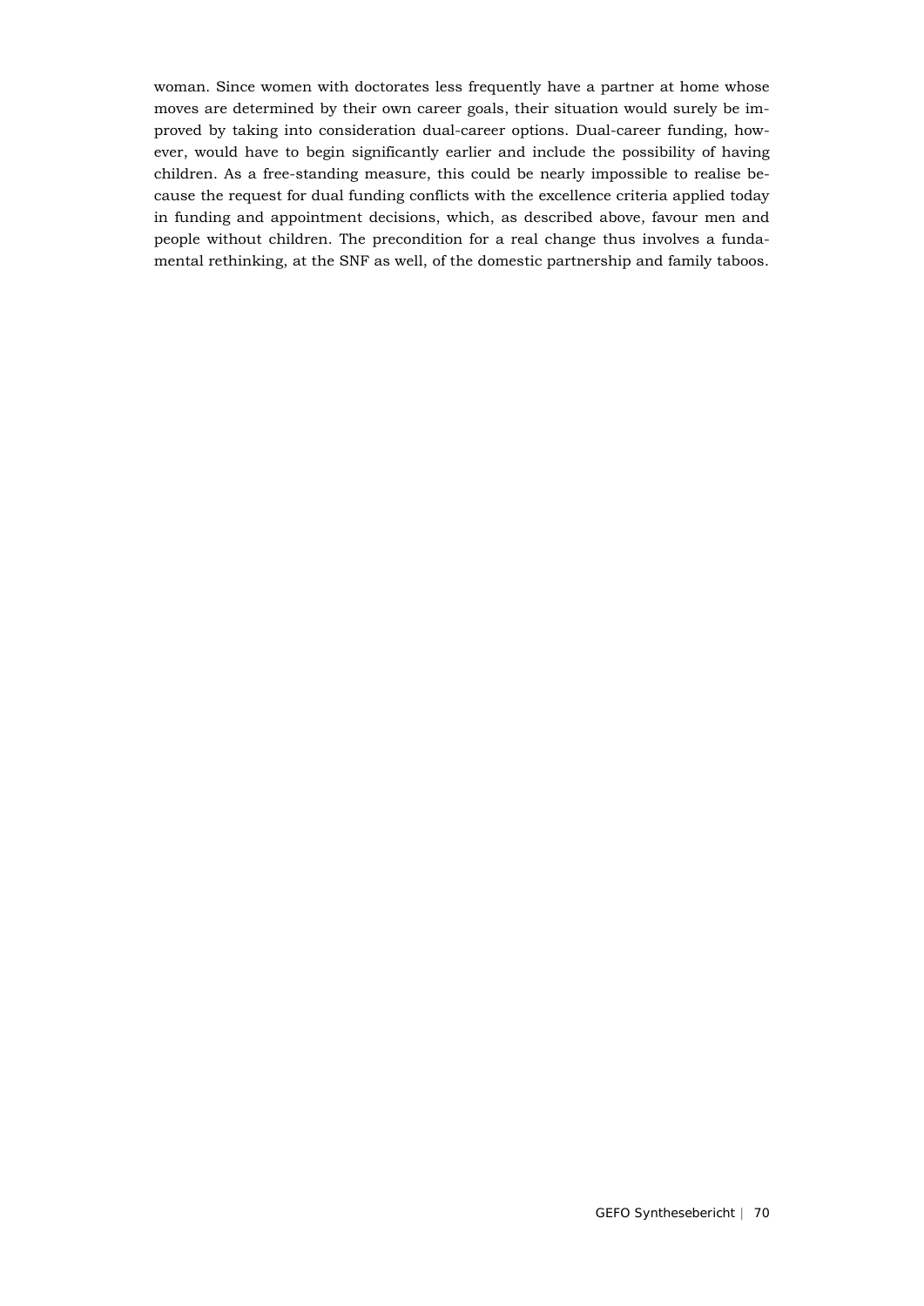woman. Since women with doctorates less frequently have a partner at home whose moves are determined by their own career goals, their situation would surely be improved by taking into consideration dual-career options. Dual-career funding, however, would have to begin significantly earlier and include the possibility of having children. As a free-standing measure, this could be nearly impossible to realise because the request for dual funding conflicts with the excellence criteria applied today in funding and appointment decisions, which, as described above, favour men and people without children. The precondition for a real change thus involves a fundamental rethinking, at the SNF as well, of the domestic partnership and family taboos.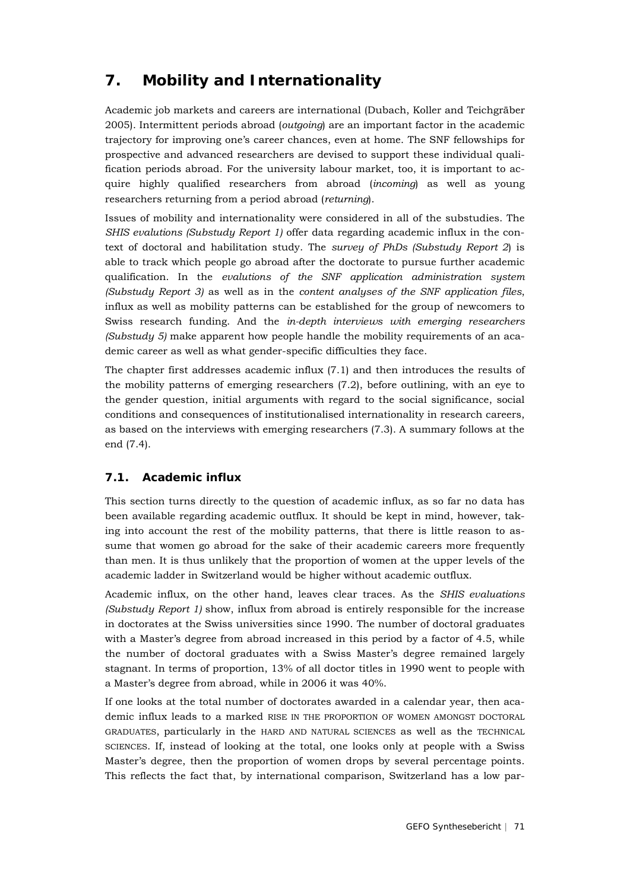# 7. Mobility and Internationality

Academic job markets and careers are international (Dubach, Koller and Teichgräber 2005). Intermittent periods abroad (*outgoing*) are an important factor in the academic trajectory for improving one's career chances, even at home. The SNF fellowships for prospective and advanced researchers are devised to support these individual qualification periods abroad. For the university labour market, too, it is important to acquire highly qualified researchers from abroad (*incoming*) as well as young researchers returning from a period abroad (*returning*).

Issues of mobility and internationality were considered in all of the substudies. The *SHIS evalutions (Substudy Report 1)* offer data regarding academic influx in the context of doctoral and habilitation study. The *survey of PhDs (Substudy Report 2*) is able to track which people go abroad after the doctorate to pursue further academic qualification. In the *evalutions of the SNF application administration system (Substudy Report 3)* as well as in the *content analyses of the SNF application files*, influx as well as mobility patterns can be established for the group of newcomers to Swiss research funding. And the *in-depth interviews with emerging researchers (Substudy 5)* make apparent how people handle the mobility requirements of an academic career as well as what gender-specific difficulties they face.

The chapter first addresses academic influx (7.1) and then introduces the results of the mobility patterns of emerging researchers (7.2), before outlining, with an eye to the gender question, initial arguments with regard to the social significance, social conditions and consequences of institutionalised internationality in research careers, as based on the interviews with emerging researchers (7.3). A summary follows at the end (7.4).

## 7.1. Academic influx

This section turns directly to the question of academic influx, as so far no data has been available regarding academic outflux. It should be kept in mind, however, taking into account the rest of the mobility patterns, that there is little reason to assume that women go abroad for the sake of their academic careers more frequently than men. It is thus unlikely that the proportion of women at the upper levels of the academic ladder in Switzerland would be higher without academic outflux.

Academic influx, on the other hand, leaves clear traces. As the *SHIS evaluations (Substudy Report 1)* show, influx from abroad is entirely responsible for the increase in doctorates at the Swiss universities since 1990. The number of doctoral graduates with a Master's degree from abroad increased in this period by a factor of 4.5, while the number of doctoral graduates with a Swiss Master's degree remained largely stagnant. In terms of proportion, 13% of all doctor titles in 1990 went to people with a Master's degree from abroad, while in 2006 it was 40%.

If one looks at the total number of doctorates awarded in a calendar year, then academic influx leads to a marked RISE IN THE PROPORTION OF WOMEN AMONGST DOCTORAL GRADUATES, particularly in the HARD AND NATURAL SCIENCES as well as the TECHNICAL SCIENCES. If, instead of looking at the total, one looks only at people with a Swiss Master's degree, then the proportion of women drops by several percentage points. This reflects the fact that, by international comparison, Switzerland has a low par-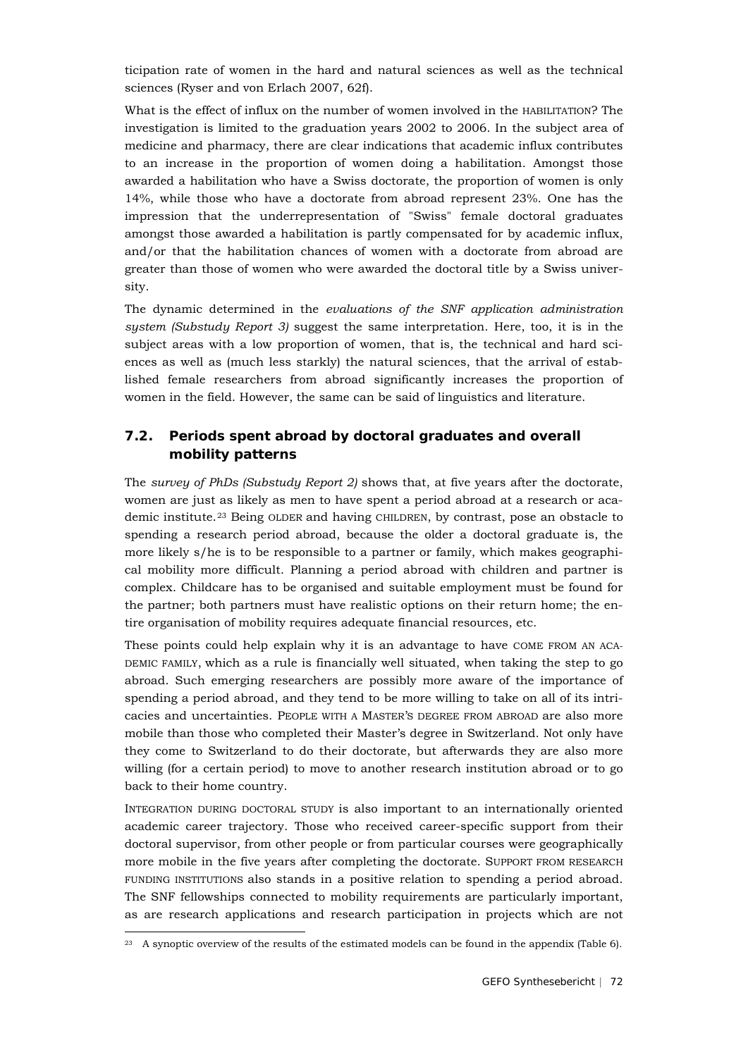ticipation rate of women in the hard and natural sciences as well as the technical sciences (Ryser and von Erlach 2007, 62f).

What is the effect of influx on the number of women involved in the HABILITATION? The investigation is limited to the graduation years 2002 to 2006. In the subject area of medicine and pharmacy, there are clear indications that academic influx contributes to an increase in the proportion of women doing a habilitation. Amongst those awarded a habilitation who have a Swiss doctorate, the proportion of women is only 14%, while those who have a doctorate from abroad represent 23%. One has the impression that the underrepresentation of "Swiss" female doctoral graduates amongst those awarded a habilitation is partly compensated for by academic influx, and/or that the habilitation chances of women with a doctorate from abroad are greater than those of women who were awarded the doctoral title by a Swiss university.

The dynamic determined in the *evaluations of the SNF application administration system (Substudy Report 3)* suggest the same interpretation. Here, too, it is in the subject areas with a low proportion of women, that is, the technical and hard sciences as well as (much less starkly) the natural sciences, that the arrival of established female researchers from abroad significantly increases the proportion of women in the field. However, the same can be said of linguistics and literature.

## 7.2. Periods spent abroad by doctoral graduates and overall mobility patterns

The *survey of PhDs (Substudy Report 2)* shows that, at five years after the doctorate, women are just as likely as men to have spent a period abroad at a research or academic institute.[23] Being OLDER and having CHILDREN, by contrast, pose an obstacle to spending a research period abroad, because the older a doctoral graduate is, the more likely s/he is to be responsible to a partner or family, which makes geographical mobility more difficult. Planning a period abroad with children and partner is complex. Childcare has to be organised and suitable employment must be found for the partner; both partners must have realistic options on their return home; the entire organisation of mobility requires adequate financial resources, etc.

These points could help explain why it is an advantage to have COME FROM AN ACADEMIC FAMILY, which as a rule is financially well situated, when taking the step to go abroad. Such emerging researchers are possibly more aware of the importance of spending a period abroad, and they tend to be more willing to take on all of its intricacies and uncertainties. PEOPLE WITH A MASTER'S DEGREE FROM ABROAD are also more mobile than those who completed their Master's degree in Switzerland. Not only have they come to Switzerland to do their doctorate, but afterwards they are also more willing (for a certain period) to move to another research institution abroad or to go back to their home country.

INTEGRATION DURING DOCTORAL STUDY is also important to an internationally oriented academic career trajectory. Those who received career-specific support from their doctoral supervisor, from other people or from particular courses were geographically more mobile in the five years after completing the doctorate. SUPPORT FROM RESEARCH FUNDING INSTITUTIONS also stands in a positive relation to spending a period abroad. The SNF fellowships connected to mobility requirements are particularly important, as are research applications and research participation in projects which are not

[23] A synoptic overview of the results of the estimated models can be found in the appendix (Table 6).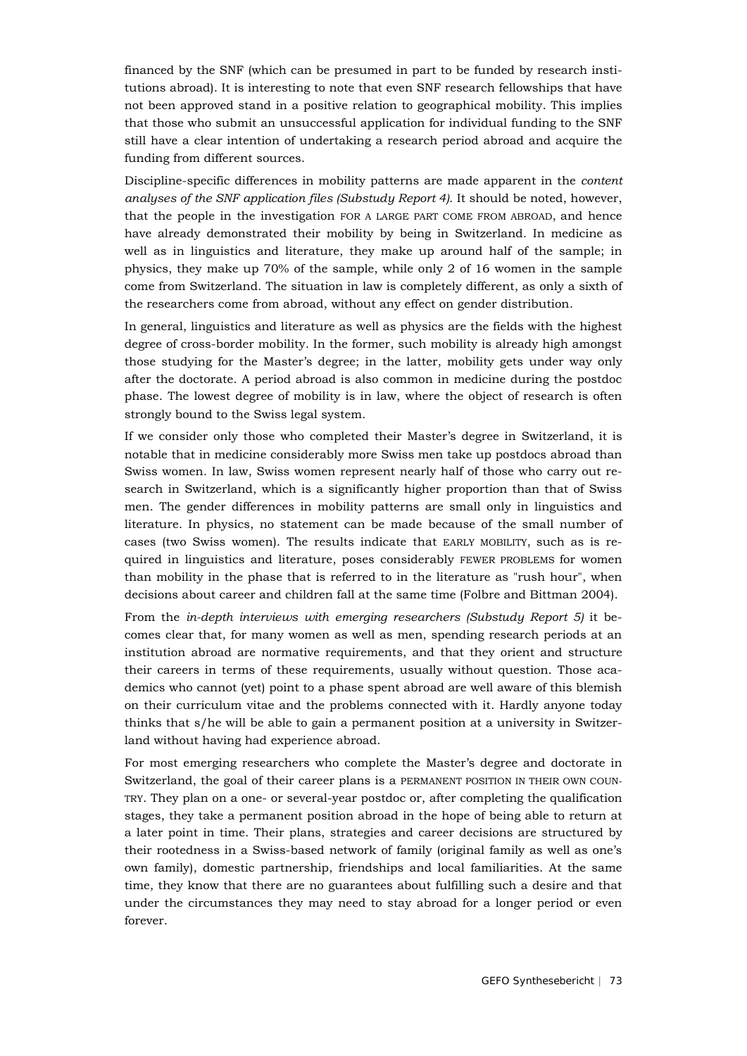financed by the SNF (which can be presumed in part to be funded by research institutions abroad). It is interesting to note that even SNF research fellowships that have not been approved stand in a positive relation to geographical mobility. This implies that those who submit an unsuccessful application for individual funding to the SNF still have a clear intention of undertaking a research period abroad and acquire the funding from different sources.

Discipline-specific differences in mobility patterns are made apparent in the *content analyses of the SNF application files (Substudy Report 4)*. It should be noted, however, that the people in the investigation FOR A LARGE PART COME FROM ABROAD, and hence have already demonstrated their mobility by being in Switzerland. In medicine as well as in linguistics and literature, they make up around half of the sample; in physics, they make up 70% of the sample, while only 2 of 16 women in the sample come from Switzerland. The situation in law is completely different, as only a sixth of the researchers come from abroad, without any effect on gender distribution.

In general, linguistics and literature as well as physics are the fields with the highest degree of cross-border mobility. In the former, such mobility is already high amongst those studying for the Master's degree; in the latter, mobility gets under way only after the doctorate. A period abroad is also common in medicine during the postdoc phase. The lowest degree of mobility is in law, where the object of research is often strongly bound to the Swiss legal system.

If we consider only those who completed their Master's degree in Switzerland, it is notable that in medicine considerably more Swiss men take up postdocs abroad than Swiss women. In law, Swiss women represent nearly half of those who carry out research in Switzerland, which is a significantly higher proportion than that of Swiss men. The gender differences in mobility patterns are small only in linguistics and literature. In physics, no statement can be made because of the small number of cases (two Swiss women). The results indicate that EARLY MOBILITY, such as is required in linguistics and literature, poses considerably FEWER PROBLEMS for women than mobility in the phase that is referred to in the literature as "rush hour", when decisions about career and children fall at the same time (Folbre and Bittman 2004).

From the *in-depth interviews with emerging researchers (Substudy Report 5)* it becomes clear that, for many women as well as men, spending research periods at an institution abroad are normative requirements, and that they orient and structure their careers in terms of these requirements, usually without question. Those academics who cannot (yet) point to a phase spent abroad are well aware of this blemish on their curriculum vitae and the problems connected with it. Hardly anyone today thinks that s/he will be able to gain a permanent position at a university in Switzerland without having had experience abroad.

For most emerging researchers who complete the Master's degree and doctorate in Switzerland, the goal of their career plans is a PERMANENT POSITION IN THEIR OWN COUNTRY. They plan on a one- or several-year postdoc or, after completing the qualification stages, they take a permanent position abroad in the hope of being able to return at a later point in time. Their plans, strategies and career decisions are structured by their rootedness in a Swiss-based network of family (original family as well as one's own family), domestic partnership, friendships and local familiarities. At the same time, they know that there are no guarantees about fulfilling such a desire and that under the circumstances they may need to stay abroad for a longer period or even forever.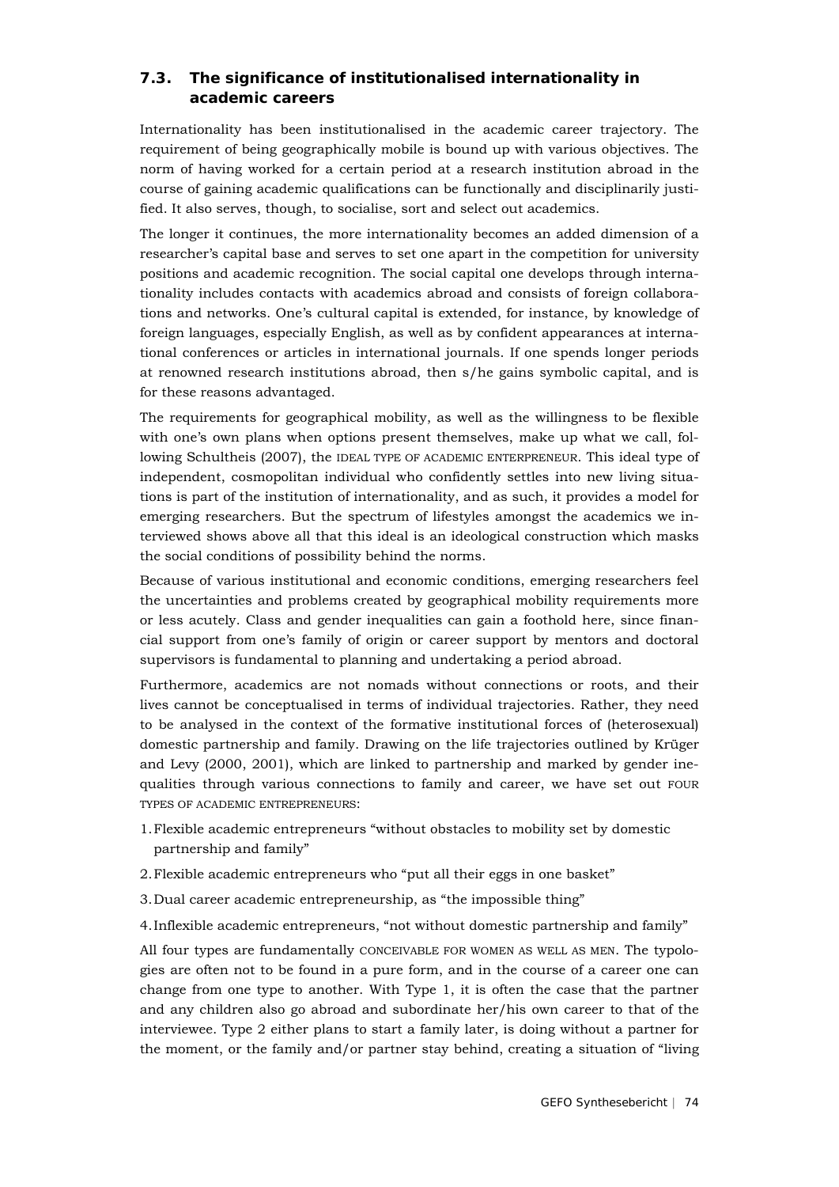### 7.3. The significance of institutionalised internationality in academic careers

Internationality has been institutionalised in the academic career trajectory. The requirement of being geographically mobile is bound up with various objectives. The norm of having worked for a certain period at a research institution abroad in the course of gaining academic qualifications can be functionally and disciplinarily justified. It also serves, though, to socialise, sort and select out academics.

The longer it continues, the more internationality becomes an added dimension of a researcher's capital base and serves to set one apart in the competition for university positions and academic recognition. The social capital one develops through internationality includes contacts with academics abroad and consists of foreign collaborations and networks. One's cultural capital is extended, for instance, by knowledge of foreign languages, especially English, as well as by confident appearances at international conferences or articles in international journals. If one spends longer periods at renowned research institutions abroad, then s/he gains symbolic capital, and is for these reasons advantaged.

The requirements for geographical mobility, as well as the willingness to be flexible with one's own plans when options present themselves, make up what we call, following Schultheis (2007), the IDEAL TYPE OF ACADEMIC ENTERPRENEUR. This ideal type of independent, cosmopolitan individual who confidently settles into new living situations is part of the institution of internationality, and as such, it provides a model for emerging researchers. But the spectrum of lifestyles amongst the academics we interviewed shows above all that this ideal is an ideological construction which masks the social conditions of possibility behind the norms.

Because of various institutional and economic conditions, emerging researchers feel the uncertainties and problems created by geographical mobility requirements more or less acutely. Class and gender inequalities can gain a foothold here, since financial support from one's family of origin or career support by mentors and doctoral supervisors is fundamental to planning and undertaking a period abroad.

Furthermore, academics are not nomads without connections or roots, and their lives cannot be conceptualised in terms of individual trajectories. Rather, they need to be analysed in the context of the formative institutional forces of (heterosexual) domestic partnership and family. Drawing on the life trajectories outlined by Krüger and Levy (2000, 2001), which are linked to partnership and marked by gender inequalities through various connections to family and career, we have set out FOUR TYPES OF ACADEMIC ENTREPRENEURS:

1. Flexible academic entrepreneurs "without obstacles to mobility set by domestic partnership and family"
2. Flexible academic entrepreneurs who "put all their eggs in one basket"
3. Dual career academic entrepreneurship, as "the impossible thing"
4. Inflexible academic entrepreneurs, "not without domestic partnership and family"

All four types are fundamentally CONCEIVABLE FOR WOMEN AS WELL AS MEN. The typologies are often not to be found in a pure form, and in the course of a career one can change from one type to another. With Type 1, it is often the case that the partner and any children also go abroad and subordinate her/his own career to that of the interviewee. Type 2 either plans to start a family later, is doing without a partner for the moment, or the family and/or partner stay behind, creating a situation of "living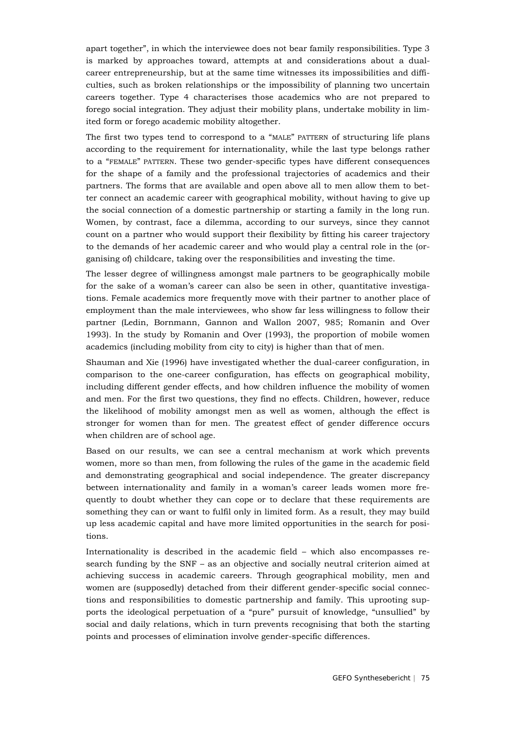apart together", in which the interviewee does not bear family responsibilities. Type 3 is marked by approaches toward, attempts at and considerations about a dual-career entrepreneurship, but at the same time witnesses its impossibilities and difficulties, such as broken relationships or the impossibility of planning two uncertain careers together. Type 4 characterises those academics who are not prepared to forego social integration. They adjust their mobility plans, undertake mobility in limited form or forego academic mobility altogether.

The first two types tend to correspond to a "MALE" PATTERN of structuring life plans according to the requirement for internationality, while the last type belongs rather to a "FEMALE" PATTERN. These two gender-specific types have different consequences for the shape of a family and the professional trajectories of academics and their partners. The forms that are available and open above all to men allow them to better connect an academic career with geographical mobility, without having to give up the social connection of a domestic partnership or starting a family in the long run. Women, by contrast, face a dilemma, according to our surveys, since they cannot count on a partner who would support their flexibility by fitting his career trajectory to the demands of her academic career and who would play a central role in the (organising of) childcare, taking over the responsibilities and investing the time.

The lesser degree of willingness amongst male partners to be geographically mobile for the sake of a woman's career can also be seen in other, quantitative investigations. Female academics more frequently move with their partner to another place of employment than the male interviewees, who show far less willingness to follow their partner (Ledin, Bornmann, Gannon and Wallon 2007, 985; Romanin and Over 1993). In the study by Romanin and Over (1993), the proportion of mobile women academics (including mobility from city to city) is higher than that of men.

Shauman and Xie (1996) have investigated whether the dual-career configuration, in comparison to the one-career configuration, has effects on geographical mobility, including different gender effects, and how children influence the mobility of women and men. For the first two questions, they find no effects. Children, however, reduce the likelihood of mobility amongst men as well as women, although the effect is stronger for women than for men. The greatest effect of gender difference occurs when children are of school age.

Based on our results, we can see a central mechanism at work which prevents women, more so than men, from following the rules of the game in the academic field and demonstrating geographical and social independence. The greater discrepancy between internationality and family in a woman's career leads women more frequently to doubt whether they can cope or to declare that these requirements are something they can or want to fulfil only in limited form. As a result, they may build up less academic capital and have more limited opportunities in the search for positions.

Internationality is described in the academic field – which also encompasses research funding by the SNF – as an objective and socially neutral criterion aimed at achieving success in academic careers. Through geographical mobility, men and women are (supposedly) detached from their different gender-specific social connections and responsibilities to domestic partnership and family. This uprooting supports the ideological perpetuation of a "pure" pursuit of knowledge, "unsullied" by social and daily relations, which in turn prevents recognising that both the starting points and processes of elimination involve gender-specific differences.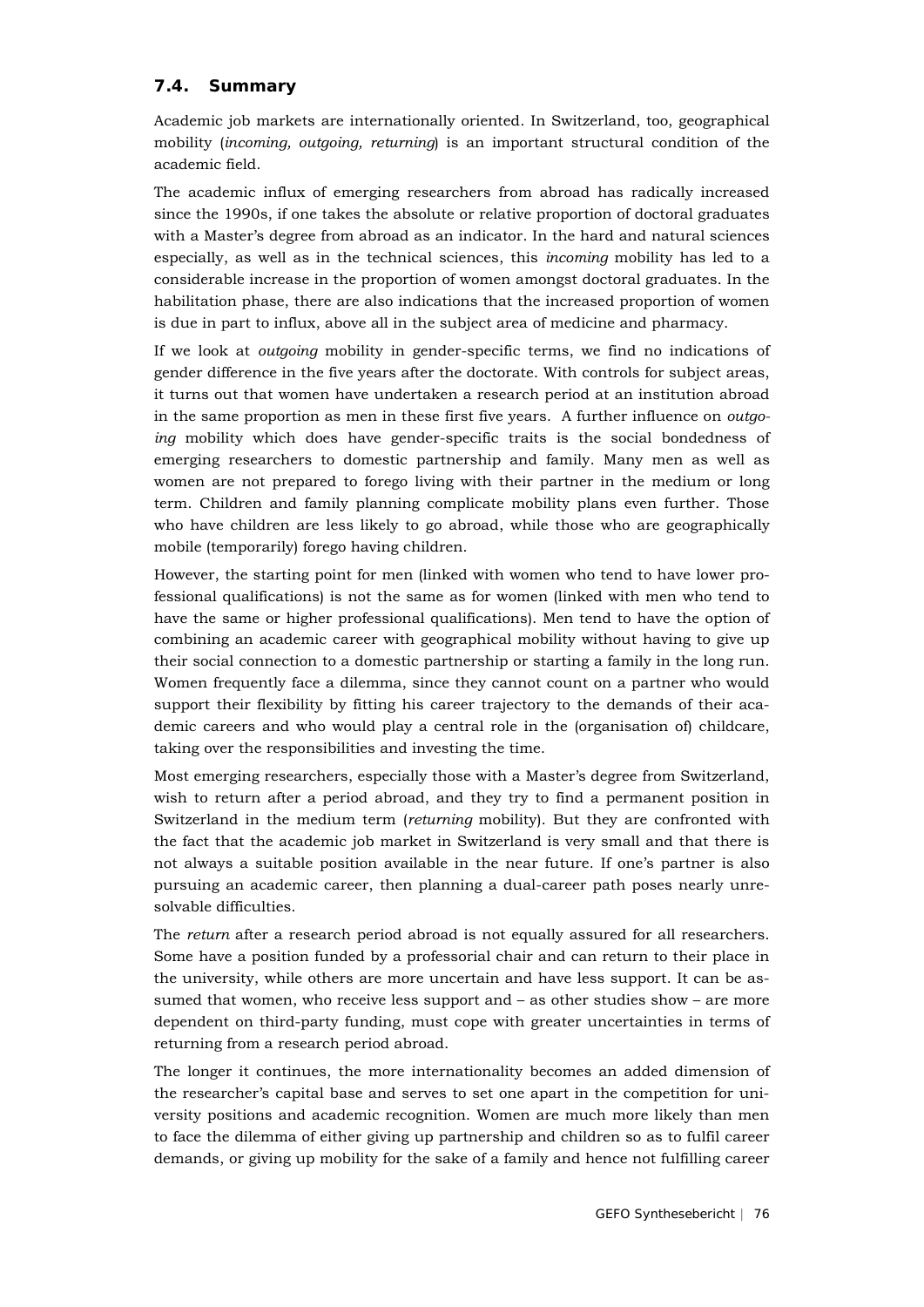### 7.4. Summary

Academic job markets are internationally oriented. In Switzerland, too, geographical mobility (*incoming, outgoing, returning*) is an important structural condition of the academic field.

The academic influx of emerging researchers from abroad has radically increased since the 1990s, if one takes the absolute or relative proportion of doctoral graduates with a Master's degree from abroad as an indicator. In the hard and natural sciences especially, as well as in the technical sciences, this *incoming* mobility has led to a considerable increase in the proportion of women amongst doctoral graduates. In the habilitation phase, there are also indications that the increased proportion of women is due in part to influx, above all in the subject area of medicine and pharmacy.

If we look at *outgoing* mobility in gender-specific terms, we find no indications of gender difference in the five years after the doctorate. With controls for subject areas, it turns out that women have undertaken a research period at an institution abroad in the same proportion as men in these first five years. A further influence on *outgoing* mobility which does have gender-specific traits is the social bondedness of emerging researchers to domestic partnership and family. Many men as well as women are not prepared to forego living with their partner in the medium or long term. Children and family planning complicate mobility plans even further. Those who have children are less likely to go abroad, while those who are geographically mobile (temporarily) forego having children.

However, the starting point for men (linked with women who tend to have lower professional qualifications) is not the same as for women (linked with men who tend to have the same or higher professional qualifications). Men tend to have the option of combining an academic career with geographical mobility without having to give up their social connection to a domestic partnership or starting a family in the long run. Women frequently face a dilemma, since they cannot count on a partner who would support their flexibility by fitting his career trajectory to the demands of their academic careers and who would play a central role in the (organisation of) childcare, taking over the responsibilities and investing the time.

Most emerging researchers, especially those with a Master's degree from Switzerland, wish to return after a period abroad, and they try to find a permanent position in Switzerland in the medium term (*returning* mobility). But they are confronted with the fact that the academic job market in Switzerland is very small and that there is not always a suitable position available in the near future. If one's partner is also pursuing an academic career, then planning a dual-career path poses nearly unresolvable difficulties.

The *return* after a research period abroad is not equally assured for all researchers. Some have a position funded by a professorial chair and can return to their place in the university, while others are more uncertain and have less support. It can be assumed that women, who receive less support and – as other studies show – are more dependent on third-party funding, must cope with greater uncertainties in terms of returning from a research period abroad.

The longer it continues, the more internationality becomes an added dimension of the researcher's capital base and serves to set one apart in the competition for university positions and academic recognition. Women are much more likely than men to face the dilemma of either giving up partnership and children so as to fulfil career demands, or giving up mobility for the sake of a family and hence not fulfilling career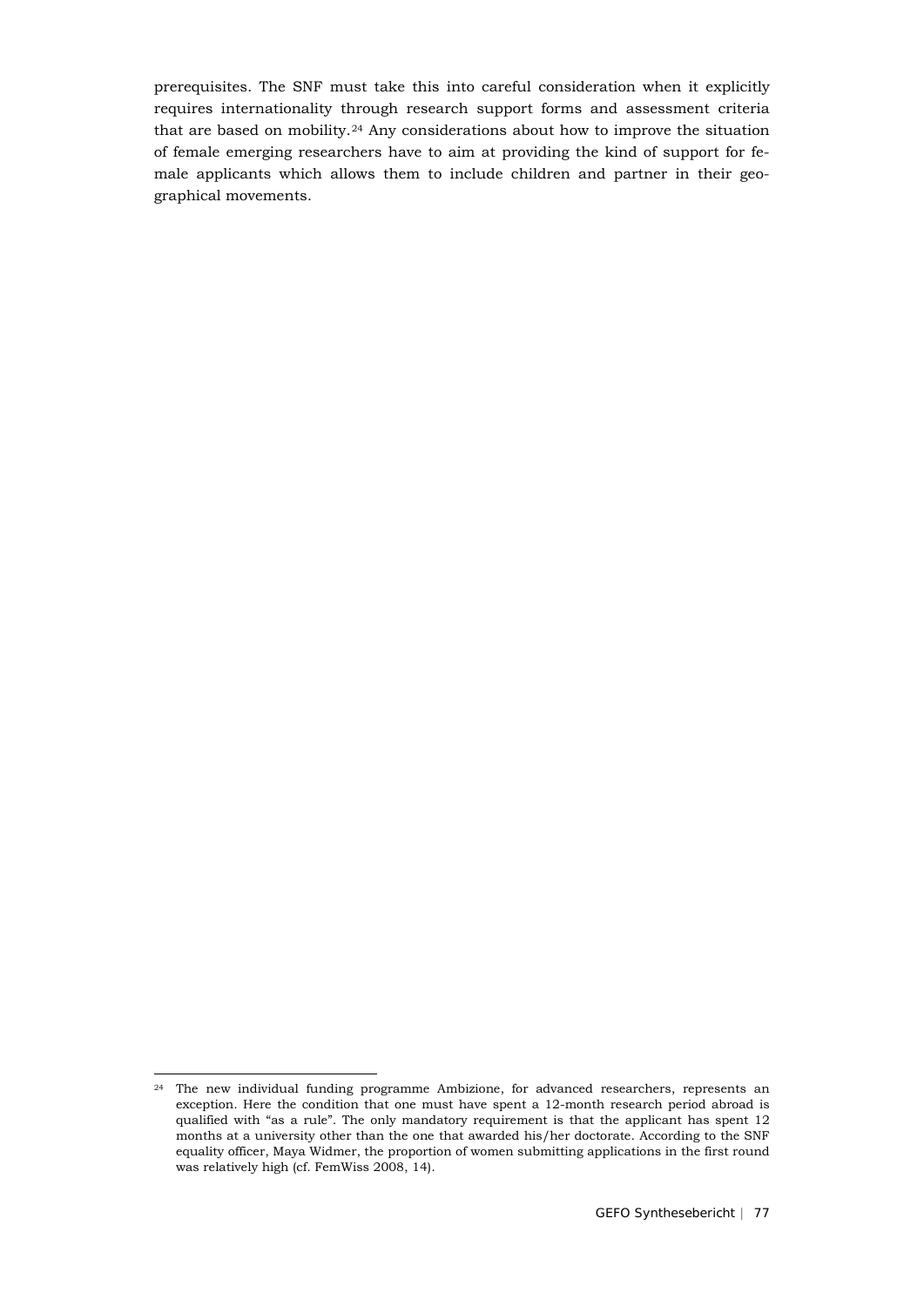prerequisites. The SNF must take this into careful consideration when it explicitly requires internationality through research support forms and assessment criteria that are based on mobility.[24] Any considerations about how to improve the situation of female emerging researchers have to aim at providing the kind of support for female applicants which allows them to include children and partner in their geographical movements.

---

[24] The new individual funding programme Ambizione, for advanced researchers, represents an exception. Here the condition that one must have spent a 12-month research period abroad is qualified with "as a rule". The only mandatory requirement is that the applicant has spent 12 months at a university other than the one that awarded his/her doctorate. According to the SNF equality officer, Maya Widmer, the proportion of women submitting applications in the first round was relatively high (cf. FemWiss 2008, 14).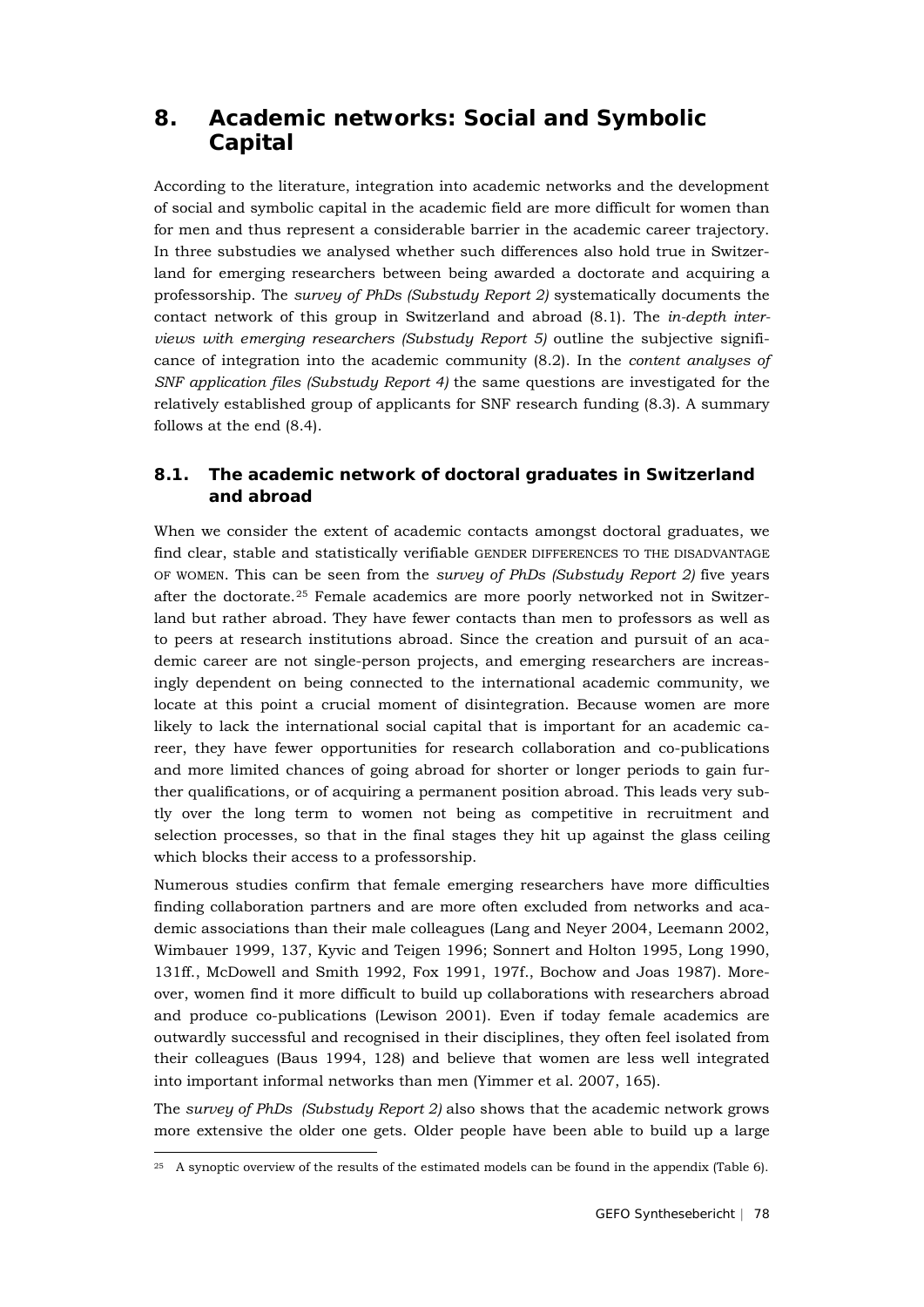# 8. Academic networks: Social and Symbolic Capital

According to the literature, integration into academic networks and the development of social and symbolic capital in the academic field are more difficult for women than for men and thus represent a considerable barrier in the academic career trajectory. In three substudies we analysed whether such differences also hold true in Switzerland for emerging researchers between being awarded a doctorate and acquiring a professorship. The *survey of PhDs (Substudy Report 2)* systematically documents the contact network of this group in Switzerland and abroad (8.1). The *in-depth interviews with emerging researchers (Substudy Report 5)* outline the subjective significance of integration into the academic community (8.2). In the *content analyses of SNF application files (Substudy Report 4)* the same questions are investigated for the relatively established group of applicants for SNF research funding (8.3). A summary follows at the end (8.4).

## 8.1. The academic network of doctoral graduates in Switzerland and abroad

When we consider the extent of academic contacts amongst doctoral graduates, we find clear, stable and statistically verifiable GENDER DIFFERENCES TO THE DISADVANTAGE OF WOMEN. This can be seen from the *survey of PhDs (Substudy Report 2)* five years after the doctorate.[25] Female academics are more poorly networked not in Switzerland but rather abroad. They have fewer contacts than men to professors as well as to peers at research institutions abroad. Since the creation and pursuit of an academic career are not single-person projects, and emerging researchers are increasingly dependent on being connected to the international academic community, we locate at this point a crucial moment of disintegration. Because women are more likely to lack the international social capital that is important for an academic career, they have fewer opportunities for research collaboration and co-publications and more limited chances of going abroad for shorter or longer periods to gain further qualifications, or of acquiring a permanent position abroad. This leads very subtly over the long term to women not being as competitive in recruitment and selection processes, so that in the final stages they hit up against the glass ceiling which blocks their access to a professorship.

Numerous studies confirm that female emerging researchers have more difficulties finding collaboration partners and are more often excluded from networks and academic associations than their male colleagues (Lang and Neyer 2004, Leemann 2002, Wimbauer 1999, 137, Kyvic and Teigen 1996; Sonnert and Holton 1995, Long 1990, 131ff., McDowell and Smith 1992, Fox 1991, 197f., Bochow and Joas 1987). Moreover, women find it more difficult to build up collaborations with researchers abroad and produce co-publications (Lewison 2001). Even if today female academics are outwardly successful and recognised in their disciplines, they often feel isolated from their colleagues (Baus 1994, 128) and believe that women are less well integrated into important informal networks than men (Yimmer et al. 2007, 165).

The *survey of PhDs (Substudy Report 2)* also shows that the academic network grows more extensive the older one gets. Older people have been able to build up a large

[25] A synoptic overview of the results of the estimated models can be found in the appendix (Table 6).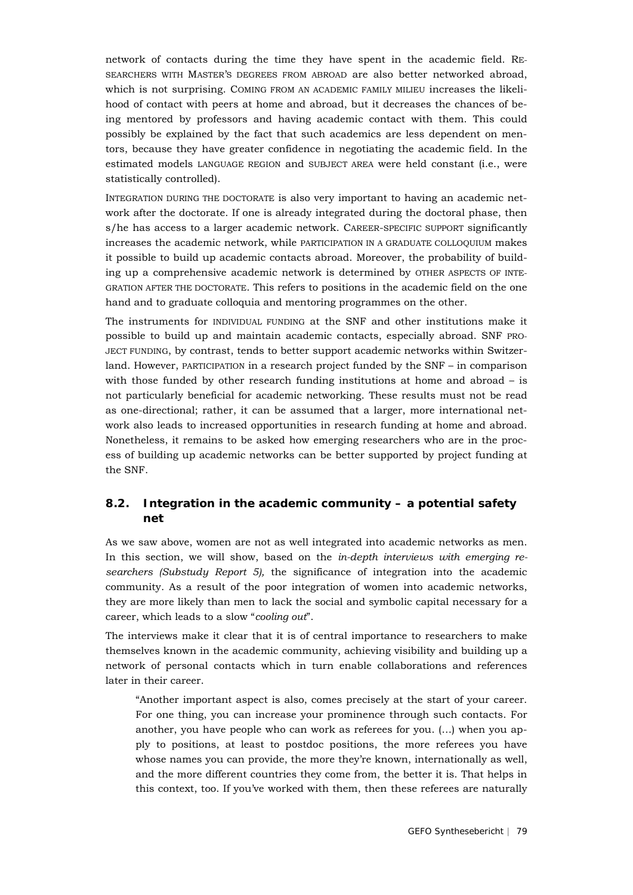network of contacts during the time they have spent in the academic field. RESEARCHERS WITH MASTER'S DEGREES FROM ABROAD are also better networked abroad, which is not surprising. COMING FROM AN ACADEMIC FAMILY MILIEU increases the likelihood of contact with peers at home and abroad, but it decreases the chances of being mentored by professors and having academic contact with them. This could possibly be explained by the fact that such academics are less dependent on mentors, because they have greater confidence in negotiating the academic field. In the estimated models LANGUAGE REGION and SUBJECT AREA were held constant (i.e., were statistically controlled).

INTEGRATION DURING THE DOCTORATE is also very important to having an academic network after the doctorate. If one is already integrated during the doctoral phase, then s/he has access to a larger academic network. CAREER-SPECIFIC SUPPORT significantly increases the academic network, while PARTICIPATION IN A GRADUATE COLLOQUIUM makes it possible to build up academic contacts abroad. Moreover, the probability of building up a comprehensive academic network is determined by OTHER ASPECTS OF INTEGRATION AFTER THE DOCTORATE. This refers to positions in the academic field on the one hand and to graduate colloquia and mentoring programmes on the other.

The instruments for INDIVIDUAL FUNDING at the SNF and other institutions make it possible to build up and maintain academic contacts, especially abroad. SNF PROJECT FUNDING, by contrast, tends to better support academic networks within Switzerland. However, PARTICIPATION in a research project funded by the SNF – in comparison with those funded by other research funding institutions at home and abroad – is not particularly beneficial for academic networking. These results must not be read as one-directional; rather, it can be assumed that a larger, more international network also leads to increased opportunities in research funding at home and abroad. Nonetheless, it remains to be asked how emerging researchers who are in the process of building up academic networks can be better supported by project funding at the SNF.

## 8.2. Integration in the academic community – a potential safety net

As we saw above, women are not as well integrated into academic networks as men. In this section, we will show, based on the *in-depth interviews with emerging researchers (Substudy Report 5),* the significance of integration into the academic community. As a result of the poor integration of women into academic networks, they are more likely than men to lack the social and symbolic capital necessary for a career, which leads to a slow "*cooling out*".

The interviews make it clear that it is of central importance to researchers to make themselves known in the academic community, achieving visibility and building up a network of personal contacts which in turn enable collaborations and references later in their career.

> "Another important aspect is also, comes precisely at the start of your career. For one thing, you can increase your prominence through such contacts. For another, you have people who can work as referees for you. (...) when you apply to positions, at least to postdoc positions, the more referees you have whose names you can provide, the more they're known, internationally as well, and the more different countries they come from, the better it is. That helps in this context, too. If you've worked with them, then these referees are naturally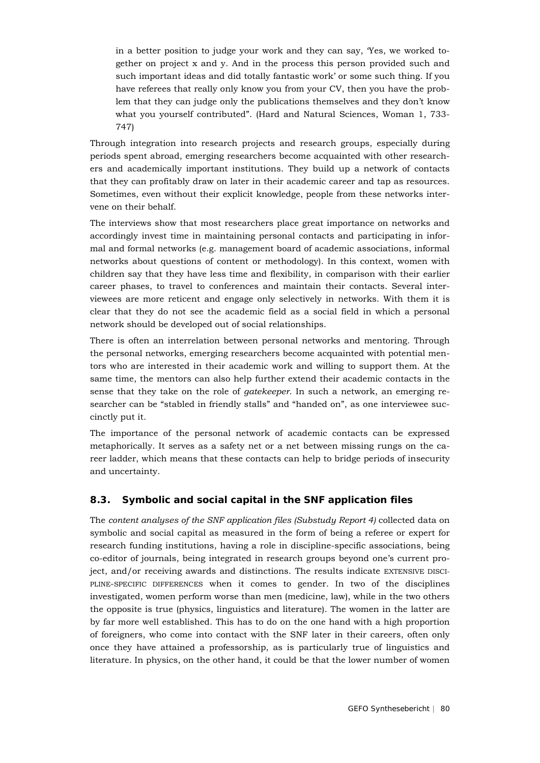> in a better position to judge your work and they can say, 'Yes, we worked together on project x and y. And in the process this person provided such and such important ideas and did totally fantastic work' or some such thing. If you have referees that really only know you from your CV, then you have the problem that they can judge only the publications themselves and they don't know what you yourself contributed". (Hard and Natural Sciences, Woman 1, 733-747)

Through integration into research projects and research groups, especially during periods spent abroad, emerging researchers become acquainted with other researchers and academically important institutions. They build up a network of contacts that they can profitably draw on later in their academic career and tap as resources. Sometimes, even without their explicit knowledge, people from these networks intervene on their behalf.

The interviews show that most researchers place great importance on networks and accordingly invest time in maintaining personal contacts and participating in informal and formal networks (e.g. management board of academic associations, informal networks about questions of content or methodology). In this context, women with children say that they have less time and flexibility, in comparison with their earlier career phases, to travel to conferences and maintain their contacts. Several interviewees are more reticent and engage only selectively in networks. With them it is clear that they do not see the academic field as a social field in which a personal network should be developed out of social relationships.

There is often an interrelation between personal networks and mentoring. Through the personal networks, emerging researchers become acquainted with potential mentors who are interested in their academic work and willing to support them. At the same time, the mentors can also help further extend their academic contacts in the sense that they take on the role of *gatekeeper*. In such a network, an emerging researcher can be "stabled in friendly stalls" and "handed on", as one interviewee succinctly put it.

The importance of the personal network of academic contacts can be expressed metaphorically. It serves as a safety net or a net between missing rungs on the career ladder, which means that these contacts can help to bridge periods of insecurity and uncertainty.

## 8.3. Symbolic and social capital in the SNF application files

The *content analyses of the SNF application files (Substudy Report 4)* collected data on symbolic and social capital as measured in the form of being a referee or expert for research funding institutions, having a role in discipline-specific associations, being co-editor of journals, being integrated in research groups beyond one's current project, and/or receiving awards and distinctions. The results indicate EXTENSIVE DISCIPLINE-SPECIFIC DIFFERENCES when it comes to gender. In two of the disciplines investigated, women perform worse than men (medicine, law), while in the two others the opposite is true (physics, linguistics and literature). The women in the latter are by far more well established. This has to do on the one hand with a high proportion of foreigners, who come into contact with the SNF later in their careers, often only once they have attained a professorship, as is particularly true of linguistics and literature. In physics, on the other hand, it could be that the lower number of women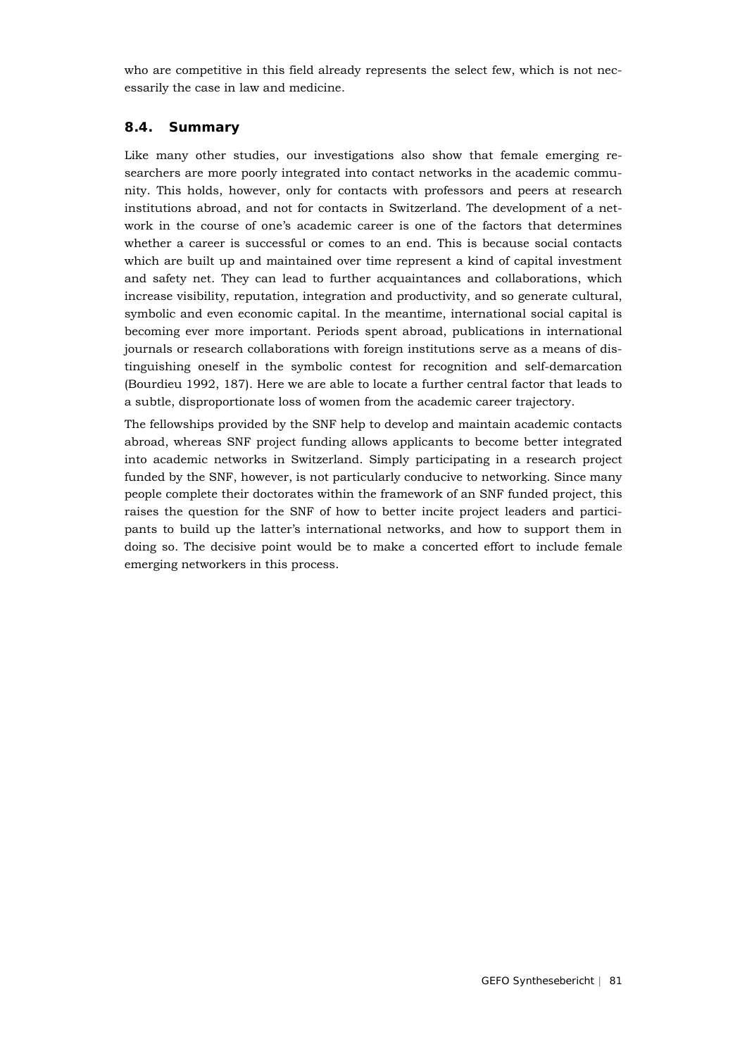who are competitive in this field already represents the select few, which is not necessarily the case in law and medicine.

## 8.4. Summary

Like many other studies, our investigations also show that female emerging researchers are more poorly integrated into contact networks in the academic community. This holds, however, only for contacts with professors and peers at research institutions abroad, and not for contacts in Switzerland. The development of a network in the course of one's academic career is one of the factors that determines whether a career is successful or comes to an end. This is because social contacts which are built up and maintained over time represent a kind of capital investment and safety net. They can lead to further acquaintances and collaborations, which increase visibility, reputation, integration and productivity, and so generate cultural, symbolic and even economic capital. In the meantime, international social capital is becoming ever more important. Periods spent abroad, publications in international journals or research collaborations with foreign institutions serve as a means of distinguishing oneself in the symbolic contest for recognition and self-demarcation (Bourdieu 1992, 187). Here we are able to locate a further central factor that leads to a subtle, disproportionate loss of women from the academic career trajectory.

The fellowships provided by the SNF help to develop and maintain academic contacts abroad, whereas SNF project funding allows applicants to become better integrated into academic networks in Switzerland. Simply participating in a research project funded by the SNF, however, is not particularly conducive to networking. Since many people complete their doctorates within the framework of an SNF funded project, this raises the question for the SNF of how to better incite project leaders and participants to build up the latter's international networks, and how to support them in doing so. The decisive point would be to make a concerted effort to include female emerging networkers in this process.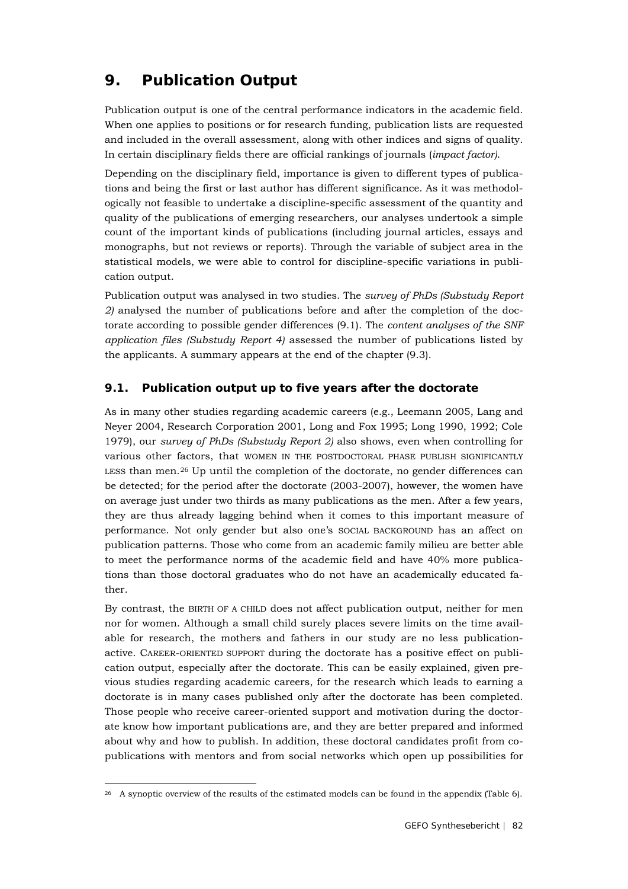# 9. Publication Output

Publication output is one of the central performance indicators in the academic field. When one applies to positions or for research funding, publication lists are requested and included in the overall assessment, along with other indices and signs of quality. In certain disciplinary fields there are official rankings of journals (*impact factor)*.

Depending on the disciplinary field, importance is given to different types of publications and being the first or last author has different significance. As it was methodologically not feasible to undertake a discipline-specific assessment of the quantity and quality of the publications of emerging researchers, our analyses undertook a simple count of the important kinds of publications (including journal articles, essays and monographs, but not reviews or reports). Through the variable of subject area in the statistical models, we were able to control for discipline-specific variations in publication output.

Publication output was analysed in two studies. The *survey of PhDs (Substudy Report 2)* analysed the number of publications before and after the completion of the doctorate according to possible gender differences (9.1). The *content analyses of the SNF application files (Substudy Report 4)* assessed the number of publications listed by the applicants. A summary appears at the end of the chapter (9.3).

## 9.1. Publication output up to five years after the doctorate

As in many other studies regarding academic careers (e.g., Leemann 2005, Lang and Neyer 2004, Research Corporation 2001, Long and Fox 1995; Long 1990, 1992; Cole 1979), our *survey of PhDs (Substudy Report 2)* also shows, even when controlling for various other factors, that WOMEN IN THE POSTDOCTORAL PHASE PUBLISH SIGNIFICANTLY LESS than men.[26] Up until the completion of the doctorate, no gender differences can be detected; for the period after the doctorate (2003-2007), however, the women have on average just under two thirds as many publications as the men. After a few years, they are thus already lagging behind when it comes to this important measure of performance. Not only gender but also one's SOCIAL BACKGROUND has an affect on publication patterns. Those who come from an academic family milieu are better able to meet the performance norms of the academic field and have 40% more publications than those doctoral graduates who do not have an academically educated father.

By contrast, the BIRTH OF A CHILD does not affect publication output, neither for men nor for women. Although a small child surely places severe limits on the time available for research, the mothers and fathers in our study are no less publication-active. CAREER-ORIENTED SUPPORT during the doctorate has a positive effect on publication output, especially after the doctorate. This can be easily explained, given previous studies regarding academic careers, for the research which leads to earning a doctorate is in many cases published only after the doctorate has been completed. Those people who receive career-oriented support and motivation during the doctorate know how important publications are, and they are better prepared and informed about why and how to publish. In addition, these doctoral candidates profit from co-publications with mentors and from social networks which open up possibilities for

[26] A synoptic overview of the results of the estimated models can be found in the appendix (Table 6).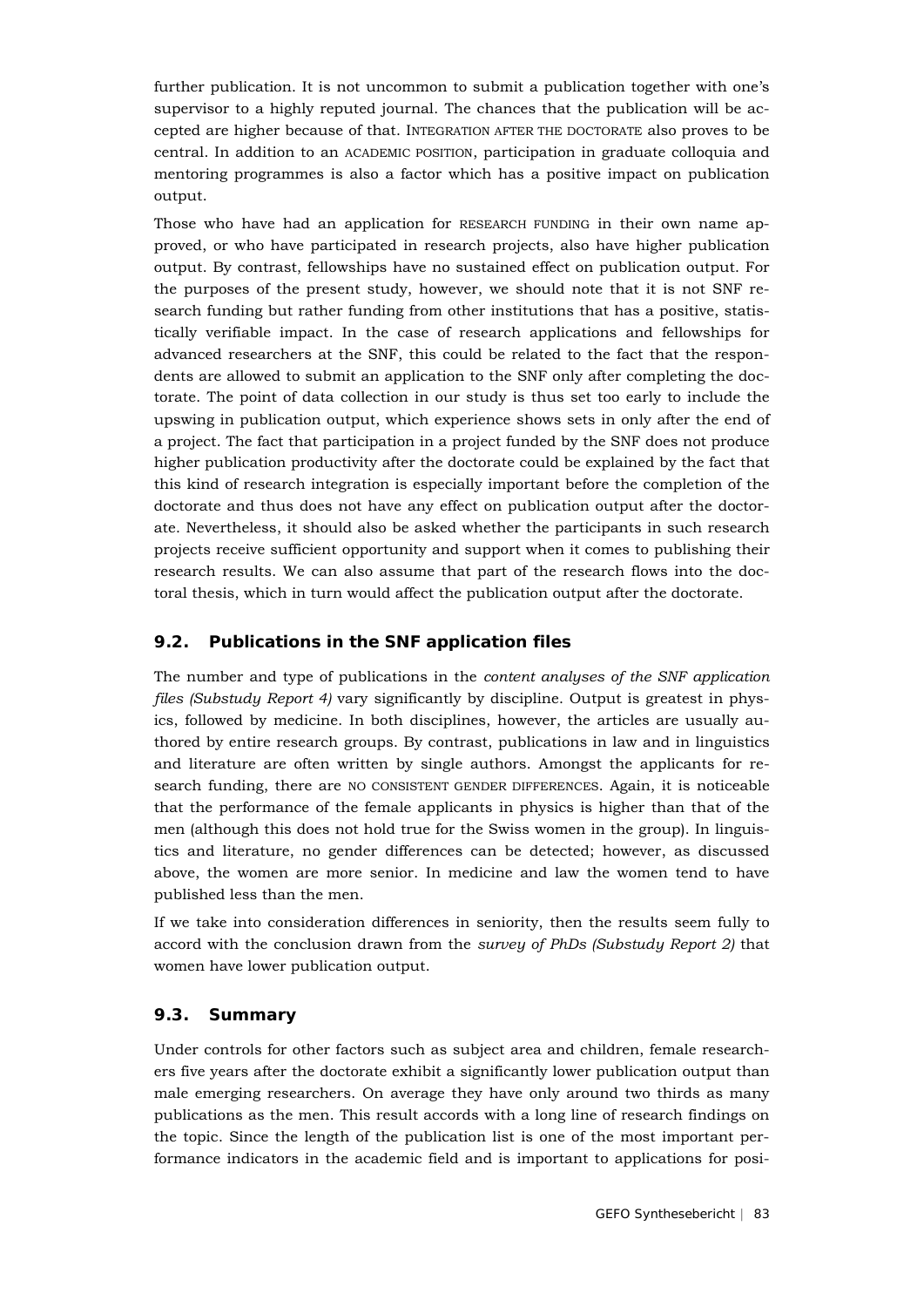further publication. It is not uncommon to submit a publication together with one's supervisor to a highly reputed journal. The chances that the publication will be accepted are higher because of that. INTEGRATION AFTER THE DOCTORATE also proves to be central. In addition to an ACADEMIC POSITION, participation in graduate colloquia and mentoring programmes is also a factor which has a positive impact on publication output.

Those who have had an application for RESEARCH FUNDING in their own name approved, or who have participated in research projects, also have higher publication output. By contrast, fellowships have no sustained effect on publication output. For the purposes of the present study, however, we should note that it is not SNF research funding but rather funding from other institutions that has a positive, statistically verifiable impact. In the case of research applications and fellowships for advanced researchers at the SNF, this could be related to the fact that the respondents are allowed to submit an application to the SNF only after completing the doctorate. The point of data collection in our study is thus set too early to include the upswing in publication output, which experience shows sets in only after the end of a project. The fact that participation in a project funded by the SNF does not produce higher publication productivity after the doctorate could be explained by the fact that this kind of research integration is especially important before the completion of the doctorate and thus does not have any effect on publication output after the doctorate. Nevertheless, it should also be asked whether the participants in such research projects receive sufficient opportunity and support when it comes to publishing their research results. We can also assume that part of the research flows into the doctoral thesis, which in turn would affect the publication output after the doctorate.

## 9.2. Publications in the SNF application files

The number and type of publications in the *content analyses of the SNF application files (Substudy Report 4)* vary significantly by discipline. Output is greatest in physics, followed by medicine. In both disciplines, however, the articles are usually authored by entire research groups. By contrast, publications in law and in linguistics and literature are often written by single authors. Amongst the applicants for research funding, there are NO CONSISTENT GENDER DIFFERENCES. Again, it is noticeable that the performance of the female applicants in physics is higher than that of the men (although this does not hold true for the Swiss women in the group). In linguistics and literature, no gender differences can be detected; however, as discussed above, the women are more senior. In medicine and law the women tend to have published less than the men.

If we take into consideration differences in seniority, then the results seem fully to accord with the conclusion drawn from the *survey of PhDs (Substudy Report 2)* that women have lower publication output.

## 9.3. Summary

Under controls for other factors such as subject area and children, female researchers five years after the doctorate exhibit a significantly lower publication output than male emerging researchers. On average they have only around two thirds as many publications as the men. This result accords with a long line of research findings on the topic. Since the length of the publication list is one of the most important performance indicators in the academic field and is important to applications for posi-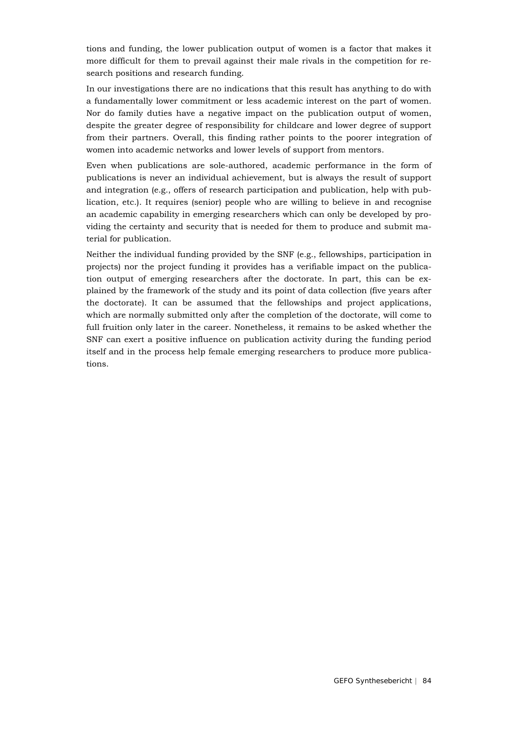tions and funding, the lower publication output of women is a factor that makes it more difficult for them to prevail against their male rivals in the competition for research positions and research funding.

In our investigations there are no indications that this result has anything to do with a fundamentally lower commitment or less academic interest on the part of women. Nor do family duties have a negative impact on the publication output of women, despite the greater degree of responsibility for childcare and lower degree of support from their partners. Overall, this finding rather points to the poorer integration of women into academic networks and lower levels of support from mentors.

Even when publications are sole-authored, academic performance in the form of publications is never an individual achievement, but is always the result of support and integration (e.g., offers of research participation and publication, help with publication, etc.). It requires (senior) people who are willing to believe in and recognise an academic capability in emerging researchers which can only be developed by providing the certainty and security that is needed for them to produce and submit material for publication.

Neither the individual funding provided by the SNF (e.g., fellowships, participation in projects) nor the project funding it provides has a verifiable impact on the publication output of emerging researchers after the doctorate. In part, this can be explained by the framework of the study and its point of data collection (five years after the doctorate). It can be assumed that the fellowships and project applications, which are normally submitted only after the completion of the doctorate, will come to full fruition only later in the career. Nonetheless, it remains to be asked whether the SNF can exert a positive influence on publication activity during the funding period itself and in the process help female emerging researchers to produce more publications.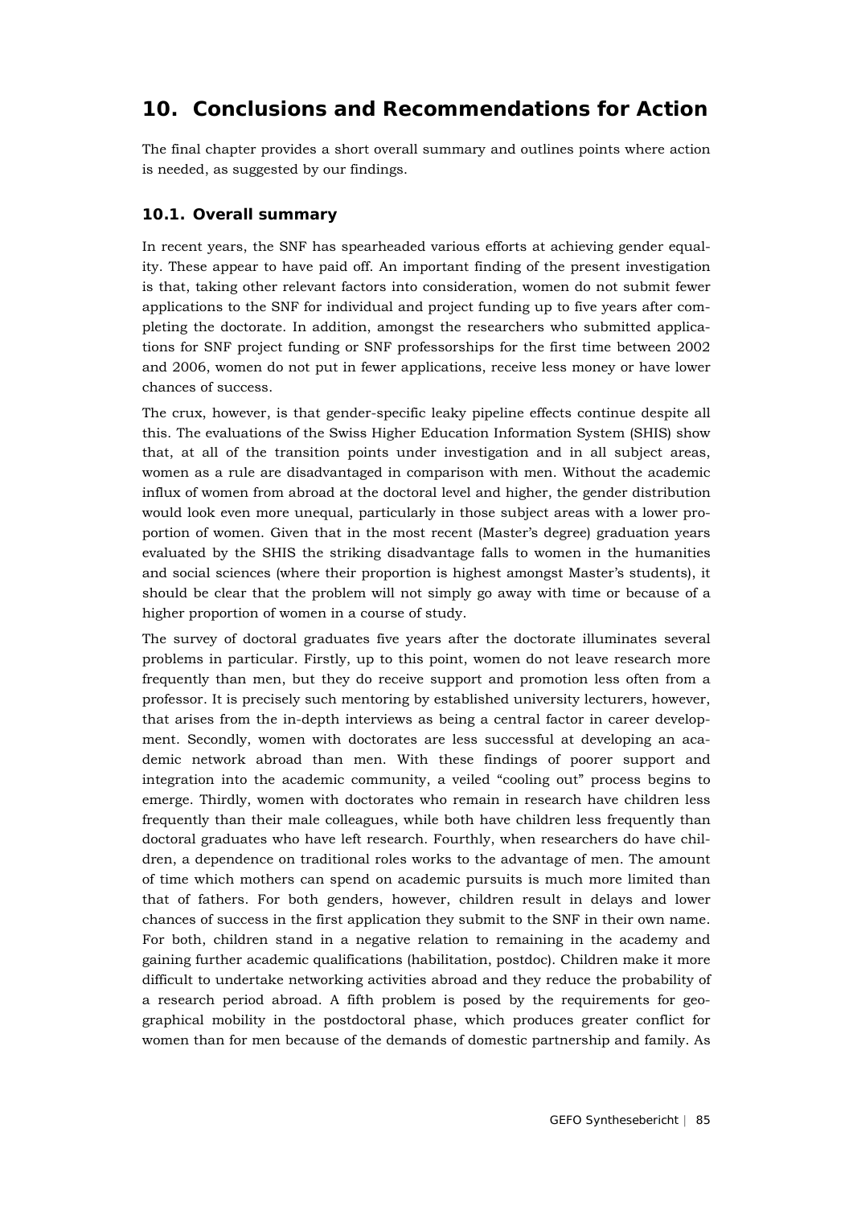# 10. Conclusions and Recommendations for Action

The final chapter provides a short overall summary and outlines points where action is needed, as suggested by our findings.

## 10.1. Overall summary

In recent years, the SNF has spearheaded various efforts at achieving gender equality. These appear to have paid off. An important finding of the present investigation is that, taking other relevant factors into consideration, women do not submit fewer applications to the SNF for individual and project funding up to five years after completing the doctorate. In addition, amongst the researchers who submitted applications for SNF project funding or SNF professorships for the first time between 2002 and 2006, women do not put in fewer applications, receive less money or have lower chances of success.

The crux, however, is that gender-specific leaky pipeline effects continue despite all this. The evaluations of the Swiss Higher Education Information System (SHIS) show that, at all of the transition points under investigation and in all subject areas, women as a rule are disadvantaged in comparison with men. Without the academic influx of women from abroad at the doctoral level and higher, the gender distribution would look even more unequal, particularly in those subject areas with a lower proportion of women. Given that in the most recent (Master's degree) graduation years evaluated by the SHIS the striking disadvantage falls to women in the humanities and social sciences (where their proportion is highest amongst Master's students), it should be clear that the problem will not simply go away with time or because of a higher proportion of women in a course of study.

The survey of doctoral graduates five years after the doctorate illuminates several problems in particular. Firstly, up to this point, women do not leave research more frequently than men, but they do receive support and promotion less often from a professor. It is precisely such mentoring by established university lecturers, however, that arises from the in-depth interviews as being a central factor in career development. Secondly, women with doctorates are less successful at developing an academic network abroad than men. With these findings of poorer support and integration into the academic community, a veiled "cooling out" process begins to emerge. Thirdly, women with doctorates who remain in research have children less frequently than their male colleagues, while both have children less frequently than doctoral graduates who have left research. Fourthly, when researchers do have children, a dependence on traditional roles works to the advantage of men. The amount of time which mothers can spend on academic pursuits is much more limited than that of fathers. For both genders, however, children result in delays and lower chances of success in the first application they submit to the SNF in their own name. For both, children stand in a negative relation to remaining in the academy and gaining further academic qualifications (habilitation, postdoc). Children make it more difficult to undertake networking activities abroad and they reduce the probability of a research period abroad. A fifth problem is posed by the requirements for geographical mobility in the postdoctoral phase, which produces greater conflict for women than for men because of the demands of domestic partnership and family. As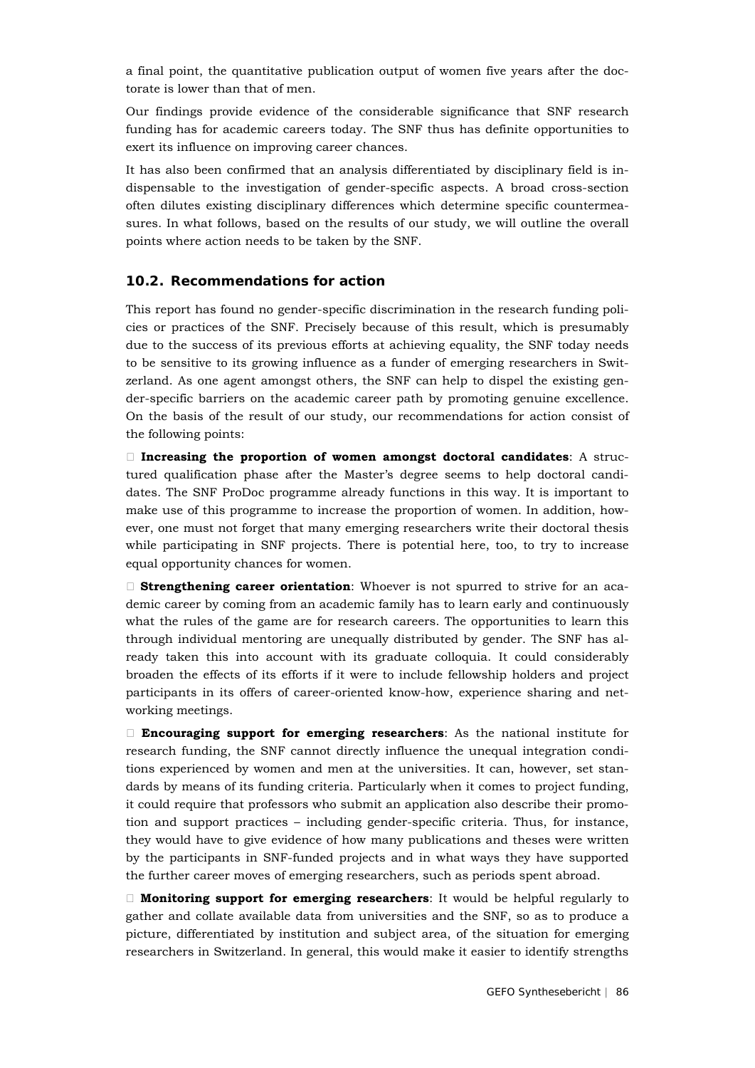a final point, the quantitative publication output of women five years after the doctorate is lower than that of men.

Our findings provide evidence of the considerable significance that SNF research funding has for academic careers today. The SNF thus has definite opportunities to exert its influence on improving career chances.

It has also been confirmed that an analysis differentiated by disciplinary field is indispensable to the investigation of gender-specific aspects. A broad cross-section often dilutes existing disciplinary differences which determine specific countermeasures. In what follows, based on the results of our study, we will outline the overall points where action needs to be taken by the SNF.

### 10.2. Recommendations for action

This report has found no gender-specific discrimination in the research funding policies or practices of the SNF. Precisely because of this result, which is presumably due to the success of its previous efforts at achieving equality, the SNF today needs to be sensitive to its growing influence as a funder of emerging researchers in Switzerland. As one agent amongst others, the SNF can help to dispel the existing gender-specific barriers on the academic career path by promoting genuine excellence. On the basis of the result of our study, our recommendations for action consist of the following points:

- **Increasing the proportion of women amongst doctoral candidates**: A structured qualification phase after the Master's degree seems to help doctoral candidates. The SNF ProDoc programme already functions in this way. It is important to make use of this programme to increase the proportion of women. In addition, however, one must not forget that many emerging researchers write their doctoral thesis while participating in SNF projects. There is potential here, too, to try to increase equal opportunity chances for women.

- **Strengthening career orientation**: Whoever is not spurred to strive for an academic career by coming from an academic family has to learn early and continuously what the rules of the game are for research careers. The opportunities to learn this through individual mentoring are unequally distributed by gender. The SNF has already taken this into account with its graduate colloquia. It could considerably broaden the effects of its efforts if it were to include fellowship holders and project participants in its offers of career-oriented know-how, experience sharing and networking meetings.

- **Encouraging support for emerging researchers**: As the national institute for research funding, the SNF cannot directly influence the unequal integration conditions experienced by women and men at the universities. It can, however, set standards by means of its funding criteria. Particularly when it comes to project funding, it could require that professors who submit an application also describe their promotion and support practices – including gender-specific criteria. Thus, for instance, they would have to give evidence of how many publications and theses were written by the participants in SNF-funded projects and in what ways they have supported the further career moves of emerging researchers, such as periods spent abroad.

- **Monitoring support for emerging researchers**: It would be helpful regularly to gather and collate available data from universities and the SNF, so as to produce a picture, differentiated by institution and subject area, of the situation for emerging researchers in Switzerland. In general, this would make it easier to identify strengths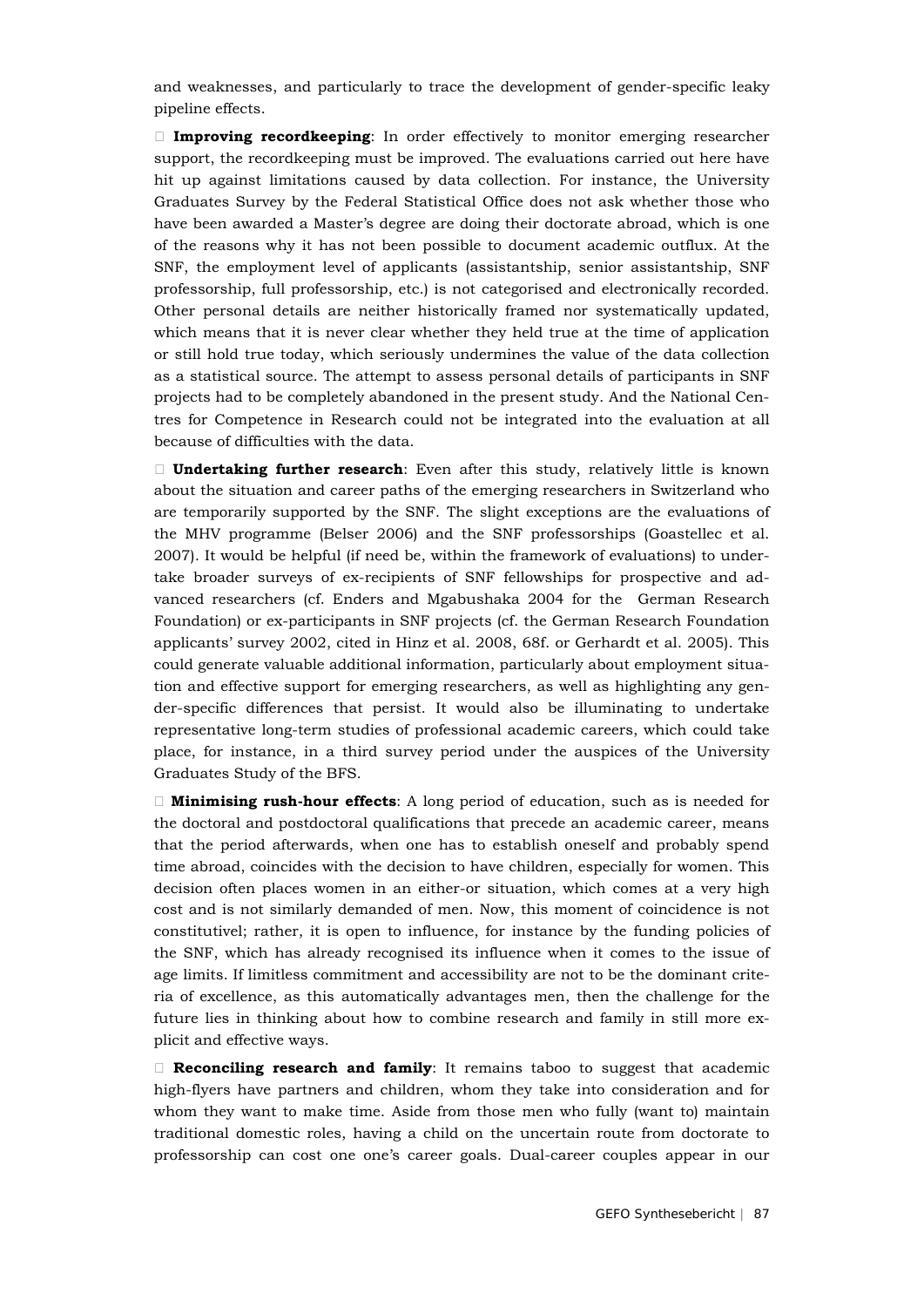and weaknesses, and particularly to trace the development of gender-specific leaky pipeline effects.

- **Improving recordkeeping**: In order effectively to monitor emerging researcher support, the recordkeeping must be improved. The evaluations carried out here have hit up against limitations caused by data collection. For instance, the University Graduates Survey by the Federal Statistical Office does not ask whether those who have been awarded a Master's degree are doing their doctorate abroad, which is one of the reasons why it has not been possible to document academic outflux. At the SNF, the employment level of applicants (assistantship, senior assistantship, SNF professorship, full professorship, etc.) is not categorised and electronically recorded. Other personal details are neither historically framed nor systematically updated, which means that it is never clear whether they held true at the time of application or still hold true today, which seriously undermines the value of the data collection as a statistical source. The attempt to assess personal details of participants in SNF projects had to be completely abandoned in the present study. And the National Centres for Competence in Research could not be integrated into the evaluation at all because of difficulties with the data.

- **Undertaking further research**: Even after this study, relatively little is known about the situation and career paths of the emerging researchers in Switzerland who are temporarily supported by the SNF. The slight exceptions are the evaluations of the MHV programme (Belser 2006) and the SNF professorships (Goastellec et al. 2007). It would be helpful (if need be, within the framework of evaluations) to undertake broader surveys of ex-recipients of SNF fellowships for prospective and advanced researchers (cf. Enders and Mgabushaka 2004 for the German Research Foundation) or ex-participants in SNF projects (cf. the German Research Foundation applicants' survey 2002, cited in Hinz et al. 2008, 68f. or Gerhardt et al. 2005). This could generate valuable additional information, particularly about employment situation and effective support for emerging researchers, as well as highlighting any gender-specific differences that persist. It would also be illuminating to undertake representative long-term studies of professional academic careers, which could take place, for instance, in a third survey period under the auspices of the University Graduates Study of the BFS.

- **Minimising rush-hour effects**: A long period of education, such as is needed for the doctoral and postdoctoral qualifications that precede an academic career, means that the period afterwards, when one has to establish oneself and probably spend time abroad, coincides with the decision to have children, especially for women. This decision often places women in an either-or situation, which comes at a very high cost and is not similarly demanded of men. Now, this moment of coincidence is not constitutivel; rather, it is open to influence, for instance by the funding policies of the SNF, which has already recognised its influence when it comes to the issue of age limits. If limitless commitment and accessibility are not to be the dominant criteria of excellence, as this automatically advantages men, then the challenge for the future lies in thinking about how to combine research and family in still more explicit and effective ways.

- **Reconciling research and family**: It remains taboo to suggest that academic high-flyers have partners and children, whom they take into consideration and for whom they want to make time. Aside from those men who fully (want to) maintain traditional domestic roles, having a child on the uncertain route from doctorate to professorship can cost one one's career goals. Dual-career couples appear in our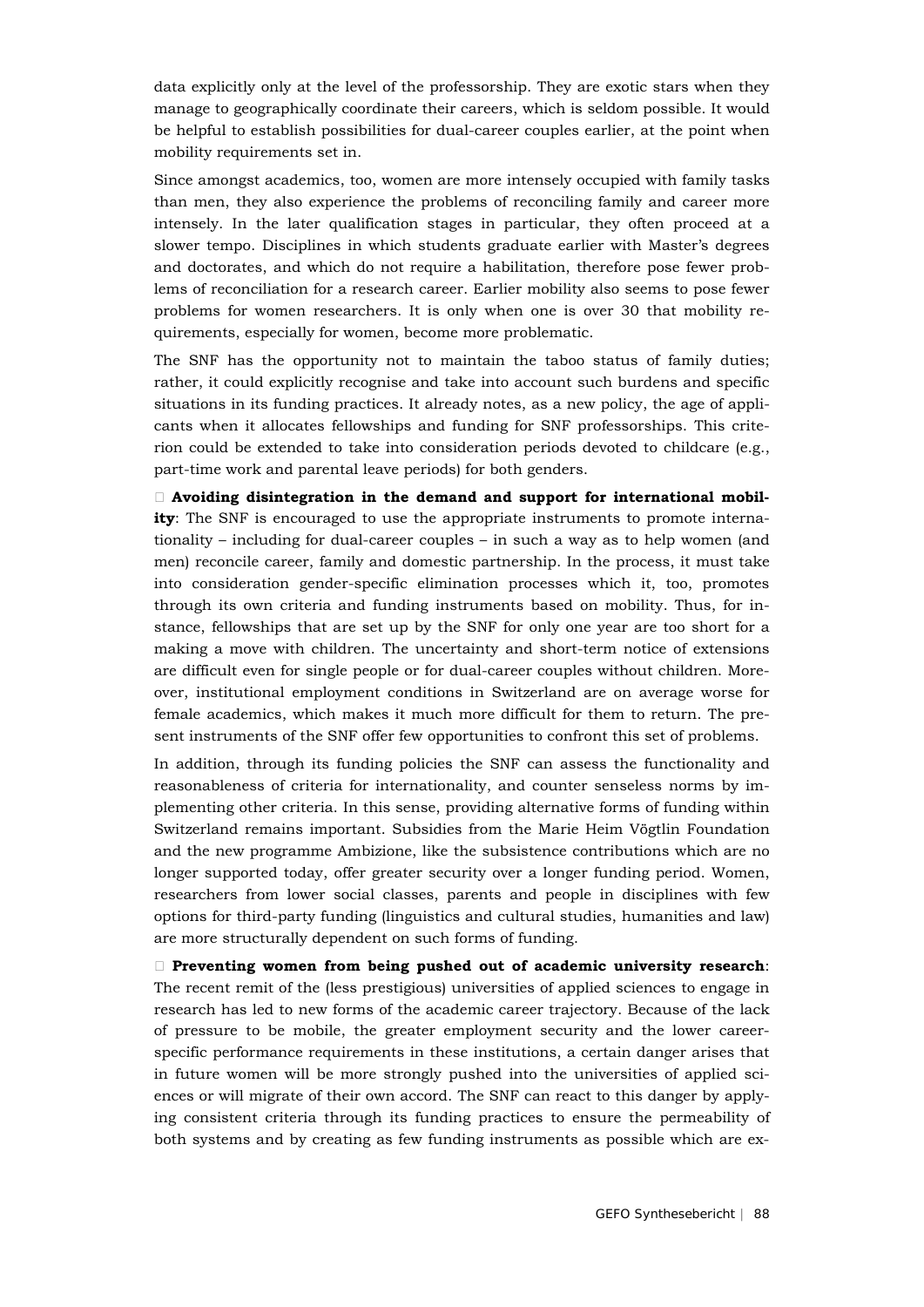data explicitly only at the level of the professorship. They are exotic stars when they manage to geographically coordinate their careers, which is seldom possible. It would be helpful to establish possibilities for dual-career couples earlier, at the point when mobility requirements set in.

Since amongst academics, too, women are more intensely occupied with family tasks than men, they also experience the problems of reconciling family and career more intensely. In the later qualification stages in particular, they often proceed at a slower tempo. Disciplines in which students graduate earlier with Master's degrees and doctorates, and which do not require a habilitation, therefore pose fewer problems of reconciliation for a research career. Earlier mobility also seems to pose fewer problems for women researchers. It is only when one is over 30 that mobility requirements, especially for women, become more problematic.

The SNF has the opportunity not to maintain the taboo status of family duties; rather, it could explicitly recognise and take into account such burdens and specific situations in its funding practices. It already notes, as a new policy, the age of applicants when it allocates fellowships and funding for SNF professorships. This criterion could be extended to take into consideration periods devoted to childcare (e.g., part-time work and parental leave periods) for both genders.

- **Avoiding disintegration in the demand and support for international mobility**: The SNF is encouraged to use the appropriate instruments to promote internationality – including for dual-career couples – in such a way as to help women (and men) reconcile career, family and domestic partnership. In the process, it must take into consideration gender-specific elimination processes which it, too, promotes through its own criteria and funding instruments based on mobility. Thus, for instance, fellowships that are set up by the SNF for only one year are too short for a making a move with children. The uncertainty and short-term notice of extensions are difficult even for single people or for dual-career couples without children. Moreover, institutional employment conditions in Switzerland are on average worse for female academics, which makes it much more difficult for them to return. The present instruments of the SNF offer few opportunities to confront this set of problems.

In addition, through its funding policies the SNF can assess the functionality and reasonableness of criteria for internationality, and counter senseless norms by implementing other criteria. In this sense, providing alternative forms of funding within Switzerland remains important. Subsidies from the Marie Heim Vögtlin Foundation and the new programme Ambizione, like the subsistence contributions which are no longer supported today, offer greater security over a longer funding period. Women, researchers from lower social classes, parents and people in disciplines with few options for third-party funding (linguistics and cultural studies, humanities and law) are more structurally dependent on such forms of funding.

- **Preventing women from being pushed out of academic university research**: The recent remit of the (less prestigious) universities of applied sciences to engage in research has led to new forms of the academic career trajectory. Because of the lack of pressure to be mobile, the greater employment security and the lower career-specific performance requirements in these institutions, a certain danger arises that in future women will be more strongly pushed into the universities of applied sciences or will migrate of their own accord. The SNF can react to this danger by applying consistent criteria through its funding practices to ensure the permeability of both systems and by creating as few funding instruments as possible which are ex-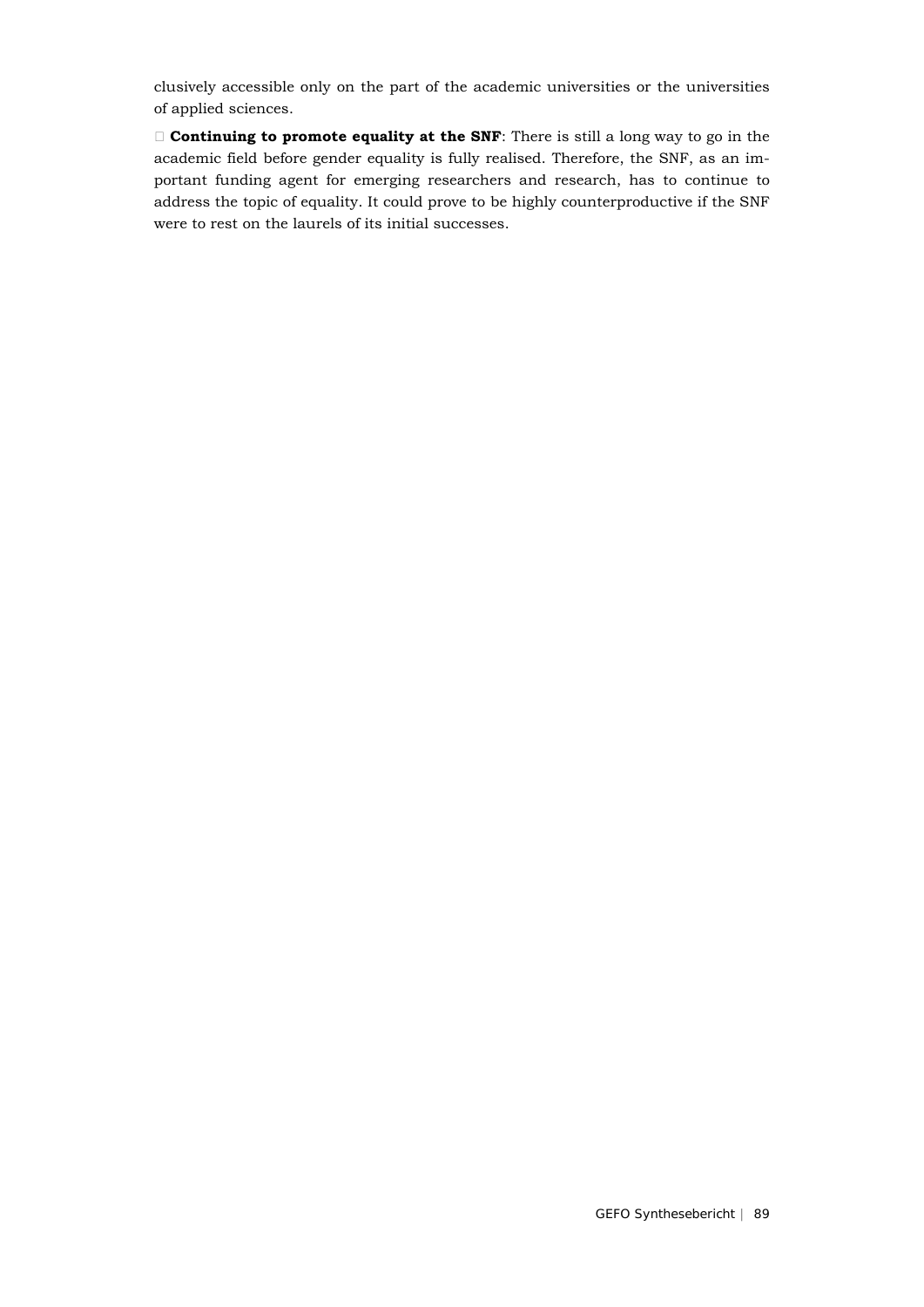clusively accessible only on the part of the academic universities or the universities of applied sciences.

- **Continuing to promote equality at the SNF**: There is still a long way to go in the academic field before gender equality is fully realised. Therefore, the SNF, as an important funding agent for emerging researchers and research, has to continue to address the topic of equality. It could prove to be highly counterproductive if the SNF were to rest on the laurels of its initial successes.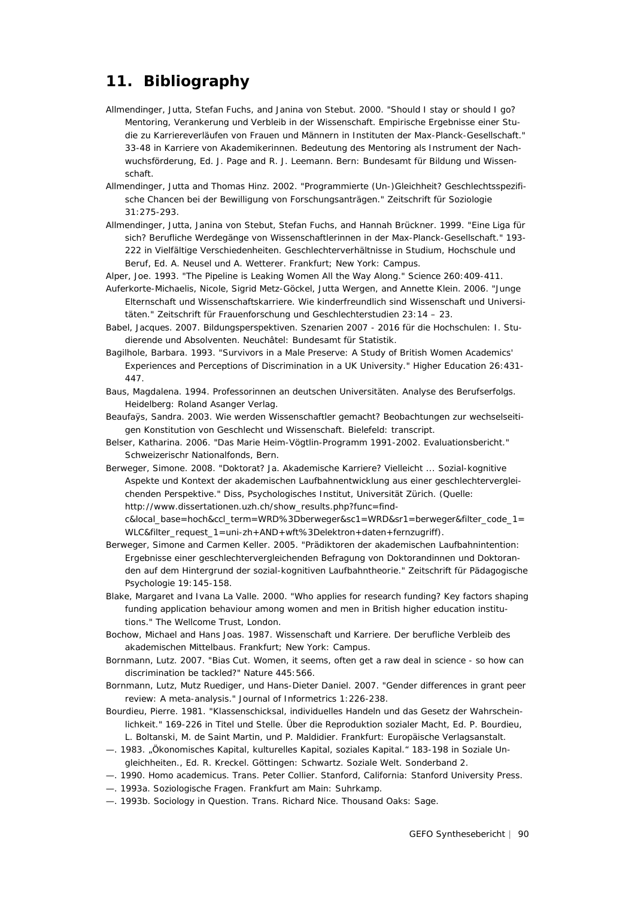## 11. Bibliography

Allmendinger, Jutta, Stefan Fuchs, and Janina von Stebut. 2000. "Should I stay or should I go? Mentoring, Verankerung und Verbleib in der Wissenschaft. Empirische Ergebnisse einer Studie zu Karriereverläufen von Frauen und Männern in Instituten der Max-Planck-Gesellschaft." 33-48 in Karriere von Akademikerinnen. Bedeutung des Mentoring als Instrument der Nachwuchsförderung, Ed. J. Page and R. J. Leemann. Bern: Bundesamt für Bildung und Wissenschaft.

Allmendinger, Jutta and Thomas Hinz. 2002. "Programmierte (Un-)Gleichheit? Geschlechtsspezifische Chancen bei der Bewilligung von Forschungsanträgen." Zeitschrift für Soziologie 31:275-293.

Allmendinger, Jutta, Janina von Stebut, Stefan Fuchs, and Hannah Brückner. 1999. "Eine Liga für sich? Berufliche Werdegänge von Wissenschaftlerinnen in der Max-Planck-Gesellschaft." 193-222 in Vielfältige Verschiedenheiten. Geschlechterverhältnisse in Studium, Hochschule und Beruf, Ed. A. Neusel und A. Wetterer. Frankfurt; New York: Campus.

Alper, Joe. 1993. "The Pipeline is Leaking Women All the Way Along." Science 260:409-411.

Auferkorte-Michaelis, Nicole, Sigrid Metz-Göckel, Jutta Wergen, and Annette Klein. 2006. "Junge Elternschaft und Wissenschaftskarriere. Wie kinderfreundlich sind Wissenschaft und Universitäten." Zeitschrift für Frauenforschung und Geschlechterstudien 23:14 – 23.

Babel, Jacques. 2007. Bildungsperspektiven. Szenarien 2007 - 2016 für die Hochschulen: I. Studierende und Absolventen. Neuchâtel: Bundesamt für Statistik.

Bagilhole, Barbara. 1993. "Survivors in a Male Preserve: A Study of British Women Academics' Experiences and Perceptions of Discrimination in a UK University." Higher Education 26:431-447.

Baus, Magdalena. 1994. Professorinnen an deutschen Universitäten. Analyse des Berufserfolgs. Heidelberg: Roland Asanger Verlag.

Beaufaÿs, Sandra. 2003. Wie werden Wissenschaftler gemacht? Beobachtungen zur wechselseitigen Konstitution von Geschlecht und Wissenschaft. Bielefeld: transcript.

Belser, Katharina. 2006. "Das Marie Heim-Vögtlin-Programm 1991-2002. Evaluationsbericht." Schweizerischr Nationalfonds, Bern.

Berweger, Simone. 2008. "Doktorat? Ja. Akademische Karriere? Vielleicht ... Sozial-kognitive Aspekte und Kontext der akademischen Laufbahnentwicklung aus einer geschlechtervergleichenden Perspektive." Diss, Psychologisches Institut, Universität Zürich. (Quelle: http://www.dissertationen.uzh.ch/show_results.php?func=find-c&local_base=hoch&ccl_term=WRD%3Dberweger&sc1=WRD&sr1=berweger&filter_code_1=WLC&filter_request_1=uni-zh+AND+wft%3Delektron+daten+fernzugriff).

Berweger, Simone and Carmen Keller. 2005. "Prädiktoren der akademischen Laufbahnintention: Ergebnisse einer geschlechtervergleichenden Befragung von Doktorandinnen und Doktoranden auf dem Hintergrund der sozial-kognitiven Laufbahntheorie." Zeitschrift für Pädagogische Psychologie 19:145-158.

Blake, Margaret and Ivana La Valle. 2000. "Who applies for research funding? Key factors shaping funding application behaviour among women and men in British higher education institutions." The Wellcome Trust, London.

Bochow, Michael and Hans Joas. 1987. Wissenschaft und Karriere. Der berufliche Verbleib des akademischen Mittelbaus. Frankfurt; New York: Campus.

Bornmann, Lutz. 2007. "Bias Cut. Women, it seems, often get a raw deal in science - so how can discrimination be tackled?" Nature 445:566.

Bornmann, Lutz, Mutz Ruediger, und Hans-Dieter Daniel. 2007. "Gender differences in grant peer review: A meta-analysis." Journal of Informetrics 1:226-238.

Bourdieu, Pierre. 1981. "Klassenschicksal, individuelles Handeln und das Gesetz der Wahrscheinlichkeit." 169-226 in Titel und Stelle. Über die Reproduktion sozialer Macht, Ed. P. Bourdieu, L. Boltanski, M. de Saint Martin, und P. Maldidier. Frankfurt: Europäische Verlagsanstalt.

—. 1983. „Ökonomisches Kapital, kulturelles Kapital, soziales Kapital.“ 183-198 in Soziale Ungleichheiten., Ed. R. Kreckel. Göttingen: Schwartz. Soziale Welt. Sonderband 2.

—. 1990. Homo academicus. Trans. Peter Collier. Stanford, California: Stanford University Press.

—. 1993a. Soziologische Fragen. Frankfurt am Main: Suhrkamp.

—. 1993b. Sociology in Question. Trans. Richard Nice. Thousand Oaks: Sage.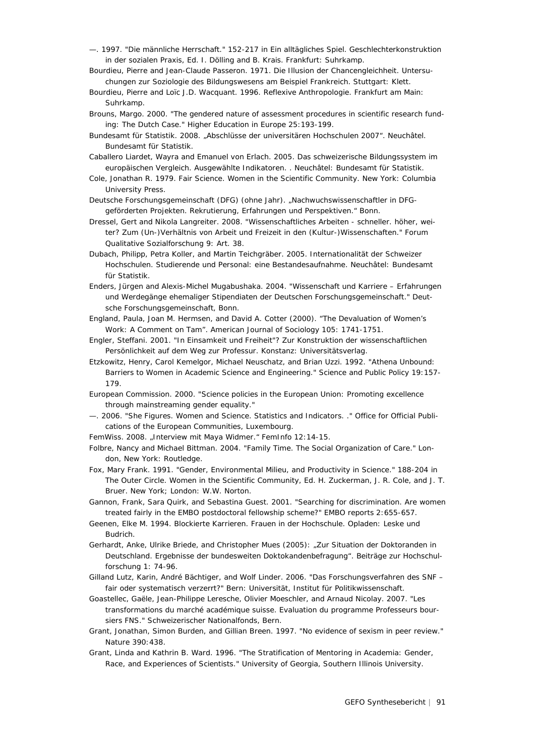—. 1997. "Die männliche Herrschaft." 152-217 in Ein alltägliches Spiel. Geschlechterkonstruktion in der sozialen Praxis, Ed. I. Dölling and B. Krais. Frankfurt: Suhrkamp.

Bourdieu, Pierre and Jean-Claude Passeron. 1971. Die Illusion der Chancengleichheit. Untersuchungen zur Soziologie des Bildungswesens am Beispiel Frankreich. Stuttgart: Klett.

Bourdieu, Pierre and Loïc J.D. Wacquant. 1996. Reflexive Anthropologie. Frankfurt am Main: Suhrkamp.

Brouns, Margo. 2000. "The gendered nature of assessment procedures in scientific research funding: The Dutch Case." Higher Education in Europe 25:193-199.

Bundesamt für Statistik. 2008. „Abschlüsse der universitären Hochschulen 2007". Neuchâtel. Bundesamt für Statistik.

Caballero Liardet, Wayra and Emanuel von Erlach. 2005. Das schweizerische Bildungssystem im europäischen Vergleich. Ausgewählte Indikatoren. . Neuchâtel: Bundesamt für Statistik.

Cole, Jonathan R. 1979. Fair Science. Women in the Scientific Community. New York: Columbia University Press.

Deutsche Forschungsgemeinschaft (DFG) (ohne Jahr). „Nachwuchswissenschaftler in DFG-geförderten Projekten. Rekrutierung, Erfahrungen und Perspektiven." Bonn.

Dressel, Gert and Nikola Langreiter. 2008. "Wissenschaftliches Arbeiten - schneller. höher, weiter? Zum (Un-)Verhältnis von Arbeit und Freizeit in den (Kultur-)Wissenschaften." Forum Qualitative Sozialforschung 9: Art. 38.

Dubach, Philipp, Petra Koller, and Martin Teichgräber. 2005. Internationalität der Schweizer Hochschulen. Studierende und Personal: eine Bestandesaufnahme. Neuchâtel: Bundesamt für Statistik.

Enders, Jürgen and Alexis-Michel Mugabushaka. 2004. "Wissenschaft und Karriere – Erfahrungen und Werdegänge ehemaliger Stipendiaten der Deutschen Forschungsgemeinschaft." Deutsche Forschungsgemeinschaft, Bonn.

England, Paula, Joan M. Hermsen, and David A. Cotter (2000). "The Devaluation of Women's Work: A Comment on Tam". American Journal of Sociology 105: 1741-1751.

Engler, Steffani. 2001. "In Einsamkeit und Freiheit"? Zur Konstruktion der wissenschaftlichen Persönlichkeit auf dem Weg zur Professur. Konstanz: Universitätsverlag.

Etzkowitz, Henry, Carol Kemelgor, Michael Neuschatz, and Brian Uzzi. 1992. "Athena Unbound: Barriers to Women in Academic Science and Engineering." Science and Public Policy 19:157-179.

European Commission. 2000. "Science policies in the European Union: Promoting excellence through mainstreaming gender equality."

—. 2006. "She Figures. Women and Science. Statistics and Indicators. ." Office for Official Publications of the European Communities, Luxembourg.

FemWiss. 2008. „Interview mit Maya Widmer." FemInfo 12:14-15.

Folbre, Nancy and Michael Bittman. 2004. "Family Time. The Social Organization of Care." London, New York: Routledge.

Fox, Mary Frank. 1991. "Gender, Environmental Milieu, and Productivity in Science." 188-204 in The Outer Circle. Women in the Scientific Community, Ed. H. Zuckerman, J. R. Cole, and J. T. Bruer. New York; London: W.W. Norton.

Gannon, Frank, Sara Quirk, and Sebastina Guest. 2001. "Searching for discrimination. Are women treated fairly in the EMBO postdoctoral fellowship scheme?" EMBO reports 2:655-657.

Geenen, Elke M. 1994. Blockierte Karrieren. Frauen in der Hochschule. Opladen: Leske und Budrich.

Gerhardt, Anke, Ulrike Briede, and Christopher Mues (2005): „Zur Situation der Doktoranden in Deutschland. Ergebnisse der bundesweiten Doktokandenbefragung". Beiträge zur Hochschulforschung 1: 74-96.

Gilland Lutz, Karin, André Bächtiger, and Wolf Linder. 2006. "Das Forschungsverfahren des SNF – fair oder systematisch verzerrt?" Bern: Universität, Institut für Politikwissenschaft.

Goastellec, Gaële, Jean-Philippe Leresche, Olivier Moeschler, and Arnaud Nicolay. 2007. "Les transformations du marché académique suisse. Evaluation du programme Professeurs boursiers FNS." Schweizerischer Nationalfonds, Bern.

Grant, Jonathan, Simon Burden, and Gillian Breen. 1997. "No evidence of sexism in peer review." Nature 390:438.

Grant, Linda and Kathrin B. Ward. 1996. "The Stratification of Mentoring in Academia: Gender, Race, and Experiences of Scientists." University of Georgia, Southern Illinois University.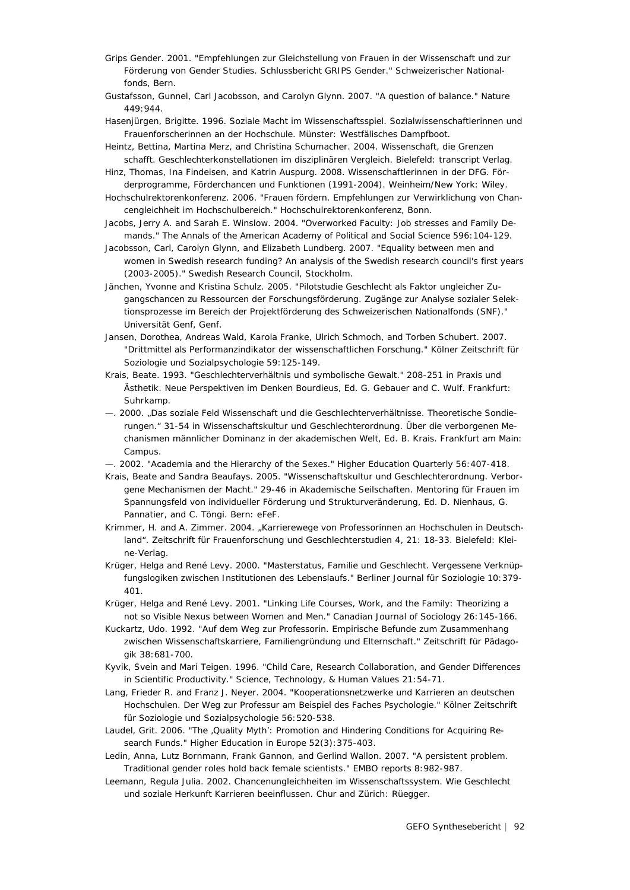Grips Gender. 2001. "Empfehlungen zur Gleichstellung von Frauen in der Wissenschaft und zur Förderung von Gender Studies. Schlussbericht GRIPS Gender." Schweizerischer Nationalfonds, Bern.

Gustafsson, Gunnel, Carl Jacobsson, and Carolyn Glynn. 2007. "A question of balance." Nature 449:944.

Hasenjürgen, Brigitte. 1996. Soziale Macht im Wissenschaftsspiel. Sozialwissenschaftlerinnen und Frauenforscherinnen an der Hochschule. Münster: Westfälisches Dampfboot.

Heintz, Bettina, Martina Merz, and Christina Schumacher. 2004. Wissenschaft, die Grenzen schafft. Geschlechterkonstellationen im disziplinären Vergleich. Bielefeld: transcript Verlag.

Hinz, Thomas, Ina Findeisen, and Katrin Auspurg. 2008. Wissenschaftlerinnen in der DFG. Förderprogramme, Förderchancen und Funktionen (1991-2004). Weinheim/New York: Wiley.

Hochschulrektorenkonferenz. 2006. "Frauen fördern. Empfehlungen zur Verwirklichung von Chancengleichheit im Hochschulbereich." Hochschulrektorenkonferenz, Bonn.

Jacobs, Jerry A. and Sarah E. Winslow. 2004. "Overworked Faculty: Job stresses and Family Demands." The Annals of the American Academy of Political and Social Science 596:104-129.

Jacobsson, Carl, Carolyn Glynn, and Elizabeth Lundberg. 2007. "Equality between men and women in Swedish research funding? An analysis of the Swedish research council's first years (2003-2005)." Swedish Research Council, Stockholm.

Jänchen, Yvonne and Kristina Schulz. 2005. "Pilotstudie Geschlecht als Faktor ungleicher Zugangschancen zu Ressourcen der Forschungsförderung. Zugänge zur Analyse sozialer Selektionsprozesse im Bereich der Projektförderung des Schweizerischen Nationalfonds (SNF)." Universität Genf, Genf.

Jansen, Dorothea, Andreas Wald, Karola Franke, Ulrich Schmoch, and Torben Schubert. 2007. "Drittmittel als Performanzindikator der wissenschaftlichen Forschung." Kölner Zeitschrift für Soziologie und Sozialpsychologie 59:125-149.

Krais, Beate. 1993. "Geschlechterverhältnis und symbolische Gewalt." 208-251 in Praxis und Ästhetik. Neue Perspektiven im Denken Bourdieus, Ed. G. Gebauer and C. Wulf. Frankfurt: Suhrkamp.

—. 2000. „Das soziale Feld Wissenschaft und die Geschlechterverhältnisse. Theoretische Sondierungen." 31-54 in Wissenschaftskultur und Geschlechterordnung. Über die verborgenen Mechanismen männlicher Dominanz in der akademischen Welt, Ed. B. Krais. Frankfurt am Main: Campus.

—. 2002. "Academia and the Hierarchy of the Sexes." Higher Education Quarterly 56:407-418.

Krais, Beate and Sandra Beaufays. 2005. "Wissenschaftskultur und Geschlechterordnung. Verborgene Mechanismen der Macht." 29-46 in Akademische Seilschaften. Mentoring für Frauen im Spannungsfeld von individueller Förderung und Strukturveränderung, Ed. D. Nienhaus, G. Pannatier, and C. Töngi. Bern: eFeF.

Krimmer, H. and A. Zimmer. 2004. „Karrierewege von Professorinnen an Hochschulen in Deutschland". Zeitschrift für Frauenforschung und Geschlechterstudien 4, 21: 18-33. Bielefeld: Kleine-Verlag.

Krüger, Helga and René Levy. 2000. "Masterstatus, Familie und Geschlecht. Vergessene Verknüpfungslogiken zwischen Institutionen des Lebenslaufs." Berliner Journal für Soziologie 10:379-401.

Krüger, Helga and René Levy. 2001. "Linking Life Courses, Work, and the Family: Theorizing a not so Visible Nexus between Women and Men." Canadian Journal of Sociology 26:145-166.

Kuckartz, Udo. 1992. "Auf dem Weg zur Professorin. Empirische Befunde zum Zusammenhang zwischen Wissenschaftskarriere, Familiengründung und Elternschaft." Zeitschrift für Pädagogik 38:681-700.

Kyvik, Svein and Mari Teigen. 1996. "Child Care, Research Collaboration, and Gender Differences in Scientific Productivity." Science, Technology, & Human Values 21:54-71.

Lang, Frieder R. and Franz J. Neyer. 2004. "Kooperationsnetzwerke und Karrieren an deutschen Hochschulen. Der Weg zur Professur am Beispiel des Faches Psychologie." Kölner Zeitschrift für Soziologie und Sozialpsychologie 56:520-538.

Laudel, Grit. 2006. "The ‚Quality Myth': Promotion and Hindering Conditions for Acquiring Research Funds." Higher Education in Europe 52(3):375-403.

Ledin, Anna, Lutz Bornmann, Frank Gannon, and Gerlind Wallon. 2007. "A persistent problem. Traditional gender roles hold back female scientists." EMBO reports 8:982-987.

Leemann, Regula Julia. 2002. Chancenungleichheiten im Wissenschaftssystem. Wie Geschlecht und soziale Herkunft Karrieren beeinflussen. Chur and Zürich: Rüegger.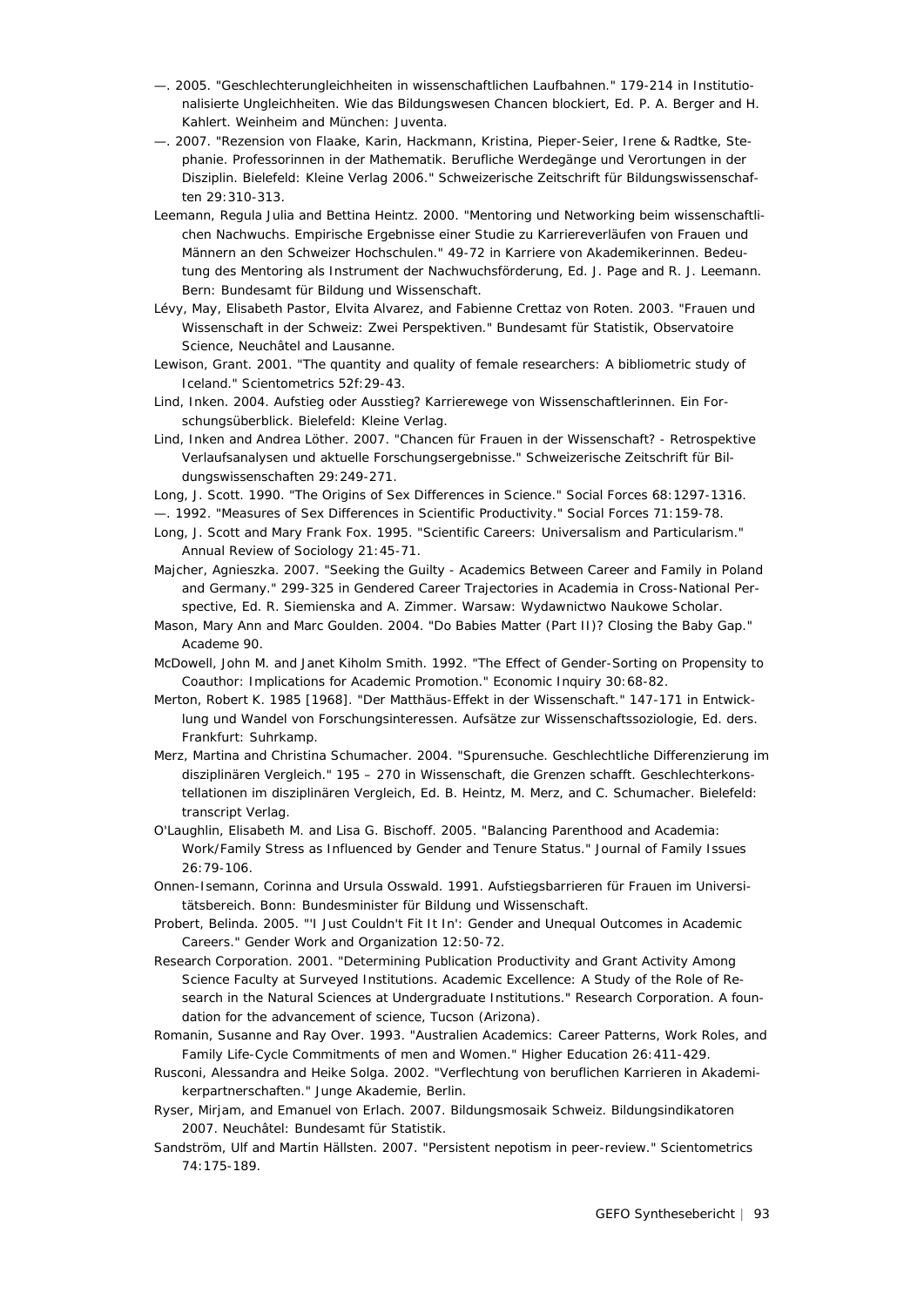—. 2005. "Geschlechterungleichheiten in wissenschaftlichen Laufbahnen." 179-214 in Institutionalisierte Ungleichheiten. Wie das Bildungswesen Chancen blockiert, Ed. P. A. Berger and H. Kahlert. Weinheim and München: Juventa.

—. 2007. "Rezension von Flaake, Karin, Hackmann, Kristina, Pieper-Seier, Irene & Radtke, Stephanie. Professorinnen in der Mathematik. Berufliche Werdegänge und Verortungen in der Disziplin. Bielefeld: Kleine Verlag 2006." Schweizerische Zeitschrift für Bildungswissenschaften 29:310-313.

Leemann, Regula Julia and Bettina Heintz. 2000. "Mentoring und Networking beim wissenschaftlichen Nachwuchs. Empirische Ergebnisse einer Studie zu Karriereverläufen von Frauen und Männern an den Schweizer Hochschulen." 49-72 in Karriere von Akademikerinnen. Bedeutung des Mentoring als Instrument der Nachwuchsförderung, Ed. J. Page and R. J. Leemann. Bern: Bundesamt für Bildung und Wissenschaft.

Lévy, May, Elisabeth Pastor, Elvita Alvarez, and Fabienne Crettaz von Roten. 2003. "Frauen und Wissenschaft in der Schweiz: Zwei Perspektiven." Bundesamt für Statistik, Observatoire Science, Neuchâtel and Lausanne.

Lewison, Grant. 2001. "The quantity and quality of female researchers: A bibliometric study of Iceland." Scientometrics 52f:29-43.

Lind, Inken. 2004. Aufstieg oder Ausstieg? Karrierewege von Wissenschaftlerinnen. Ein Forschungsüberblick. Bielefeld: Kleine Verlag.

Lind, Inken and Andrea Löther. 2007. "Chancen für Frauen in der Wissenschaft? - Retrospektive Verlaufsanalysen und aktuelle Forschungsergebnisse." Schweizerische Zeitschrift für Bildungswissenschaften 29:249-271.

Long, J. Scott. 1990. "The Origins of Sex Differences in Science." Social Forces 68:1297-1316.

—. 1992. "Measures of Sex Differences in Scientific Productivity." Social Forces 71:159-78.

Long, J. Scott and Mary Frank Fox. 1995. "Scientific Careers: Universalism and Particularism." Annual Review of Sociology 21:45-71.

Majcher, Agnieszka. 2007. "Seeking the Guilty - Academics Between Career and Family in Poland and Germany." 299-325 in Gendered Career Trajectories in Academia in Cross-National Perspective, Ed. R. Siemienska and A. Zimmer. Warsaw: Wydawnictwo Naukowe Scholar.

Mason, Mary Ann and Marc Goulden. 2004. "Do Babies Matter (Part II)? Closing the Baby Gap." Academe 90.

McDowell, John M. and Janet Kiholm Smith. 1992. "The Effect of Gender-Sorting on Propensity to Coauthor: Implications for Academic Promotion." Economic Inquiry 30:68-82.

Merton, Robert K. 1985 [1968]. "Der Matthäus-Effekt in der Wissenschaft." 147-171 in Entwicklung und Wandel von Forschungsinteressen. Aufsätze zur Wissenschaftssoziologie, Ed. ders. Frankfurt: Suhrkamp.

Merz, Martina and Christina Schumacher. 2004. "Spurensuche. Geschlechtliche Differenzierung im disziplinären Vergleich." 195 – 270 in Wissenschaft, die Grenzen schafft. Geschlechterkonstellationen im disziplinären Vergleich, Ed. B. Heintz, M. Merz, and C. Schumacher. Bielefeld: transcript Verlag.

O'Laughlin, Elisabeth M. and Lisa G. Bischoff. 2005. "Balancing Parenthood and Academia: Work/Family Stress as Influenced by Gender and Tenure Status." Journal of Family Issues 26:79-106.

Onnen-Isemann, Corinna and Ursula Osswald. 1991. Aufstiegsbarrieren für Frauen im Universitätsbereich. Bonn: Bundesminister für Bildung und Wissenschaft.

Probert, Belinda. 2005. "'I Just Couldn't Fit It In': Gender and Unequal Outcomes in Academic Careers." Gender Work and Organization 12:50-72.

Research Corporation. 2001. "Determining Publication Productivity and Grant Activity Among Science Faculty at Surveyed Institutions. Academic Excellence: A Study of the Role of Research in the Natural Sciences at Undergraduate Institutions." Research Corporation. A foundation for the advancement of science, Tucson (Arizona).

Romanin, Susanne and Ray Over. 1993. "Australien Academics: Career Patterns, Work Roles, and Family Life-Cycle Commitments of men and Women." Higher Education 26:411-429.

Rusconi, Alessandra and Heike Solga. 2002. "Verflechtung von beruflichen Karrieren in Akademikerpartnerschaften." Junge Akademie, Berlin.

Ryser, Mirjam, and Emanuel von Erlach. 2007. Bildungsmosaik Schweiz. Bildungsindikatoren 2007. Neuchâtel: Bundesamt für Statistik.

Sandström, Ulf and Martin Hällsten. 2007. "Persistent nepotism in peer-review." Scientometrics 74:175-189.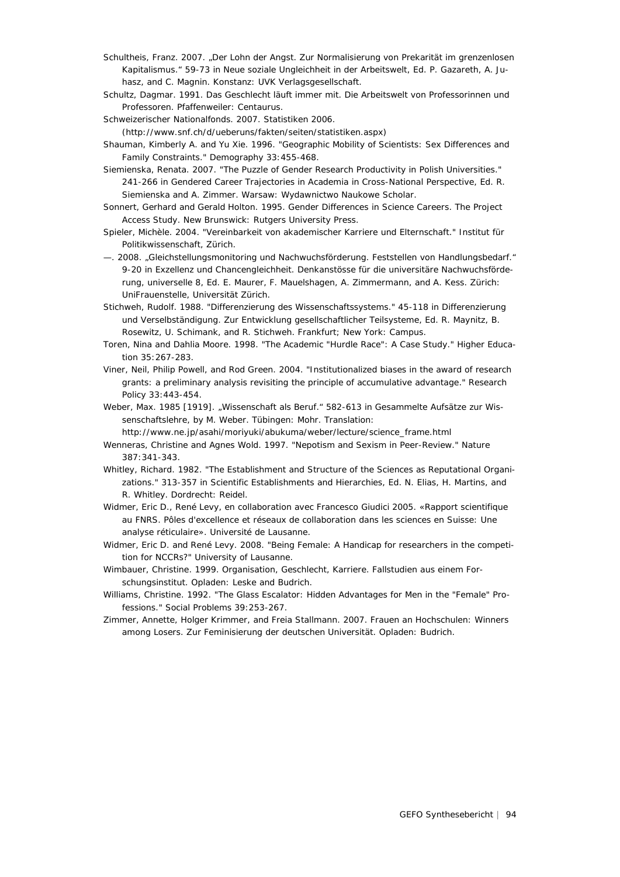Schultheis, Franz. 2007. „Der Lohn der Angst. Zur Normalisierung von Prekarität im grenzenlosen Kapitalismus." 59-73 in Neue soziale Ungleichheit in der Arbeitswelt, Ed. P. Gazareth, A. Juhasz, and C. Magnin. Konstanz: UVK Verlagsgesellschaft.

Schultz, Dagmar. 1991. Das Geschlecht läuft immer mit. Die Arbeitswelt von Professorinnen und Professoren. Pfaffenweiler: Centaurus.

Schweizerischer Nationalfonds. 2007. Statistiken 2006. (http://www.snf.ch/d/ueberuns/fakten/seiten/statistiken.aspx)

Shauman, Kimberly A. and Yu Xie. 1996. "Geographic Mobility of Scientists: Sex Differences and Family Constraints." Demography 33:455-468.

Siemienska, Renata. 2007. "The Puzzle of Gender Research Productivity in Polish Universities." 241-266 in Gendered Career Trajectories in Academia in Cross-National Perspective, Ed. R. Siemienska and A. Zimmer. Warsaw: Wydawnictwo Naukowe Scholar.

Sonnert, Gerhard and Gerald Holton. 1995. Gender Differences in Science Careers. The Project Access Study. New Brunswick: Rutgers University Press.

Spieler, Michèle. 2004. "Vereinbarkeit von akademischer Karriere und Elternschaft." Institut für Politikwissenschaft, Zürich.

—. 2008. „Gleichstellungsmonitoring und Nachwuchsförderung. Feststellen von Handlungsbedarf." 9-20 in Exzellenz und Chancengleichheit. Denkanstösse für die universitäre Nachwuchsförderung, universelle 8, Ed. E. Maurer, F. Mauelshagen, A. Zimmermann, and A. Kess. Zürich: UniFrauenstelle, Universität Zürich.

Stichweh, Rudolf. 1988. "Differenzierung des Wissenschaftssystems." 45-118 in Differenzierung und Verselbständigung. Zur Entwicklung gesellschaftlicher Teilsysteme, Ed. R. Maynitz, B. Rosewitz, U. Schimank, and R. Stichweh. Frankfurt; New York: Campus.

Toren, Nina and Dahlia Moore. 1998. "The Academic "Hurdle Race": A Case Study." Higher Education 35:267-283.

Viner, Neil, Philip Powell, and Rod Green. 2004. "Institutionalized biases in the award of research grants: a preliminary analysis revisiting the principle of accumulative advantage." Research Policy 33:443-454.

Weber, Max. 1985 [1919]. „Wissenschaft als Beruf." 582-613 in Gesammelte Aufsätze zur Wissenschaftslehre, by M. Weber. Tübingen: Mohr. Translation: http://www.ne.jp/asahi/moriyuki/abukuma/weber/lecture/science_frame.html

Wenneras, Christine and Agnes Wold. 1997. "Nepotism and Sexism in Peer-Review." Nature 387:341-343.

Whitley, Richard. 1982. "The Establishment and Structure of the Sciences as Reputational Organizations." 313-357 in Scientific Establishments and Hierarchies, Ed. N. Elias, H. Martins, and R. Whitley. Dordrecht: Reidel.

Widmer, Eric D., René Levy, en collaboration avec Francesco Giudici 2005. «Rapport scientifique au FNRS. Pôles d'excellence et réseaux de collaboration dans les sciences en Suisse: Une analyse réticulaire». Université de Lausanne.

Widmer, Eric D. and René Levy. 2008. "Being Female: A Handicap for researchers in the competition for NCCRs?" University of Lausanne.

Wimbauer, Christine. 1999. Organisation, Geschlecht, Karriere. Fallstudien aus einem Forschungsinstitut. Opladen: Leske and Budrich.

Williams, Christine. 1992. "The Glass Escalator: Hidden Advantages for Men in the "Female" Professions." Social Problems 39:253-267.

Zimmer, Annette, Holger Krimmer, and Freia Stallmann. 2007. Frauen an Hochschulen: Winners among Losers. Zur Feminisierung der deutschen Universität. Opladen: Budrich.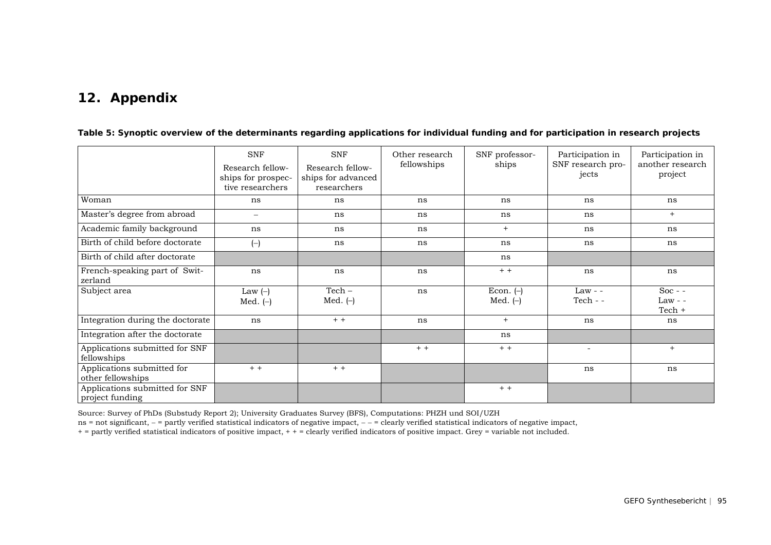# 12. Appendix

**Table 5: Synoptic overview of the determinants regarding applications for individual funding and for participation in research projects**

| | SNF Research fellowships for prospective researchers | SNF Research fellowships for advanced researchers | Other research fellowships | SNF professorships | Participation in SNF research projects | Participation in another research project |
|---|---|---|---|---|---|---|
| Woman | ns | ns | ns | ns | ns | ns |
| Master's degree from abroad | – | ns | ns | ns | ns | + |
| Academic family background | ns | ns | ns | + | ns | ns |
| Birth of child before doctorate | (–) | ns | ns | ns | ns | ns |
| Birth of child after doctorate | | | | ns | | |
| French-speaking part of Switzerland | ns | ns | ns | + + | ns | ns |
| Subject area | Law (–) Med. (–) | Tech – Med. (–) | ns | Econ. (–) Med. (–) | Law - - Tech - - | Soc - - Law - - Tech + |
| Integration during the doctorate | ns | + + | ns | + | ns | ns |
| Integration after the doctorate | | | | ns | | |
| Applications submitted for SNF fellowships | | | + + | + + | - | + |
| Applications submitted for other fellowships | + + | + + | | | ns | ns |
| Applications submitted for SNF project funding | | | | + + | | |

Source: Survey of PhDs (Substudy Report 2); University Graduates Survey (BFS), Computations: PHZH und SOI/UZH

ns = not significant, – = partly verified statistical indicators of negative impact, – – = clearly verified statistical indicators of negative impact,
+ = partly verified statistical indicators of positive impact, + + = clearly verified indicators of positive impact. Grey = variable not included.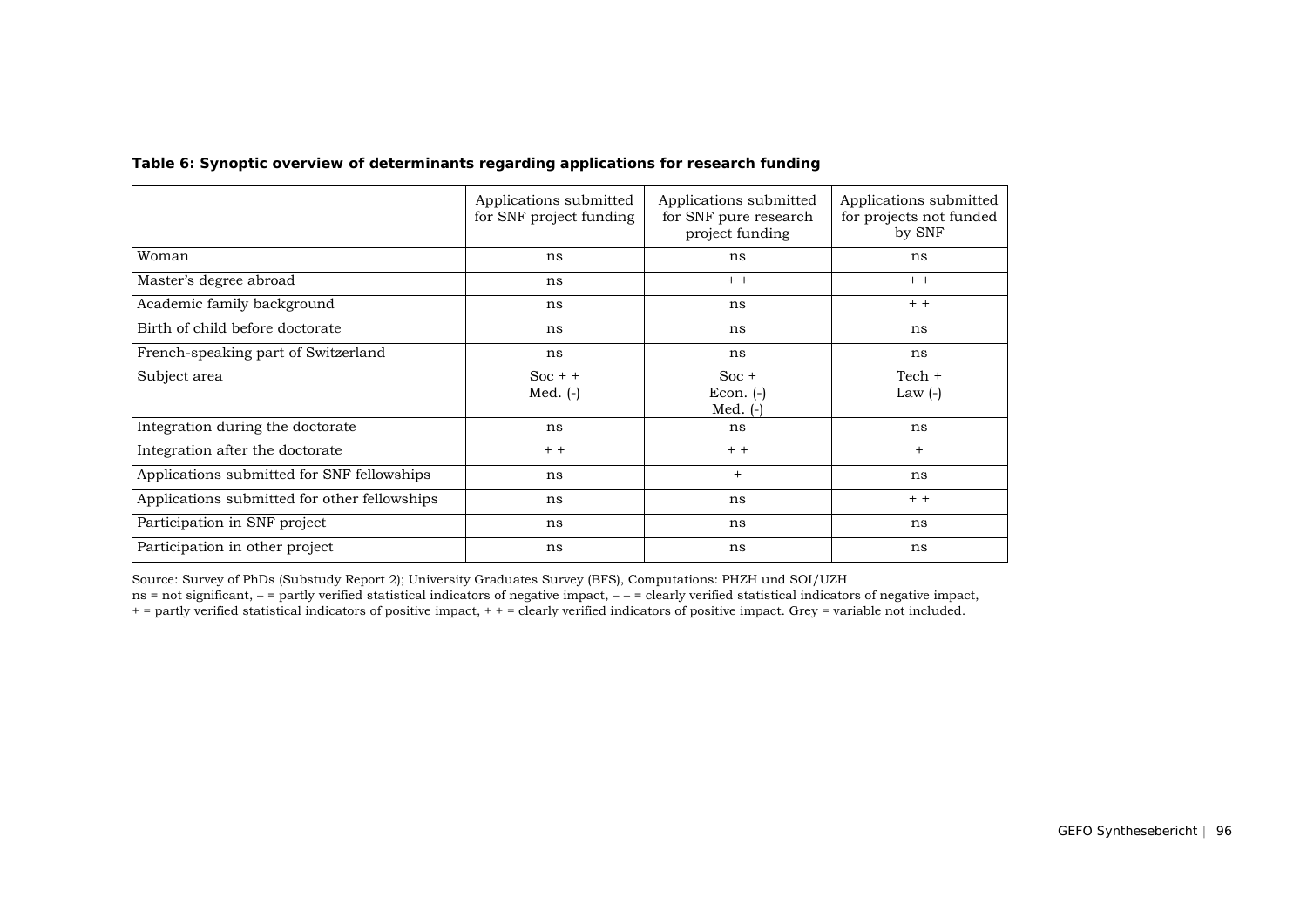**Table 6: Synoptic overview of determinants regarding applications for research funding**

| | Applications submitted for SNF project funding | Applications submitted for SNF pure research project funding | Applications submitted for projects not funded by SNF |
|---|---|---|---|
| Woman | ns | ns | ns |
| Master's degree abroad | ns | + + | + + |
| Academic family background | ns | ns | + + |
| Birth of child before doctorate | ns | ns | ns |
| French-speaking part of Switzerland | ns | ns | ns |
| Subject area | Soc + +<br>Med. (-) | Soc +<br>Econ. (-)<br>Med. (-) | Tech +<br>Law (-) |
| Integration during the doctorate | ns | ns | ns |
| Integration after the doctorate | + + | + + | + |
| Applications submitted for SNF fellowships | ns | + | ns |
| Applications submitted for other fellowships | ns | ns | + + |
| Participation in SNF project | ns | ns | ns |
| Participation in other project | ns | ns | ns |

Source: Survey of PhDs (Substudy Report 2); University Graduates Survey (BFS), Computations: PHZH und SOI/UZH
ns = not significant, – = partly verified statistical indicators of negative impact, – – = clearly verified statistical indicators of negative impact,
+ = partly verified statistical indicators of positive impact, + + = clearly verified indicators of positive impact. Grey = variable not included.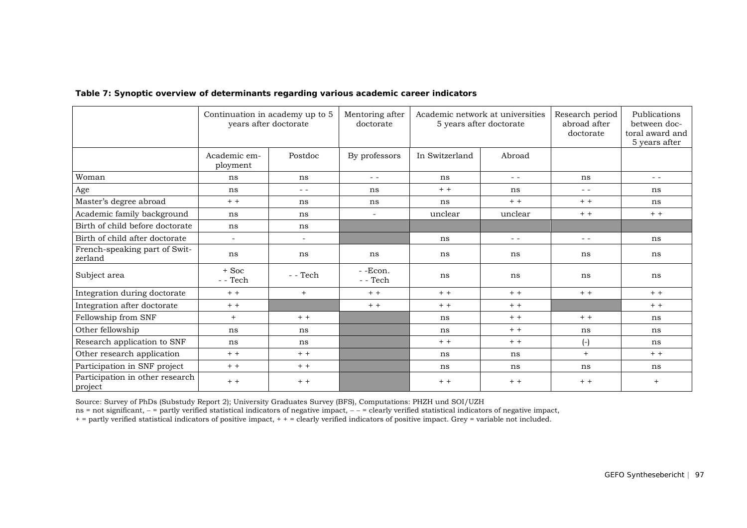**Table 7: Synoptic overview of determinants regarding various academic career indicators**

| | Continuation in academy up to 5 years after doctorate | | Mentoring after doctorate | Academic network at universities 5 years after doctorate | | Research period abroad after doctorate | Publications between doctoral award and 5 years after |
|---|---|---|---|---|---|---|---|
| | Academic employment | Postdoc | By professors | In Switzerland | Abroad | | |
| Woman | ns | ns | - - | ns | - - | ns | - - |
| Age | ns | - - | ns | + + | ns | - - | ns |
| Master's degree abroad | + + | ns | ns | ns | + + | + + | ns |
| Academic family background | ns | ns | - | unclear | unclear | + + | + + |
| Birth of child before doctorate | ns | ns | | | | | |
| Birth of child after doctorate | - | - | | ns | - - | - - | ns |
| French-speaking part of Switzerland | ns | ns | ns | ns | ns | ns | ns |
| Subject area | + Soc<br>- - Tech | - - Tech | - -Econ.<br>- - Tech | ns | ns | ns | ns |
| Integration during doctorate | + + | + | + + | + + | + + | + + | + + |
| Integration after doctorate | + + | | + + | + + | + + | | + + |
| Fellowship from SNF | + | + + | | ns | + + | + + | ns |
| Other fellowship | ns | ns | | ns | + + | ns | ns |
| Research application to SNF | ns | ns | | + + | + + | (-) | ns |
| Other research application | + + | + + | | ns | ns | + | + + |
| Participation in SNF project | + + | + + | | ns | ns | ns | ns |
| Participation in other research project | + + | + + | | + + | + + | + + | + |

Source: Survey of PhDs (Substudy Report 2); University Graduates Survey (BFS), Computations: PHZH und SOI/UZH
ns = not significant, – = partly verified statistical indicators of negative impact, – – = clearly verified statistical indicators of negative impact,
+ = partly verified statistical indicators of positive impact, + + = clearly verified indicators of positive impact. Grey = variable not included.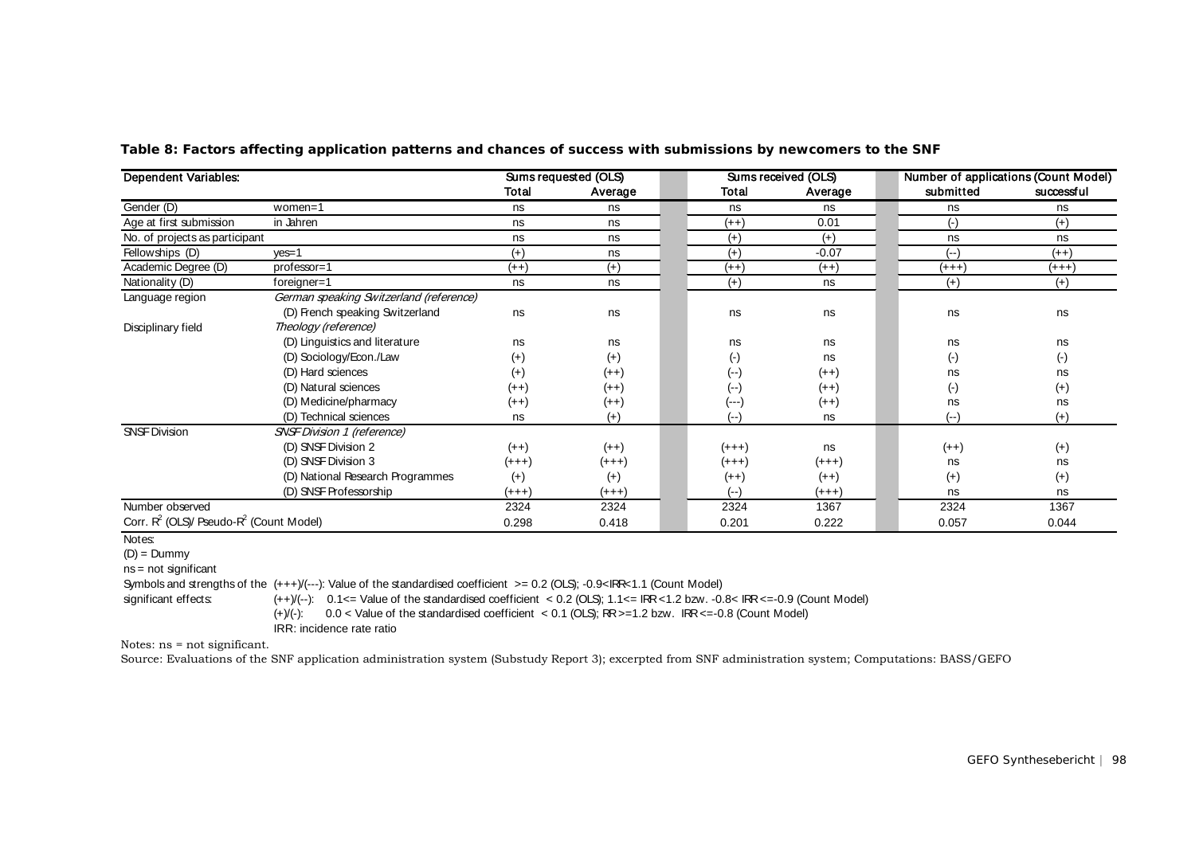**Table 8: Factors affecting application patterns and chances of success with submissions by newcomers to the SNF**

| Dependent Variables: | | Sums requested (OLS) | | Sums received (OLS) | | Number of applications (Count Model) | |
|---|---|---|---|---|---|---|---|
| | | Total | Average | Total | Average | submitted | successful |
| Gender (D) | women=1 | ns | ns | ns | ns | ns | ns |
| Age at first submission | in Jahren | ns | ns | (++) | 0.01 | (-) | (+) |
| No. of projects as participant | | ns | ns | (+) | (+) | ns | ns |
| Fellowships (D) | yes=1 | (+) | ns | (+) | -0.07 | (--) | (++) |
| Academic Degree (D) | professor=1 | (++) | (+) | (++) | (++) | (+++) | (+++) |
| Nationality (D) | foreigner=1 | ns | ns | (+) | ns | (+) | (+) |
| Language region | *German speaking Switzerland (reference)* | | | | | | |
| | (D) French speaking Switzerland | ns | ns | ns | ns | ns | ns |
| Disciplinary field | *Theology (reference)* | | | | | | |
| | (D) Linguistics and literature | ns | ns | ns | ns | ns | ns |
| | (D) Sociology/Econ./Law | (+) | (+) | (-) | ns | (-) | (-) |
| | (D) Hard sciences | (+) | (++) | (--) | (++) | ns | ns |
| | (D) Natural sciences | (++) | (++) | (--) | (++) | (-) | (+) |
| | (D) Medicine/pharmacy | (++) | (++) | (---) | (++) | ns | ns |
| | (D) Technical sciences | ns | (+) | (--) | ns | (--) | (+) |
| SNSF Division | *SNSF Division 1 (reference)* | | | | | | |
| | (D) SNSF Division 2 | (++) | (++) | (+++) | ns | (++) | (+) |
| | (D) SNSF Division 3 | (+++) | (+++) | (+++) | (+++) | ns | ns |
| | (D) National Research Programmes | (+) | (+) | (++) | (++) | (+) | (+) |
| | (D) SNSF Professorship | (+++) | (+++) | (--) | (+++) | ns | ns |
| Number observed | | 2324 | 2324 | 2324 | 1367 | 2324 | 1367 |
| Corr. $R^2$ (OLS)/ Pseudo-$R^2$ (Count Model) | | 0.298 | 0.418 | 0.201 | 0.222 | 0.057 | 0.044 |

Notes:

(D) = Dummy

ns = not significant

Symbols and strengths of the significant effects:
(+++)/(---): Value of the standardised coefficient >= 0.2 (OLS); -0.9<IRR<1.1 (Count Model)
(++)/(--): 0.1<= Value of the standardised coefficient < 0.2 (OLS); 1.1<= IRR<1.2 bzw. -0.8< IRR<=-0.9 (Count Model)
(+)/(-): 0.0 < Value of the standardised coefficient < 0.1 (OLS); RR>=1.2 bzw. IRR<=-0.8 (Count Model)
IRR: incidence rate ratio

Notes: ns = not significant.

Source: Evaluations of the SNF application administration system (Substudy Report 3); excerpted from SNF administration system; Computations: BASS/GEFO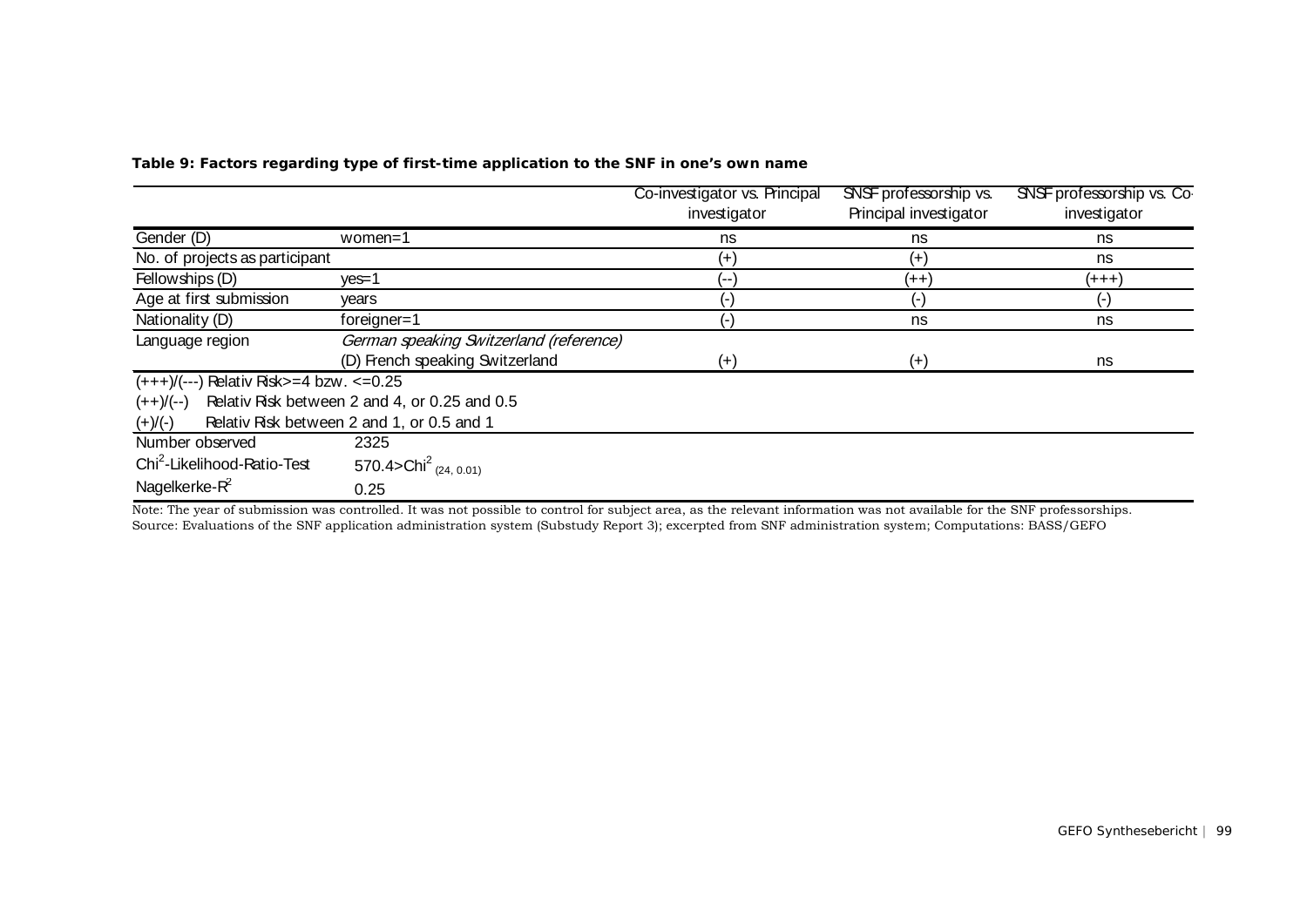**Table 9: Factors regarding type of first-time application to the SNF in one's own name**

| | | Co-investigator vs. Principal investigator | SNSF professorship vs. Principal investigator | SNSF professorship vs. Co-investigator |
|---|---|---|---|---|
| Gender (D) | women=1 | ns | ns | ns |
| No. of projects as participant | | (+) | (+) | ns |
| Fellowships (D) | yes=1 | (--) | (++) | (+++) |
| Age at first submission | years | (-) | (-) | (-) |
| Nationality (D) | foreigner=1 | (-) | ns | ns |
| Language region | *German speaking Switzerland (reference)* | | | |
| | (D) French speaking Switzerland | (+) | (+) | ns |
| (+++)/(---) Relativ Risk>=4 bzw. <=0.25 | | | | |
| (++)/(--) Relativ Risk between 2 and 4, or 0.25 and 0.5 | | | | |
| (+)/(-) Relativ Risk between 2 and 1, or 0.5 and 1 | | | | |
| Number observed | 2325 | | | |
| $Chi^2$-Likelihood-Ratio-Test | $570.4 > Chi^2_{(24, 0.01)}$ | | | |
| Nagelkerke-$R^2$ | 0.25 | | | |

Note: The year of submission was controlled. It was not possible to control for subject area, as the relevant information was not available for the SNF professorships.
Source: Evaluations of the SNF application administration system (Substudy Report 3); excerpted from SNF administration system; Computations: BASS/GEFO